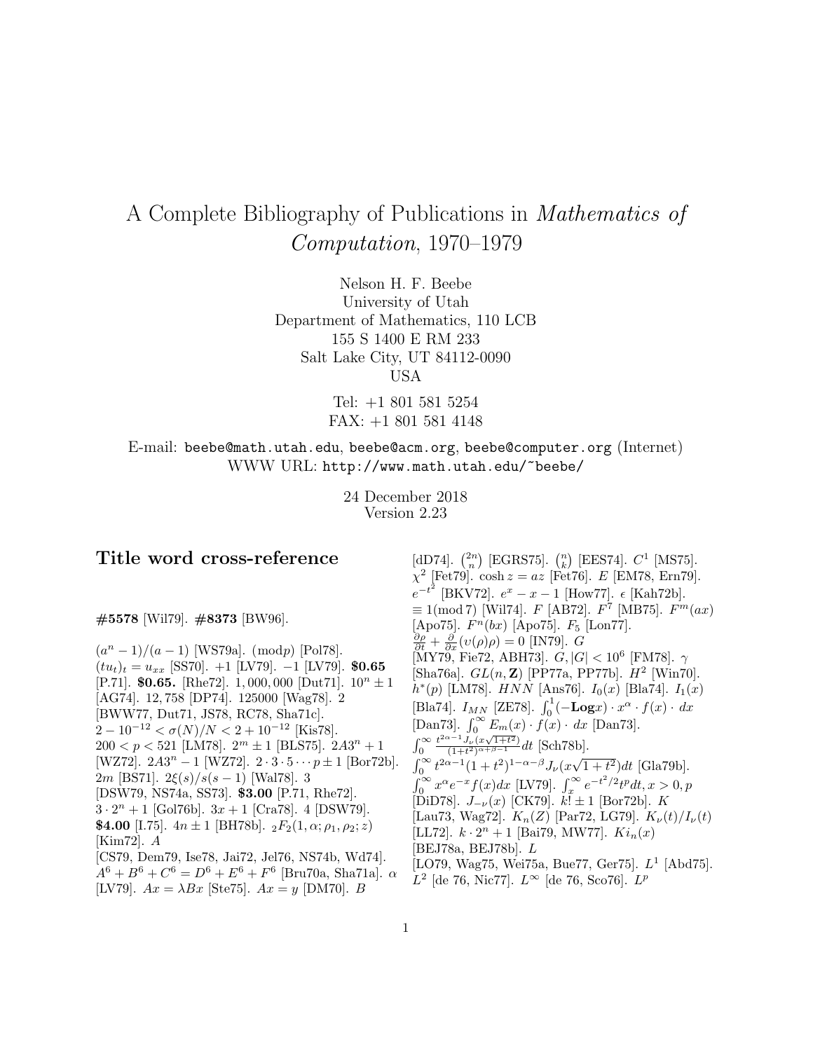# A Complete Bibliography of Publications in *Mathematics of Computation*, 1970–1979

Nelson H. F. Beebe
University of Utah
Department of Mathematics, 110 LCB
155 S 1400 E RM 233
Salt Lake City, UT 84112-0090
USA

Tel: +1 801 581 5254
FAX: +1 801 581 4148

E-mail: beebe@math.utah.edu, beebe@acm.org, beebe@computer.org (Internet)
WWW URL: http://www.math.utah.edu/~beebe/

24 December 2018
Version 2.23

## Title word cross-reference

**#5578** [Wil79]. **#8373** [BW96].

$(a^n - 1)/(a - 1)$ [WS79a]. $(\text{mod} p)$ [Pol78]. $(tu_t)_t = u_{xx}$ [SS70]. $+1$ [LV79]. $-1$ [LV79]. **\$0.65** [P.71]. **\$0.65.** [Rhe72]. $1,000,000$ [Dut71]. $10^n \pm 1$ [AG74]. $12,758$ [DP74]. $125000$ [Wag78]. $2$ [BWW77, Dut71, JS78, RC78, Sha71c]. $2 - 10^{-12} < \sigma(N)/N < 2 + 10^{-12}$ [Kis78]. $200 < p < 521$ [LM78]. $2^m \pm 1$ [BLS75]. $2A3^n + 1$ [WZ72]. $2A3^n - 1$ [WZ72]. $2 \cdot 3 \cdot 5 \cdots p \pm 1$ [Bor72b]. $2m$ [BS71]. $2\xi(s)/s(s-1)$ [Wal78]. $3$ [DSW79, NS74a, SS73]. **\$3.00** [P.71, Rhe72]. $3 \cdot 2^n + 1$ [Gol76b]. $3x + 1$ [Cra78]. $4$ [DSW79]. **\$4.00** [I.75]. $4n \pm 1$ [BH78b]. ${}_2F_2(1, \alpha; \rho_1, \rho_2; z)$ [Kim72]. $A$ [CS79, Dem79, Ise78, Jai72, Jel76, NS74b, Wd74]. $A^6 + B^6 + C^6 = D^6 + E^6 + F^6$ [Bru70a, Sha71a]. $\alpha$ [LV79]. $Ax = \lambda Bx$ [Ste75]. $Ax = y$ [DM70]. $B$ [dD74]. $\binom{2n}{n}$ [EGRS75]. $\binom{n}{k}$ [EES74]. $C^1$ [MS75]. $\chi^2$ [Fet79]. $\cosh z = az$ [Fet76]. $E$ [EM78, Ern79]. $e^{-t^2}$ [BKV72]. $e^x - x - 1$ [How77]. $\epsilon$ [Kah72b]. $\equiv 1 (\text{mod}\, 7)$ [Wil74]. $F$ [AB72]. $F^7$ [MB75]. $F^m(ax)$ [Apo75]. $F^n(bx)$ [Apo75]. $F_5$ [Lon77]. $\frac{\partial \rho}{\partial t} + \frac{\partial}{\partial x}(\upsilon(\rho)\rho) = 0$ [IN79]. $G$ [MY79, Fie72, ABH73]. $G, |G| < 10^6$ [FM78]. $\gamma$ [Sha76a]. $GL(n, \mathbf{Z})$ [PP77a, PP77b]. $H^2$ [Win70]. $h^*(p)$ [LM78]. $HNN$ [Ans76]. $I_0(x)$ [Bla74]. $I_1(x)$ [Bla74]. $I_{MN}$ [ZE78]. $\int_0^1 (-\mathbf{Log} x) \cdot x^\alpha \cdot f(x) \cdot dx$ [Dan73]. $\int_0^\infty E_m(x) \cdot f(x) \cdot dx$ [Dan73]. $\int_0^\infty \frac{t^{2\alpha-1} J_\nu(x\sqrt{1+t^2})}{(1+t^2)^{\alpha+\beta-1}} dt$ [Sch78b]. $\int_0^\infty t^{2\alpha-1}(1+t^2)^{1-\alpha-\beta} J_\nu(x\sqrt{1+t^2}) dt$ [Gla79b]. $\int_0^\infty x^\alpha e^{-x} f(x) dx$ [LV79]. $\int_x^\infty e^{-t^2/2} t^p dt, x > 0, p$ [DiD78]. $J_{-\nu}(x)$ [CK79]. $k! \pm 1$ [Bor72b]. $K$ [Lau73, Wag72]. $K_n(Z)$ [Par72, LG79]. $K_\nu(t)/I_\nu(t)$ [LL72]. $k \cdot 2^n + 1$ [Bai79, MW77]. $Ki_n(x)$ [BEJ78a, BEJ78b]. $L$ [LO79, Wag75, Wei75a, Bue77, Ger75]. $L^1$ [Abd75]. $L^2$ [de 76, Nic77]. $L^\infty$ [de 76, Sco76]. $L^p$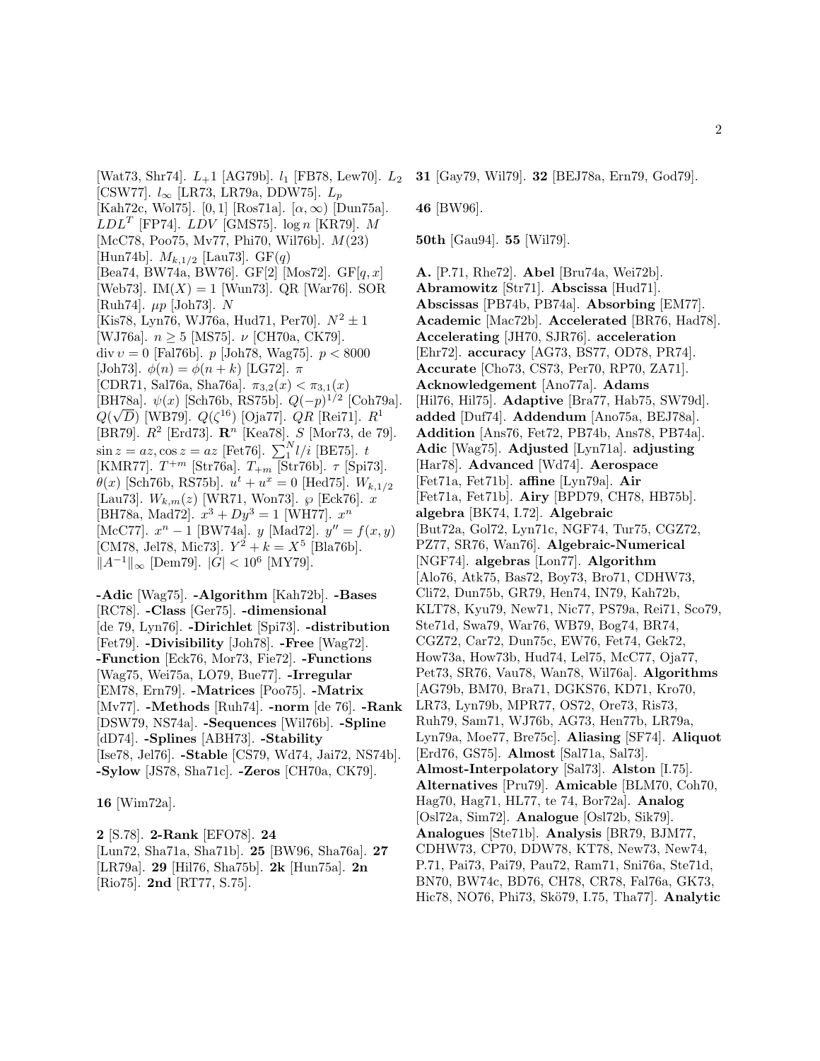[Wat73, Shr74]. $L_+1$ [AG79b]. $l_1$ [FB78, Lew70]. $L_2$ [CSW77]. $l_\infty$ [LR73, LR79a, DDW75]. $L_p$ [Kah72c, Wol75]. $[0,1]$ [Ros71a]. $[\alpha,\infty)$ [Dun75a]. $LDL^T$ [FP74]. $LDV$ [GMS75]. $\log n$ [KR79]. $M$ [McC78, Poo75, Mv77, Phi70, Wil76b]. $M(23)$ [Hun74b]. $M_{k,1/2}$ [Lau73]. $\mathrm{GF}(q)$ [Bea74, BW74a, BW76]. GF[2] [Mos72]. $\mathrm{GF}[q,x]$ [Web73]. $\mathrm{IM}(X)=1$ [Wun73]. QR [War76]. SOR [Ruh74]. $\mu p$ [Joh73]. $N$ [Kis78, Lyn76, WJ76a, Hud71, Per70]. $N^2 \pm 1$ [WJ76a]. $n \geq 5$ [MS75]. $\nu$ [CH70a, CK79]. $\mathrm{div}\, v = 0$ [Fal76b]. $p$ [Joh78, Wag75]. $p < 8000$ [Joh73]. $\phi(n) = \phi(n+k)$ [LG72]. $\pi$ [CDR71, Sal76a, Sha76a]. $\pi_{3,2}(x) < \pi_{3,1}(x)$ [BH78a]. $\psi(x)$ [Sch76b, RS75b]. $Q(-p)^{1/2}$ [Coh79a]. $Q(\sqrt{D})$ [WB79]. $Q(\zeta^{16})$ [Oja77]. $QR$ [Rei71]. $R^1$ [BR79]. $R^2$ [Erd73]. $\mathbf{R}^n$ [Kea78]. $S$ [Mor73, de 79]. $\sin z = az, \cos z = az$ [Fet76]. $\sum_1^N l/i$ [BE75]. $t$ [KMR77]. $T^{+m}$ [Str76a]. $T_{+m}$ [Str76b]. $\tau$ [Spi73]. $\theta(x)$ [Sch76b, RS75b]. $u^t + u^x = 0$ [Hed75]. $W_{k,1/2}$ [Lau73]. $W_{k,m}(z)$ [WR71, Won73]. $\wp$ [Eck76]. $x$ [BH78a, Mad72]. $x^3 + Dy^3 = 1$ [WH77]. $x^n$ [McC77]. $x^n - 1$ [BW74a]. $y$ [Mad72]. $y'' = f(x,y)$ [CM78, Jel78, Mic73]. $Y^2 + k = X^5$ [Bla76b]. $\|A^{-1}\|_\infty$ [Dem79]. $|G| < 10^6$ [MY79].

**-Adic** [Wag75]. **-Algorithm** [Kah72b]. **-Bases** [RC78]. **-Class** [Ger75]. **-dimensional** [de 79, Lyn76]. **-Dirichlet** [Spi73]. **-distribution** [Fet79]. **-Divisibility** [Joh78]. **-Free** [Wag72]. **-Function** [Eck76, Mor73, Fie72]. **-Functions** [Wag75, Wei75a, LO79, Bue77]. **-Irregular** [EM78, Ern79]. **-Matrices** [Poo75]. **-Matrix** [Mv77]. **-Methods** [Ruh74]. **-norm** [de 76]. **-Rank** [DSW79, NS74a]. **-Sequences** [Wil76b]. **-Spline** [dD74]. **-Splines** [ABH73]. **-Stability** [Ise78, Jel76]. **-Stable** [CS79, Wd74, Jai72, NS74b]. **-Sylow** [JS78, Sha71c]. **-Zeros** [CH70a, CK79].

**16** [Wim72a].

**2** [S.78]. **2-Rank** [EFO78]. **24** [Lun72, Sha71a, Sha71b]. **25** [BW96, Sha76a]. **27** [LR79a]. **29** [Hil76, Sha75b]. **2k** [Hun75a]. **2n** [Rio75]. **2nd** [RT77, S.75].

**31** [Gay79, Wil79]. **32** [BEJ78a, Ern79, God79].

**46** [BW96].

**50th** [Gau94]. **55** [Wil79].

**A.** [P.71, Rhe72]. **Abel** [Bru74a, Wei72b]. **Abramowitz** [Str71]. **Abscissa** [Hud71]. **Abscissas** [PB74b, PB74a]. **Absorbing** [EM77]. **Academic** [Mac72b]. **Accelerated** [BR76, Had78]. **Accelerating** [JH70, SJR76]. **acceleration** [Ehr72]. **accuracy** [AG73, BS77, OD78, PR74]. **Accurate** [Cho73, CS73, Per70, RP70, ZA71]. **Acknowledgement** [Ano77a]. **Adams** [Hil76, Hil75]. **Adaptive** [Bra77, Hab75, SW79d]. **added** [Duf74]. **Addendum** [Ano75a, BEJ78a]. **Addition** [Ans76, Fet72, PB74b, Ans78, PB74a]. **Adic** [Wag75]. **Adjusted** [Lyn71a]. **adjusting** [Har78]. **Advanced** [Wd74]. **Aerospace** [Fet71a, Fet71b]. **affine** [Lyn79a]. **Air** [Fet71a, Fet71b]. **Airy** [BPD79, CH78, HB75b]. **algebra** [BK74, I.72]. **Algebraic** [But72a, Gol72, Lyn71c, NGF74, Tur75, CGZ72, PZ77, SR76, Wan76]. **Algebraic-Numerical** [NGF74]. **algebras** [Lon77]. **Algorithm** [Alo76, Atk75, Bas72, Boy73, Bro71, CDHW73, Cli72, Dun75b, GR79, Hen74, IN79, Kah72b, KLT78, Kyu79, New71, Nic77, PS79a, Rei71, Sco79, Ste71d, Swa79, War76, WB79, Bog74, BR74, CGZ72, Car72, Dun75c, EW76, Fet74, Gek72, How73a, How73b, Hud74, Lel75, McC77, Oja77, Pet73, SR76, Vau78, Wan78, Wil76a]. **Algorithms** [AG79b, BM70, Bra71, DGKS76, KD71, Kro70, LR73, Lyn79b, MPR77, OS72, Ore73, Ris73, Ruh79, Sam71, WJ76b, AG73, Hen77b, LR79a, Lyn79a, Moe77, Bre75c]. **Aliasing** [SF74]. **Aliquot** [Erd76, GS75]. **Almost** [Sal71a, Sal73]. **Almost-Interpolatory** [Sal73]. **Alston** [I.75]. **Alternatives** [Pru79]. **Amicable** [BLM70, Coh70, Hag70, Hag71, HL77, te 74, Bor72a]. **Analog** [Osl72a, Sim72]. **Analogue** [Osl72b, Sik79]. **Analogues** [Ste71b]. **Analysis** [BR79, BJM77, CDHW73, CP70, DDW78, KT78, New73, New74, P.71, Pai73, Pai79, Pau72, Ram71, Sni76a, Ste71d, BN70, BW74c, BD76, CH78, CR78, Fal76a, GK73, Hic78, NO76, Phi73, Skö79, I.75, Tha77]. **Analytic**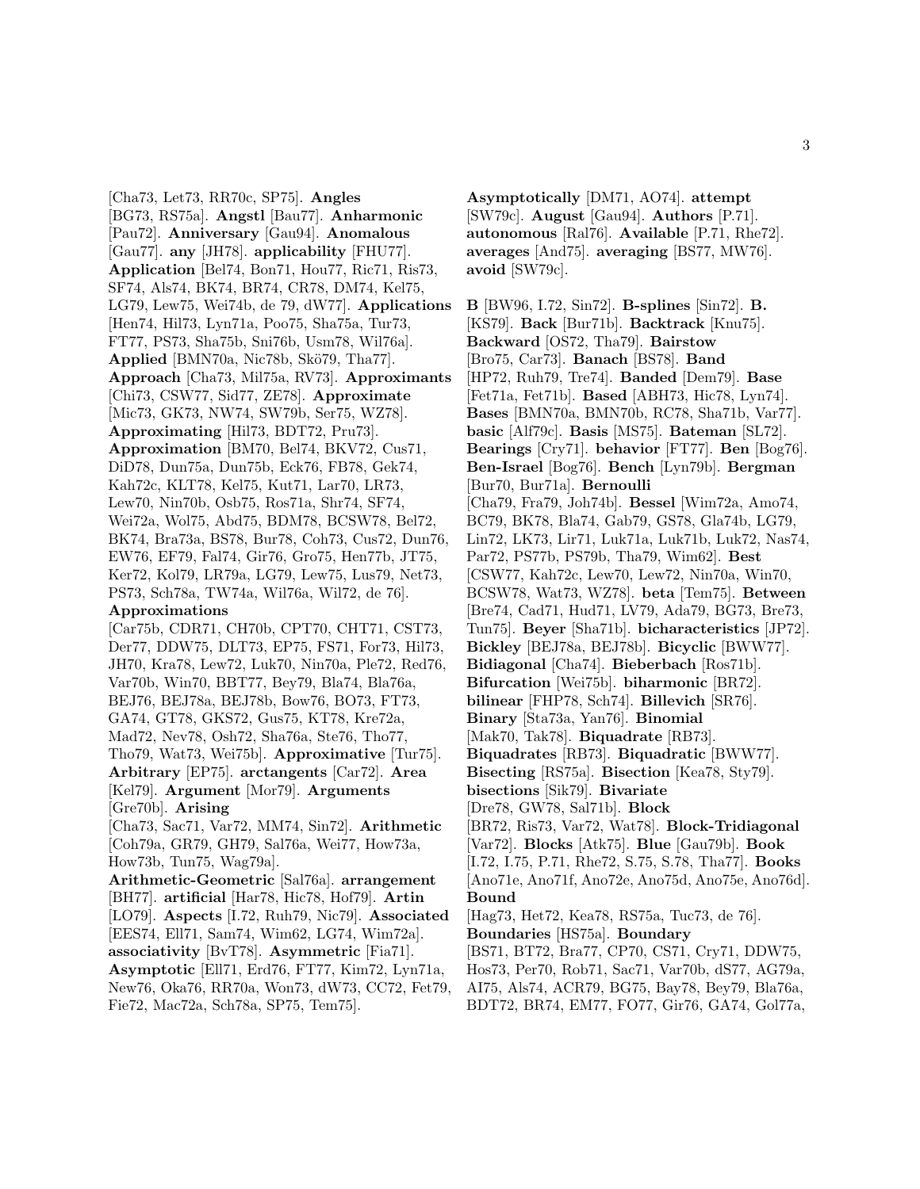[Cha73, Let73, RR70c, SP75]. **Angles** [BG73, RS75a]. **Angstl** [Bau77]. **Anharmonic** [Pau72]. **Anniversary** [Gau94]. **Anomalous** [Gau77]. **any** [JH78]. **applicability** [FHU77]. **Application** [Bel74, Bon71, Hou77, Ric71, Ris73, SF74, Als74, BK74, BR74, CR78, DM74, Kel75, LG79, Lew75, Wei74b, de 79, dW77]. **Applications** [Hen74, Hil73, Lyn71a, Poo75, Sha75a, Tur73, FT77, PS73, Sha75b, Sni76b, Usm78, Wil76a]. **Applied** [BMN70a, Nic78b, Skö79, Tha77]. **Approach** [Cha73, Mil75a, RV73]. **Approximants** [Chi73, CSW77, Sid77, ZE78]. **Approximate** [Mic73, GK73, NW74, SW79b, Ser75, WZ78]. **Approximating** [Hil73, BDT72, Pru73]. **Approximation** [BM70, Bel74, BKV72, Cus71, DiD78, Dun75a, Dun75b, Eck76, FB78, Gek74, Kah72c, KLT78, Kel75, Kut71, Lar70, LR73, Lew70, Nin70b, Osb75, Ros71a, Shr74, SF74, Wei72a, Wol75, Abd75, BDM78, BCSW78, Bel72, BK74, Bra73a, BS78, Bur78, Coh73, Cus72, Dun76, EW76, EF79, Fal74, Gir76, Gro75, Hen77b, JT75, Ker72, Kol79, LR79a, LG79, Lew75, Lus79, Net73, PS73, Sch78a, TW74a, Wil76a, Wil72, de 76]. **Approximations** [Car75b, CDR71, CH70b, CPT70, CHT71, CST73, Der77, DDW75, DLT73, EP75, FS71, For73, Hil73, JH70, Kra78, Lew72, Luk70, Nin70a, Ple72, Red76, Var70b, Win70, BBT77, Bey79, Bla74, Bla76a, BEJ76, BEJ78a, BEJ78b, Bow76, BO73, FT73, GA74, GT78, GKS72, Gus75, KT78, Kre72a, Mad72, Nev78, Osh72, Sha76a, Ste76, Tho77, Tho79, Wat73, Wei75b]. **Approximative** [Tur75]. **Arbitrary** [EP75]. **arctangents** [Car72]. **Area** [Kel79]. **Argument** [Mor79]. **Arguments** [Gre70b]. **Arising** [Cha73, Sac71, Var72, MM74, Sin72]. **Arithmetic** [Coh79a, GR79, GH79, Sal76a, Wei77, How73a, How73b, Tun75, Wag79a]. **Arithmetic-Geometric** [Sal76a]. **arrangement** [BH77]. **artificial** [Har78, Hic78, Hof79]. **Artin** [LO79]. **Aspects** [I.72, Ruh79, Nic79]. **Associated** [EES74, Ell71, Sam74, Wim62, LG74, Wim72a]. **associativity** [BvT78]. **Asymmetric** [Fia71]. **Asymptotic** [Ell71, Erd76, FT77, Kim72, Lyn71a, New76, Oka76, RR70a, Won73, dW73, CC72, Fet79, Fie72, Mac72a, Sch78a, SP75, Tem75]. **Asymptotically** [DM71, AO74]. **attempt** [SW79c]. **August** [Gau94]. **Authors** [P.71]. **autonomous** [Ral76]. **Available** [P.71, Rhe72]. **averages** [And75]. **averaging** [BS77, MW76]. **avoid** [SW79c].

**B** [BW96, I.72, Sin72]. **B-splines** [Sin72]. **B.** [KS79]. **Back** [Bur71b]. **Backtrack** [Knu75]. **Backward** [OS72, Tha79]. **Bairstow** [Bro75, Car73]. **Banach** [BS78]. **Band** [HP72, Ruh79, Tre74]. **Banded** [Dem79]. **Base** [Fet71a, Fet71b]. **Based** [ABH73, Hic78, Lyn74]. **Bases** [BMN70a, BMN70b, RC78, Sha71b, Var77]. **basic** [Alf79c]. **Basis** [MS75]. **Bateman** [SL72]. **Bearings** [Cry71]. **behavior** [FT77]. **Ben** [Bog76]. **Ben-Israel** [Bog76]. **Bench** [Lyn79b]. **Bergman** [Bur70, Bur71a]. **Bernoulli** [Cha79, Fra79, Joh74b]. **Bessel** [Wim72a, Amo74, BC79, BK78, Bla74, Gab79, GS78, Gla74b, LG79, Lin72, LK73, Lir71, Luk71a, Luk71b, Luk72, Nas74, Par72, PS77b, PS79b, Tha79, Wim62]. **Best** [CSW77, Kah72c, Lew70, Lew72, Nin70a, Win70, BCSW78, Wat73, WZ78]. **beta** [Tem75]. **Between** [Bre74, Cad71, Hud71, LV79, Ada79, BG73, Bre73, Tun75]. **Beyer** [Sha71b]. **bicharacteristics** [JP72]. **Bickley** [BEJ78a, BEJ78b]. **Bicyclic** [BWW77]. **Bidiagonal** [Cha74]. **Bieberbach** [Ros71b]. **Bifurcation** [Wei75b]. **biharmonic** [BR72]. **bilinear** [FHP78, Sch74]. **Billevich** [SR76]. **Binary** [Sta73a, Yan76]. **Binomial** [Mak70, Tak78]. **Biquadrate** [RB73]. **Biquadrates** [RB73]. **Biquadratic** [BWW77]. **Bisecting** [RS75a]. **Bisection** [Kea78, Sty79]. **bisections** [Sik79]. **Bivariate** [Dre78, GW78, Sal71b]. **Block** [BR72, Ris73, Var72, Wat78]. **Block-Tridiagonal** [Var72]. **Blocks** [Atk75]. **Blue** [Gau79b]. **Book** [I.72, I.75, P.71, Rhe72, S.75, S.78, Tha77]. **Books** [Ano71e, Ano71f, Ano72e, Ano75d, Ano75e, Ano76d]. **Bound** [Hag73, Het72, Kea78, RS75a, Tuc73, de 76]. **Boundaries** [HS75a]. **Boundary** [BS71, BT72, Bra77, CP70, CS71, Cry71, DDW75, Hos73, Per70, Rob71, Sac71, Var70b, dS77, AG79a, AI75, Als74, ACR79, BG75, Bay78, Bey79, Bla76a, BDT72, BR74, EM77, FO77, Gir76, GA74, Gol77a,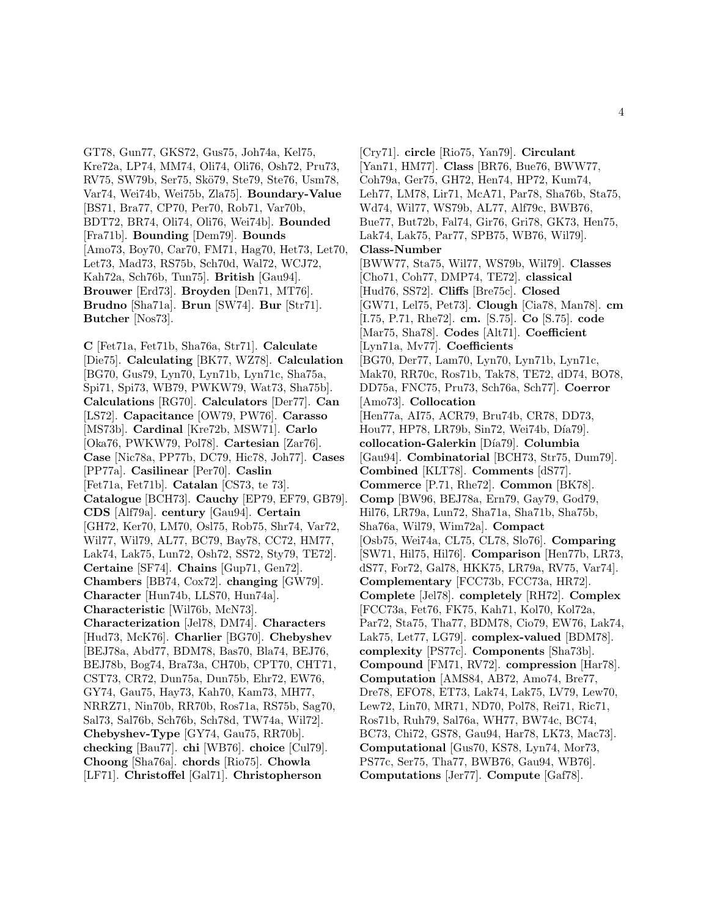GT78, Gun77, GKS72, Gus75, Joh74a, Kel75, Kre72a, LP74, MM74, Oli74, Oli76, Osh72, Pru73, RV75, SW79b, Ser75, Skö79, Ste79, Ste76, Usm78, Var74, Wei74b, Wei75b, Zla75]. **Boundary-Value** [BS71, Bra77, CP70, Per70, Rob71, Var70b, BDT72, BR74, Oli74, Oli76, Wei74b]. **Bounded** [Fra71b]. **Bounding** [Dem79]. **Bounds** [Amo73, Boy70, Car70, FM71, Hag70, Het73, Let70, Let73, Mad73, RS75b, Sch70d, Wal72, WCJ72, Kah72a, Sch76b, Tun75]. **British** [Gau94]. **Brouwer** [Erd73]. **Broyden** [Den71, MT76]. **Brudno** [Sha71a]. **Brun** [SW74]. **Bur** [Str71]. **Butcher** [Nos73].

**C** [Fet71a, Fet71b, Sha76a, Str71]. **Calculate** [Die75]. **Calculating** [BK77, WZ78]. **Calculation** [BG70, Gus79, Lyn70, Lyn71b, Lyn71c, Sha75a, Spi71, Spi73, WB79, PWKW79, Wat73, Sha75b]. **Calculations** [RG70]. **Calculators** [Der77]. **Can** [LS72]. **Capacitance** [OW79, PW76]. **Carasso** [MS73b]. **Cardinal** [Kre72b, MSW71]. **Carlo** [Oka76, PWKW79, Pol78]. **Cartesian** [Zar76]. **Case** [Nic78a, PP77b, DC79, Hic78, Joh77]. **Cases** [PP77a]. **Casilinear** [Per70]. **Caslin** [Fet71a, Fet71b]. **Catalan** [CS73, te 73]. **Catalogue** [BCH73]. **Cauchy** [EP79, EF79, GB79]. **CDS** [Alf79a]. **century** [Gau94]. **Certain** [GH72, Ker70, LM70, Osl75, Rob75, Shr74, Var72, Wil77, Wil79, AL77, BC79, Bay78, CC72, HM77, Lak74, Lak75, Lun72, Osh72, SS72, Sty79, TE72]. **Certaine** [SF74]. **Chains** [Gup71, Gen72]. **Chambers** [BB74, Cox72]. **changing** [GW79]. **Character** [Hun74b, LLS70, Hun74a]. **Characteristic** [Wil76b, McN73]. **Characterization** [Jel78, DM74]. **Characters** [Hud73, McK76]. **Charlier** [BG70]. **Chebyshev** [BEJ78a, Abd77, BDM78, Bas70, Bla74, BEJ76, BEJ78b, Bog74, Bra73a, CH70b, CPT70, CHT71, CST73, CR72, Dun75a, Dun75b, Ehr72, EW76, GY74, Gau75, Hay73, Kah70, Kam73, MH77, NRRZ71, Nin70b, RR70b, Ros71a, RS75b, Sag70, Sal73, Sal76b, Sch76b, Sch78d, TW74a, Wil72]. **Chebyshev-Type** [GY74, Gau75, RR70b]. **checking** [Bau77]. **chi** [WB76]. **choice** [Cul79]. **Choong** [Sha76a]. **chords** [Rio75]. **Chowla** [LF71]. **Christoffel** [Gal71]. **Christopherson** [Cry71]. **circle** [Rio75, Yan79]. **Circulant** [Yan71, HM77]. **Class** [BR76, Bue76, BWW77, Coh79a, Ger75, GH72, Hen74, HP72, Kum74, Leh77, LM78, Lir71, McA71, Par78, Sha76b, Sta75, Wd74, Wil77, WS79b, AL77, Alf79c, BWB76, Bue77, But72b, Fal74, Gir76, Gri78, GK73, Hen75, Lak74, Lak75, Par77, SPB75, WB76, Wil79]. **Class-Number** [BWW77, Sta75, Wil77, WS79b, Wil79]. **Classes** [Cho71, Coh77, DMP74, TE72]. **classical** [Hud76, SS72]. **Cliffs** [Bre75c]. **Closed** [GW71, Lel75, Pet73]. **Clough** [Cia78, Man78]. **cm** [I.75, P.71, Rhe72]. **cm.** [S.75]. **Co** [S.75]. **code** [Mar75, Sha78]. **Codes** [Alt71]. **Coefficient** [Lyn71a, Mv77]. **Coefficients** [BG70, Der77, Lam70, Lyn70, Lyn71b, Lyn71c, Mak70, RR70c, Ros71b, Tak78, TE72, dD74, BO78, DD75a, FNC75, Pru73, Sch76a, Sch77]. **Coerror** [Amo73]. **Collocation** [Hen77a, AI75, ACR79, Bru74b, CR78, DD73, Hou77, HP78, LR79b, Sin72, Wei74b, Día79]. **collocation-Galerkin** [Día79]. **Columbia** [Gau94]. **Combinatorial** [BCH73, Str75, Dum79]. **Combined** [KLT78]. **Comments** [dS77]. **Commerce** [P.71, Rhe72]. **Common** [BK78]. **Comp** [BW96, BEJ78a, Ern79, Gay79, God79, Hil76, LR79a, Lun72, Sha71a, Sha71b, Sha75b, Sha76a, Wil79, Wim72a]. **Compact** [Osb75, Wei74a, CL75, CL78, Slo76]. **Comparing** [SW71, Hil75, Hil76]. **Comparison** [Hen77b, LR73, dS77, For72, Gal78, HKK75, LR79a, RV75, Var74]. **Complementary** [FCC73b, FCC73a, HR72]. **Complete** [Jel78]. **completely** [RH72]. **Complex** [FCC73a, Fet76, FK75, Kah71, Kol70, Kol72a, Par72, Sta75, Tha77, BDM78, Cio79, EW76, Lak74, Lak75, Let77, LG79]. **complex-valued** [BDM78]. **complexity** [PS77c]. **Components** [Sha73b]. **Compound** [FM71, RV72]. **compression** [Har78]. **Computation** [AMS84, AB72, Amo74, Bre77, Dre78, EFO78, ET73, Lak74, Lak75, LV79, Lew70, Lew72, Lin70, MR71, ND70, Pol78, Rei71, Ric71, Ros71b, Ruh79, Sal76a, WH77, BW74c, BC74, BC73, Chi72, GS78, Gau94, Har78, LK73, Mac73]. **Computational** [Gus70, KS78, Lyn74, Mor73, PS77c, Ser75, Tha77, BWB76, Gau94, WB76]. **Computations** [Jer77]. **Compute** [Gaf78].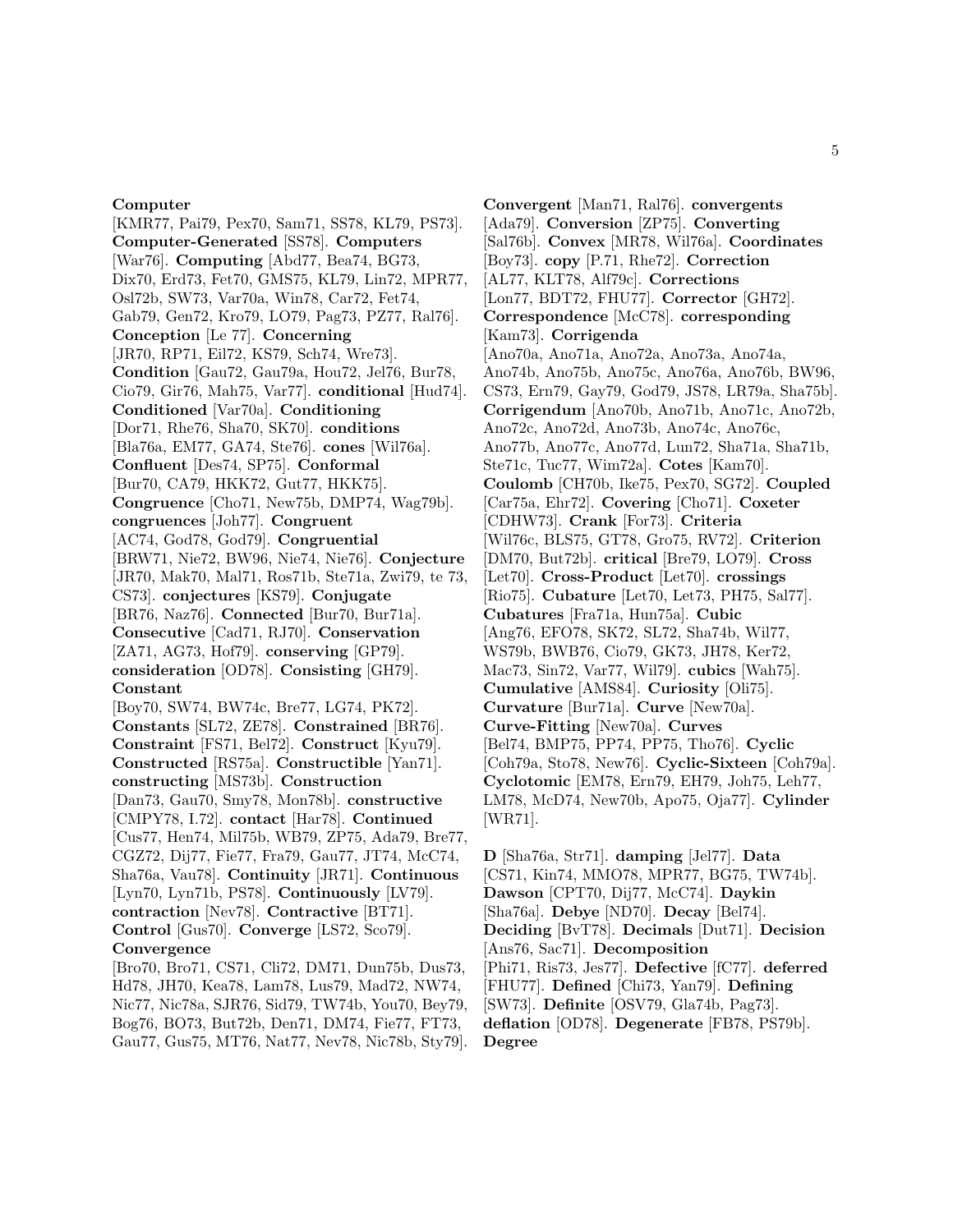**Computer** [KMR77, Pai79, Pex70, Sam71, SS78, KL79, PS73]. **Computer-Generated** [SS78]. **Computers** [War76]. **Computing** [Abd77, Bea74, BG73, Dix70, Erd73, Fet70, GMS75, KL79, Lin72, MPR77, Osl72b, SW73, Var70a, Win78, Car72, Fet74, Gab79, Gen72, Kro79, LO79, Pag73, PZ77, Ral76]. **Conception** [Le 77]. **Concerning** [JR70, RP71, Eil72, KS79, Sch74, Wre73]. **Condition** [Gau72, Gau79a, Hou72, Jel76, Bur78, Cio79, Gir76, Mah75, Var77]. **conditional** [Hud74]. **Conditioned** [Var70a]. **Conditioning** [Dor71, Rhe76, Sha70, SK70]. **conditions** [Bla76a, EM77, GA74, Ste76]. **cones** [Wil76a]. **Confluent** [Des74, SP75]. **Conformal** [Bur70, CA79, HKK72, Gut77, HKK75]. **Congruence** [Cho71, New75b, DMP74, Wag79b]. **congruences** [Joh77]. **Congruent** [AC74, God78, God79]. **Congruential** [BRW71, Nie72, BW96, Nie74, Nie76]. **Conjecture** [JR70, Mak70, Mal71, Ros71b, Ste71a, Zwi79, te 73, CS73]. **conjectures** [KS79]. **Conjugate** [BR76, Naz76]. **Connected** [Bur70, Bur71a]. **Consecutive** [Cad71, RJ70]. **Conservation** [ZA71, AG73, Hof79]. **conserving** [GP79]. **consideration** [OD78]. **Consisting** [GH79]. **Constant** [Boy70, SW74, BW74c, Bre77, LG74, PK72]. **Constants** [SL72, ZE78]. **Constrained** [BR76]. **Constraint** [FS71, Bel72]. **Construct** [Kyu79]. **Constructed** [RS75a]. **Constructible** [Yan71]. **constructing** [MS73b]. **Construction** [Dan73, Gau70, Smy78, Mon78b]. **constructive** [CMPY78, I.72]. **contact** [Har78]. **Continued** [Cus77, Hen74, Mil75b, WB79, ZP75, Ada79, Bre77, CGZ72, Dij77, Fie77, Fra79, Gau77, JT74, McC74, Sha76a, Vau78]. **Continuity** [JR71]. **Continuous** [Lyn70, Lyn71b, PS78]. **Continuously** [LV79]. **contraction** [Nev78]. **Contractive** [BT71]. **Control** [Gus70]. **Converge** [LS72, Sco79]. **Convergence** [Bro70, Bro71, CS71, Cli72, DM71, Dun75b, Dus73, Hd78, JH70, Kea78, Lam78, Lus79, Mad72, NW74, Nic77, Nic78a, SJR76, Sid79, TW74b, You70, Bey79, Bog76, BO73, But72b, Den71, DM74, Fie77, FT73, Gau77, Gus75, MT76, Nat77, Nev78, Nic78b, Sty79].

**Convergent** [Man71, Ral76]. **convergents** [Ada79]. **Conversion** [ZP75]. **Converting** [Sal76b]. **Convex** [MR78, Wil76a]. **Coordinates** [Boy73]. **copy** [P.71, Rhe72]. **Correction** [AL77, KLT78, Alf79c]. **Corrections** [Lon77, BDT72, FHU77]. **Corrector** [GH72]. **Correspondence** [McC78]. **corresponding** [Kam73]. **Corrigenda** [Ano70a, Ano71a, Ano72a, Ano73a, Ano74a, Ano74b, Ano75b, Ano75c, Ano76a, Ano76b, BW96, CS73, Ern79, Gay79, God79, JS78, LR79a, Sha75b]. **Corrigendum** [Ano70b, Ano71b, Ano71c, Ano72b, Ano72c, Ano72d, Ano73b, Ano74c, Ano76c, Ano77b, Ano77c, Ano77d, Lun72, Sha71a, Sha71b, Ste71c, Tuc77, Wim72a]. **Cotes** [Kam70]. **Coulomb** [CH70b, Ike75, Pex70, SG72]. **Coupled** [Car75a, Ehr72]. **Covering** [Cho71]. **Coxeter** [CDHW73]. **Crank** [For73]. **Criteria** [Wil76c, BLS75, GT78, Gro75, RV72]. **Criterion** [DM70, But72b]. **critical** [Bre79, LO79]. **Cross** [Let70]. **Cross-Product** [Let70]. **crossings** [Rio75]. **Cubature** [Let70, Let73, PH75, Sal77]. **Cubatures** [Fra71a, Hun75a]. **Cubic** [Ang76, EFO78, SK72, SL72, Sha74b, Wil77, WS79b, BWB76, Cio79, GK73, JH78, Ker72, Mac73, Sin72, Var77, Wil79]. **cubics** [Wah75]. **Cumulative** [AMS84]. **Curiosity** [Oli75]. **Curvature** [Bur71a]. **Curve** [New70a]. **Curve-Fitting** [New70a]. **Curves** [Bel74, BMP75, PP74, PP75, Tho76]. **Cyclic** [Coh79a, Sto78, New76]. **Cyclic-Sixteen** [Coh79a]. **Cyclotomic** [EM78, Ern79, EH79, Joh75, Leh77, LM78, McD74, New70b, Apo75, Oja77]. **Cylinder** [WR71].

**D** [Sha76a, Str71]. **damping** [Jel77]. **Data** [CS71, Kin74, MMO78, MPR77, BG75, TW74b]. **Dawson** [CPT70, Dij77, McC74]. **Daykin** [Sha76a]. **Debye** [ND70]. **Decay** [Bel74]. **Deciding** [BvT78]. **Decimals** [Dut71]. **Decision** [Ans76, Sac71]. **Decomposition** [Phi71, Ris73, Jes77]. **Defective** [fC77]. **deferred** [FHU77]. **Defined** [Chi73, Yan79]. **Defining** [SW73]. **Definite** [OSV79, Gla74b, Pag73]. **deflation** [OD78]. **Degenerate** [FB78, PS79b]. **Degree**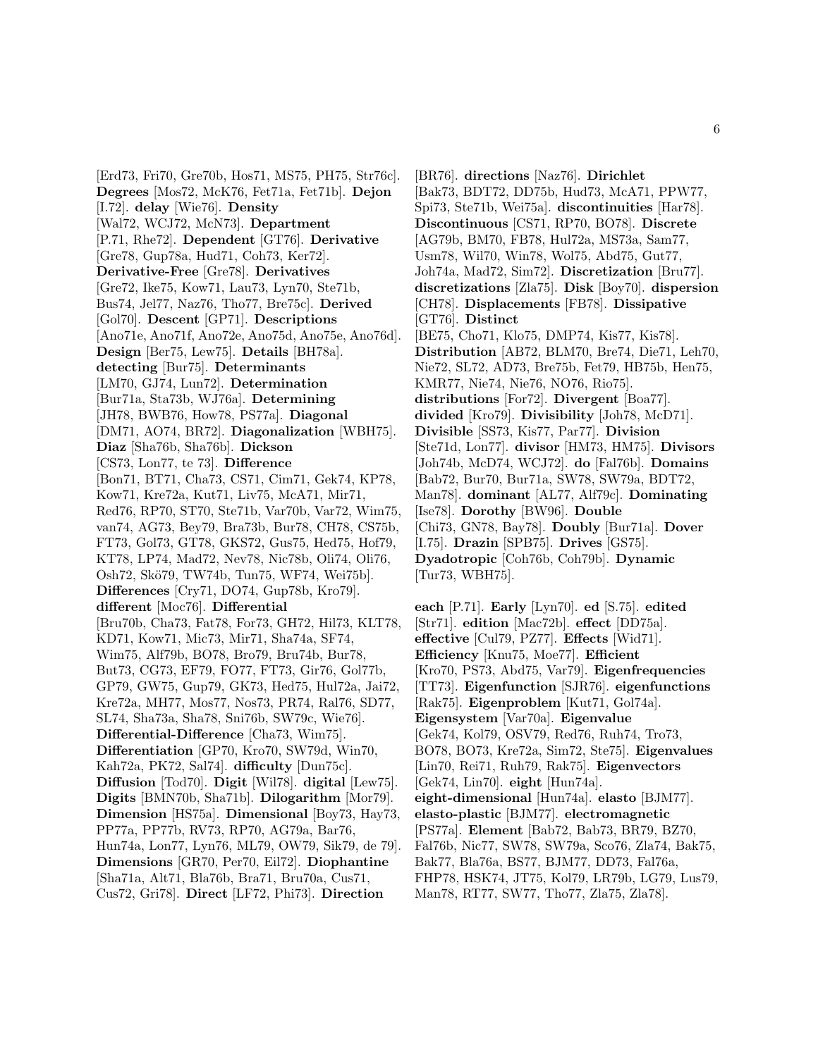[Erd73, Fri70, Gre70b, Hos71, MS75, PH75, Str76c]. **Degrees** [Mos72, McK76, Fet71a, Fet71b]. **Dejon** [I.72]. **delay** [Wie76]. **Density** [Wal72, WCJ72, McN73]. **Department** [P.71, Rhe72]. **Dependent** [GT76]. **Derivative** [Gre78, Gup78a, Hud71, Coh73, Ker72]. **Derivative-Free** [Gre78]. **Derivatives** [Gre72, Ike75, Kow71, Lau73, Lyn70, Ste71b, Bus74, Jel77, Naz76, Tho77, Bre75c]. **Derived** [Gol70]. **Descent** [GP71]. **Descriptions** [Ano71e, Ano71f, Ano72e, Ano75d, Ano75e, Ano76d]. **Design** [Ber75, Lew75]. **Details** [BH78a]. **detecting** [Bur75]. **Determinants** [LM70, GJ74, Lun72]. **Determination** [Bur71a, Sta73b, WJ76a]. **Determining** [JH78, BWB76, How78, PS77a]. **Diagonal** [DM71, AO74, BR72]. **Diagonalization** [WBH75]. **Diaz** [Sha76b, Sha76b]. **Dickson** [CS73, Lon77, te 73]. **Difference** [Bon71, BT71, Cha73, CS71, Cim71, Gek74, KP78, Kow71, Kre72a, Kut71, Liv75, McA71, Mir71, Red76, RP70, ST70, Ste71b, Var70b, Var72, Wim75, van74, AG73, Bey79, Bra73b, Bur78, CH78, CS75b, FT73, Gol73, GT78, GKS72, Gus75, Hed75, Hof79, KT78, LP74, Mad72, Nev78, Nic78b, Oli74, Oli76, Osh72, Skö79, TW74b, Tun75, WF74, Wei75b]. **Differences** [Cry71, DO74, Gup78b, Kro79]. **different** [Moc76]. **Differential** [Bru70b, Cha73, Fat78, For73, GH72, Hil73, KLT78, KD71, Kow71, Mic73, Mir71, Sha74a, SF74, Wim75, Alf79b, BO78, Bro79, Bru74b, Bur78, But73, CG73, EF79, FO77, FT73, Gir76, Gol77b, GP79, GW75, Gup79, GK73, Hed75, Hul72a, Jai72, Kre72a, MH77, Mos77, Nos73, PR74, Ral76, SD77, SL74, Sha73a, Sha78, Sni76b, SW79c, Wie76]. **Differential-Difference** [Cha73, Wim75]. **Differentiation** [GP70, Kro70, SW79d, Win70, Kah72a, PK72, Sal74]. **difficulty** [Dun75c]. **Diffusion** [Tod70]. **Digit** [Wil78]. **digital** [Lew75]. **Digits** [BMN70b, Sha71b]. **Dilogarithm** [Mor79]. **Dimension** [HS75a]. **Dimensional** [Boy73, Hay73, PP77a, PP77b, RV73, RP70, AG79a, Bar76, Hun74a, Lon77, Lyn76, ML79, OW79, Sik79, de 79]. **Dimensions** [GR70, Per70, Eil72]. **Diophantine** [Sha71a, Alt71, Bla76b, Bra71, Bru70a, Cus71, Cus72, Gri78]. **Direct** [LF72, Phi73]. **Direction** [BR76]. **directions** [Naz76]. **Dirichlet** [Bak73, BDT72, DD75b, Hud73, McA71, PPW77, Spi73, Ste71b, Wei75a]. **discontinuities** [Har78]. **Discontinuous** [CS71, RP70, BO78]. **Discrete** [AG79b, BM70, FB78, Hul72a, MS73a, Sam77, Usm78, Wil70, Win78, Wol75, Abd75, Gut77, Joh74a, Mad72, Sim72]. **Discretization** [Bru77]. **discretizations** [Zla75]. **Disk** [Boy70]. **dispersion** [CH78]. **Displacements** [FB78]. **Dissipative** [GT76]. **Distinct** [BE75, Cho71, Klo75, DMP74, Kis77, Kis78]. **Distribution** [AB72, BLM70, Bre74, Die71, Leh70, Nie72, SL72, AD73, Bre75b, Fet79, HB75b, Hen75, KMR77, Nie74, Nie76, NO76, Rio75]. **distributions** [For72]. **Divergent** [Boa77]. **divided** [Kro79]. **Divisibility** [Joh78, McD71]. **Divisible** [SS73, Kis77, Par77]. **Division** [Ste71d, Lon77]. **divisor** [HM73, HM75]. **Divisors** [Joh74b, McD74, WCJ72]. **do** [Fal76b]. **Domains** [Bab72, Bur70, Bur71a, SW78, SW79a, BDT72, Man78]. **dominant** [AL77, Alf79c]. **Dominating** [Ise78]. **Dorothy** [BW96]. **Double** [Chi73, GN78, Bay78]. **Doubly** [Bur71a]. **Dover** [I.75]. **Drazin** [SPB75]. **Drives** [GS75]. **Dyadotropic** [Coh76b, Coh79b]. **Dynamic** [Tur73, WBH75].

**each** [P.71]. **Early** [Lyn70]. **ed** [S.75]. **edited** [Str71]. **edition** [Mac72b]. **effect** [DD75a]. **effective** [Cul79, PZ77]. **Effects** [Wid71]. **Efficiency** [Knu75, Moe77]. **Efficient** [Kro70, PS73, Abd75, Var79]. **Eigenfrequencies** [TT73]. **Eigenfunction** [SJR76]. **eigenfunctions** [Rak75]. **Eigenproblem** [Kut71, Gol74a]. **Eigensystem** [Var70a]. **Eigenvalue** [Gek74, Kol79, OSV79, Red76, Ruh74, Tro73, BO78, BO73, Kre72a, Sim72, Ste75]. **Eigenvalues** [Lin70, Rei71, Ruh79, Rak75]. **Eigenvectors** [Gek74, Lin70]. **eight** [Hun74a]. **eight-dimensional** [Hun74a]. **elasto** [BJM77]. **elasto-plastic** [BJM77]. **electromagnetic** [PS77a]. **Element** [Bab72, Bab73, BR79, BZ70, Fal76b, Nic77, SW78, SW79a, Sco76, Zla74, Bak75, Bak77, Bla76a, BS77, BJM77, DD73, Fal76a, FHP78, HSK74, JT75, Kol79, LR79b, LG79, Lus79, Man78, RT77, SW77, Tho77, Zla75, Zla78].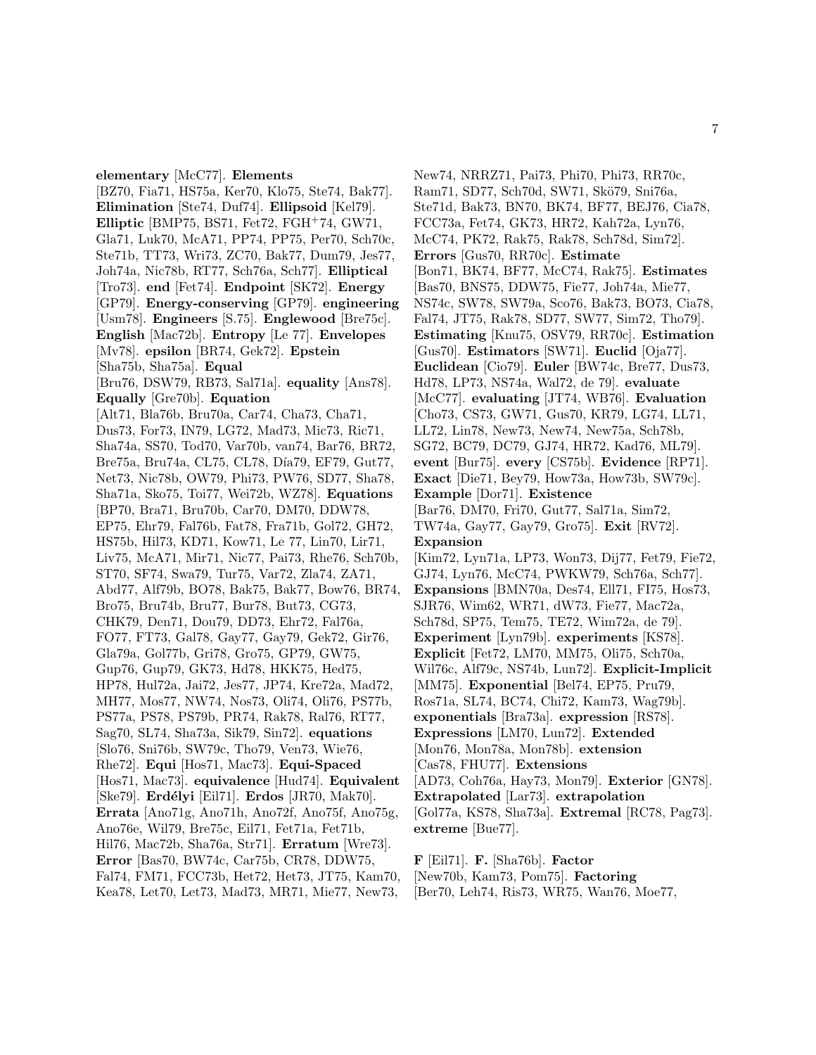**elementary** [McC77]. **Elements** [BZ70, Fia71, HS75a, Ker70, Klo75, Ste74, Bak77]. **Elimination** [Ste74, Duf74]. **Ellipsoid** [Kel79]. **Elliptic** [BMP75, BS71, Fet72, FGH+74, GW71, Gla71, Luk70, McA71, PP74, PP75, Per70, Sch70c, Ste71b, TT73, Wri73, ZC70, Bak77, Dum79, Jes77, Joh74a, Nic78b, RT77, Sch76a, Sch77]. **Elliptical** [Tro73]. **end** [Fet74]. **Endpoint** [SK72]. **Energy** [GP79]. **Energy-conserving** [GP79]. **engineering** [Usm78]. **Engineers** [S.75]. **Englewood** [Bre75c]. **English** [Mac72b]. **Entropy** [Le 77]. **Envelopes** [Mv78]. **epsilon** [BR74, Gek72]. **Epstein** [Sha75b, Sha75a]. **Equal** [Bru76, DSW79, RB73, Sal71a]. **equality** [Ans78]. **Equally** [Gre70b]. **Equation** [Alt71, Bla76b, Bru70a, Car74, Cha73, Cha71, Dus73, For73, IN79, LG72, Mad73, Mic73, Ric71, Sha74a, SS70, Tod70, Var70b, van74, Bar76, BR72, Bre75a, Bru74a, CL75, CL78, Día79, EF79, Gut77, Net73, Nic78b, OW79, Phi73, PW76, SD77, Sha78, Sha71a, Sko75, Toi77, Wei72b, WZ78]. **Equations** [BP70, Bra71, Bru70b, Car70, DM70, DDW78, EP75, Ehr79, Fal76b, Fat78, Fra71b, Gol72, GH72, HS75b, Hil73, KD71, Kow71, Le 77, Lin70, Lir71, Liv75, McA71, Mir71, Nic77, Pai73, Rhe76, Sch70b, ST70, SF74, Swa79, Tur75, Var72, Zla74, ZA71, Abd77, Alf79b, BO78, Bak75, Bak77, Bow76, BR74, Bro75, Bru74b, Bru77, Bur78, But73, CG73, CHK79, Den71, Dou79, DD73, Ehr72, Fal76a, FO77, FT73, Gal78, Gay77, Gay79, Gek72, Gir76, Gla79a, Gol77b, Gri78, Gro75, GP79, GW75, Gup76, Gup79, GK73, Hd78, HKK75, Hed75, HP78, Hul72a, Jai72, Jes77, JP74, Kre72a, Mad72, MH77, Mos77, NW74, Nos73, Oli74, Oli76, PS77b, PS77a, PS78, PS79b, PR74, Rak78, Ral76, RT77, Sag70, SL74, Sha73a, Sik79, Sin72]. **equations** [Slo76, Sni76b, SW79c, Tho79, Ven73, Wie76, Rhe72]. **Equi** [Hos71, Mac73]. **Equi-Spaced** [Hos71, Mac73]. **equivalence** [Hud74]. **Equivalent** [Ske79]. **Erdélyi** [Eil71]. **Erdos** [JR70, Mak70]. **Errata** [Ano71g, Ano71h, Ano72f, Ano75f, Ano75g, Ano76e, Wil79, Bre75c, Eil71, Fet71a, Fet71b, Hil76, Mac72b, Sha76a, Str71]. **Erratum** [Wre73]. **Error** [Bas70, BW74c, Car75b, CR78, DDW75, Fal74, FM71, FCC73b, Het72, Het73, JT75, Kam70, Kea78, Let70, Let73, Mad73, MR71, Mie77, New73, New74, NRRZ71, Pai73, Phi70, Phi73, RR70c, Ram71, SD77, Sch70d, SW71, Skö79, Sni76a, Ste71d, Bak73, BN70, BK74, BF77, BEJ76, Cia78, FCC73a, Fet74, GK73, HR72, Kah72a, Lyn76, McC74, PK72, Rak75, Rak78, Sch78d, Sim72]. **Errors** [Gus70, RR70c]. **Estimate** [Bon71, BK74, BF77, McC74, Rak75]. **Estimates** [Bas70, BNS75, DDW75, Fie77, Joh74a, Mie77, NS74c, SW78, SW79a, Sco76, Bak73, BO73, Cia78, Fal74, JT75, Rak78, SD77, SW77, Sim72, Tho79]. **Estimating** [Knu75, OSV79, RR70c]. **Estimation** [Gus70]. **Estimators** [SW71]. **Euclid** [Oja77]. **Euclidean** [Cio79]. **Euler** [BW74c, Bre77, Dus73, Hd78, LP73, NS74a, Wal72, de 79]. **evaluate** [McC77]. **evaluating** [JT74, WB76]. **Evaluation** [Cho73, CS73, GW71, Gus70, KR79, LG74, LL71, LL72, Lin78, New73, New74, New75a, Sch78b, SG72, BC79, DC79, GJ74, HR72, Kad76, ML79]. **event** [Bur75]. **every** [CS75b]. **Evidence** [RP71]. **Exact** [Die71, Bey79, How73a, How73b, SW79c]. **Example** [Dor71]. **Existence** [Bar76, DM70, Fri70, Gut77, Sal71a, Sim72, TW74a, Gay77, Gay79, Gro75]. **Exit** [RV72]. **Expansion** [Kim72, Lyn71a, LP73, Won73, Dij77, Fet79, Fie72, GJ74, Lyn76, McC74, PWKW79, Sch76a, Sch77]. **Expansions** [BMN70a, Des74, Ell71, FI75, Hos73, SJR76, Wim62, WR71, dW73, Fie77, Mac72a, Sch78d, SP75, Tem75, TE72, Wim72a, de 79]. **Experiment** [Lyn79b]. **experiments** [KS78]. **Explicit** [Fet72, LM70, MM75, Oli75, Sch70a, Wil76c, Alf79c, NS74b, Lun72]. **Explicit-Implicit** [MM75]. **Exponential** [Bel74, EP75, Pru79, Ros71a, SL74, BC74, Chi72, Kam73, Wag79b]. **exponentials** [Bra73a]. **expression** [RS78]. **Expressions** [LM70, Lun72]. **Extended** [Mon76, Mon78a, Mon78b]. **extension** [Cas78, FHU77]. **Extensions** [AD73, Coh76a, Hay73, Mon79]. **Exterior** [GN78]. **Extrapolated** [Lar73]. **extrapolation** [Gol77a, KS78, Sha73a]. **Extremal** [RC78, Pag73]. **extreme** [Bue77].

**F** [Eil71]. **F.** [Sha76b]. **Factor** [New70b, Kam73, Pom75]. **Factoring** [Ber70, Leh74, Ris73, WR75, Wan76, Moe77,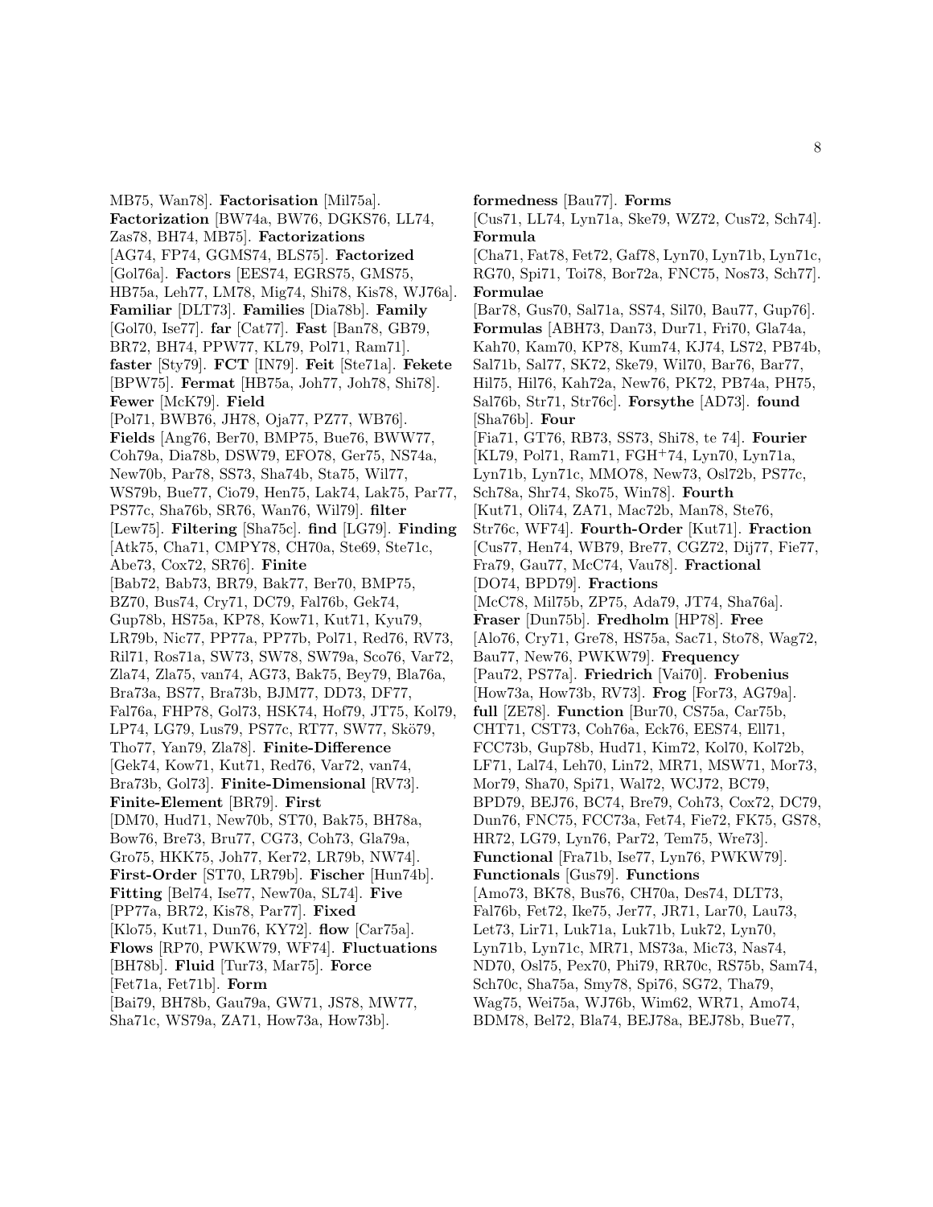MB75, Wan78]. **Factorisation** [Mil75a]. **Factorization** [BW74a, BW76, DGKS76, LL74, Zas78, BH74, MB75]. **Factorizations** [AG74, FP74, GGMS74, BLS75]. **Factorized** [Gol76a]. **Factors** [EES74, EGRS75, GMS75, HB75a, Leh77, LM78, Mig74, Shi78, Kis78, WJ76a]. **Familiar** [DLT73]. **Families** [Dia78b]. **Family** [Gol70, Ise77]. **far** [Cat77]. **Fast** [Ban78, GB79, BR72, BH74, PPW77, KL79, Pol71, Ram71]. **faster** [Sty79]. **FCT** [IN79]. **Feit** [Ste71a]. **Fekete** [BPW75]. **Fermat** [HB75a, Joh77, Joh78, Shi78]. **Fewer** [McK79]. **Field** [Pol71, BWB76, JH78, Oja77, PZ77, WB76]. **Fields** [Ang76, Ber70, BMP75, Bue76, BWW77, Coh79a, Dia78b, DSW79, EFO78, Ger75, NS74a, New70b, Par78, SS73, Sha74b, Sta75, Wil77, WS79b, Bue77, Cio79, Hen75, Lak74, Lak75, Par77, PS77c, Sha76b, SR76, Wan76, Wil79]. **filter** [Lew75]. **Filtering** [Sha75c]. **find** [LG79]. **Finding** [Atk75, Cha71, CMPY78, CH70a, Ste69, Ste71c, Abe73, Cox72, SR76]. **Finite** [Bab72, Bab73, BR79, Bak77, Ber70, BMP75, BZ70, Bus74, Cry71, DC79, Fal76b, Gek74, Gup78b, HS75a, KP78, Kow71, Kut71, Kyu79, LR79b, Nic77, PP77a, PP77b, Pol71, Red76, RV73, Ril71, Ros71a, SW73, SW78, SW79a, Sco76, Var72, Zla74, Zla75, van74, AG73, Bak75, Bey79, Bla76a, Bra73a, BS77, Bra73b, BJM77, DD73, DF77, Fal76a, FHP78, Gol73, HSK74, Hof79, JT75, Kol79, LP74, LG79, Lus79, PS77c, RT77, SW77, Skö79, Tho77, Yan79, Zla78]. **Finite-Difference** [Gek74, Kow71, Kut71, Red76, Var72, van74, Bra73b, Gol73]. **Finite-Dimensional** [RV73]. **Finite-Element** [BR79]. **First** [DM70, Hud71, New70b, ST70, Bak75, BH78a, Bow76, Bre73, Bru77, CG73, Coh73, Gla79a, Gro75, HKK75, Joh77, Ker72, LR79b, NW74]. **First-Order** [ST70, LR79b]. **Fischer** [Hun74b]. **Fitting** [Bel74, Ise77, New70a, SL74]. **Five** [PP77a, BR72, Kis78, Par77]. **Fixed** [Klo75, Kut71, Dun76, KY72]. **flow** [Car75a]. **Flows** [RP70, PWKW79, WF74]. **Fluctuations** [BH78b]. **Fluid** [Tur73, Mar75]. **Force** [Fet71a, Fet71b]. **Form** [Bai79, BH78b, Gau79a, GW71, JS78, MW77, Sha71c, WS79a, ZA71, How73a, How73b].

**formedness** [Bau77]. **Forms** [Cus71, LL74, Lyn71a, Ske79, WZ72, Cus72, Sch74]. **Formula** [Cha71, Fat78, Fet72, Gaf78, Lyn70, Lyn71b, Lyn71c, RG70, Spi71, Toi78, Bor72a, FNC75, Nos73, Sch77]. **Formulae** [Bar78, Gus70, Sal71a, SS74, Sil70, Bau77, Gup76]. **Formulas** [ABH73, Dan73, Dur71, Fri70, Gla74a, Kah70, Kam70, KP78, Kum74, KJ74, LS72, PB74b, Sal71b, Sal77, SK72, Ske79, Wil70, Bar76, Bar77, Hil75, Hil76, Kah72a, New76, PK72, PB74a, PH75, Sal76b, Str71, Str76c]. **Forsythe** [AD73]. **found** [Sha76b]. **Four** [Fia71, GT76, RB73, SS73, Shi78, te 74]. **Fourier** [KL79, Pol71, Ram71, FGH+74, Lyn70, Lyn71a, Lyn71b, Lyn71c, MMO78, New73, Osl72b, PS77c, Sch78a, Shr74, Sko75, Win78]. **Fourth** [Kut71, Oli74, ZA71, Mac72b, Man78, Ste76, Str76c, WF74]. **Fourth-Order** [Kut71]. **Fraction** [Cus77, Hen74, WB79, Bre77, CGZ72, Dij77, Fie77, Fra79, Gau77, McC74, Vau78]. **Fractional** [DO74, BPD79]. **Fractions** [McC78, Mil75b, ZP75, Ada79, JT74, Sha76a]. **Fraser** [Dun75b]. **Fredholm** [HP78]. **Free** [Alo76, Cry71, Gre78, HS75a, Sac71, Sto78, Wag72, Bau77, New76, PWKW79]. **Frequency** [Pau72, PS77a]. **Friedrich** [Vai70]. **Frobenius** [How73a, How73b, RV73]. **Frog** [For73, AG79a]. **full** [ZE78]. **Function** [Bur70, CS75a, Car75b, CHT71, CST73, Coh76a, Eck76, EES74, Ell71, FCC73b, Gup78b, Hud71, Kim72, Kol70, Kol72b, LF71, Lal74, Leh70, Lin72, MR71, MSW71, Mor73, Mor79, Sha70, Spi71, Wal72, WCJ72, BC79, BPD79, BEJ76, BC74, Bre79, Coh73, Cox72, DC79, Dun76, FNC75, FCC73a, Fet74, Fie72, FK75, GS78, HR72, LG79, Lyn76, Par72, Tem75, Wre73]. **Functional** [Fra71b, Ise77, Lyn76, PWKW79]. **Functionals** [Gus79]. **Functions** [Amo73, BK78, Bus76, CH70a, Des74, DLT73, Fal76b, Fet72, Ike75, Jer77, JR71, Lar70, Lau73, Let73, Lir71, Luk71a, Luk71b, Luk72, Lyn70, Lyn71b, Lyn71c, MR71, MS73a, Mic73, Nas74, ND70, Osl75, Pex70, Phi79, RR70c, RS75b, Sam74, Sch70c, Sha75a, Smy78, Spi76, SG72, Tha79, Wag75, Wei75a, WJ76b, Wim62, WR71, Amo74, BDM78, Bel72, Bla74, BEJ78a, BEJ78b, Bue77,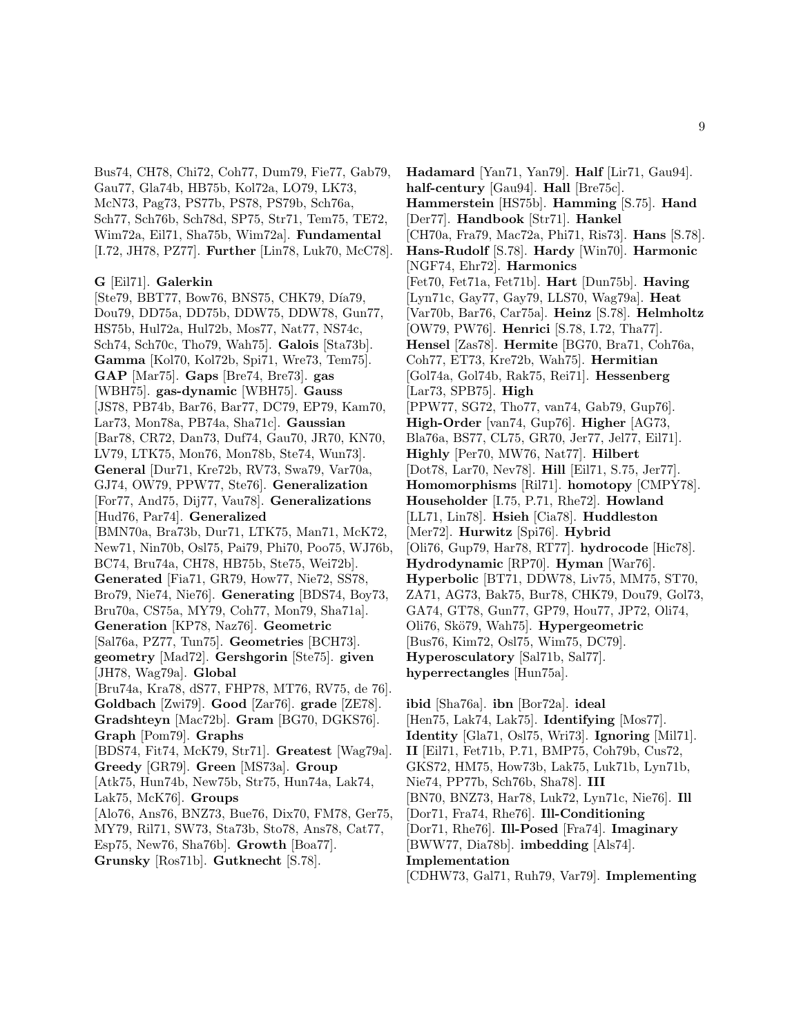Bus74, CH78, Chi72, Coh77, Dum79, Fie77, Gab79, Gau77, Gla74b, HB75b, Kol72a, LO79, LK73, McN73, Pag73, PS77b, PS78, PS79b, Sch76a, Sch77, Sch76b, Sch78d, SP75, Str71, Tem75, TE72, Wim72a, Eil71, Sha75b, Wim72a]. **Fundamental** [I.72, JH78, PZ77]. **Further** [Lin78, Luk70, McC78].

**G** [Eil71]. **Galerkin** [Ste79, BBT77, Bow76, BNS75, CHK79, Día79, Dou79, DD75a, DD75b, DDW75, DDW78, Gun77, HS75b, Hul72a, Hul72b, Mos77, Nat77, NS74c, Sch74, Sch70c, Tho79, Wah75]. **Galois** [Sta73b]. **Gamma** [Kol70, Kol72b, Spi71, Wre73, Tem75]. **GAP** [Mar75]. **Gaps** [Bre74, Bre73]. **gas** [WBH75]. **gas-dynamic** [WBH75]. **Gauss** [JS78, PB74b, Bar76, Bar77, DC79, EP79, Kam70, Lar73, Mon78a, PB74a, Sha71c]. **Gaussian** [Bar78, CR72, Dan73, Duf74, Gau70, JR70, KN70, LV79, LTK75, Mon76, Mon78b, Ste74, Wun73]. **General** [Dur71, Kre72b, RV73, Swa79, Var70a, GJ74, OW79, PPW77, Ste76]. **Generalization** [For77, And75, Dij77, Vau78]. **Generalizations** [Hud76, Par74]. **Generalized** [BMN70a, Bra73b, Dur71, LTK75, Man71, McK72, New71, Nin70b, Osl75, Pai79, Phi70, Poo75, WJ76b, BC74, Bru74a, CH78, HB75b, Ste75, Wei72b]. **Generated** [Fia71, GR79, How77, Nie72, SS78, Bro79, Nie74, Nie76]. **Generating** [BDS74, Boy73, Bru70a, CS75a, MY79, Coh77, Mon79, Sha71a]. **Generation** [KP78, Naz76]. **Geometric** [Sal76a, PZ77, Tun75]. **Geometries** [BCH73]. **geometry** [Mad72]. **Gershgorin** [Ste75]. **given** [JH78, Wag79a]. **Global** [Bru74a, Kra78, dS77, FHP78, MT76, RV75, de 76]. **Goldbach** [Zwi79]. **Good** [Zar76]. **grade** [ZE78]. **Gradshteyn** [Mac72b]. **Gram** [BG70, DGKS76]. **Graph** [Pom79]. **Graphs** [BDS74, Fit74, McK79, Str71]. **Greatest** [Wag79a]. **Greedy** [GR79]. **Green** [MS73a]. **Group** [Atk75, Hun74b, New75b, Str75, Hun74a, Lak74, Lak75, McK76]. **Groups** [Alo76, Ans76, BNZ73, Bue76, Dix70, FM78, Ger75, MY79, Ril71, SW73, Sta73b, Sto78, Ans78, Cat77, Esp75, New76, Sha76b]. **Growth** [Boa77]. **Grunsky** [Ros71b]. **Gutknecht** [S.78].

**Hadamard** [Yan71, Yan79]. **Half** [Lir71, Gau94]. **half-century** [Gau94]. **Hall** [Bre75c]. **Hammerstein** [HS75b]. **Hamming** [S.75]. **Hand** [Der77]. **Handbook** [Str71]. **Hankel** [CH70a, Fra79, Mac72a, Phi71, Ris73]. **Hans** [S.78]. **Hans-Rudolf** [S.78]. **Hardy** [Win70]. **Harmonic** [NGF74, Ehr72]. **Harmonics** [Fet70, Fet71a, Fet71b]. **Hart** [Dun75b]. **Having** [Lyn71c, Gay77, Gay79, LLS70, Wag79a]. **Heat** [Var70b, Bar76, Car75a]. **Heinz** [S.78]. **Helmholtz** [OW79, PW76]. **Henrici** [S.78, I.72, Tha77]. **Hensel** [Zas78]. **Hermite** [BG70, Bra71, Coh76a, Coh77, ET73, Kre72b, Wah75]. **Hermitian** [Gol74a, Gol74b, Rak75, Rei71]. **Hessenberg** [Lar73, SPB75]. **High** [PPW77, SG72, Tho77, van74, Gab79, Gup76]. **High-Order** [van74, Gup76]. **Higher** [AG73, Bla76a, BS77, CL75, GR70, Jer77, Jel77, Eil71]. **Highly** [Per70, MW76, Nat77]. **Hilbert** [Dot78, Lar70, Nev78]. **Hill** [Eil71, S.75, Jer77]. **Homomorphisms** [Ril71]. **homotopy** [CMPY78]. **Householder** [I.75, P.71, Rhe72]. **Howland** [LL71, Lin78]. **Hsieh** [Cia78]. **Huddleston** [Mer72]. **Hurwitz** [Spi76]. **Hybrid** [Oli76, Gup79, Har78, RT77]. **hydrocode** [Hic78]. **Hydrodynamic** [RP70]. **Hyman** [War76]. **Hyperbolic** [BT71, DDW78, Liv75, MM75, ST70, ZA71, AG73, Bak75, Bur78, CHK79, Dou79, Gol73, GA74, GT78, Gun77, GP79, Hou77, JP72, Oli74, Oli76, Skö79, Wah75]. **Hypergeometric** [Bus76, Kim72, Osl75, Wim75, DC79]. **Hyperosculatory** [Sal71b, Sal77]. **hyperrectangles** [Hun75a].

**ibid** [Sha76a]. **ibn** [Bor72a]. **ideal** [Hen75, Lak74, Lak75]. **Identifying** [Mos77]. **Identity** [Gla71, Osl75, Wri73]. **Ignoring** [Mil71]. **II** [Eil71, Fet71b, P.71, BMP75, Coh79b, Cus72, GKS72, HM75, How73b, Lak75, Luk71b, Lyn71b, Nie74, PP77b, Sch76b, Sha78]. **III** [BN70, BNZ73, Har78, Luk72, Lyn71c, Nie76]. **Ill** [Dor71, Fra74, Rhe76]. **Ill-Conditioning** [Dor71, Rhe76]. **Ill-Posed** [Fra74]. **Imaginary** [BWW77, Dia78b]. **imbedding** [Als74]. **Implementation** [CDHW73, Gal71, Ruh79, Var79]. **Implementing**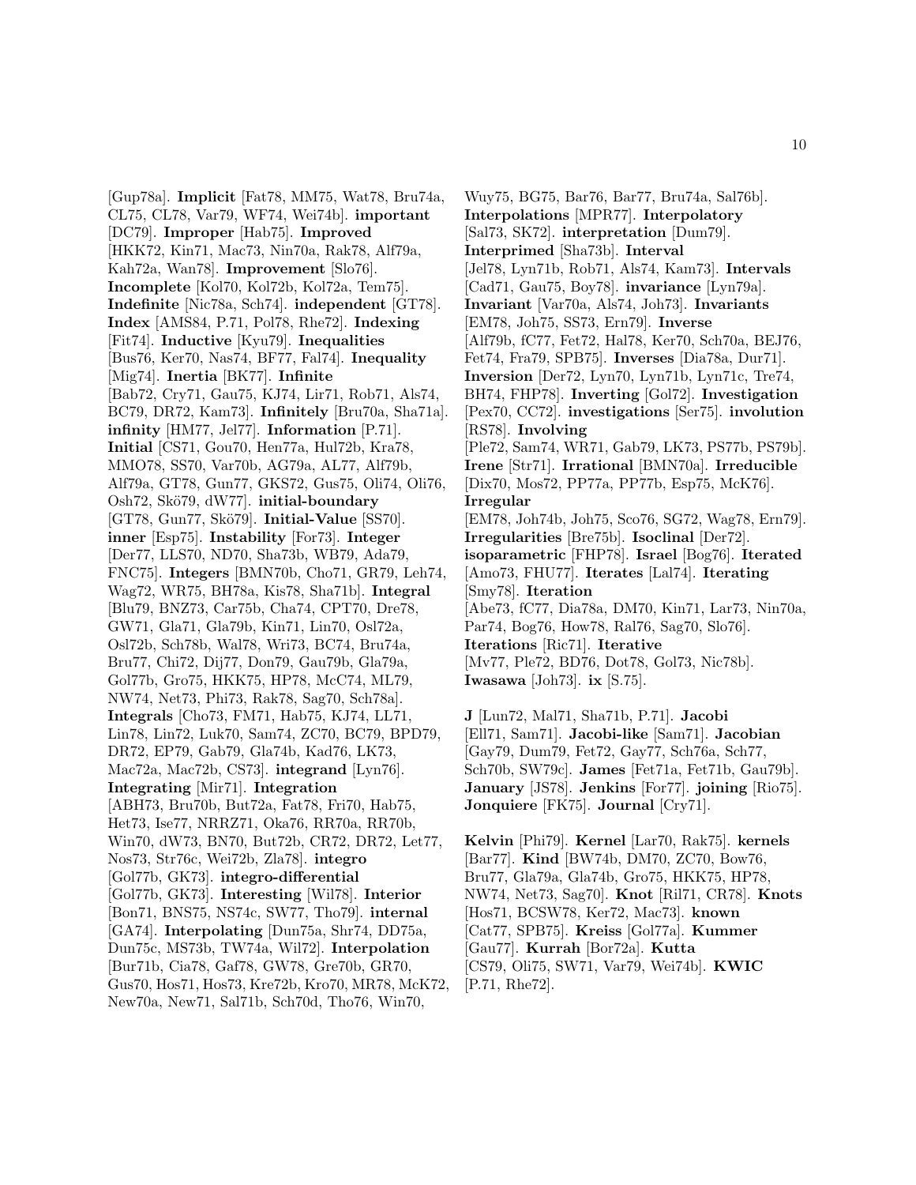[Gup78a]. **Implicit** [Fat78, MM75, Wat78, Bru74a, CL75, CL78, Var79, WF74, Wei74b]. **important** [DC79]. **Improper** [Hab75]. **Improved** [HKK72, Kin71, Mac73, Nin70a, Rak78, Alf79a, Kah72a, Wan78]. **Improvement** [Slo76]. **Incomplete** [Kol70, Kol72b, Kol72a, Tem75]. **Indefinite** [Nic78a, Sch74]. **independent** [GT78]. **Index** [AMS84, P.71, Pol78, Rhe72]. **Indexing** [Fit74]. **Inductive** [Kyu79]. **Inequalities** [Bus76, Ker70, Nas74, BF77, Fal74]. **Inequality** [Mig74]. **Inertia** [BK77]. **Infinite** [Bab72, Cry71, Gau75, KJ74, Lir71, Rob71, Als74, BC79, DR72, Kam73]. **Infinitely** [Bru70a, Sha71a]. **infinity** [HM77, Jel77]. **Information** [P.71]. **Initial** [CS71, Gou70, Hen77a, Hul72b, Kra78, MMO78, SS70, Var70b, AG79a, AL77, Alf79b, Alf79a, GT78, Gun77, GKS72, Gus75, Oli74, Oli76, Osh72, Skö79, dW77]. **initial-boundary** [GT78, Gun77, Skö79]. **Initial-Value** [SS70]. **inner** [Esp75]. **Instability** [For73]. **Integer** [Der77, LLS70, ND70, Sha73b, WB79, Ada79, FNC75]. **Integers** [BMN70b, Cho71, GR79, Leh74, Wag72, WR75, BH78a, Kis78, Sha71b]. **Integral** [Blu79, BNZ73, Car75b, Cha74, CPT70, Dre78, GW71, Gla71, Gla79b, Kin71, Lin70, Osl72a, Osl72b, Sch78b, Wal78, Wri73, BC74, Bru74a, Bru77, Chi72, Dij77, Don79, Gau79b, Gla79a, Gol77b, Gro75, HKK75, HP78, McC74, ML79, NW74, Net73, Phi73, Rak78, Sag70, Sch78a]. **Integrals** [Cho73, FM71, Hab75, KJ74, LL71, Lin78, Lin72, Luk70, Sam74, ZC70, BC79, BPD79, DR72, EP79, Gab79, Gla74b, Kad76, LK73, Mac72a, Mac72b, CS73]. **integrand** [Lyn76]. **Integrating** [Mir71]. **Integration** [ABH73, Bru70b, But72a, Fat78, Fri70, Hab75, Het73, Ise77, NRRZ71, Oka76, RR70a, RR70b, Win70, dW73, BN70, But72b, CR72, DR72, Let77, Nos73, Str76c, Wei72b, Zla78]. **integro** [Gol77b, GK73]. **integro-differential** [Gol77b, GK73]. **Interesting** [Wil78]. **Interior** [Bon71, BNS75, NS74c, SW77, Tho79]. **internal** [GA74]. **Interpolating** [Dun75a, Shr74, DD75a, Dun75c, MS73b, TW74a, Wil72]. **Interpolation** [Bur71b, Cia78, Gaf78, GW78, Gre70b, GR70, Gus70, Hos71, Hos73, Kre72b, Kro70, MR78, McK72, New70a, New71, Sal71b, Sch70d, Tho76, Win70, Wuy75, BG75, Bar76, Bar77, Bru74a, Sal76b]. **Interpolations** [MPR77]. **Interpolatory** [Sal73, SK72]. **interpretation** [Dum79]. **Interprimed** [Sha73b]. **Interval** [Jel78, Lyn71b, Rob71, Als74, Kam73]. **Intervals** [Cad71, Gau75, Boy78]. **invariance** [Lyn79a]. **Invariant** [Var70a, Als74, Joh73]. **Invariants** [EM78, Joh75, SS73, Ern79]. **Inverse** [Alf79b, fC77, Fet72, Hal78, Ker70, Sch70a, BEJ76, Fet74, Fra79, SPB75]. **Inverses** [Dia78a, Dur71]. **Inversion** [Der72, Lyn70, Lyn71b, Lyn71c, Tre74, BH74, FHP78]. **Inverting** [Gol72]. **Investigation** [Pex70, CC72]. **investigations** [Ser75]. **involution** [RS78]. **Involving** [Ple72, Sam74, WR71, Gab79, LK73, PS77b, PS79b]. **Irene** [Str71]. **Irrational** [BMN70a]. **Irreducible** [Dix70, Mos72, PP77a, PP77b, Esp75, McK76]. **Irregular** [EM78, Joh74b, Joh75, Sco76, SG72, Wag78, Ern79]. **Irregularities** [Bre75b]. **Isoclinal** [Der72]. **isoparametric** [FHP78]. **Israel** [Bog76]. **Iterated** [Amo73, FHU77]. **Iterates** [Lal74]. **Iterating** [Smy78]. **Iteration** [Abe73, fC77, Dia78a, DM70, Kin71, Lar73, Nin70a, Par74, Bog76, How78, Ral76, Sag70, Slo76]. **Iterations** [Ric71]. **Iterative** [Mv77, Ple72, BD76, Dot78, Gol73, Nic78b]. **Iwasawa** [Joh73]. **ix** [S.75].

**J** [Lun72, Mal71, Sha71b, P.71]. **Jacobi** [Ell71, Sam71]. **Jacobi-like** [Sam71]. **Jacobian** [Gay79, Dum79, Fet72, Gay77, Sch76a, Sch77, Sch70b, SW79c]. **James** [Fet71a, Fet71b, Gau79b]. **January** [JS78]. **Jenkins** [For77]. **joining** [Rio75]. **Jonquiere** [FK75]. **Journal** [Cry71].

**Kelvin** [Phi79]. **Kernel** [Lar70, Rak75]. **kernels** [Bar77]. **Kind** [BW74b, DM70, ZC70, Bow76, Bru77, Gla79a, Gla74b, Gro75, HKK75, HP78, NW74, Net73, Sag70]. **Knot** [Ril71, CR78]. **Knots** [Hos71, BCSW78, Ker72, Mac73]. **known** [Cat77, SPB75]. **Kreiss** [Gol77a]. **Kummer** [Gau77]. **Kurrah** [Bor72a]. **Kutta** [CS79, Oli75, SW71, Var79, Wei74b]. **KWIC** [P.71, Rhe72].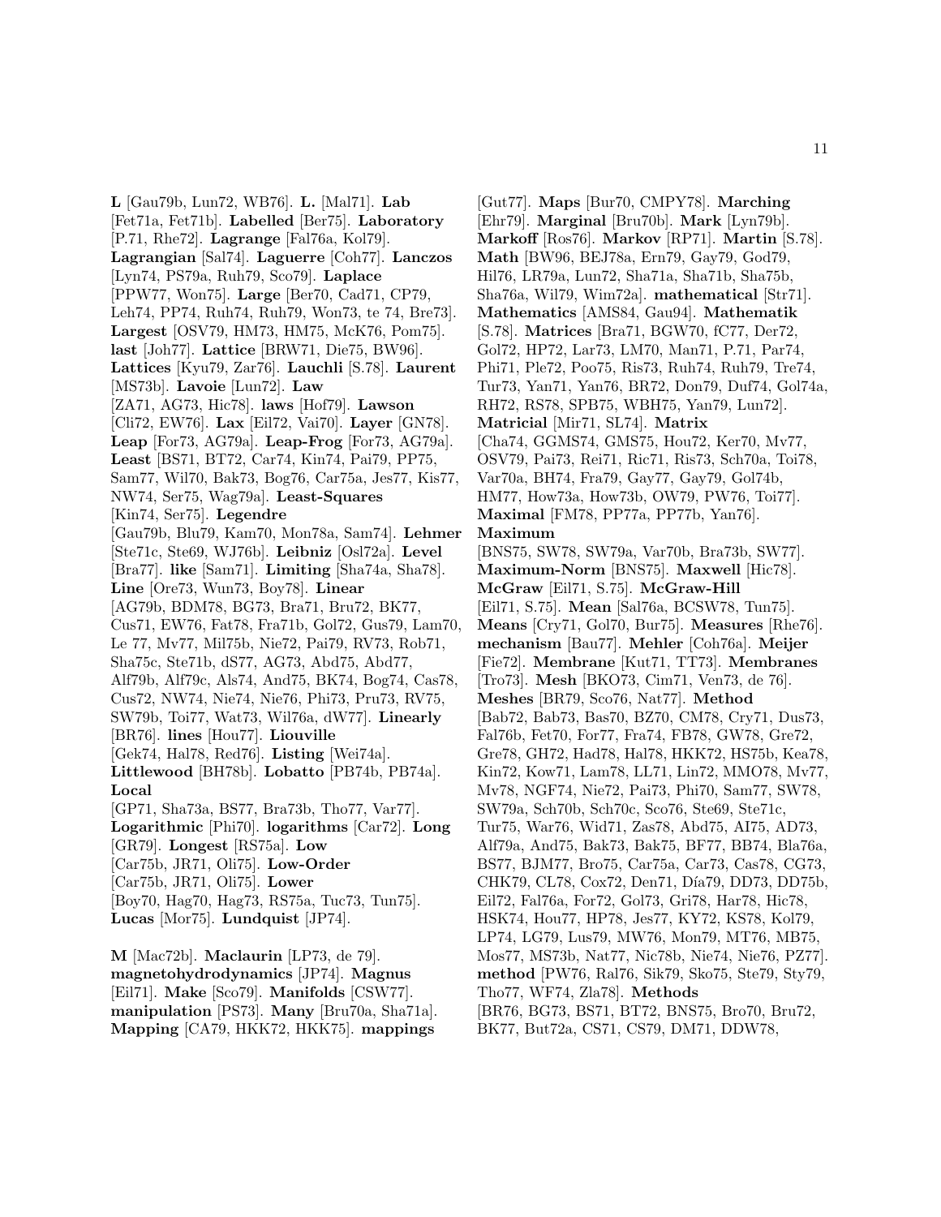**L** [Gau79b, Lun72, WB76]. **L.** [Mal71]. **Lab** [Fet71a, Fet71b]. **Labelled** [Ber75]. **Laboratory** [P.71, Rhe72]. **Lagrange** [Fal76a, Kol79]. **Lagrangian** [Sal74]. **Laguerre** [Coh77]. **Lanczos** [Lyn74, PS79a, Ruh79, Sco79]. **Laplace** [PPW77, Won75]. **Large** [Ber70, Cad71, CP79, Leh74, PP74, Ruh74, Ruh79, Won73, te 74, Bre73]. **Largest** [OSV79, HM73, HM75, McK76, Pom75]. **last** [Joh77]. **Lattice** [BRW71, Die75, BW96]. **Lattices** [Kyu79, Zar76]. **Lauchli** [S.78]. **Laurent** [MS73b]. **Lavoie** [Lun72]. **Law** [ZA71, AG73, Hic78]. **laws** [Hof79]. **Lawson** [Cli72, EW76]. **Lax** [Eil72, Vai70]. **Layer** [GN78]. **Leap** [For73, AG79a]. **Leap-Frog** [For73, AG79a]. **Least** [BS71, BT72, Car74, Kin74, Pai79, PP75, Sam77, Wil70, Bak73, Bog76, Car75a, Jes77, Kis77, NW74, Ser75, Wag79a]. **Least-Squares** [Kin74, Ser75]. **Legendre** [Gau79b, Blu79, Kam70, Mon78a, Sam74]. **Lehmer** [Ste71c, Ste69, WJ76b]. **Leibniz** [Osl72a]. **Level** [Bra77]. **like** [Sam71]. **Limiting** [Sha74a, Sha78]. **Line** [Ore73, Wun73, Boy78]. **Linear** [AG79b, BDM78, BG73, Bra71, Bru72, BK77, Cus71, EW76, Fat78, Fra71b, Gol72, Gus79, Lam70, Le 77, Mv77, Mil75b, Nie72, Pai79, RV73, Rob71, Sha75c, Ste71b, dS77, AG73, Abd75, Abd77, Alf79b, Alf79c, Als74, And75, BK74, Bog74, Cas78, Cus72, NW74, Nie74, Nie76, Phi73, Pru73, RV75, SW79b, Toi77, Wat73, Wil76a, dW77]. **Linearly** [BR76]. **lines** [Hou77]. **Liouville** [Gek74, Hal78, Red76]. **Listing** [Wei74a]. **Littlewood** [BH78b]. **Lobatto** [PB74b, PB74a]. **Local** [GP71, Sha73a, BS77, Bra73b, Tho77, Var77]. **Logarithmic** [Phi70]. **logarithms** [Car72]. **Long** [GR79]. **Longest** [RS75a]. **Low** [Car75b, JR71, Oli75]. **Low-Order** [Car75b, JR71, Oli75]. **Lower** [Boy70, Hag70, Hag73, RS75a, Tuc73, Tun75]. **Lucas** [Mor75]. **Lundquist** [JP74].

**M** [Mac72b]. **Maclaurin** [LP73, de 79]. **magnetohydrodynamics** [JP74]. **Magnus** [Eil71]. **Make** [Sco79]. **Manifolds** [CSW77]. **manipulation** [PS73]. **Many** [Bru70a, Sha71a]. **Mapping** [CA79, HKK72, HKK75]. **mappings** [Gut77]. **Maps** [Bur70, CMPY78]. **Marching** [Ehr79]. **Marginal** [Bru70b]. **Mark** [Lyn79b]. **Markoff** [Ros76]. **Markov** [RP71]. **Martin** [S.78]. **Math** [BW96, BEJ78a, Ern79, Gay79, God79, Hil76, LR79a, Lun72, Sha71a, Sha71b, Sha75b, Sha76a, Wil79, Wim72a]. **mathematical** [Str71]. **Mathematics** [AMS84, Gau94]. **Mathematik** [S.78]. **Matrices** [Bra71, BGW70, fC77, Der72, Gol72, HP72, Lar73, LM70, Man71, P.71, Par74, Phi71, Ple72, Poo75, Ris73, Ruh74, Ruh79, Tre74, Tur73, Yan71, Yan76, BR72, Don79, Duf74, Gol74a, RH72, RS78, SPB75, WBH75, Yan79, Lun72]. **Matricial** [Mir71, SL74]. **Matrix** [Cha74, GGMS74, GMS75, Hou72, Ker70, Mv77, OSV79, Pai73, Rei71, Ric71, Ris73, Sch70a, Toi78, Var70a, BH74, Fra79, Gay77, Gay79, Gol74b, HM77, How73a, How73b, OW79, PW76, Toi77]. **Maximal** [FM78, PP77a, PP77b, Yan76]. **Maximum** [BNS75, SW78, SW79a, Var70b, Bra73b, SW77]. **Maximum-Norm** [BNS75]. **Maxwell** [Hic78]. **McGraw** [Eil71, S.75]. **McGraw-Hill** [Eil71, S.75]. **Mean** [Sal76a, BCSW78, Tun75]. **Means** [Cry71, Gol70, Bur75]. **Measures** [Rhe76]. **mechanism** [Bau77]. **Mehler** [Coh76a]. **Meijer** [Fie72]. **Membrane** [Kut71, TT73]. **Membranes** [Tro73]. **Mesh** [BKO73, Cim71, Ven73, de 76]. **Meshes** [BR79, Sco76, Nat77]. **Method** [Bab72, Bab73, Bas70, BZ70, CM78, Cry71, Dus73, Fal76b, Fet70, For77, Fra74, FB78, GW78, Gre72, Gre78, GH72, Had78, Hal78, HKK72, HS75b, Kea78, Kin72, Kow71, Lam78, LL71, Lin72, MMO78, Mv77, Mv78, NGF74, Nie72, Pai73, Phi70, Sam77, SW78, SW79a, Sch70b, Sch70c, Sco76, Ste69, Ste71c, Tur75, War76, Wid71, Zas78, Abd75, AI75, AD73, Alf79a, And75, Bak73, Bak75, BF77, BB74, Bla76a, BS77, BJM77, Bro75, Car75a, Car73, Cas78, CG73, CHK79, CL78, Cox72, Den71, Día79, DD73, DD75b, Eil72, Fal76a, For72, Gol73, Gri78, Har78, Hic78, HSK74, Hou77, HP78, Jes77, KY72, KS78, Kol79, LP74, LG79, Lus79, MW76, Mon79, MT76, MB75, Mos77, MS73b, Nat77, Nic78b, Nie74, Nie76, PZ77]. **method** [PW76, Ral76, Sik79, Sko75, Ste79, Sty79, Tho77, WF74, Zla78]. **Methods** [BR76, BG73, BS71, BT72, BNS75, Bro70, Bru72, BK77, But72a, CS71, CS79, DM71, DDW78,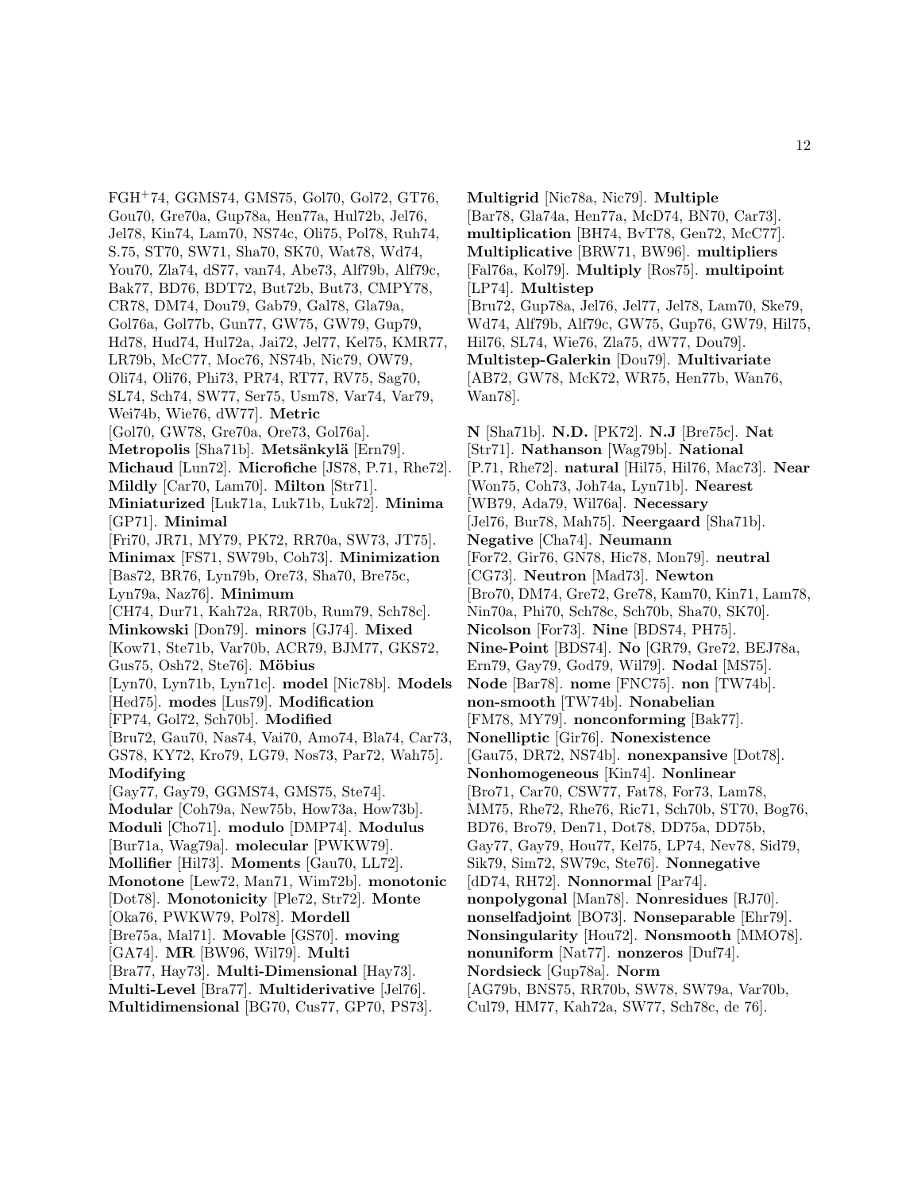FGH+74, GGMS74, GMS75, Gol70, Gol72, GT76, Gou70, Gre70a, Gup78a, Hen77a, Hul72b, Jel76, Jel78, Kin74, Lam70, NS74c, Oli75, Pol78, Ruh74, S.75, ST70, SW71, Sha70, SK70, Wat78, Wd74, You70, Zla74, dS77, van74, Abe73, Alf79b, Alf79c, Bak77, BD76, BDT72, But72b, But73, CMPY78, CR78, DM74, Dou79, Gab79, Gal78, Gla79a, Gol76a, Gol77b, Gun77, GW75, GW79, Gup79, Hd78, Hud74, Hul72a, Jai72, Jel77, Kel75, KMR77, LR79b, McC77, Moc76, NS74b, Nic79, OW79, Oli74, Oli76, Phi73, PR74, RT77, RV75, Sag70, SL74, Sch74, SW77, Ser75, Usm78, Var74, Var79, Wei74b, Wie76, dW77]. **Metric** [Gol70, GW78, Gre70a, Ore73, Gol76a]. **Metropolis** [Sha71b]. **Metsänkylä** [Ern79]. **Michaud** [Lun72]. **Microfiche** [JS78, P.71, Rhe72]. **Mildly** [Car70, Lam70]. **Milton** [Str71]. **Miniaturized** [Luk71a, Luk71b, Luk72]. **Minima** [GP71]. **Minimal** [Fri70, JR71, MY79, PK72, RR70a, SW73, JT75]. **Minimax** [FS71, SW79b, Coh73]. **Minimization** [Bas72, BR76, Lyn79b, Ore73, Sha70, Bre75c, Lyn79a, Naz76]. **Minimum** [CH74, Dur71, Kah72a, RR70b, Rum79, Sch78c]. **Minkowski** [Don79]. **minors** [GJ74]. **Mixed** [Kow71, Ste71b, Var70b, ACR79, BJM77, GKS72, Gus75, Osh72, Ste76]. **Möbius** [Lyn70, Lyn71b, Lyn71c]. **model** [Nic78b]. **Models** [Hed75]. **modes** [Lus79]. **Modification** [FP74, Gol72, Sch70b]. **Modified** [Bru72, Gau70, Nas74, Vai70, Amo74, Bla74, Car73, GS78, KY72, Kro79, LG79, Nos73, Par72, Wah75]. **Modifying** [Gay77, Gay79, GGMS74, GMS75, Ste74]. **Modular** [Coh79a, New75b, How73a, How73b]. **Moduli** [Cho71]. **modulo** [DMP74]. **Modulus** [Bur71a, Wag79a]. **molecular** [PWKW79]. **Mollifier** [Hil73]. **Moments** [Gau70, LL72]. **Monotone** [Lew72, Man71, Wim72b]. **monotonic** [Dot78]. **Monotonicity** [Ple72, Str72]. **Monte** [Oka76, PWKW79, Pol78]. **Mordell** [Bre75a, Mal71]. **Movable** [GS70]. **moving** [GA74]. **MR** [BW96, Wil79]. **Multi** [Bra77, Hay73]. **Multi-Dimensional** [Hay73]. **Multi-Level** [Bra77]. **Multiderivative** [Jel76]. **Multidimensional** [BG70, Cus77, GP70, PS73]. **Multigrid** [Nic78a, Nic79]. **Multiple** [Bar78, Gla74a, Hen77a, McD74, BN70, Car73]. **multiplication** [BH74, BvT78, Gen72, McC77]. **Multiplicative** [BRW71, BW96]. **multipliers** [Fal76a, Kol79]. **Multiply** [Ros75]. **multipoint** [LP74]. **Multistep** [Bru72, Gup78a, Jel76, Jel77, Jel78, Lam70, Ske79, Wd74, Alf79b, Alf79c, GW75, Gup76, GW79, Hil75, Hil76, SL74, Wie76, Zla75, dW77, Dou79]. **Multistep-Galerkin** [Dou79]. **Multivariate** [AB72, GW78, McK72, WR75, Hen77b, Wan76, Wan78].

**N** [Sha71b]. **N.D.** [PK72]. **N.J** [Bre75c]. **Nat** [Str71]. **Nathanson** [Wag79b]. **National** [P.71, Rhe72]. **natural** [Hil75, Hil76, Mac73]. **Near** [Won75, Coh73, Joh74a, Lyn71b]. **Nearest** [WB79, Ada79, Wil76a]. **Necessary** [Jel76, Bur78, Mah75]. **Neergaard** [Sha71b]. **Negative** [Cha74]. **Neumann** [For72, Gir76, GN78, Hic78, Mon79]. **neutral** [CG73]. **Neutron** [Mad73]. **Newton** [Bro70, DM74, Gre72, Gre78, Kam70, Kin71, Lam78, Nin70a, Phi70, Sch78c, Sch70b, Sha70, SK70]. **Nicolson** [For73]. **Nine** [BDS74, PH75]. **Nine-Point** [BDS74]. **No** [GR79, Gre72, BEJ78a, Ern79, Gay79, God79, Wil79]. **Nodal** [MS75]. **Node** [Bar78]. **nome** [FNC75]. **non** [TW74b]. **non-smooth** [TW74b]. **Nonabelian** [FM78, MY79]. **nonconforming** [Bak77]. **Nonelliptic** [Gir76]. **Nonexistence** [Gau75, DR72, NS74b]. **nonexpansive** [Dot78]. **Nonhomogeneous** [Kin74]. **Nonlinear** [Bro71, Car70, CSW77, Fat78, For73, Lam78, MM75, Rhe72, Rhe76, Ric71, Sch70b, ST70, Bog76, BD76, Bro79, Den71, Dot78, DD75a, DD75b, Gay77, Gay79, Hou77, Kel75, LP74, Nev78, Sid79, Sik79, Sim72, SW79c, Ste76]. **Nonnegative** [dD74, RH72]. **Nonnormal** [Par74]. **nonpolygonal** [Man78]. **Nonresidues** [RJ70]. **nonselfadjoint** [BO73]. **Nonseparable** [Ehr79]. **Nonsingularity** [Hou72]. **Nonsmooth** [MMO78]. **nonuniform** [Nat77]. **nonzeros** [Duf74]. **Nordsieck** [Gup78a]. **Norm** [AG79b, BNS75, RR70b, SW78, SW79a, Var70b, Cul79, HM77, Kah72a, SW77, Sch78c, de 76].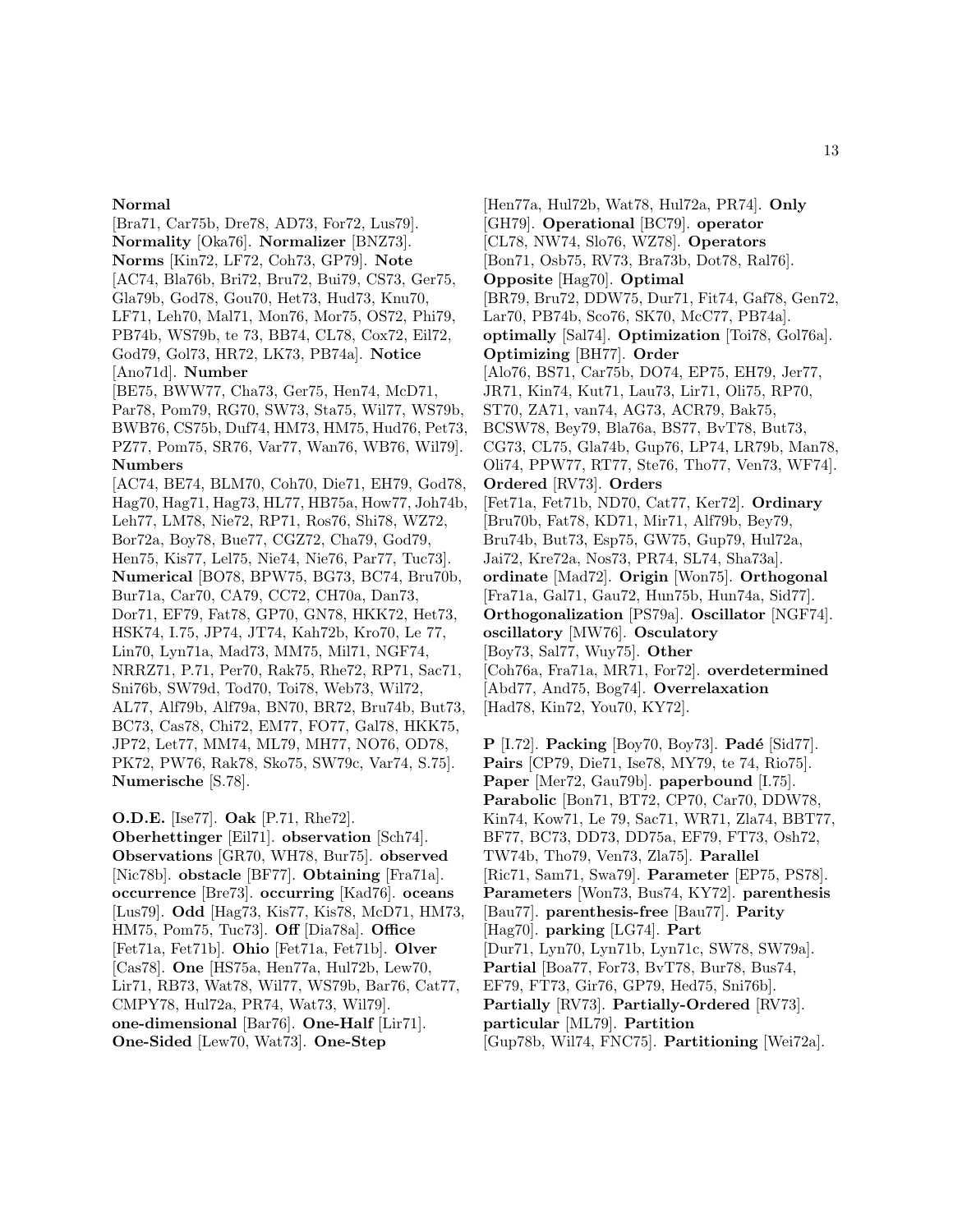**Normal** [Bra71, Car75b, Dre78, AD73, For72, Lus79]. **Normality** [Oka76]. **Normalizer** [BNZ73]. **Norms** [Kin72, LF72, Coh73, GP79]. **Note** [AC74, Bla76b, Bri72, Bru72, Bui79, CS73, Ger75, Gla79b, God78, Gou70, Het73, Hud73, Knu70, LF71, Leh70, Mal71, Mon76, Mor75, OS72, Phi79, PB74b, WS79b, te 73, BB74, CL78, Cox72, Eil72, God79, Gol73, HR72, LK73, PB74a]. **Notice** [Ano71d]. **Number** [BE75, BWW77, Cha73, Ger75, Hen74, McD71, Par78, Pom79, RG70, SW73, Sta75, Wil77, WS79b, BWB76, CS75b, Duf74, HM73, HM75, Hud76, Pet73, PZ77, Pom75, SR76, Var77, Wan76, WB76, Wil79]. **Numbers** [AC74, BE74, BLM70, Coh70, Die71, EH79, God78, Hag70, Hag71, Hag73, HL77, HB75a, How77, Joh74b, Leh77, LM78, Nie72, RP71, Ros76, Shi78, WZ72, Bor72a, Boy78, Bue77, CGZ72, Cha79, God79, Hen75, Kis77, Lel75, Nie74, Nie76, Par77, Tuc73]. **Numerical** [BO78, BPW75, BG73, BC74, Bru70b, Bur71a, Car70, CA79, CC72, CH70a, Dan73, Dor71, EF79, Fat78, GP70, GN78, HKK72, Het73, HSK74, I.75, JP74, JT74, Kah72b, Kro70, Le 77, Lin70, Lyn71a, Mad73, MM75, Mil71, NGF74, NRRZ71, P.71, Per70, Rak75, Rhe72, RP71, Sac71, Sni76b, SW79d, Tod70, Toi78, Web73, Wil72, AL77, Alf79b, Alf79a, BN70, BR72, Bru74b, But73, BC73, Cas78, Chi72, EM77, FO77, Gal78, HKK75, JP72, Let77, MM74, ML79, MH77, NO76, OD78, PK72, PW76, Rak78, Sko75, SW79c, Var74, S.75]. **Numerische** [S.78].

**O.D.E.** [Ise77]. **Oak** [P.71, Rhe72]. **Oberhettinger** [Eil71]. **observation** [Sch74]. **Observations** [GR70, WH78, Bur75]. **observed** [Nic78b]. **obstacle** [BF77]. **Obtaining** [Fra71a]. **occurrence** [Bre73]. **occurring** [Kad76]. **oceans** [Lus79]. **Odd** [Hag73, Kis77, Kis78, McD71, HM73, HM75, Pom75, Tuc73]. **Off** [Dia78a]. **Office** [Fet71a, Fet71b]. **Ohio** [Fet71a, Fet71b]. **Olver** [Cas78]. **One** [HS75a, Hen77a, Hul72b, Lew70, Lir71, RB73, Wat78, Wil77, WS79b, Bar76, Cat77, CMPY78, Hul72a, PR74, Wat73, Wil79]. **one-dimensional** [Bar76]. **One-Half** [Lir71]. **One-Sided** [Lew70, Wat73]. **One-Step** [Hen77a, Hul72b, Wat78, Hul72a, PR74]. **Only** [GH79]. **Operational** [BC79]. **operator** [CL78, NW74, Slo76, WZ78]. **Operators** [Bon71, Osb75, RV73, Bra73b, Dot78, Ral76]. **Opposite** [Hag70]. **Optimal** [BR79, Bru72, DDW75, Dur71, Fit74, Gaf78, Gen72, Lar70, PB74b, Sco76, SK70, McC77, PB74a]. **optimally** [Sal74]. **Optimization** [Toi78, Gol76a]. **Optimizing** [BH77]. **Order** [Alo76, BS71, Car75b, DO74, EP75, EH79, Jer77, JR71, Kin74, Kut71, Lau73, Lir71, Oli75, RP70, ST70, ZA71, van74, AG73, ACR79, Bak75, BCSW78, Bey79, Bla76a, BS77, BvT78, But73, CG73, CL75, Gla74b, Gup76, LP74, LR79b, Man78, Oli74, PPW77, RT77, Ste76, Tho77, Ven73, WF74]. **Ordered** [RV73]. **Orders** [Fet71a, Fet71b, ND70, Cat77, Ker72]. **Ordinary** [Bru70b, Fat78, KD71, Mir71, Alf79b, Bey79, Bru74b, But73, Esp75, GW75, Gup79, Hul72a, Jai72, Kre72a, Nos73, PR74, SL74, Sha73a]. **ordinate** [Mad72]. **Origin** [Won75]. **Orthogonal** [Fra71a, Gal71, Gau72, Hun75b, Hun74a, Sid77]. **Orthogonalization** [PS79a]. **Oscillator** [NGF74]. **oscillatory** [MW76]. **Osculatory** [Boy73, Sal77, Wuy75]. **Other** [Coh76a, Fra71a, MR71, For72]. **overdetermined** [Abd77, And75, Bog74]. **Overrelaxation** [Had78, Kin72, You70, KY72].

**P** [I.72]. **Packing** [Boy70, Boy73]. **Padé** [Sid77]. **Pairs** [CP79, Die71, Ise78, MY79, te 74, Rio75]. **Paper** [Mer72, Gau79b]. **paperbound** [I.75]. **Parabolic** [Bon71, BT72, CP70, Car70, DDW78, Kin74, Kow71, Le 79, Sac71, WR71, Zla74, BBT77, BF77, BC73, DD73, DD75a, EF79, FT73, Osh72, TW74b, Tho79, Ven73, Zla75]. **Parallel** [Ric71, Sam71, Swa79]. **Parameter** [EP75, PS78]. **Parameters** [Won73, Bus74, KY72]. **parenthesis** [Bau77]. **parenthesis-free** [Bau77]. **Parity** [Hag70]. **parking** [LG74]. **Part** [Dur71, Lyn70, Lyn71b, Lyn71c, SW78, SW79a]. **Partial** [Boa77, For73, BvT78, Bur78, Bus74, EF79, FT73, Gir76, GP79, Hed75, Sni76b]. **Partially** [RV73]. **Partially-Ordered** [RV73]. **particular** [ML79]. **Partition** [Gup78b, Wil74, FNC75]. **Partitioning** [Wei72a].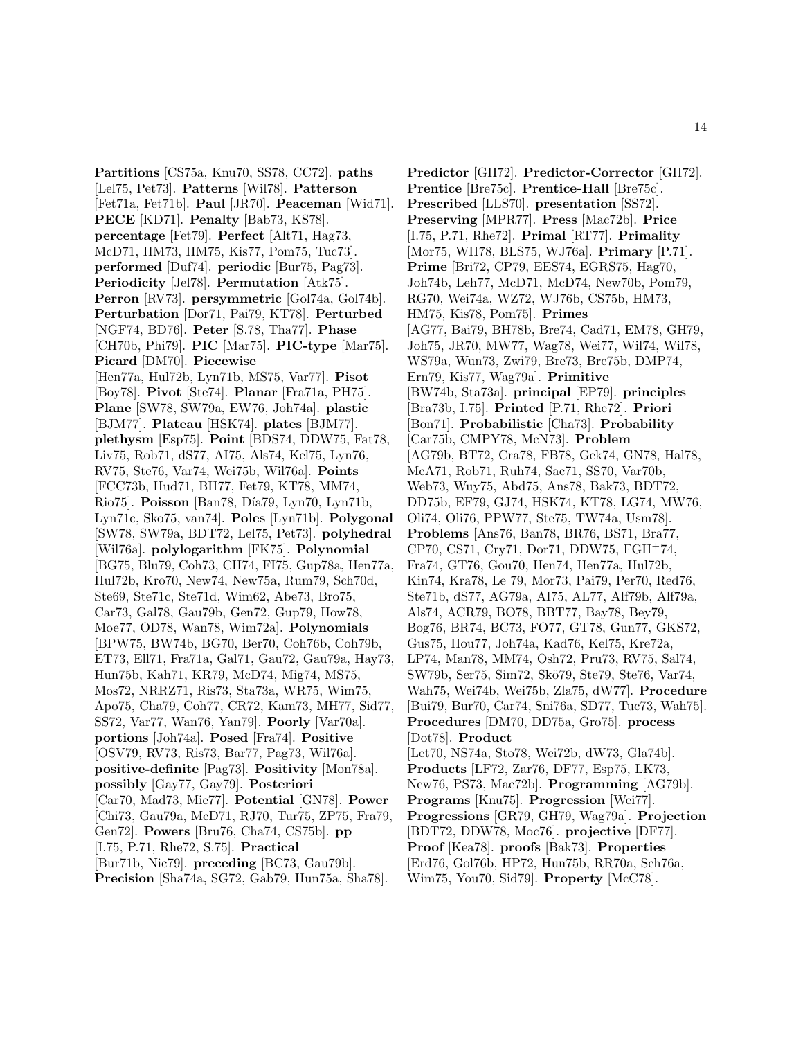**Partitions** [CS75a, Knu70, SS78, CC72]. **paths** [Lel75, Pet73]. **Patterns** [Wil78]. **Patterson** [Fet71a, Fet71b]. **Paul** [JR70]. **Peaceman** [Wid71]. **PECE** [KD71]. **Penalty** [Bab73, KS78]. **percentage** [Fet79]. **Perfect** [Alt71, Hag73, McD71, HM73, HM75, Kis77, Pom75, Tuc73]. **performed** [Duf74]. **periodic** [Bur75, Pag73]. **Periodicity** [Jel78]. **Permutation** [Atk75]. **Perron** [RV73]. **persymmetric** [Gol74a, Gol74b]. **Perturbation** [Dor71, Pai79, KT78]. **Perturbed** [NGF74, BD76]. **Peter** [S.78, Tha77]. **Phase** [CH70b, Phi79]. **PIC** [Mar75]. **PIC-type** [Mar75]. **Picard** [DM70]. **Piecewise** [Hen77a, Hul72b, Lyn71b, MS75, Var77]. **Pisot** [Boy78]. **Pivot** [Ste74]. **Planar** [Fra71a, PH75]. **Plane** [SW78, SW79a, EW76, Joh74a]. **plastic** [BJM77]. **Plateau** [HSK74]. **plates** [BJM77]. **plethysm** [Esp75]. **Point** [BDS74, DDW75, Fat78, Liv75, Rob71, dS77, AI75, Als74, Kel75, Lyn76, RV75, Ste76, Var74, Wei75b, Wil76a]. **Points** [FCC73b, Hud71, BH77, Fet79, KT78, MM74, Rio75]. **Poisson** [Ban78, Día79, Lyn70, Lyn71b, Lyn71c, Sko75, van74]. **Poles** [Lyn71b]. **Polygonal** [SW78, SW79a, BDT72, Lel75, Pet73]. **polyhedral** [Wil76a]. **polylogarithm** [FK75]. **Polynomial** [BG75, Blu79, Coh73, CH74, FI75, Gup78a, Hen77a, Hul72b, Kro70, New74, New75a, Rum79, Sch70d, Ste69, Ste71c, Ste71d, Wim62, Abe73, Bro75, Car73, Gal78, Gau79b, Gen72, Gup79, How78, Moe77, OD78, Wan78, Wim72a]. **Polynomials** [BPW75, BW74b, BG70, Ber70, Coh76b, Coh79b, ET73, Ell71, Fra71a, Gal71, Gau72, Gau79a, Hay73, Hun75b, Kah71, KR79, McD74, Mig74, MS75, Mos72, NRRZ71, Ris73, Sta73a, WR75, Wim75, Apo75, Cha79, Coh77, CR72, Kam73, MH77, Sid77, SS72, Var77, Wan76, Yan79]. **Poorly** [Var70a]. **portions** [Joh74a]. **Posed** [Fra74]. **Positive** [OSV79, RV73, Ris73, Bar77, Pag73, Wil76a]. **positive-definite** [Pag73]. **Positivity** [Mon78a]. **possibly** [Gay77, Gay79]. **Posteriori** [Car70, Mad73, Mie77]. **Potential** [GN78]. **Power** [Chi73, Gau79a, McD71, RJ70, Tur75, ZP75, Fra79, Gen72]. **Powers** [Bru76, Cha74, CS75b]. **pp** [I.75, P.71, Rhe72, S.75]. **Practical** [Bur71b, Nic79]. **preceding** [BC73, Gau79b]. **Precision** [Sha74a, SG72, Gab79, Hun75a, Sha78].

**Predictor** [GH72]. **Predictor-Corrector** [GH72]. **Prentice** [Bre75c]. **Prentice-Hall** [Bre75c]. **Prescribed** [LLS70]. **presentation** [SS72]. **Preserving** [MPR77]. **Press** [Mac72b]. **Price** [I.75, P.71, Rhe72]. **Primal** [RT77]. **Primality** [Mor75, WH78, BLS75, WJ76a]. **Primary** [P.71]. **Prime** [Bri72, CP79, EES74, EGRS75, Hag70, Joh74b, Leh77, McD71, McD74, New70b, Pom79, RG70, Wei74a, WZ72, WJ76b, CS75b, HM73, HM75, Kis78, Pom75]. **Primes** [AG77, Bai79, BH78b, Bre74, Cad71, EM78, GH79, Joh75, JR70, MW77, Wag78, Wei77, Wil74, Wil78, WS79a, Wun73, Zwi79, Bre73, Bre75b, DMP74, Ern79, Kis77, Wag79a]. **Primitive** [BW74b, Sta73a]. **principal** [EP79]. **principles** [Bra73b, I.75]. **Printed** [P.71, Rhe72]. **Priori** [Bon71]. **Probabilistic** [Cha73]. **Probability** [Car75b, CMPY78, McN73]. **Problem** [AG79b, BT72, Cra78, FB78, Gek74, GN78, Hal78, McA71, Rob71, Ruh74, Sac71, SS70, Var70b, Web73, Wuy75, Abd75, Ans78, Bak73, BDT72, DD75b, EF79, GJ74, HSK74, KT78, LG74, MW76, Oli74, Oli76, PPW77, Ste75, TW74a, Usm78]. **Problems** [Ans76, Ban78, BR76, BS71, Bra77, CP70, CS71, Cry71, Dor71, DDW75, FGH+74, Fra74, GT76, Gou70, Hen74, Hen77a, Hul72b, Kin74, Kra78, Le 79, Mor73, Pai79, Per70, Red76, Ste71b, dS77, AG79a, AI75, AL77, Alf79b, Alf79a, Als74, ACR79, BO78, BBT77, Bay78, Bey79, Bog76, BR74, BC73, FO77, GT78, Gun77, GKS72, Gus75, Hou77, Joh74a, Kad76, Kel75, Kre72a, LP74, Man78, MM74, Osh72, Pru73, RV75, Sal74, SW79b, Ser75, Sim72, Skö79, Ste79, Ste76, Var74, Wah75, Wei74b, Wei75b, Zla75, dW77]. **Procedure** [Bui79, Bur70, Car74, Sni76a, SD77, Tuc73, Wah75]. **Procedures** [DM70, DD75a, Gro75]. **process** [Dot78]. **Product** [Let70, NS74a, Sto78, Wei72b, dW73, Gla74b]. **Products** [LF72, Zar76, DF77, Esp75, LK73, New76, PS73, Mac72b]. **Programming** [AG79b]. **Programs** [Knu75]. **Progression** [Wei77]. **Progressions** [GR79, GH79, Wag79a]. **Projection** [BDT72, DDW78, Moc76]. **projective** [DF77]. **Proof** [Kea78]. **proofs** [Bak73]. **Properties** [Erd76, Gol76b, HP72, Hun75b, RR70a, Sch76a, Wim75, You70, Sid79]. **Property** [McC78].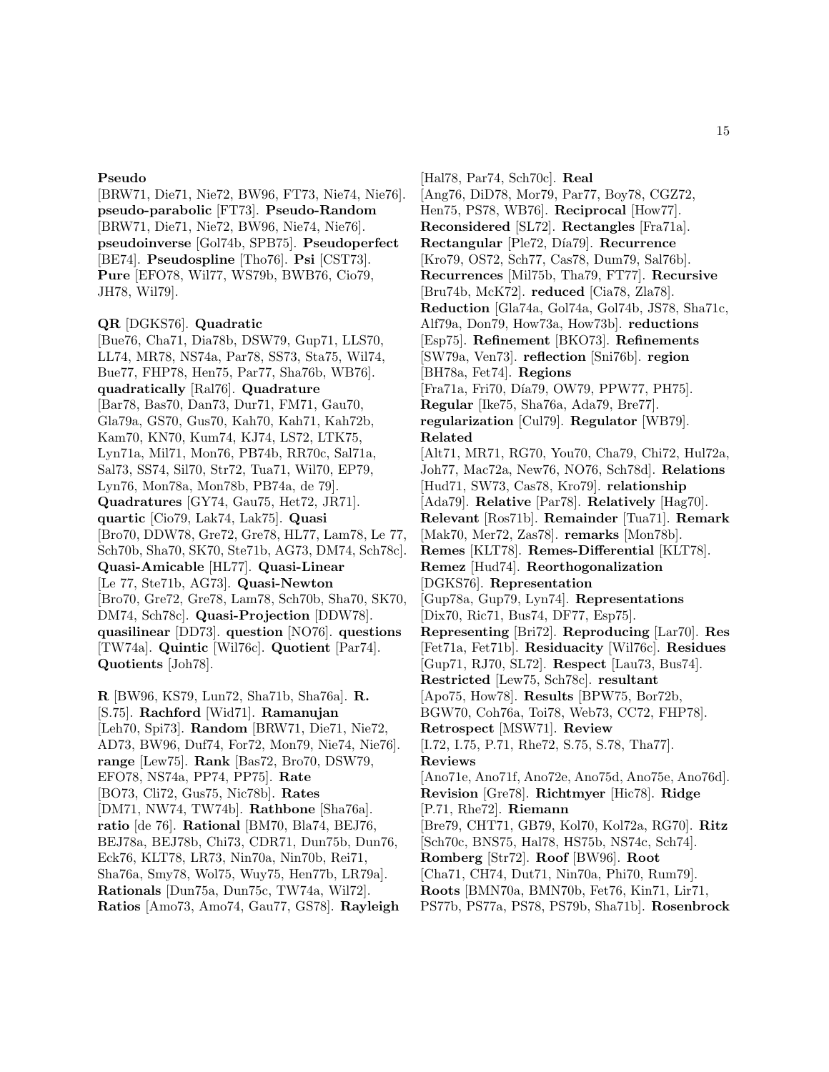**Pseudo** [BRW71, Die71, Nie72, BW96, FT73, Nie74, Nie76]. **pseudo-parabolic** [FT73]. **Pseudo-Random** [BRW71, Die71, Nie72, BW96, Nie74, Nie76]. **pseudoinverse** [Gol74b, SPB75]. **Pseudoperfect** [BE74]. **Pseudospline** [Tho76]. **Psi** [CST73]. **Pure** [EFO78, Wil77, WS79b, BWB76, Cio79, JH78, Wil79].

**QR** [DGKS76]. **Quadratic** [Bue76, Cha71, Dia78b, DSW79, Gup71, LLS70, LL74, MR78, NS74a, Par78, SS73, Sta75, Wil74, Bue77, FHP78, Hen75, Par77, Sha76b, WB76]. **quadratically** [Ral76]. **Quadrature** [Bar78, Bas70, Dan73, Dur71, FM71, Gau70, Gla79a, GS70, Gus70, Kah70, Kah71, Kah72b, Kam70, KN70, Kum74, KJ74, LS72, LTK75, Lyn71a, Mil71, Mon76, PB74b, RR70c, Sal71a, Sal73, SS74, Sil70, Str72, Tua71, Wil70, EP79, Lyn76, Mon78a, Mon78b, PB74a, de 79]. **Quadratures** [GY74, Gau75, Het72, JR71]. **quartic** [Cio79, Lak74, Lak75]. **Quasi** [Bro70, DDW78, Gre72, Gre78, HL77, Lam78, Le 77, Sch70b, Sha70, SK70, Ste71b, AG73, DM74, Sch78c]. **Quasi-Amicable** [HL77]. **Quasi-Linear** [Le 77, Ste71b, AG73]. **Quasi-Newton** [Bro70, Gre72, Gre78, Lam78, Sch70b, Sha70, SK70, DM74, Sch78c]. **Quasi-Projection** [DDW78]. **quasilinear** [DD73]. **question** [NO76]. **questions** [TW74a]. **Quintic** [Wil76c]. **Quotient** [Par74]. **Quotients** [Joh78].

**R** [BW96, KS79, Lun72, Sha71b, Sha76a]. **R.** [S.75]. **Rachford** [Wid71]. **Ramanujan** [Leh70, Spi73]. **Random** [BRW71, Die71, Nie72, AD73, BW96, Duf74, For72, Mon79, Nie74, Nie76]. **range** [Lew75]. **Rank** [Bas72, Bro70, DSW79, EFO78, NS74a, PP74, PP75]. **Rate** [BO73, Cli72, Gus75, Nic78b]. **Rates** [DM71, NW74, TW74b]. **Rathbone** [Sha76a]. **ratio** [de 76]. **Rational** [BM70, Bla74, BEJ76, BEJ78a, BEJ78b, Chi73, CDR71, Dun75b, Dun76, Eck76, KLT78, LR73, Nin70a, Nin70b, Rei71, Sha76a, Smy78, Wol75, Wuy75, Hen77b, LR79a]. **Rationals** [Dun75a, Dun75c, TW74a, Wil72]. **Ratios** [Amo73, Amo74, Gau77, GS78]. **Rayleigh** [Hal78, Par74, Sch70c]. **Real** [Ang76, DiD78, Mor79, Par77, Boy78, CGZ72, Hen75, PS78, WB76]. **Reciprocal** [How77]. **Reconsidered** [SL72]. **Rectangles** [Fra71a]. **Rectangular** [Ple72, Día79]. **Recurrence** [Kro79, OS72, Sch77, Cas78, Dum79, Sal76b]. **Recurrences** [Mil75b, Tha79, FT77]. **Recursive** [Bru74b, McK72]. **reduced** [Cia78, Zla78]. **Reduction** [Gla74a, Gol74a, Gol74b, JS78, Sha71c, Alf79a, Don79, How73a, How73b]. **reductions** [Esp75]. **Refinement** [BKO73]. **Refinements** [SW79a, Ven73]. **reflection** [Sni76b]. **region** [BH78a, Fet74]. **Regions** [Fra71a, Fri70, Día79, OW79, PPW77, PH75]. **Regular** [Ike75, Sha76a, Ada79, Bre77]. **regularization** [Cul79]. **Regulator** [WB79]. **Related** [Alt71, MR71, RG70, You70, Cha79, Chi72, Hul72a, Joh77, Mac72a, New76, NO76, Sch78d]. **Relations** [Hud71, SW73, Cas78, Kro79]. **relationship** [Ada79]. **Relative** [Par78]. **Relatively** [Hag70]. **Relevant** [Ros71b]. **Remainder** [Tua71]. **Remark** [Mak70, Mer72, Zas78]. **remarks** [Mon78b]. **Remes** [KLT78]. **Remes-Differential** [KLT78]. **Remez** [Hud74]. **Reorthogonalization** [DGKS76]. **Representation** [Gup78a, Gup79, Lyn74]. **Representations** [Dix70, Ric71, Bus74, DF77, Esp75]. **Representing** [Bri72]. **Reproducing** [Lar70]. **Res** [Fet71a, Fet71b]. **Residuacity** [Wil76c]. **Residues** [Gup71, RJ70, SL72]. **Respect** [Lau73, Bus74]. **Restricted** [Lew75, Sch78c]. **resultant** [Apo75, How78]. **Results** [BPW75, Bor72b, BGW70, Coh76a, Toi78, Web73, CC72, FHP78]. **Retrospect** [MSW71]. **Review** [I.72, I.75, P.71, Rhe72, S.75, S.78, Tha77]. **Reviews** [Ano71e, Ano71f, Ano72e, Ano75d, Ano75e, Ano76d]. **Revision** [Gre78]. **Richtmyer** [Hic78]. **Ridge** [P.71, Rhe72]. **Riemann** [Bre79, CHT71, GB79, Kol70, Kol72a, RG70]. **Ritz** [Sch70c, BNS75, Hal78, HS75b, NS74c, Sch74]. **Romberg** [Str72]. **Roof** [BW96]. **Root** [Cha71, CH74, Dut71, Nin70a, Phi70, Rum79]. **Roots** [BMN70a, BMN70b, Fet76, Kin71, Lir71, PS77b, PS77a, PS78, PS79b, Sha71b]. **Rosenbrock**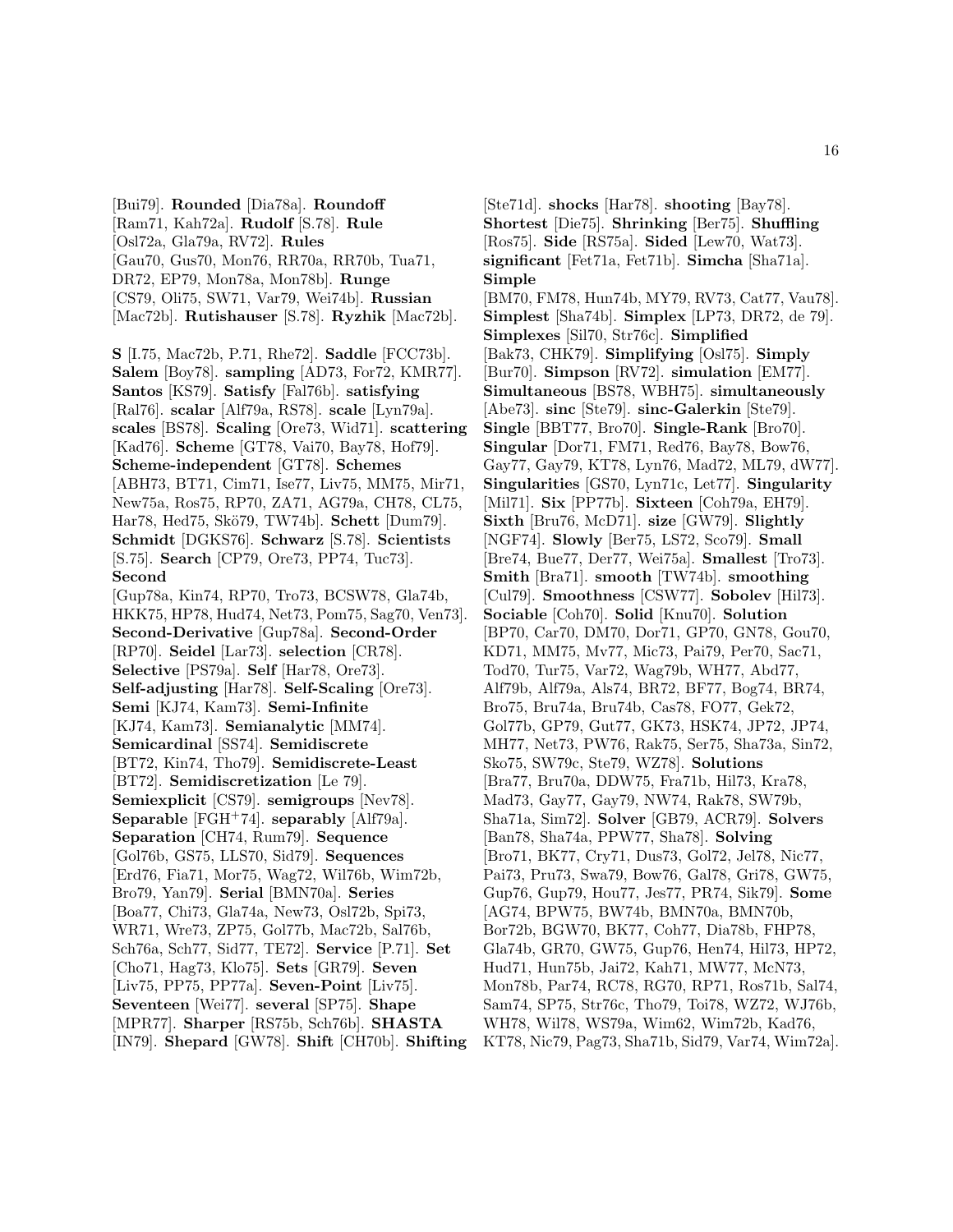[Bui79]. **Rounded** [Dia78a]. **Roundoff** [Ram71, Kah72a]. **Rudolf** [S.78]. **Rule** [Osl72a, Gla79a, RV72]. **Rules** [Gau70, Gus70, Mon76, RR70a, RR70b, Tua71, DR72, EP79, Mon78a, Mon78b]. **Runge** [CS79, Oli75, SW71, Var79, Wei74b]. **Russian** [Mac72b]. **Rutishauser** [S.78]. **Ryzhik** [Mac72b].

**S** [I.75, Mac72b, P.71, Rhe72]. **Saddle** [FCC73b]. **Salem** [Boy78]. **sampling** [AD73, For72, KMR77]. **Santos** [KS79]. **Satisfy** [Fal76b]. **satisfying** [Ral76]. **scalar** [Alf79a, RS78]. **scale** [Lyn79a]. **scales** [BS78]. **Scaling** [Ore73, Wid71]. **scattering** [Kad76]. **Scheme** [GT78, Vai70, Bay78, Hof79]. **Scheme-independent** [GT78]. **Schemes** [ABH73, BT71, Cim71, Ise77, Liv75, MM75, Mir71, New75a, Ros75, RP70, ZA71, AG79a, CH78, CL75, Har78, Hed75, Skö79, TW74b]. **Schett** [Dum79]. **Schmidt** [DGKS76]. **Schwarz** [S.78]. **Scientists** [S.75]. **Search** [CP79, Ore73, PP74, Tuc73]. **Second** [Gup78a, Kin74, RP70, Tro73, BCSW78, Gla74b, HKK75, HP78, Hud74, Net73, Pom75, Sag70, Ven73]. **Second-Derivative** [Gup78a]. **Second-Order** [RP70]. **Seidel** [Lar73]. **selection** [CR78]. **Selective** [PS79a]. **Self** [Har78, Ore73]. **Self-adjusting** [Har78]. **Self-Scaling** [Ore73]. **Semi** [KJ74, Kam73]. **Semi-Infinite** [KJ74, Kam73]. **Semianalytic** [MM74]. **Semicardinal** [SS74]. **Semidiscrete** [BT72, Kin74, Tho79]. **Semidiscrete-Least** [BT72]. **Semidiscretization** [Le 79]. **Semiexplicit** [CS79]. **semigroups** [Nev78]. **Separable** [FGH+74]. **separably** [Alf79a]. **Separation** [CH74, Rum79]. **Sequence** [Gol76b, GS75, LLS70, Sid79]. **Sequences** [Erd76, Fia71, Mor75, Wag72, Wil76b, Wim72b, Bro79, Yan79]. **Serial** [BMN70a]. **Series** [Boa77, Chi73, Gla74a, New73, Osl72b, Spi73, WR71, Wre73, ZP75, Gol77b, Mac72b, Sal76b, Sch76a, Sch77, Sid77, TE72]. **Service** [P.71]. **Set** [Cho71, Hag73, Klo75]. **Sets** [GR79]. **Seven** [Liv75, PP75, PP77a]. **Seven-Point** [Liv75]. **Seventeen** [Wei77]. **several** [SP75]. **Shape** [MPR77]. **Sharper** [RS75b, Sch76b]. **SHASTA** [IN79]. **Shepard** [GW78]. **Shift** [CH70b]. **Shifting** [Ste71d]. **shocks** [Har78]. **shooting** [Bay78]. **Shortest** [Die75]. **Shrinking** [Ber75]. **Shuffling** [Ros75]. **Side** [RS75a]. **Sided** [Lew70, Wat73]. **significant** [Fet71a, Fet71b]. **Simcha** [Sha71a]. **Simple** [BM70, FM78, Hun74b, MY79, RV73, Cat77, Vau78]. **Simplest** [Sha74b]. **Simplex** [LP73, DR72, de 79]. **Simplexes** [Sil70, Str76c]. **Simplified** [Bak73, CHK79]. **Simplifying** [Osl75]. **Simply** [Bur70]. **Simpson** [RV72]. **simulation** [EM77]. **Simultaneous** [BS78, WBH75]. **simultaneously** [Abe73]. **sinc** [Ste79]. **sinc-Galerkin** [Ste79]. **Single** [BBT77, Bro70]. **Single-Rank** [Bro70]. **Singular** [Dor71, FM71, Red76, Bay78, Bow76, Gay77, Gay79, KT78, Lyn76, Mad72, ML79, dW77]. **Singularities** [GS70, Lyn71c, Let77]. **Singularity** [Mil71]. **Six** [PP77b]. **Sixteen** [Coh79a, EH79]. **Sixth** [Bru76, McD71]. **size** [GW79]. **Slightly** [NGF74]. **Slowly** [Ber75, LS72, Sco79]. **Small** [Bre74, Bue77, Der77, Wei75a]. **Smallest** [Tro73]. **Smith** [Bra71]. **smooth** [TW74b]. **smoothing** [Cul79]. **Smoothness** [CSW77]. **Sobolev** [Hil73]. **Sociable** [Coh70]. **Solid** [Knu70]. **Solution** [BP70, Car70, DM70, Dor71, GP70, GN78, Gou70, KD71, MM75, Mv77, Mic73, Pai79, Per70, Sac71, Tod70, Tur75, Var72, Wag79b, WH77, Abd77, Alf79b, Alf79a, Als74, BR72, BF77, Bog74, BR74, Bro75, Bru74a, Bru74b, Cas78, FO77, Gek72, Gol77b, GP79, Gut77, GK73, HSK74, JP72, JP74, MH77, Net73, PW76, Rak75, Ser75, Sha73a, Sin72, Sko75, SW79c, Ste79, WZ78]. **Solutions** [Bra77, Bru70a, DDW75, Fra71b, Hil73, Kra78, Mad73, Gay77, Gay79, NW74, Rak78, SW79b, Sha71a, Sim72]. **Solver** [GB79, ACR79]. **Solvers** [Ban78, Sha74a, PPW77, Sha78]. **Solving** [Bro71, BK77, Cry71, Dus73, Gol72, Jel78, Nic77, Pai73, Pru73, Swa79, Bow76, Gal78, Gri78, GW75, Gup76, Gup79, Hou77, Jes77, PR74, Sik79]. **Some** [AG74, BPW75, BW74b, BMN70a, BMN70b, Bor72b, BGW70, BK77, Coh77, Dia78b, FHP78, Gla74b, GR70, GW75, Gup76, Hen74, Hil73, HP72, Hud71, Hun75b, Jai72, Kah71, MW77, McN73, Mon78b, Par74, RC78, RG70, RP71, Ros71b, Sal74, Sam74, SP75, Str76c, Tho79, Toi78, WZ72, WJ76b, WH78, Wil78, WS79a, Wim62, Wim72b, Kad76, KT78, Nic79, Pag73, Sha71b, Sid79, Var74, Wim72a].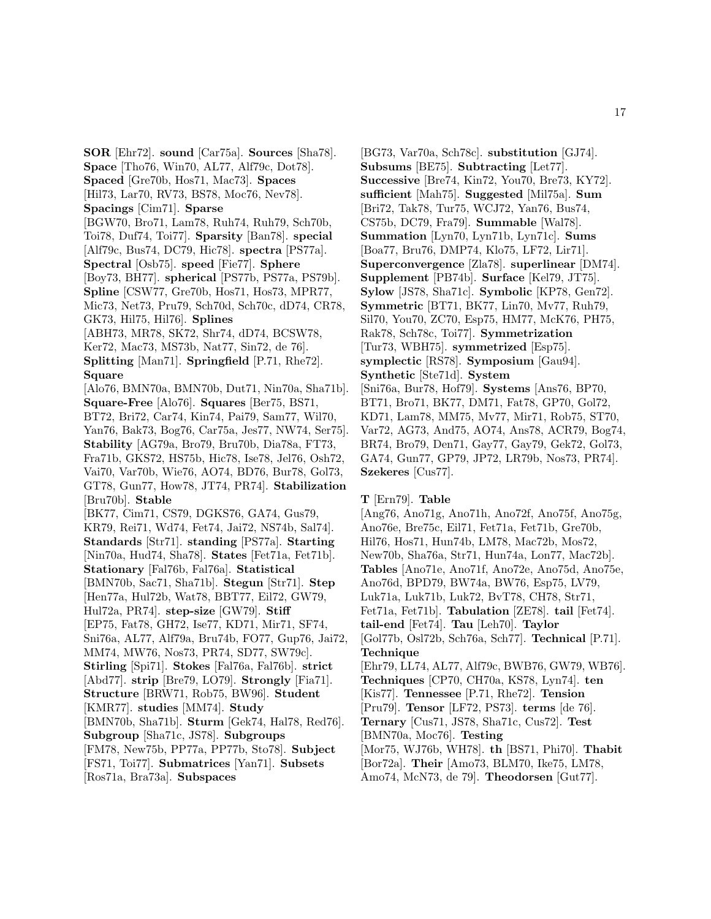**SOR** [Ehr72]. **sound** [Car75a]. **Sources** [Sha78]. **Space** [Tho76, Win70, AL77, Alf79c, Dot78]. **Spaced** [Gre70b, Hos71, Mac73]. **Spaces** [Hil73, Lar70, RV73, BS78, Moc76, Nev78]. **Spacings** [Cim71]. **Sparse** [BGW70, Bro71, Lam78, Ruh74, Ruh79, Sch70b, Toi78, Duf74, Toi77]. **Sparsity** [Ban78]. **special** [Alf79c, Bus74, DC79, Hic78]. **spectra** [PS77a]. **Spectral** [Osb75]. **speed** [Fie77]. **Sphere** [Boy73, BH77]. **spherical** [PS77b, PS77a, PS79b]. **Spline** [CSW77, Gre70b, Hos71, Hos73, MPR77, Mic73, Net73, Pru79, Sch70d, Sch70c, dD74, CR78, GK73, Hil75, Hil76]. **Splines** [ABH73, MR78, SK72, Shr74, dD74, BCSW78, Ker72, Mac73, MS73b, Nat77, Sin72, de 76]. **Splitting** [Man71]. **Springfield** [P.71, Rhe72]. **Square** [Alo76, BMN70a, BMN70b, Dut71, Nin70a, Sha71b]. **Square-Free** [Alo76]. **Squares** [Ber75, BS71, BT72, Bri72, Car74, Kin74, Pai79, Sam77, Wil70, Yan76, Bak73, Bog76, Car75a, Jes77, NW74, Ser75]. **Stability** [AG79a, Bro79, Bru70b, Dia78a, FT73, Fra71b, GKS72, HS75b, Hic78, Ise78, Jel76, Osh72, Vai70, Var70b, Wie76, AO74, BD76, Bur78, Gol73, GT78, Gun77, How78, JT74, PR74]. **Stabilization** [Bru70b]. **Stable** [BK77, Cim71, CS79, DGKS76, GA74, Gus79, KR79, Rei71, Wd74, Fet74, Jai72, NS74b, Sal74]. **Standards** [Str71]. **standing** [PS77a]. **Starting** [Nin70a, Hud74, Sha78]. **States** [Fet71a, Fet71b]. **Stationary** [Fal76b, Fal76a]. **Statistical** [BMN70b, Sac71, Sha71b]. **Stegun** [Str71]. **Step** [Hen77a, Hul72b, Wat78, BBT77, Eil72, GW79, Hul72a, PR74]. **step-size** [GW79]. **Stiff** [EP75, Fat78, GH72, Ise77, KD71, Mir71, SF74, Sni76a, AL77, Alf79a, Bru74b, FO77, Gup76, Jai72, MM74, MW76, Nos73, PR74, SD77, SW79c]. **Stirling** [Spi71]. **Stokes** [Fal76a, Fal76b]. **strict** [Abd77]. **strip** [Bre79, LO79]. **Strongly** [Fia71]. **Structure** [BRW71, Rob75, BW96]. **Student** [KMR77]. **studies** [MM74]. **Study** [BMN70b, Sha71b]. **Sturm** [Gek74, Hal78, Red76]. **Subgroup** [Sha71c, JS78]. **Subgroups** [FM78, New75b, PP77a, PP77b, Sto78]. **Subject** [FS71, Toi77]. **Submatrices** [Yan71]. **Subsets** [Ros71a, Bra73a]. **Subspaces** [BG73, Var70a, Sch78c]. **substitution** [GJ74]. **Subsums** [BE75]. **Subtracting** [Let77]. **Successive** [Bre74, Kin72, You70, Bre73, KY72]. **sufficient** [Mah75]. **Suggested** [Mil75a]. **Sum** [Bri72, Tak78, Tur75, WCJ72, Yan76, Bus74, CS75b, DC79, Fra79]. **Summable** [Wal78]. **Summation** [Lyn70, Lyn71b, Lyn71c]. **Sums** [Boa77, Bru76, DMP74, Klo75, LF72, Lir71]. **Superconvergence** [Zla78]. **superlinear** [DM74]. **Supplement** [PB74b]. **Surface** [Kel79, JT75]. **Sylow** [JS78, Sha71c]. **Symbolic** [KP78, Gen72]. **Symmetric** [BT71, BK77, Lin70, Mv77, Ruh79, Sil70, You70, ZC70, Esp75, HM77, McK76, PH75, Rak78, Sch78c, Toi77]. **Symmetrization** [Tur73, WBH75]. **symmetrized** [Esp75]. **symplectic** [RS78]. **Symposium** [Gau94]. **Synthetic** [Ste71d]. **System** [Sni76a, Bur78, Hof79]. **Systems** [Ans76, BP70, BT71, Bro71, BK77, DM71, Fat78, GP70, Gol72, KD71, Lam78, MM75, Mv77, Mir71, Rob75, ST70, Var72, AG73, And75, AO74, Ans78, ACR79, Bog74, BR74, Bro79, Den71, Gay77, Gay79, Gek72, Gol73, GA74, Gun77, GP79, JP72, LR79b, Nos73, PR74]. **Szekeres** [Cus77].

**T** [Ern79]. **Table** [Ang76, Ano71g, Ano71h, Ano72f, Ano75f, Ano75g, Ano76e, Bre75c, Eil71, Fet71a, Fet71b, Gre70b, Hil76, Hos71, Hun74b, LM78, Mac72b, Mos72, New70b, Sha76a, Str71, Hun74a, Lon77, Mac72b]. **Tables** [Ano71e, Ano71f, Ano72e, Ano75d, Ano75e, Ano76d, BPD79, BW74a, BW76, Esp75, LV79, Luk71a, Luk71b, Luk72, BvT78, CH78, Str71, Fet71a, Fet71b]. **Tabulation** [ZE78]. **tail** [Fet74]. **tail-end** [Fet74]. **Tau** [Leh70]. **Taylor** [Gol77b, Osl72b, Sch76a, Sch77]. **Technical** [P.71]. **Technique** [Ehr79, LL74, AL77, Alf79c, BWB76, GW79, WB76]. **Techniques** [CP70, CH70a, KS78, Lyn74]. **ten** [Kis77]. **Tennessee** [P.71, Rhe72]. **Tension** [Pru79]. **Tensor** [LF72, PS73]. **terms** [de 76]. **Ternary** [Cus71, JS78, Sha71c, Cus72]. **Test** [BMN70a, Moc76]. **Testing** [Mor75, WJ76b, WH78]. **th** [BS71, Phi70]. **Thabit** [Bor72a]. **Their** [Amo73, BLM70, Ike75, LM78, Amo74, McN73, de 79]. **Theodorsen** [Gut77].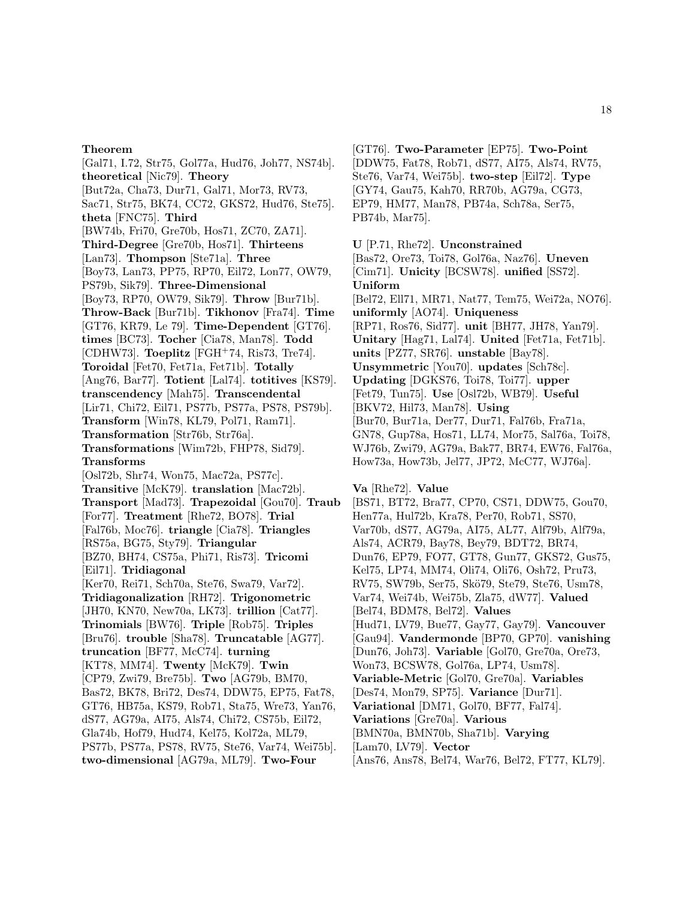**Theorem** [Gal71, I.72, Str75, Gol77a, Hud76, Joh77, NS74b]. **theoretical** [Nic79]. **Theory** [But72a, Cha73, Dur71, Gal71, Mor73, RV73, Sac71, Str75, BK74, CC72, GKS72, Hud76, Ste75]. **theta** [FNC75]. **Third** [BW74b, Fri70, Gre70b, Hos71, ZC70, ZA71]. **Third-Degree** [Gre70b, Hos71]. **Thirteens** [Lan73]. **Thompson** [Ste71a]. **Three** [Boy73, Lan73, PP75, RP70, Eil72, Lon77, OW79, PS79b, Sik79]. **Three-Dimensional** [Boy73, RP70, OW79, Sik79]. **Throw** [Bur71b]. **Throw-Back** [Bur71b]. **Tikhonov** [Fra74]. **Time** [GT76, KR79, Le 79]. **Time-Dependent** [GT76]. **times** [BC73]. **Tocher** [Cia78, Man78]. **Todd** [CDHW73]. **Toeplitz** [FGH+74, Ris73, Tre74]. **Toroidal** [Fet70, Fet71a, Fet71b]. **Totally** [Ang76, Bar77]. **Totient** [Lal74]. **totitives** [KS79]. **transcendency** [Mah75]. **Transcendental** [Lir71, Chi72, Eil71, PS77b, PS77a, PS78, PS79b]. **Transform** [Win78, KL79, Pol71, Ram71]. **Transformation** [Str76b, Str76a]. **Transformations** [Wim72b, FHP78, Sid79]. **Transforms** [Osl72b, Shr74, Won75, Mac72a, PS77c]. **Transitive** [McK79]. **translation** [Mac72b]. **Transport** [Mad73]. **Trapezoidal** [Gou70]. **Traub** [For77]. **Treatment** [Rhe72, BO78]. **Trial** [Fal76b, Moc76]. **triangle** [Cia78]. **Triangles** [RS75a, BG75, Sty79]. **Triangular** [BZ70, BH74, CS75a, Phi71, Ris73]. **Tricomi** [Eil71]. **Tridiagonal** [Ker70, Rei71, Sch70a, Ste76, Swa79, Var72]. **Tridiagonalization** [RH72]. **Trigonometric** [JH70, KN70, New70a, LK73]. **trillion** [Cat77]. **Trinomials** [BW76]. **Triple** [Rob75]. **Triples** [Bru76]. **trouble** [Sha78]. **Truncatable** [AG77]. **truncation** [BF77, McC74]. **turning** [KT78, MM74]. **Twenty** [McK79]. **Twin** [CP79, Zwi79, Bre75b]. **Two** [AG79b, BM70, Bas72, BK78, Bri72, Des74, DDW75, EP75, Fat78, GT76, HB75a, KS79, Rob71, Sta75, Wre73, Yan76, dS77, AG79a, AI75, Als74, Chi72, CS75b, Eil72, Gla74b, Hof79, Hud74, Kel75, Kol72a, ML79, PS77b, PS77a, PS78, RV75, Ste76, Var74, Wei75b]. **two-dimensional** [AG79a, ML79]. **Two-Four** [GT76]. **Two-Parameter** [EP75]. **Two-Point** [DDW75, Fat78, Rob71, dS77, AI75, Als74, RV75, Ste76, Var74, Wei75b]. **two-step** [Eil72]. **Type** [GY74, Gau75, Kah70, RR70b, AG79a, CG73, EP79, HM77, Man78, PB74a, Sch78a, Ser75, PB74b, Mar75].

**U** [P.71, Rhe72]. **Unconstrained** [Bas72, Ore73, Toi78, Gol76a, Naz76]. **Uneven** [Cim71]. **Unicity** [BCSW78]. **unified** [SS72]. **Uniform** [Bel72, Ell71, MR71, Nat77, Tem75, Wei72a, NO76]. **uniformly** [AO74]. **Uniqueness** [RP71, Ros76, Sid77]. **unit** [BH77, JH78, Yan79]. **Unitary** [Hag71, Lal74]. **United** [Fet71a, Fet71b]. **units** [PZ77, SR76]. **unstable** [Bay78]. **Unsymmetric** [You70]. **updates** [Sch78c]. **Updating** [DGKS76, Toi78, Toi77]. **upper** [Fet79, Tun75]. **Use** [Osl72b, WB79]. **Useful** [BKV72, Hil73, Man78]. **Using** [Bur70, Bur71a, Der77, Dur71, Fal76b, Fra71a, GN78, Gup78a, Hos71, LL74, Mor75, Sal76a, Toi78, WJ76b, Zwi79, AG79a, Bak77, BR74, EW76, Fal76a, How73a, How73b, Jel77, JP72, McC77, WJ76a].

**Va** [Rhe72]. **Value** [BS71, BT72, Bra77, CP70, CS71, DDW75, Gou70, Hen77a, Hul72b, Kra78, Per70, Rob71, SS70, Var70b, dS77, AG79a, AI75, AL77, Alf79b, Alf79a, Als74, ACR79, Bay78, Bey79, BDT72, BR74, Dun76, EP79, FO77, GT78, Gun77, GKS72, Gus75, Kel75, LP74, MM74, Oli74, Oli76, Osh72, Pru73, RV75, SW79b, Ser75, Skö79, Ste79, Ste76, Usm78, Var74, Wei74b, Wei75b, Zla75, dW77]. **Valued** [Bel74, BDM78, Bel72]. **Values** [Hud71, LV79, Bue77, Gay77, Gay79]. **Vancouver** [Gau94]. **Vandermonde** [BP70, GP70]. **vanishing** [Dun76, Joh73]. **Variable** [Gol70, Gre70a, Ore73, Won73, BCSW78, Gol76a, LP74, Usm78]. **Variable-Metric** [Gol70, Gre70a]. **Variables** [Des74, Mon79, SP75]. **Variance** [Dur71]. **Variational** [DM71, Gol70, BF77, Fal74]. **Variations** [Gre70a]. **Various** [BMN70a, BMN70b, Sha71b]. **Varying** [Lam70, LV79]. **Vector** [Ans76, Ans78, Bel74, War76, Bel72, FT77, KL79].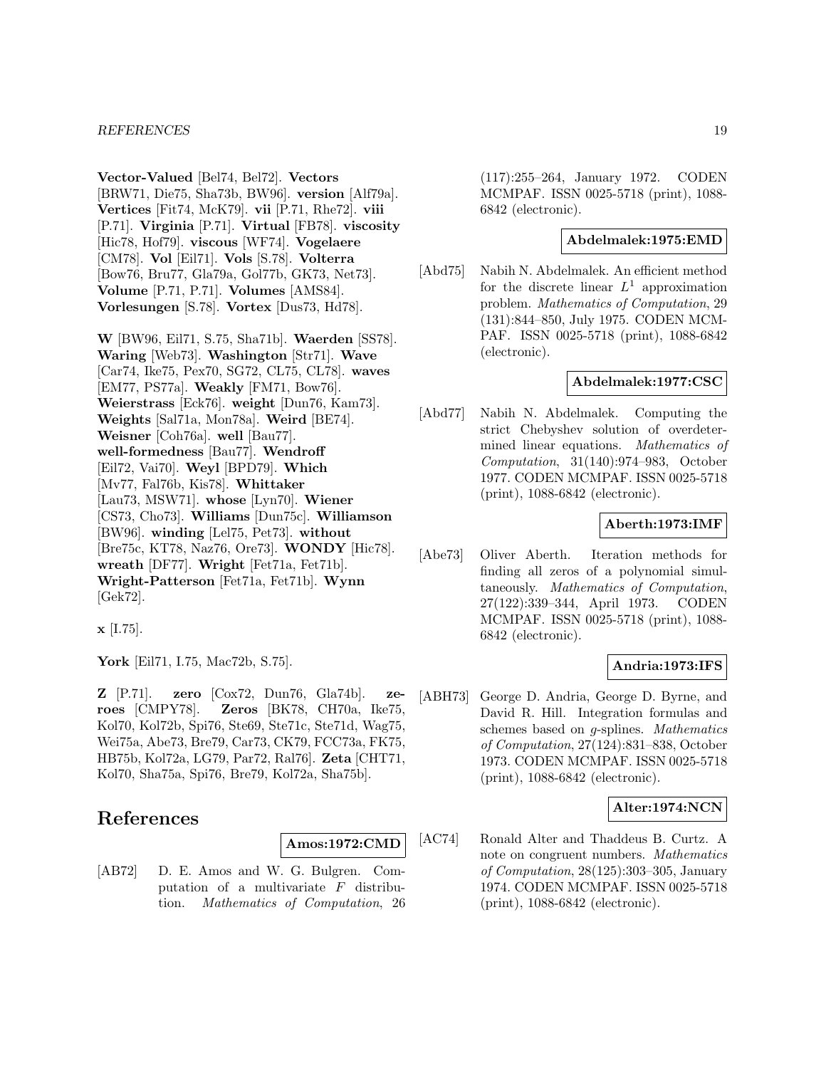**Vector-Valued** [Bel74, Bel72]. **Vectors** [BRW71, Die75, Sha73b, BW96]. **version** [Alf79a]. **Vertices** [Fit74, McK79]. **vii** [P.71, Rhe72]. **viii** [P.71]. **Virginia** [P.71]. **Virtual** [FB78]. **viscosity** [Hic78, Hof79]. **viscous** [WF74]. **Vogelaere** [CM78]. **Vol** [Eil71]. **Vols** [S.78]. **Volterra** [Bow76, Bru77, Gla79a, Gol77b, GK73, Net73]. **Volume** [P.71, P.71]. **Volumes** [AMS84]. **Vorlesungen** [S.78]. **Vortex** [Dus73, Hd78].

**W** [BW96, Eil71, S.75, Sha71b]. **Waerden** [SS78]. **Waring** [Web73]. **Washington** [Str71]. **Wave** [Car74, Ike75, Pex70, SG72, CL75, CL78]. **waves** [EM77, PS77a]. **Weakly** [FM71, Bow76]. **Weierstrass** [Eck76]. **weight** [Dun76, Kam73]. **Weights** [Sal71a, Mon78a]. **Weird** [BE74]. **Weisner** [Coh76a]. **well** [Bau77]. **well-formedness** [Bau77]. **Wendroff** [Eil72, Vai70]. **Weyl** [BPD79]. **Which** [Mv77, Fal76b, Kis78]. **Whittaker** [Lau73, MSW71]. **whose** [Lyn70]. **Wiener** [CS73, Cho73]. **Williams** [Dun75c]. **Williamson** [BW96]. **winding** [Lel75, Pet73]. **without** [Bre75c, KT78, Naz76, Ore73]. **WONDY** [Hic78]. **wreath** [DF77]. **Wright** [Fet71a, Fet71b]. **Wright-Patterson** [Fet71a, Fet71b]. **Wynn** [Gek72].

**x** [I.75].

**York** [Eil71, I.75, Mac72b, S.75].

**Z** [P.71]. **zero** [Cox72, Dun76, Gla74b]. **zeroes** [CMPY78]. **Zeros** [BK78, CH70a, Ike75, Kol70, Kol72b, Spi76, Ste69, Ste71c, Ste71d, Wag75, Wei75a, Abe73, Bre79, Car73, CK79, FCC73a, FK75, HB75b, Kol72a, LG79, Par72, Ral76]. **Zeta** [CHT71, Kol70, Sha75a, Spi76, Bre79, Kol72a, Sha75b].

# References

**Amos:1972:CMD**

[AB72] D. E. Amos and W. G. Bulgren. Computation of a multivariate $F$ distribution. *Mathematics of Computation*, 26 (117):255–264, January 1972. CODEN MCMPAF. ISSN 0025-5718 (print), 1088-6842 (electronic).

**Abdelmalek:1975:EMD**

[Abd75] Nabih N. Abdelmalek. An efficient method for the discrete linear $L^1$ approximation problem. *Mathematics of Computation*, 29 (131):844–850, July 1975. CODEN MCMPAF. ISSN 0025-5718 (print), 1088-6842 (electronic).

**Abdelmalek:1977:CSC**

[Abd77] Nabih N. Abdelmalek. Computing the strict Chebyshev solution of overdetermined linear equations. *Mathematics of Computation*, 31(140):974–983, October 1977. CODEN MCMPAF. ISSN 0025-5718 (print), 1088-6842 (electronic).

**Aberth:1973:IMF**

[Abe73] Oliver Aberth. Iteration methods for finding all zeros of a polynomial simultaneously. *Mathematics of Computation*, 27(122):339–344, April 1973. CODEN MCMPAF. ISSN 0025-5718 (print), 1088-6842 (electronic).

**Andria:1973:IFS**

[ABH73] George D. Andria, George D. Byrne, and David R. Hill. Integration formulas and schemes based on $g$-splines. *Mathematics of Computation*, 27(124):831–838, October 1973. CODEN MCMPAF. ISSN 0025-5718 (print), 1088-6842 (electronic).

**Alter:1974:NCN**

[AC74] Ronald Alter and Thaddeus B. Curtz. A note on congruent numbers. *Mathematics of Computation*, 28(125):303–305, January 1974. CODEN MCMPAF. ISSN 0025-5718 (print), 1088-6842 (electronic).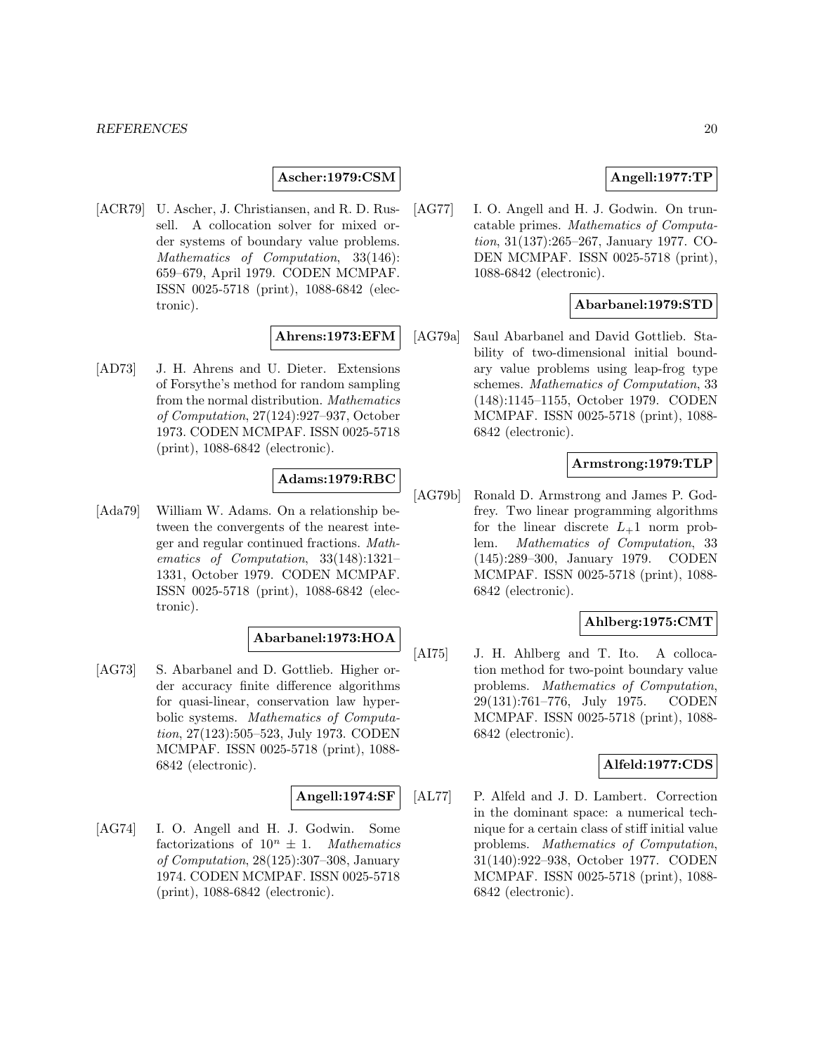**Ascher:1979:CSM**

[ACR79] U. Ascher, J. Christiansen, and R. D. Russell. A collocation solver for mixed order systems of boundary value problems. *Mathematics of Computation*, 33(146): 659–679, April 1979. CODEN MCMPAF. ISSN 0025-5718 (print), 1088-6842 (electronic).

**Ahrens:1973:EFM**

[AD73] J. H. Ahrens and U. Dieter. Extensions of Forsythe's method for random sampling from the normal distribution. *Mathematics of Computation*, 27(124):927–937, October 1973. CODEN MCMPAF. ISSN 0025-5718 (print), 1088-6842 (electronic).

**Adams:1979:RBC**

[Ada79] William W. Adams. On a relationship between the convergents of the nearest integer and regular continued fractions. *Mathematics of Computation*, 33(148):1321–1331, October 1979. CODEN MCMPAF. ISSN 0025-5718 (print), 1088-6842 (electronic).

**Abarbanel:1973:HOA**

[AG73] S. Abarbanel and D. Gottlieb. Higher order accuracy finite difference algorithms for quasi-linear, conservation law hyperbolic systems. *Mathematics of Computation*, 27(123):505–523, July 1973. CODEN MCMPAF. ISSN 0025-5718 (print), 1088-6842 (electronic).

**Angell:1974:SF**

[AG74] I. O. Angell and H. J. Godwin. Some factorizations of $10^n \pm 1$. *Mathematics of Computation*, 28(125):307–308, January 1974. CODEN MCMPAF. ISSN 0025-5718 (print), 1088-6842 (electronic).

**Angell:1977:TP**

[AG77] I. O. Angell and H. J. Godwin. On truncatable primes. *Mathematics of Computation*, 31(137):265–267, January 1977. CODEN MCMPAF. ISSN 0025-5718 (print), 1088-6842 (electronic).

**Abarbanel:1979:STD**

[AG79a] Saul Abarbanel and David Gottlieb. Stability of two-dimensional initial boundary value problems using leap-frog type schemes. *Mathematics of Computation*, 33 (148):1145–1155, October 1979. CODEN MCMPAF. ISSN 0025-5718 (print), 1088-6842 (electronic).

**Armstrong:1979:TLP**

[AG79b] Ronald D. Armstrong and James P. Godfrey. Two linear programming algorithms for the linear discrete $L_+1$ norm problem. *Mathematics of Computation*, 33 (145):289–300, January 1979. CODEN MCMPAF. ISSN 0025-5718 (print), 1088-6842 (electronic).

**Ahlberg:1975:CMT**

[AI75] J. H. Ahlberg and T. Ito. A collocation method for two-point boundary value problems. *Mathematics of Computation*, 29(131):761–776, July 1975. CODEN MCMPAF. ISSN 0025-5718 (print), 1088-6842 (electronic).

**Alfeld:1977:CDS**

[AL77] P. Alfeld and J. D. Lambert. Correction in the dominant space: a numerical technique for a certain class of stiff initial value problems. *Mathematics of Computation*, 31(140):922–938, October 1977. CODEN MCMPAF. ISSN 0025-5718 (print), 1088-6842 (electronic).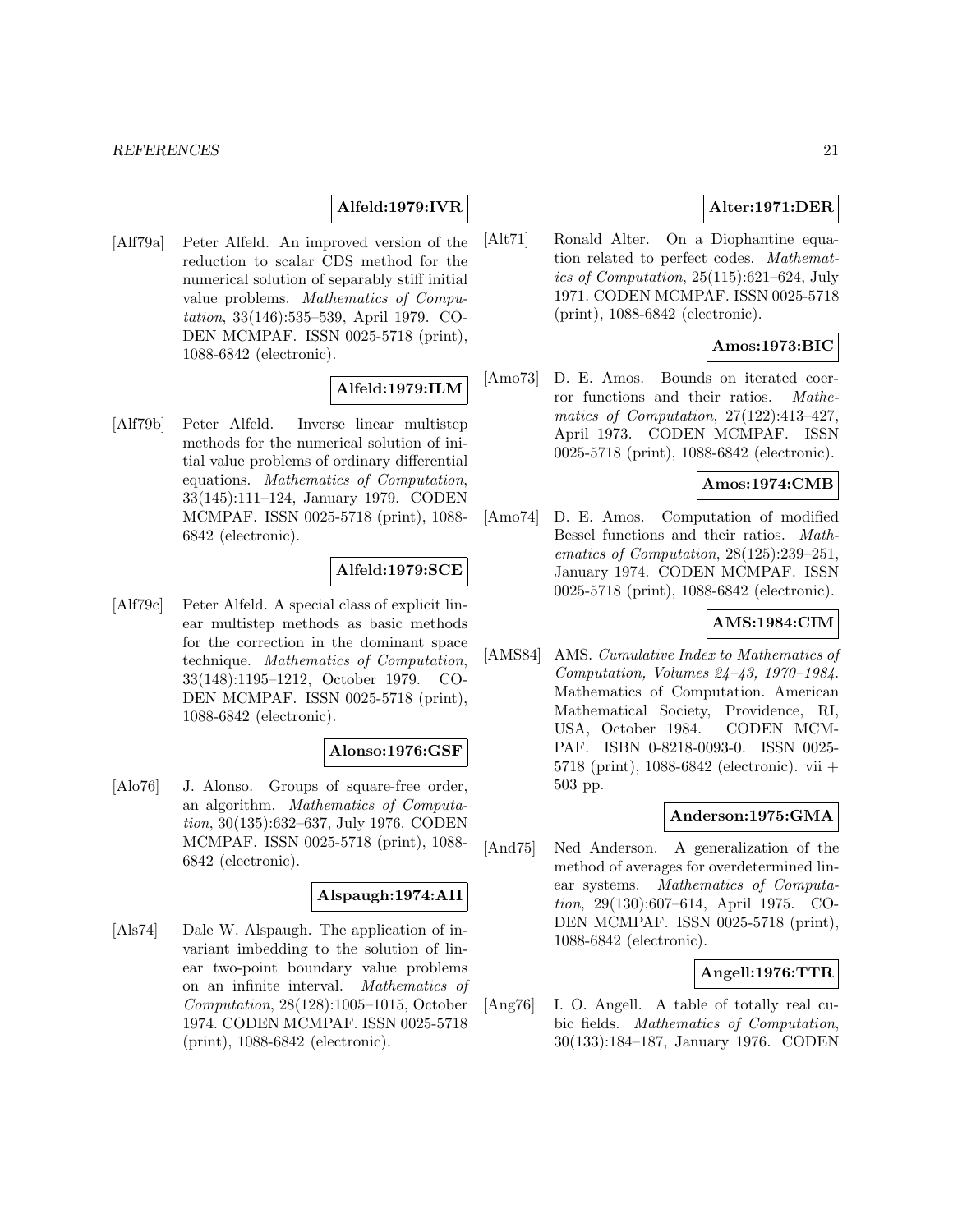**Alfeld:1979:IVR**

[Alf79a] Peter Alfeld. An improved version of the reduction to scalar CDS method for the numerical solution of separably stiff initial value problems. *Mathematics of Computation*, 33(146):535–539, April 1979. CODEN MCMPAF. ISSN 0025-5718 (print), 1088-6842 (electronic).

**Alfeld:1979:ILM**

[Alf79b] Peter Alfeld. Inverse linear multistep methods for the numerical solution of initial value problems of ordinary differential equations. *Mathematics of Computation*, 33(145):111–124, January 1979. CODEN MCMPAF. ISSN 0025-5718 (print), 1088-6842 (electronic).

**Alfeld:1979:SCE**

[Alf79c] Peter Alfeld. A special class of explicit linear multistep methods as basic methods for the correction in the dominant space technique. *Mathematics of Computation*, 33(148):1195–1212, October 1979. CODEN MCMPAF. ISSN 0025-5718 (print), 1088-6842 (electronic).

**Alonso:1976:GSF**

[Alo76] J. Alonso. Groups of square-free order, an algorithm. *Mathematics of Computation*, 30(135):632–637, July 1976. CODEN MCMPAF. ISSN 0025-5718 (print), 1088-6842 (electronic).

**Alspaugh:1974:AII**

[Als74] Dale W. Alspaugh. The application of invariant imbedding to the solution of linear two-point boundary value problems on an infinite interval. *Mathematics of Computation*, 28(128):1005–1015, October 1974. CODEN MCMPAF. ISSN 0025-5718 (print), 1088-6842 (electronic).

**Alter:1971:DER**

[Alt71] Ronald Alter. On a Diophantine equation related to perfect codes. *Mathematics of Computation*, 25(115):621–624, July 1971. CODEN MCMPAF. ISSN 0025-5718 (print), 1088-6842 (electronic).

**Amos:1973:BIC**

[Amo73] D. E. Amos. Bounds on iterated coerror functions and their ratios. *Mathematics of Computation*, 27(122):413–427, April 1973. CODEN MCMPAF. ISSN 0025-5718 (print), 1088-6842 (electronic).

**Amos:1974:CMB**

[Amo74] D. E. Amos. Computation of modified Bessel functions and their ratios. *Mathematics of Computation*, 28(125):239–251, January 1974. CODEN MCMPAF. ISSN 0025-5718 (print), 1088-6842 (electronic).

**AMS:1984:CIM**

[AMS84] AMS. *Cumulative Index to Mathematics of Computation, Volumes 24–43, 1970–1984*. Mathematics of Computation. American Mathematical Society, Providence, RI, USA, October 1984. CODEN MCMPAF. ISBN 0-8218-0093-0. ISSN 0025-5718 (print), 1088-6842 (electronic). vii + 503 pp.

**Anderson:1975:GMA**

[And75] Ned Anderson. A generalization of the method of averages for overdetermined linear systems. *Mathematics of Computation*, 29(130):607–614, April 1975. CODEN MCMPAF. ISSN 0025-5718 (print), 1088-6842 (electronic).

**Angell:1976:TTR**

[Ang76] I. O. Angell. A table of totally real cubic fields. *Mathematics of Computation*, 30(133):184–187, January 1976. CODEN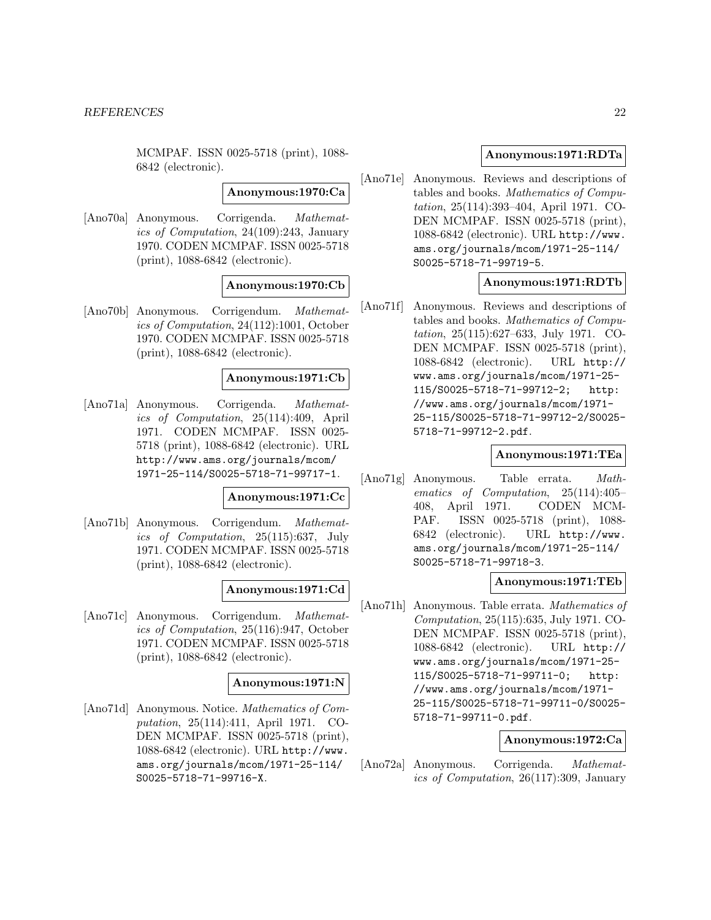MCMPAF. ISSN 0025-5718 (print), 1088-6842 (electronic).

**Anonymous:1970:Ca**

[Ano70a] Anonymous. Corrigenda. *Mathematics of Computation*, 24(109):243, January 1970. CODEN MCMPAF. ISSN 0025-5718 (print), 1088-6842 (electronic).

**Anonymous:1970:Cb**

[Ano70b] Anonymous. Corrigendum. *Mathematics of Computation*, 24(112):1001, October 1970. CODEN MCMPAF. ISSN 0025-5718 (print), 1088-6842 (electronic).

**Anonymous:1971:Cb**

[Ano71a] Anonymous. Corrigenda. *Mathematics of Computation*, 25(114):409, April 1971. CODEN MCMPAF. ISSN 0025-5718 (print), 1088-6842 (electronic). URL http://www.ams.org/journals/mcom/1971-25-114/S0025-5718-71-99717-1.

**Anonymous:1971:Cc**

[Ano71b] Anonymous. Corrigendum. *Mathematics of Computation*, 25(115):637, July 1971. CODEN MCMPAF. ISSN 0025-5718 (print), 1088-6842 (electronic).

**Anonymous:1971:Cd**

[Ano71c] Anonymous. Corrigendum. *Mathematics of Computation*, 25(116):947, October 1971. CODEN MCMPAF. ISSN 0025-5718 (print), 1088-6842 (electronic).

**Anonymous:1971:N**

[Ano71d] Anonymous. Notice. *Mathematics of Computation*, 25(114):411, April 1971. CODEN MCMPAF. ISSN 0025-5718 (print), 1088-6842 (electronic). URL http://www.ams.org/journals/mcom/1971-25-114/S0025-5718-71-99716-X.

**Anonymous:1971:RDTa**

[Ano71e] Anonymous. Reviews and descriptions of tables and books. *Mathematics of Computation*, 25(114):393–404, April 1971. CODEN MCMPAF. ISSN 0025-5718 (print), 1088-6842 (electronic). URL http://www.ams.org/journals/mcom/1971-25-114/S0025-5718-71-99719-5.

**Anonymous:1971:RDTb**

[Ano71f] Anonymous. Reviews and descriptions of tables and books. *Mathematics of Computation*, 25(115):627–633, July 1971. CODEN MCMPAF. ISSN 0025-5718 (print), 1088-6842 (electronic). URL http://www.ams.org/journals/mcom/1971-25-115/S0025-5718-71-99712-2; http://www.ams.org/journals/mcom/1971-25-115/S0025-5718-71-99712-2/S0025-5718-71-99712-2.pdf.

**Anonymous:1971:TEa**

[Ano71g] Anonymous. Table errata. *Mathematics of Computation*, 25(114):405–408, April 1971. CODEN MCMPAF. ISSN 0025-5718 (print), 1088-6842 (electronic). URL http://www.ams.org/journals/mcom/1971-25-114/S0025-5718-71-99718-3.

**Anonymous:1971:TEb**

[Ano71h] Anonymous. Table errata. *Mathematics of Computation*, 25(115):635, July 1971. CODEN MCMPAF. ISSN 0025-5718 (print), 1088-6842 (electronic). URL http://www.ams.org/journals/mcom/1971-25-115/S0025-5718-71-99711-0; http://www.ams.org/journals/mcom/1971-25-115/S0025-5718-71-99711-0/S0025-5718-71-99711-0.pdf.

**Anonymous:1972:Ca**

[Ano72a] Anonymous. Corrigenda. *Mathematics of Computation*, 26(117):309, January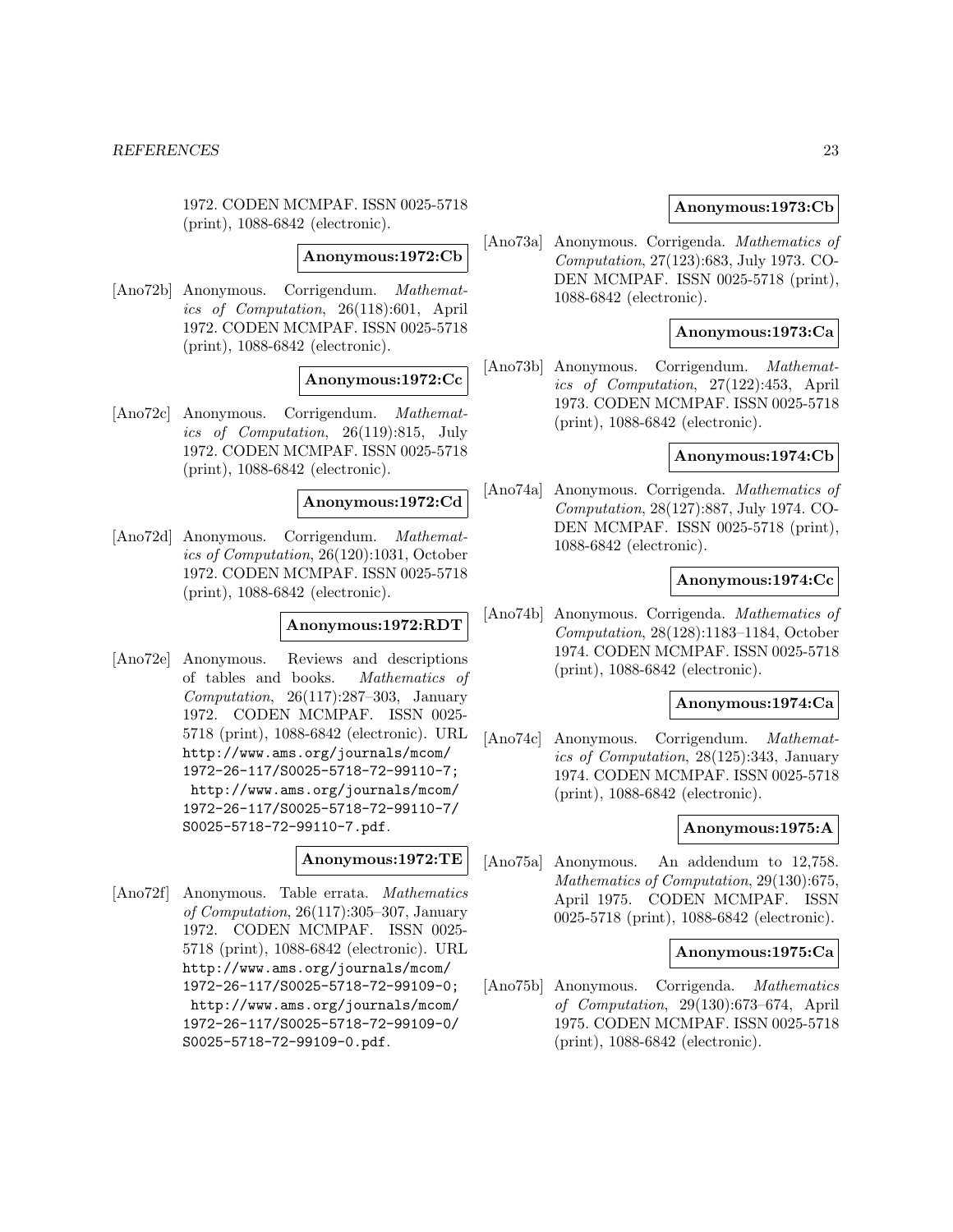1972. CODEN MCMPAF. ISSN 0025-5718 (print), 1088-6842 (electronic).

**Anonymous:1972:Cb**

[Ano72b] Anonymous. Corrigendum. *Mathematics of Computation*, 26(118):601, April 1972. CODEN MCMPAF. ISSN 0025-5718 (print), 1088-6842 (electronic).

**Anonymous:1972:Cc**

[Ano72c] Anonymous. Corrigendum. *Mathematics of Computation*, 26(119):815, July 1972. CODEN MCMPAF. ISSN 0025-5718 (print), 1088-6842 (electronic).

**Anonymous:1972:Cd**

[Ano72d] Anonymous. Corrigendum. *Mathematics of Computation*, 26(120):1031, October 1972. CODEN MCMPAF. ISSN 0025-5718 (print), 1088-6842 (electronic).

**Anonymous:1972:RDT**

[Ano72e] Anonymous. Reviews and descriptions of tables and books. *Mathematics of Computation*, 26(117):287–303, January 1972. CODEN MCMPAF. ISSN 0025-5718 (print), 1088-6842 (electronic). URL `http://www.ams.org/journals/mcom/1972-26-117/S0025-5718-72-99110-7`; `http://www.ams.org/journals/mcom/1972-26-117/S0025-5718-72-99110-7/S0025-5718-72-99110-7.pdf`.

**Anonymous:1972:TE**

[Ano72f] Anonymous. Table errata. *Mathematics of Computation*, 26(117):305–307, January 1972. CODEN MCMPAF. ISSN 0025-5718 (print), 1088-6842 (electronic). URL `http://www.ams.org/journals/mcom/1972-26-117/S0025-5718-72-99109-0`; `http://www.ams.org/journals/mcom/1972-26-117/S0025-5718-72-99109-0/S0025-5718-72-99109-0.pdf`.

**Anonymous:1973:Cb**

[Ano73a] Anonymous. Corrigenda. *Mathematics of Computation*, 27(123):683, July 1973. CODEN MCMPAF. ISSN 0025-5718 (print), 1088-6842 (electronic).

**Anonymous:1973:Ca**

[Ano73b] Anonymous. Corrigendum. *Mathematics of Computation*, 27(122):453, April 1973. CODEN MCMPAF. ISSN 0025-5718 (print), 1088-6842 (electronic).

**Anonymous:1974:Cb**

[Ano74a] Anonymous. Corrigenda. *Mathematics of Computation*, 28(127):887, July 1974. CODEN MCMPAF. ISSN 0025-5718 (print), 1088-6842 (electronic).

**Anonymous:1974:Cc**

[Ano74b] Anonymous. Corrigenda. *Mathematics of Computation*, 28(128):1183–1184, October 1974. CODEN MCMPAF. ISSN 0025-5718 (print), 1088-6842 (electronic).

**Anonymous:1974:Ca**

[Ano74c] Anonymous. Corrigendum. *Mathematics of Computation*, 28(125):343, January 1974. CODEN MCMPAF. ISSN 0025-5718 (print), 1088-6842 (electronic).

**Anonymous:1975:A**

[Ano75a] Anonymous. An addendum to 12,758. *Mathematics of Computation*, 29(130):675, April 1975. CODEN MCMPAF. ISSN 0025-5718 (print), 1088-6842 (electronic).

**Anonymous:1975:Ca**

[Ano75b] Anonymous. Corrigenda. *Mathematics of Computation*, 29(130):673–674, April 1975. CODEN MCMPAF. ISSN 0025-5718 (print), 1088-6842 (electronic).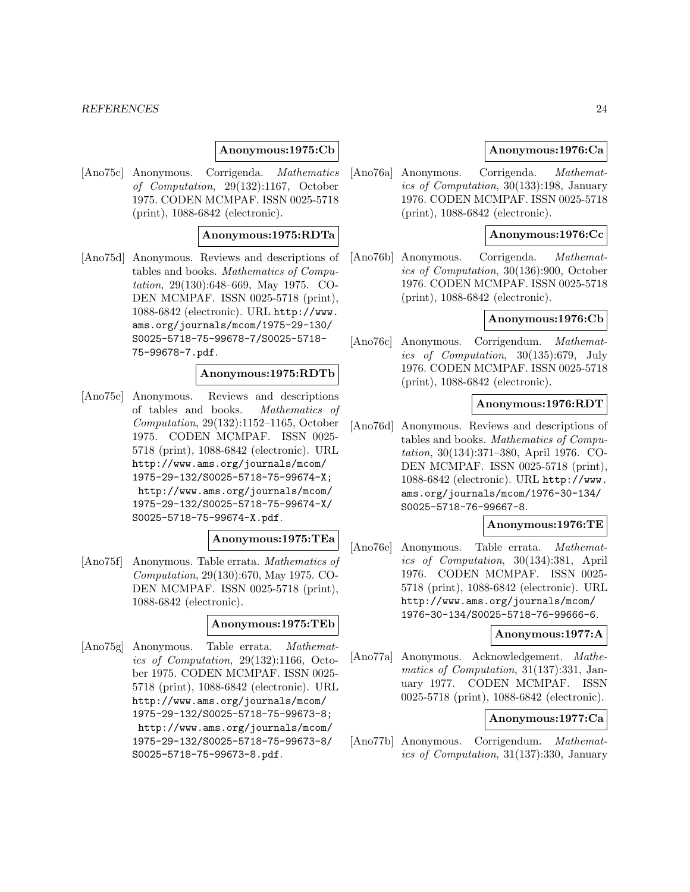**Anonymous:1975:Cb**

[Ano75c] Anonymous. Corrigenda. *Mathematics of Computation*, 29(132):1167, October 1975. CODEN MCMPAF. ISSN 0025-5718 (print), 1088-6842 (electronic).

**Anonymous:1975:RDTa**

[Ano75d] Anonymous. Reviews and descriptions of tables and books. *Mathematics of Computation*, 29(130):648–669, May 1975. CODEN MCMPAF. ISSN 0025-5718 (print), 1088-6842 (electronic). URL http://www.ams.org/journals/mcom/1975-29-130/S0025-5718-75-99678-7/S0025-5718-75-99678-7.pdf.

**Anonymous:1975:RDTb**

[Ano75e] Anonymous. Reviews and descriptions of tables and books. *Mathematics of Computation*, 29(132):1152–1165, October 1975. CODEN MCMPAF. ISSN 0025-5718 (print), 1088-6842 (electronic). URL http://www.ams.org/journals/mcom/1975-29-132/S0025-5718-75-99674-X; http://www.ams.org/journals/mcom/1975-29-132/S0025-5718-75-99674-X/S0025-5718-75-99674-X.pdf.

**Anonymous:1975:TEa**

[Ano75f] Anonymous. Table errata. *Mathematics of Computation*, 29(130):670, May 1975. CODEN MCMPAF. ISSN 0025-5718 (print), 1088-6842 (electronic).

**Anonymous:1975:TEb**

[Ano75g] Anonymous. Table errata. *Mathematics of Computation*, 29(132):1166, October 1975. CODEN MCMPAF. ISSN 0025-5718 (print), 1088-6842 (electronic). URL http://www.ams.org/journals/mcom/1975-29-132/S0025-5718-75-99673-8; http://www.ams.org/journals/mcom/1975-29-132/S0025-5718-75-99673-8/S0025-5718-75-99673-8.pdf.

**Anonymous:1976:Ca**

[Ano76a] Anonymous. Corrigenda. *Mathematics of Computation*, 30(133):198, January 1976. CODEN MCMPAF. ISSN 0025-5718 (print), 1088-6842 (electronic).

**Anonymous:1976:Cc**

[Ano76b] Anonymous. Corrigenda. *Mathematics of Computation*, 30(136):900, October 1976. CODEN MCMPAF. ISSN 0025-5718 (print), 1088-6842 (electronic).

**Anonymous:1976:Cb**

[Ano76c] Anonymous. Corrigendum. *Mathematics of Computation*, 30(135):679, July 1976. CODEN MCMPAF. ISSN 0025-5718 (print), 1088-6842 (electronic).

**Anonymous:1976:RDT**

[Ano76d] Anonymous. Reviews and descriptions of tables and books. *Mathematics of Computation*, 30(134):371–380, April 1976. CODEN MCMPAF. ISSN 0025-5718 (print), 1088-6842 (electronic). URL http://www.ams.org/journals/mcom/1976-30-134/S0025-5718-76-99667-8.

**Anonymous:1976:TE**

[Ano76e] Anonymous. Table errata. *Mathematics of Computation*, 30(134):381, April 1976. CODEN MCMPAF. ISSN 0025-5718 (print), 1088-6842 (electronic). URL http://www.ams.org/journals/mcom/1976-30-134/S0025-5718-76-99666-6.

**Anonymous:1977:A**

[Ano77a] Anonymous. Acknowledgement. *Mathematics of Computation*, 31(137):331, January 1977. CODEN MCMPAF. ISSN 0025-5718 (print), 1088-6842 (electronic).

**Anonymous:1977:Ca**

[Ano77b] Anonymous. Corrigendum. *Mathematics of Computation*, 31(137):330, January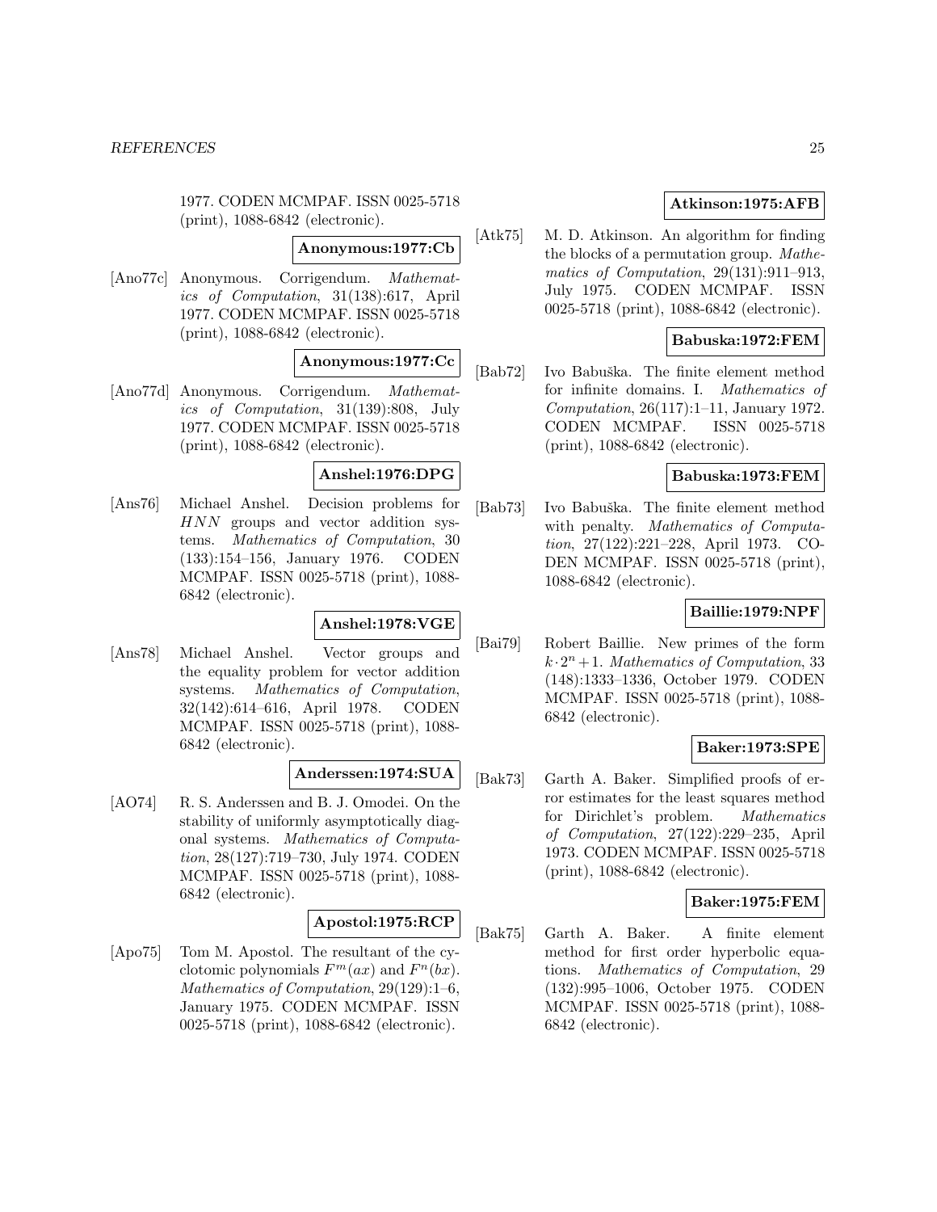1977. CODEN MCMPAF. ISSN 0025-5718 (print), 1088-6842 (electronic).

**Anonymous:1977:Cb**

[Ano77c] Anonymous. Corrigendum. *Mathematics of Computation*, 31(138):617, April 1977. CODEN MCMPAF. ISSN 0025-5718 (print), 1088-6842 (electronic).

**Anonymous:1977:Cc**

[Ano77d] Anonymous. Corrigendum. *Mathematics of Computation*, 31(139):808, July 1977. CODEN MCMPAF. ISSN 0025-5718 (print), 1088-6842 (electronic).

**Anshel:1976:DPG**

[Ans76] Michael Anshel. Decision problems for $HNN$ groups and vector addition systems. *Mathematics of Computation*, 30 (133):154–156, January 1976. CODEN MCMPAF. ISSN 0025-5718 (print), 1088-6842 (electronic).

**Anshel:1978:VGE**

[Ans78] Michael Anshel. Vector groups and the equality problem for vector addition systems. *Mathematics of Computation*, 32(142):614–616, April 1978. CODEN MCMPAF. ISSN 0025-5718 (print), 1088-6842 (electronic).

**Anderssen:1974:SUA**

[AO74] R. S. Anderssen and B. J. Omodei. On the stability of uniformly asymptotically diagonal systems. *Mathematics of Computation*, 28(127):719–730, July 1974. CODEN MCMPAF. ISSN 0025-5718 (print), 1088-6842 (electronic).

**Apostol:1975:RCP**

[Apo75] Tom M. Apostol. The resultant of the cyclotomic polynomials $F^m(ax)$ and $F^n(bx)$. *Mathematics of Computation*, 29(129):1–6, January 1975. CODEN MCMPAF. ISSN 0025-5718 (print), 1088-6842 (electronic).

**Atkinson:1975:AFB**

[Atk75] M. D. Atkinson. An algorithm for finding the blocks of a permutation group. *Mathematics of Computation*, 29(131):911–913, July 1975. CODEN MCMPAF. ISSN 0025-5718 (print), 1088-6842 (electronic).

**Babuska:1972:FEM**

[Bab72] Ivo Babuška. The finite element method for infinite domains. I. *Mathematics of Computation*, 26(117):1–11, January 1972. CODEN MCMPAF. ISSN 0025-5718 (print), 1088-6842 (electronic).

**Babuska:1973:FEM**

[Bab73] Ivo Babuška. The finite element method with penalty. *Mathematics of Computation*, 27(122):221–228, April 1973. CODEN MCMPAF. ISSN 0025-5718 (print), 1088-6842 (electronic).

**Baillie:1979:NPF**

[Bai79] Robert Baillie. New primes of the form $k \cdot 2^n + 1$. *Mathematics of Computation*, 33 (148):1333–1336, October 1979. CODEN MCMPAF. ISSN 0025-5718 (print), 1088-6842 (electronic).

**Baker:1973:SPE**

[Bak73] Garth A. Baker. Simplified proofs of error estimates for the least squares method for Dirichlet's problem. *Mathematics of Computation*, 27(122):229–235, April 1973. CODEN MCMPAF. ISSN 0025-5718 (print), 1088-6842 (electronic).

**Baker:1975:FEM**

[Bak75] Garth A. Baker. A finite element method for first order hyperbolic equations. *Mathematics of Computation*, 29 (132):995–1006, October 1975. CODEN MCMPAF. ISSN 0025-5718 (print), 1088-6842 (electronic).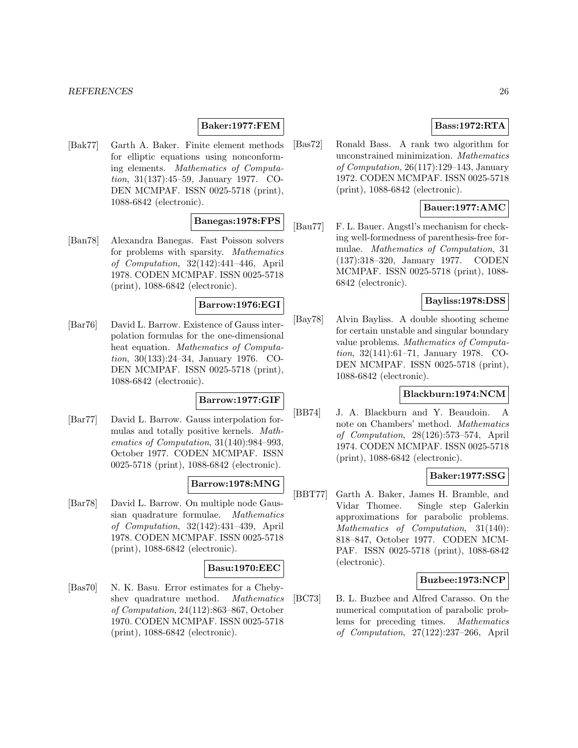**Baker:1977:FEM**

[Bak77] Garth A. Baker. Finite element methods for elliptic equations using nonconforming elements. *Mathematics of Computation*, 31(137):45–59, January 1977. CODEN MCMPAF. ISSN 0025-5718 (print), 1088-6842 (electronic).

**Banegas:1978:FPS**

[Ban78] Alexandra Banegas. Fast Poisson solvers for problems with sparsity. *Mathematics of Computation*, 32(142):441–446, April 1978. CODEN MCMPAF. ISSN 0025-5718 (print), 1088-6842 (electronic).

**Barrow:1976:EGI**

[Bar76] David L. Barrow. Existence of Gauss interpolation formulas for the one-dimensional heat equation. *Mathematics of Computation*, 30(133):24–34, January 1976. CODEN MCMPAF. ISSN 0025-5718 (print), 1088-6842 (electronic).

**Barrow:1977:GIF**

[Bar77] David L. Barrow. Gauss interpolation formulas and totally positive kernels. *Mathematics of Computation*, 31(140):984–993, October 1977. CODEN MCMPAF. ISSN 0025-5718 (print), 1088-6842 (electronic).

**Barrow:1978:MNG**

[Bar78] David L. Barrow. On multiple node Gaussian quadrature formulae. *Mathematics of Computation*, 32(142):431–439, April 1978. CODEN MCMPAF. ISSN 0025-5718 (print), 1088-6842 (electronic).

**Basu:1970:EEC**

[Bas70] N. K. Basu. Error estimates for a Chebyshev quadrature method. *Mathematics of Computation*, 24(112):863–867, October 1970. CODEN MCMPAF. ISSN 0025-5718 (print), 1088-6842 (electronic).

**Bass:1972:RTA**

[Bas72] Ronald Bass. A rank two algorithm for unconstrained minimization. *Mathematics of Computation*, 26(117):129–143, January 1972. CODEN MCMPAF. ISSN 0025-5718 (print), 1088-6842 (electronic).

**Bauer:1977:AMC**

[Bau77] F. L. Bauer. Angstl's mechanism for checking well-formedness of parenthesis-free formulae. *Mathematics of Computation*, 31 (137):318–320, January 1977. CODEN MCMPAF. ISSN 0025-5718 (print), 1088-6842 (electronic).

**Bayliss:1978:DSS**

[Bay78] Alvin Bayliss. A double shooting scheme for certain unstable and singular boundary value problems. *Mathematics of Computation*, 32(141):61–71, January 1978. CODEN MCMPAF. ISSN 0025-5718 (print), 1088-6842 (electronic).

**Blackburn:1974:NCM**

[BB74] J. A. Blackburn and Y. Beaudoin. A note on Chambers' method. *Mathematics of Computation*, 28(126):573–574, April 1974. CODEN MCMPAF. ISSN 0025-5718 (print), 1088-6842 (electronic).

**Baker:1977:SSG**

[BBT77] Garth A. Baker, James H. Bramble, and Vidar Thomee. Single step Galerkin approximations for parabolic problems. *Mathematics of Computation*, 31(140): 818–847, October 1977. CODEN MCMPAF. ISSN 0025-5718 (print), 1088-6842 (electronic).

**Buzbee:1973:NCP**

[BC73] B. L. Buzbee and Alfred Carasso. On the numerical computation of parabolic problems for preceding times. *Mathematics of Computation*, 27(122):237–266, April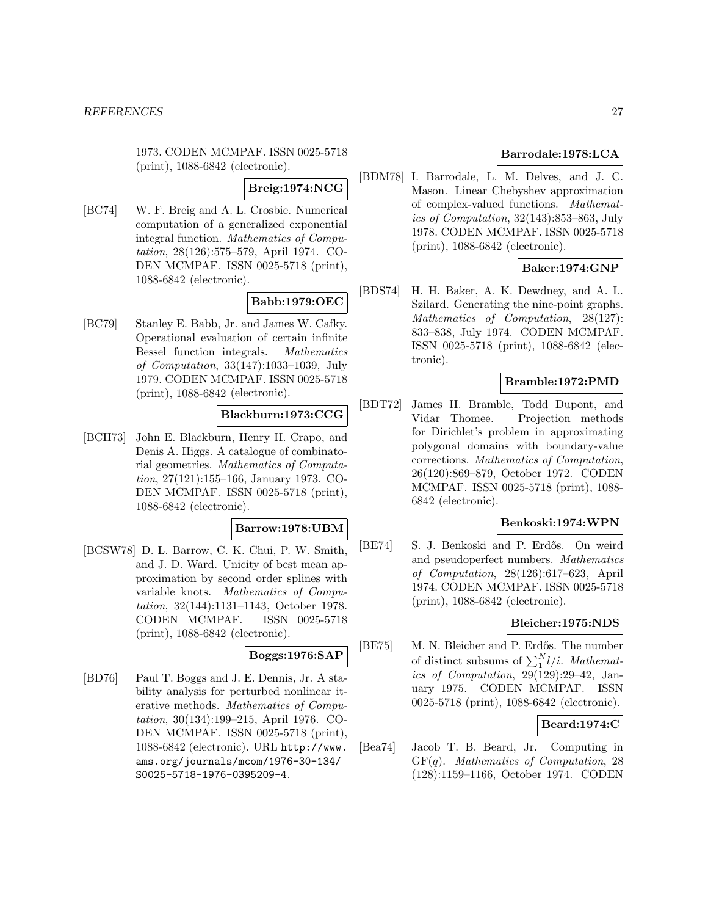1973. CODEN MCMPAF. ISSN 0025-5718 (print), 1088-6842 (electronic).

**Breig:1974:NCG**

[BC74] W. F. Breig and A. L. Crosbie. Numerical computation of a generalized exponential integral function. *Mathematics of Computation*, 28(126):575–579, April 1974. CODEN MCMPAF. ISSN 0025-5718 (print), 1088-6842 (electronic).

**Babb:1979:OEC**

[BC79] Stanley E. Babb, Jr. and James W. Cafky. Operational evaluation of certain infinite Bessel function integrals. *Mathematics of Computation*, 33(147):1033–1039, July 1979. CODEN MCMPAF. ISSN 0025-5718 (print), 1088-6842 (electronic).

**Blackburn:1973:CCG**

[BCH73] John E. Blackburn, Henry H. Crapo, and Denis A. Higgs. A catalogue of combinatorial geometries. *Mathematics of Computation*, 27(121):155–166, January 1973. CODEN MCMPAF. ISSN 0025-5718 (print), 1088-6842 (electronic).

**Barrow:1978:UBM**

[BCSW78] D. L. Barrow, C. K. Chui, P. W. Smith, and J. D. Ward. Unicity of best mean approximation by second order splines with variable knots. *Mathematics of Computation*, 32(144):1131–1143, October 1978. CODEN MCMPAF. ISSN 0025-5718 (print), 1088-6842 (electronic).

**Boggs:1976:SAP**

[BD76] Paul T. Boggs and J. E. Dennis, Jr. A stability analysis for perturbed nonlinear iterative methods. *Mathematics of Computation*, 30(134):199–215, April 1976. CODEN MCMPAF. ISSN 0025-5718 (print), 1088-6842 (electronic). URL http://www.ams.org/journals/mcom/1976-30-134/S0025-5718-1976-0395209-4.

**Barrodale:1978:LCA**

[BDM78] I. Barrodale, L. M. Delves, and J. C. Mason. Linear Chebyshev approximation of complex-valued functions. *Mathematics of Computation*, 32(143):853–863, July 1978. CODEN MCMPAF. ISSN 0025-5718 (print), 1088-6842 (electronic).

**Baker:1974:GNP**

[BDS74] H. H. Baker, A. K. Dewdney, and A. L. Szilard. Generating the nine-point graphs. *Mathematics of Computation*, 28(127): 833–838, July 1974. CODEN MCMPAF. ISSN 0025-5718 (print), 1088-6842 (electronic).

**Bramble:1972:PMD**

[BDT72] James H. Bramble, Todd Dupont, and Vidar Thomee. Projection methods for Dirichlet's problem in approximating polygonal domains with boundary-value corrections. *Mathematics of Computation*, 26(120):869–879, October 1972. CODEN MCMPAF. ISSN 0025-5718 (print), 1088-6842 (electronic).

**Benkoski:1974:WPN**

[BE74] S. J. Benkoski and P. Erdős. On weird and pseudoperfect numbers. *Mathematics of Computation*, 28(126):617–623, April 1974. CODEN MCMPAF. ISSN 0025-5718 (print), 1088-6842 (electronic).

**Bleicher:1975:NDS**

[BE75] M. N. Bleicher and P. Erdős. The number of distinct subsums of $\sum_1^N l/i$. *Mathematics of Computation*, 29(129):29–42, January 1975. CODEN MCMPAF. ISSN 0025-5718 (print), 1088-6842 (electronic).

**Beard:1974:C**

[Bea74] Jacob T. B. Beard, Jr. Computing in $GF(q)$. *Mathematics of Computation*, 28 (128):1159–1166, October 1974. CODEN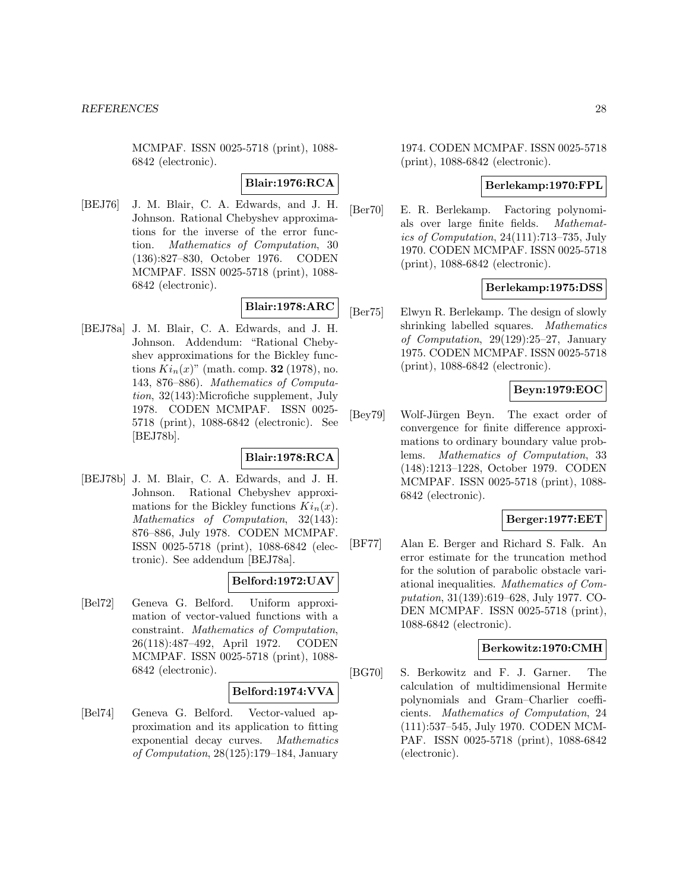MCMPAF. ISSN 0025-5718 (print), 1088-6842 (electronic).

**Blair:1976:RCA**

[BEJ76] J. M. Blair, C. A. Edwards, and J. H. Johnson. Rational Chebyshev approximations for the inverse of the error function. *Mathematics of Computation*, 30 (136):827–830, October 1976. CODEN MCMPAF. ISSN 0025-5718 (print), 1088-6842 (electronic).

**Blair:1978:ARC**

[BEJ78a] J. M. Blair, C. A. Edwards, and J. H. Johnson. Addendum: "Rational Chebyshev approximations for the Bickley functions $Ki_n(x)$" (math. comp. **32** (1978), no. 143, 876–886). *Mathematics of Computation*, 32(143):Microfiche supplement, July 1978. CODEN MCMPAF. ISSN 0025-5718 (print), 1088-6842 (electronic). See [BEJ78b].

**Blair:1978:RCA**

[BEJ78b] J. M. Blair, C. A. Edwards, and J. H. Johnson. Rational Chebyshev approximations for the Bickley functions $Ki_n(x)$. *Mathematics of Computation*, 32(143): 876–886, July 1978. CODEN MCMPAF. ISSN 0025-5718 (print), 1088-6842 (electronic). See addendum [BEJ78a].

**Belford:1972:UAV**

[Bel72] Geneva G. Belford. Uniform approximation of vector-valued functions with a constraint. *Mathematics of Computation*, 26(118):487–492, April 1972. CODEN MCMPAF. ISSN 0025-5718 (print), 1088-6842 (electronic).

**Belford:1974:VVA**

[Bel74] Geneva G. Belford. Vector-valued approximation and its application to fitting exponential decay curves. *Mathematics of Computation*, 28(125):179–184, January 1974. CODEN MCMPAF. ISSN 0025-5718 (print), 1088-6842 (electronic).

**Berlekamp:1970:FPL**

[Ber70] E. R. Berlekamp. Factoring polynomials over large finite fields. *Mathematics of Computation*, 24(111):713–735, July 1970. CODEN MCMPAF. ISSN 0025-5718 (print), 1088-6842 (electronic).

**Berlekamp:1975:DSS**

[Ber75] Elwyn R. Berlekamp. The design of slowly shrinking labelled squares. *Mathematics of Computation*, 29(129):25–27, January 1975. CODEN MCMPAF. ISSN 0025-5718 (print), 1088-6842 (electronic).

**Beyn:1979:EOC**

[Bey79] Wolf-Jürgen Beyn. The exact order of convergence for finite difference approximations to ordinary boundary value problems. *Mathematics of Computation*, 33 (148):1213–1228, October 1979. CODEN MCMPAF. ISSN 0025-5718 (print), 1088-6842 (electronic).

**Berger:1977:EET**

[BF77] Alan E. Berger and Richard S. Falk. An error estimate for the truncation method for the solution of parabolic obstacle variational inequalities. *Mathematics of Computation*, 31(139):619–628, July 1977. CODEN MCMPAF. ISSN 0025-5718 (print), 1088-6842 (electronic).

**Berkowitz:1970:CMH**

[BG70] S. Berkowitz and F. J. Garner. The calculation of multidimensional Hermite polynomials and Gram–Charlier coefficients. *Mathematics of Computation*, 24 (111):537–545, July 1970. CODEN MCMPAF. ISSN 0025-5718 (print), 1088-6842 (electronic).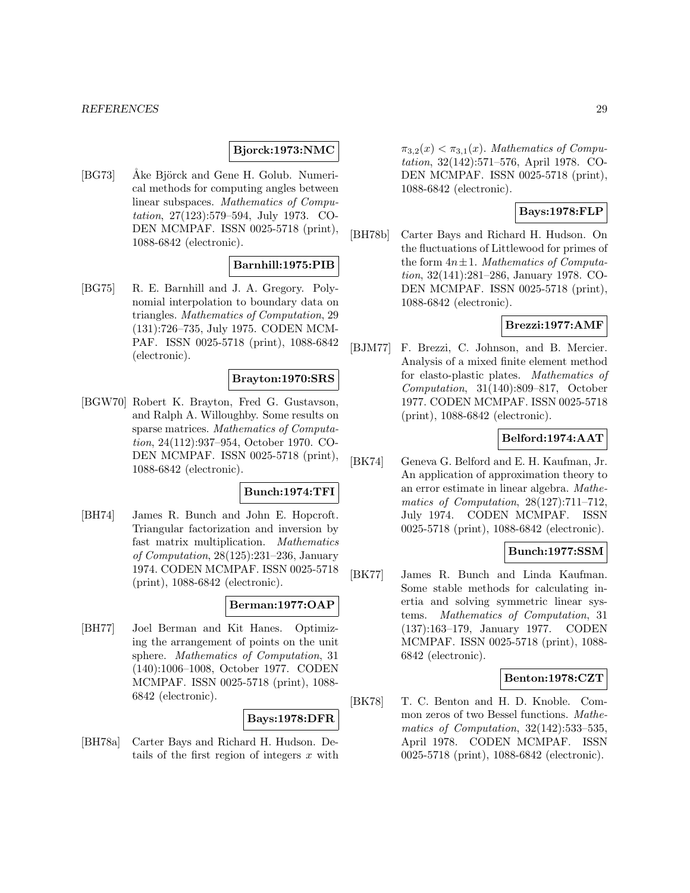**Bjorck:1973:NMC**

[BG73] Åke Björck and Gene H. Golub. Numerical methods for computing angles between linear subspaces. *Mathematics of Computation*, 27(123):579–594, July 1973. CODEN MCMPAF. ISSN 0025-5718 (print), 1088-6842 (electronic).

**Barnhill:1975:PIB**

[BG75] R. E. Barnhill and J. A. Gregory. Polynomial interpolation to boundary data on triangles. *Mathematics of Computation*, 29 (131):726–735, July 1975. CODEN MCMPAF. ISSN 0025-5718 (print), 1088-6842 (electronic).

**Brayton:1970:SRS**

[BGW70] Robert K. Brayton, Fred G. Gustavson, and Ralph A. Willoughby. Some results on sparse matrices. *Mathematics of Computation*, 24(112):937–954, October 1970. CODEN MCMPAF. ISSN 0025-5718 (print), 1088-6842 (electronic).

**Bunch:1974:TFI**

[BH74] James R. Bunch and John E. Hopcroft. Triangular factorization and inversion by fast matrix multiplication. *Mathematics of Computation*, 28(125):231–236, January 1974. CODEN MCMPAF. ISSN 0025-5718 (print), 1088-6842 (electronic).

**Berman:1977:OAP**

[BH77] Joel Berman and Kit Hanes. Optimizing the arrangement of points on the unit sphere. *Mathematics of Computation*, 31 (140):1006–1008, October 1977. CODEN MCMPAF. ISSN 0025-5718 (print), 1088-6842 (electronic).

**Bays:1978:DFR**

[BH78a] Carter Bays and Richard H. Hudson. Details of the first region of integers $x$ with $\pi_{3,2}(x) < \pi_{3,1}(x)$. *Mathematics of Computation*, 32(142):571–576, April 1978. CODEN MCMPAF. ISSN 0025-5718 (print), 1088-6842 (electronic).

**Bays:1978:FLP**

[BH78b] Carter Bays and Richard H. Hudson. On the fluctuations of Littlewood for primes of the form $4n \pm 1$. *Mathematics of Computation*, 32(141):281–286, January 1978. CODEN MCMPAF. ISSN 0025-5718 (print), 1088-6842 (electronic).

**Brezzi:1977:AMF**

[BJM77] F. Brezzi, C. Johnson, and B. Mercier. Analysis of a mixed finite element method for elasto-plastic plates. *Mathematics of Computation*, 31(140):809–817, October 1977. CODEN MCMPAF. ISSN 0025-5718 (print), 1088-6842 (electronic).

**Belford:1974:AAT**

[BK74] Geneva G. Belford and E. H. Kaufman, Jr. An application of approximation theory to an error estimate in linear algebra. *Mathematics of Computation*, 28(127):711–712, July 1974. CODEN MCMPAF. ISSN 0025-5718 (print), 1088-6842 (electronic).

**Bunch:1977:SSM**

[BK77] James R. Bunch and Linda Kaufman. Some stable methods for calculating inertia and solving symmetric linear systems. *Mathematics of Computation*, 31 (137):163–179, January 1977. CODEN MCMPAF. ISSN 0025-5718 (print), 1088-6842 (electronic).

**Benton:1978:CZT**

[BK78] T. C. Benton and H. D. Knoble. Common zeros of two Bessel functions. *Mathematics of Computation*, 32(142):533–535, April 1978. CODEN MCMPAF. ISSN 0025-5718 (print), 1088-6842 (electronic).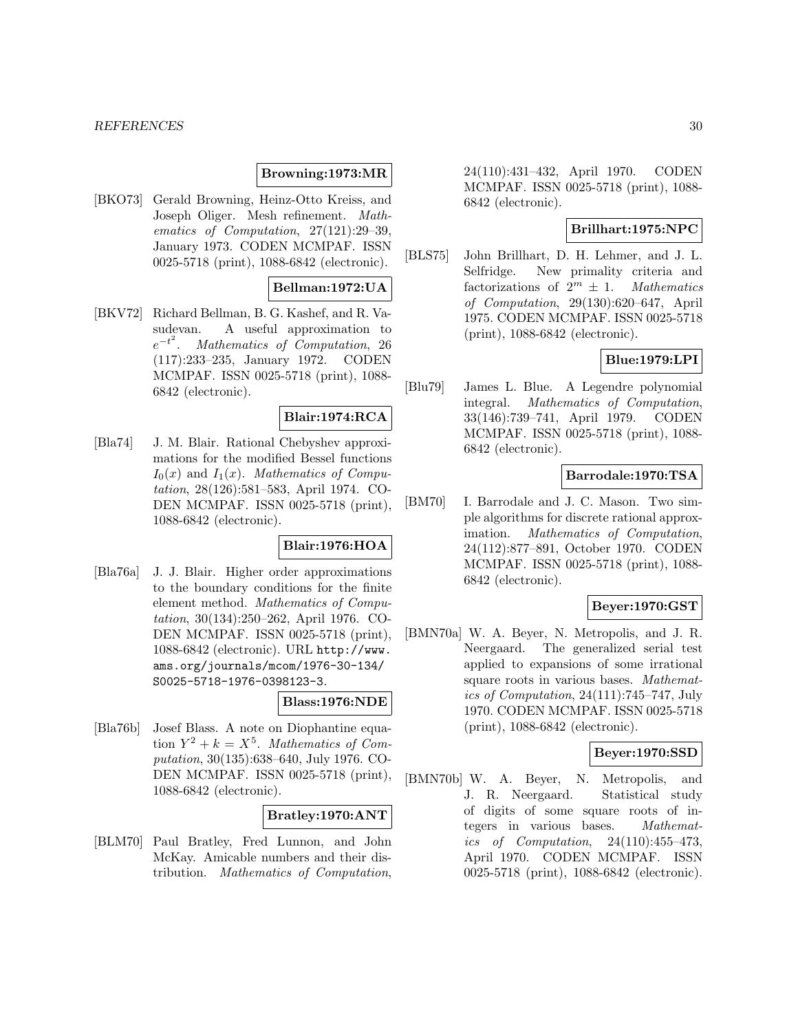**Browning:1973:MR**

[BKO73] Gerald Browning, Heinz-Otto Kreiss, and Joseph Oliger. Mesh refinement. *Mathematics of Computation*, 27(121):29–39, January 1973. CODEN MCMPAF. ISSN 0025-5718 (print), 1088-6842 (electronic).

**Bellman:1972:UA**

[BKV72] Richard Bellman, B. G. Kashef, and R. Vasudevan. A useful approximation to $e^{-t^2}$. *Mathematics of Computation*, 26 (117):233–235, January 1972. CODEN MCMPAF. ISSN 0025-5718 (print), 1088-6842 (electronic).

**Blair:1974:RCA**

[Bla74] J. M. Blair. Rational Chebyshev approximations for the modified Bessel functions $I_0(x)$ and $I_1(x)$. *Mathematics of Computation*, 28(126):581–583, April 1974. CODEN MCMPAF. ISSN 0025-5718 (print), 1088-6842 (electronic).

**Blair:1976:HOA**

[Bla76a] J. J. Blair. Higher order approximations to the boundary conditions for the finite element method. *Mathematics of Computation*, 30(134):250–262, April 1976. CODEN MCMPAF. ISSN 0025-5718 (print), 1088-6842 (electronic). URL http://www.ams.org/journals/mcom/1976-30-134/S0025-5718-1976-0398123-3.

**Blass:1976:NDE**

[Bla76b] Josef Blass. A note on Diophantine equation $Y^2 + k = X^5$. *Mathematics of Computation*, 30(135):638–640, July 1976. CODEN MCMPAF. ISSN 0025-5718 (print), 1088-6842 (electronic).

**Bratley:1970:ANT**

[BLM70] Paul Bratley, Fred Lunnon, and John McKay. Amicable numbers and their distribution. *Mathematics of Computation*, 24(110):431–432, April 1970. CODEN MCMPAF. ISSN 0025-5718 (print), 1088-6842 (electronic).

**Brillhart:1975:NPC**

[BLS75] John Brillhart, D. H. Lehmer, and J. L. Selfridge. New primality criteria and factorizations of $2^m \pm 1$. *Mathematics of Computation*, 29(130):620–647, April 1975. CODEN MCMPAF. ISSN 0025-5718 (print), 1088-6842 (electronic).

**Blue:1979:LPI**

[Blu79] James L. Blue. A Legendre polynomial integral. *Mathematics of Computation*, 33(146):739–741, April 1979. CODEN MCMPAF. ISSN 0025-5718 (print), 1088-6842 (electronic).

**Barrodale:1970:TSA**

[BM70] I. Barrodale and J. C. Mason. Two simple algorithms for discrete rational approximation. *Mathematics of Computation*, 24(112):877–891, October 1970. CODEN MCMPAF. ISSN 0025-5718 (print), 1088-6842 (electronic).

**Beyer:1970:GST**

[BMN70a] W. A. Beyer, N. Metropolis, and J. R. Neergaard. The generalized serial test applied to expansions of some irrational square roots in various bases. *Mathematics of Computation*, 24(111):745–747, July 1970. CODEN MCMPAF. ISSN 0025-5718 (print), 1088-6842 (electronic).

**Beyer:1970:SSD**

[BMN70b] W. A. Beyer, N. Metropolis, and J. R. Neergaard. Statistical study of digits of some square roots of integers in various bases. *Mathematics of Computation*, 24(110):455–473, April 1970. CODEN MCMPAF. ISSN 0025-5718 (print), 1088-6842 (electronic).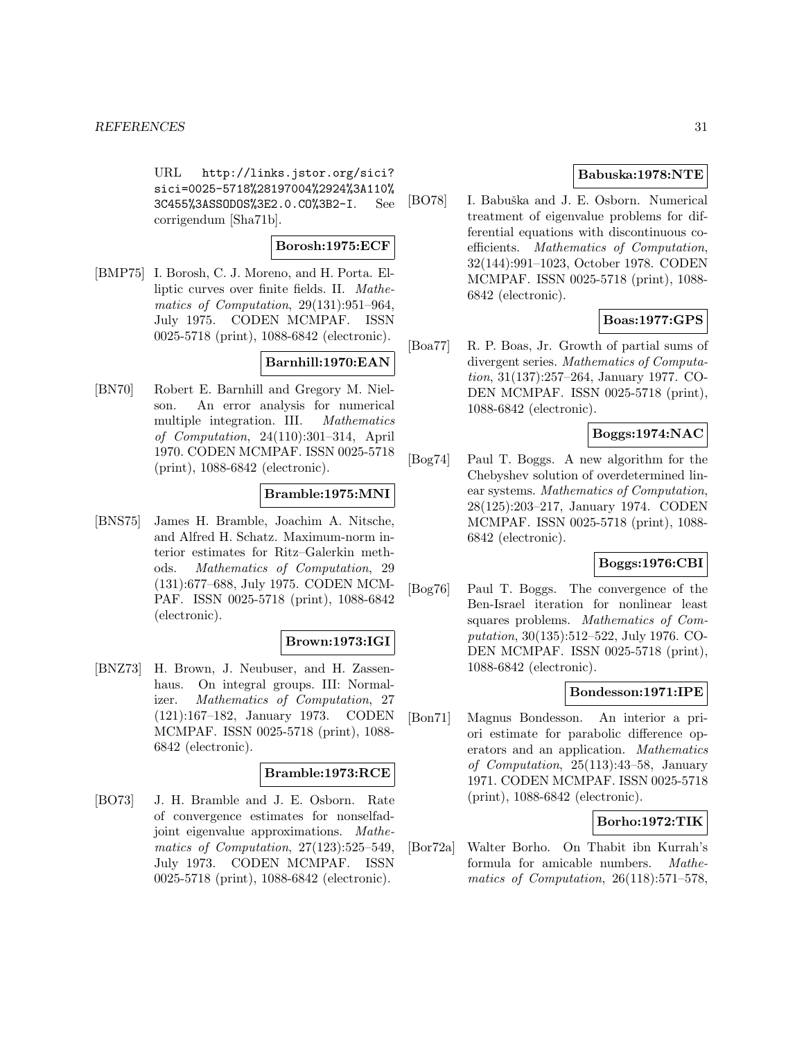URL http://links.jstor.org/sici?sici=0025-5718%28197004%2924%3A110%3C455%3ASSODOS%3E2.0.CO%3B2-I. See corrigendum [Sha71b].

**Borosh:1975:ECF**

[BMP75] I. Borosh, C. J. Moreno, and H. Porta. Elliptic curves over finite fields. II. *Mathematics of Computation*, 29(131):951–964, July 1975. CODEN MCMPAF. ISSN 0025-5718 (print), 1088-6842 (electronic).

**Barnhill:1970:EAN**

[BN70] Robert E. Barnhill and Gregory M. Nielson. An error analysis for numerical multiple integration. III. *Mathematics of Computation*, 24(110):301–314, April 1970. CODEN MCMPAF. ISSN 0025-5718 (print), 1088-6842 (electronic).

**Bramble:1975:MNI**

[BNS75] James H. Bramble, Joachim A. Nitsche, and Alfred H. Schatz. Maximum-norm interior estimates for Ritz–Galerkin methods. *Mathematics of Computation*, 29 (131):677–688, July 1975. CODEN MCMPAF. ISSN 0025-5718 (print), 1088-6842 (electronic).

**Brown:1973:IGI**

[BNZ73] H. Brown, J. Neubuser, and H. Zassenhaus. On integral groups. III: Normalizer. *Mathematics of Computation*, 27 (121):167–182, January 1973. CODEN MCMPAF. ISSN 0025-5718 (print), 1088-6842 (electronic).

**Bramble:1973:RCE**

[BO73] J. H. Bramble and J. E. Osborn. Rate of convergence estimates for nonselfadjoint eigenvalue approximations. *Mathematics of Computation*, 27(123):525–549, July 1973. CODEN MCMPAF. ISSN 0025-5718 (print), 1088-6842 (electronic).

**Babuska:1978:NTE**

[BO78] I. Babuška and J. E. Osborn. Numerical treatment of eigenvalue problems for differential equations with discontinuous coefficients. *Mathematics of Computation*, 32(144):991–1023, October 1978. CODEN MCMPAF. ISSN 0025-5718 (print), 1088-6842 (electronic).

**Boas:1977:GPS**

[Boa77] R. P. Boas, Jr. Growth of partial sums of divergent series. *Mathematics of Computation*, 31(137):257–264, January 1977. CODEN MCMPAF. ISSN 0025-5718 (print), 1088-6842 (electronic).

**Boggs:1974:NAC**

[Bog74] Paul T. Boggs. A new algorithm for the Chebyshev solution of overdetermined linear systems. *Mathematics of Computation*, 28(125):203–217, January 1974. CODEN MCMPAF. ISSN 0025-5718 (print), 1088-6842 (electronic).

**Boggs:1976:CBI**

[Bog76] Paul T. Boggs. The convergence of the Ben-Israel iteration for nonlinear least squares problems. *Mathematics of Computation*, 30(135):512–522, July 1976. CODEN MCMPAF. ISSN 0025-5718 (print), 1088-6842 (electronic).

**Bondesson:1971:IPE**

[Bon71] Magnus Bondesson. An interior a priori estimate for parabolic difference operators and an application. *Mathematics of Computation*, 25(113):43–58, January 1971. CODEN MCMPAF. ISSN 0025-5718 (print), 1088-6842 (electronic).

**Borho:1972:TIK**

[Bor72a] Walter Borho. On Thabit ibn Kurrah's formula for amicable numbers. *Mathematics of Computation*, 26(118):571–578,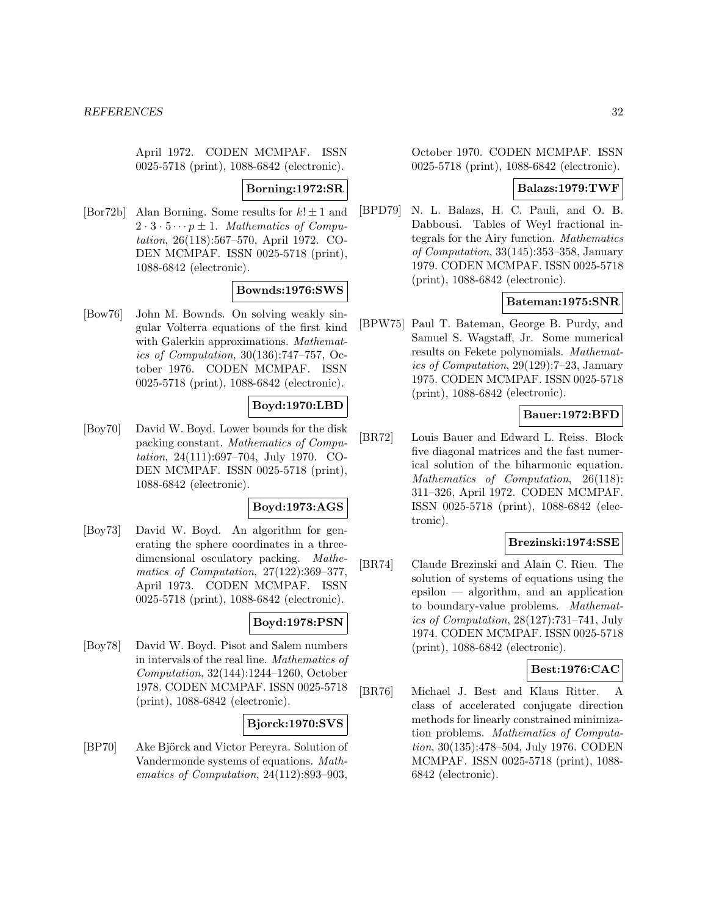April 1972. CODEN MCMPAF. ISSN 0025-5718 (print), 1088-6842 (electronic).

**Borning:1972:SR**

[Bor72b] Alan Borning. Some results for $k! \pm 1$ and $2 \cdot 3 \cdot 5 \cdots p \pm 1$. *Mathematics of Computation*, 26(118):567–570, April 1972. CODEN MCMPAF. ISSN 0025-5718 (print), 1088-6842 (electronic).

**Bownds:1976:SWS**

[Bow76] John M. Bownds. On solving weakly singular Volterra equations of the first kind with Galerkin approximations. *Mathematics of Computation*, 30(136):747–757, October 1976. CODEN MCMPAF. ISSN 0025-5718 (print), 1088-6842 (electronic).

**Boyd:1970:LBD**

[Boy70] David W. Boyd. Lower bounds for the disk packing constant. *Mathematics of Computation*, 24(111):697–704, July 1970. CODEN MCMPAF. ISSN 0025-5718 (print), 1088-6842 (electronic).

**Boyd:1973:AGS**

[Boy73] David W. Boyd. An algorithm for generating the sphere coordinates in a three-dimensional osculatory packing. *Mathematics of Computation*, 27(122):369–377, April 1973. CODEN MCMPAF. ISSN 0025-5718 (print), 1088-6842 (electronic).

**Boyd:1978:PSN**

[Boy78] David W. Boyd. Pisot and Salem numbers in intervals of the real line. *Mathematics of Computation*, 32(144):1244–1260, October 1978. CODEN MCMPAF. ISSN 0025-5718 (print), 1088-6842 (electronic).

**Bjorck:1970:SVS**

[BP70] Ake Björck and Victor Pereyra. Solution of Vandermonde systems of equations. *Mathematics of Computation*, 24(112):893–903, October 1970. CODEN MCMPAF. ISSN 0025-5718 (print), 1088-6842 (electronic).

**Balazs:1979:TWF**

[BPD79] N. L. Balazs, H. C. Pauli, and O. B. Dabbousi. Tables of Weyl fractional integrals for the Airy function. *Mathematics of Computation*, 33(145):353–358, January 1979. CODEN MCMPAF. ISSN 0025-5718 (print), 1088-6842 (electronic).

**Bateman:1975:SNR**

[BPW75] Paul T. Bateman, George B. Purdy, and Samuel S. Wagstaff, Jr. Some numerical results on Fekete polynomials. *Mathematics of Computation*, 29(129):7–23, January 1975. CODEN MCMPAF. ISSN 0025-5718 (print), 1088-6842 (electronic).

**Bauer:1972:BFD**

[BR72] Louis Bauer and Edward L. Reiss. Block five diagonal matrices and the fast numerical solution of the biharmonic equation. *Mathematics of Computation*, 26(118): 311–326, April 1972. CODEN MCMPAF. ISSN 0025-5718 (print), 1088-6842 (electronic).

**Brezinski:1974:SSE**

[BR74] Claude Brezinski and Alain C. Rieu. The solution of systems of equations using the epsilon — algorithm, and an application to boundary-value problems. *Mathematics of Computation*, 28(127):731–741, July 1974. CODEN MCMPAF. ISSN 0025-5718 (print), 1088-6842 (electronic).

**Best:1976:CAC**

[BR76] Michael J. Best and Klaus Ritter. A class of accelerated conjugate direction methods for linearly constrained minimization problems. *Mathematics of Computation*, 30(135):478–504, July 1976. CODEN MCMPAF. ISSN 0025-5718 (print), 1088-6842 (electronic).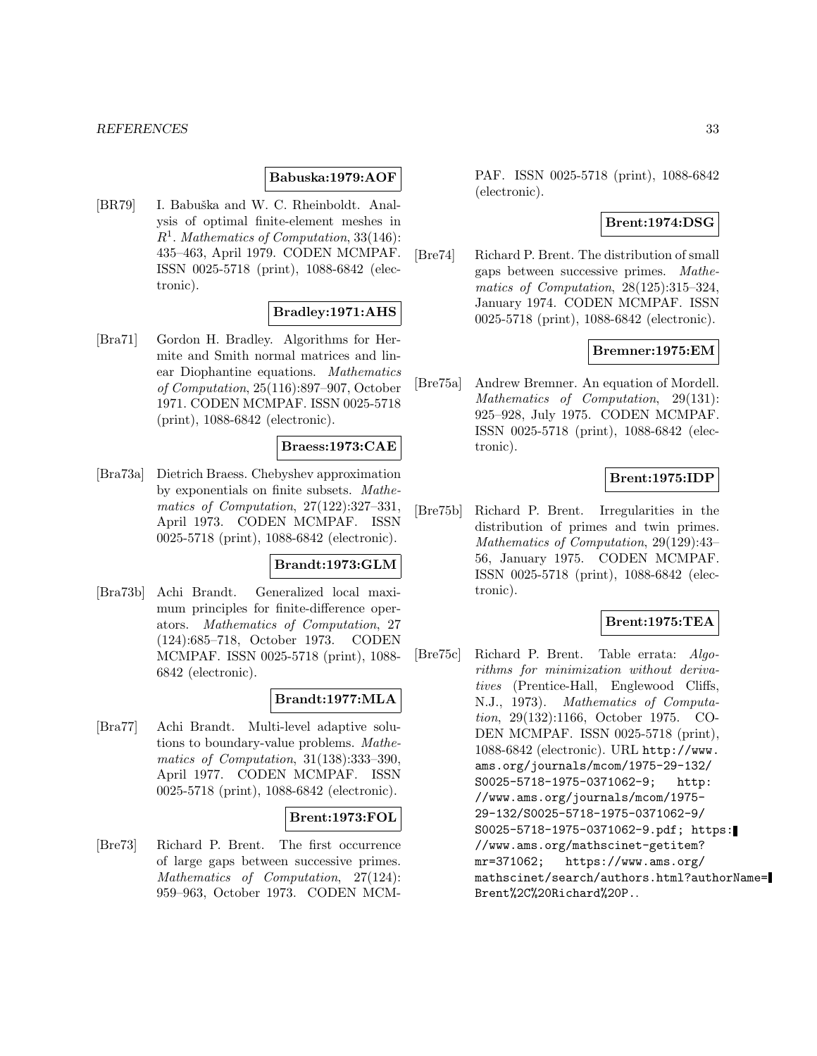**Babuska:1979:AOF**

[BR79] I. Babuška and W. C. Rheinboldt. Analysis of optimal finite-element meshes in $R^1$. *Mathematics of Computation*, 33(146): 435–463, April 1979. CODEN MCMPAF. ISSN 0025-5718 (print), 1088-6842 (electronic).

**Bradley:1971:AHS**

[Bra71] Gordon H. Bradley. Algorithms for Hermite and Smith normal matrices and linear Diophantine equations. *Mathematics of Computation*, 25(116):897–907, October 1971. CODEN MCMPAF. ISSN 0025-5718 (print), 1088-6842 (electronic).

**Braess:1973:CAE**

[Bra73a] Dietrich Braess. Chebyshev approximation by exponentials on finite subsets. *Mathematics of Computation*, 27(122):327–331, April 1973. CODEN MCMPAF. ISSN 0025-5718 (print), 1088-6842 (electronic).

**Brandt:1973:GLM**

[Bra73b] Achi Brandt. Generalized local maximum principles for finite-difference operators. *Mathematics of Computation*, 27 (124):685–718, October 1973. CODEN MCMPAF. ISSN 0025-5718 (print), 1088-6842 (electronic).

**Brandt:1977:MLA**

[Bra77] Achi Brandt. Multi-level adaptive solutions to boundary-value problems. *Mathematics of Computation*, 31(138):333–390, April 1977. CODEN MCMPAF. ISSN 0025-5718 (print), 1088-6842 (electronic).

**Brent:1973:FOL**

[Bre73] Richard P. Brent. The first occurrence of large gaps between successive primes. *Mathematics of Computation*, 27(124): 959–963, October 1973. CODEN MCMPAF. ISSN 0025-5718 (print), 1088-6842 (electronic).

**Brent:1974:DSG**

[Bre74] Richard P. Brent. The distribution of small gaps between successive primes. *Mathematics of Computation*, 28(125):315–324, January 1974. CODEN MCMPAF. ISSN 0025-5718 (print), 1088-6842 (electronic).

**Bremner:1975:EM**

[Bre75a] Andrew Bremner. An equation of Mordell. *Mathematics of Computation*, 29(131): 925–928, July 1975. CODEN MCMPAF. ISSN 0025-5718 (print), 1088-6842 (electronic).

**Brent:1975:IDP**

[Bre75b] Richard P. Brent. Irregularities in the distribution of primes and twin primes. *Mathematics of Computation*, 29(129):43–56, January 1975. CODEN MCMPAF. ISSN 0025-5718 (print), 1088-6842 (electronic).

**Brent:1975:TEA**

[Bre75c] Richard P. Brent. Table errata: *Algorithms for minimization without derivatives* (Prentice-Hall, Englewood Cliffs, N.J., 1973). *Mathematics of Computation*, 29(132):1166, October 1975. CODEN MCMPAF. ISSN 0025-5718 (print), 1088-6842 (electronic). URL http://www.ams.org/journals/mcom/1975-29-132/S0025-5718-1975-0371062-9; http://www.ams.org/journals/mcom/1975-29-132/S0025-5718-1975-0371062-9/S0025-5718-1975-0371062-9.pdf; https://www.ams.org/mathscinet-getitem?mr=371062; https://www.ams.org/mathscinet/search/authors.html?authorName=Brent%2C%20Richard%20P..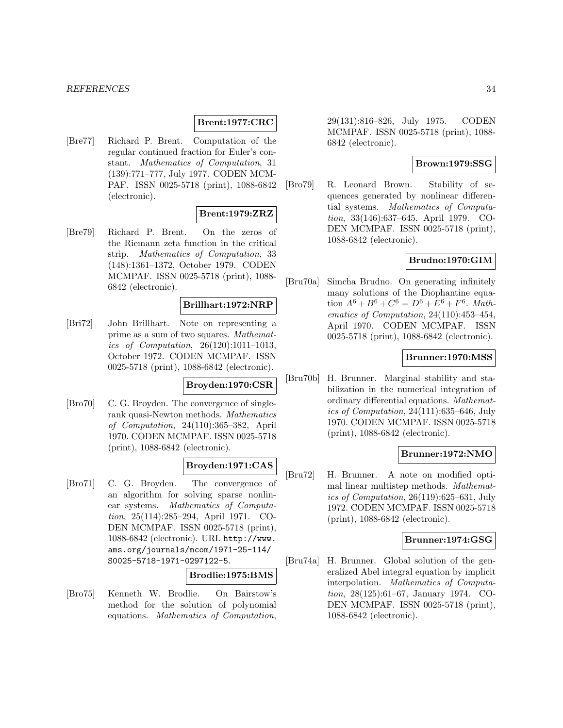**Brent:1977:CRC**

[Bre77] Richard P. Brent. Computation of the regular continued fraction for Euler's constant. *Mathematics of Computation*, 31 (139):771–777, July 1977. CODEN MCMPAF. ISSN 0025-5718 (print), 1088-6842 (electronic).

**Brent:1979:ZRZ**

[Bre79] Richard P. Brent. On the zeros of the Riemann zeta function in the critical strip. *Mathematics of Computation*, 33 (148):1361–1372, October 1979. CODEN MCMPAF. ISSN 0025-5718 (print), 1088-6842 (electronic).

**Brillhart:1972:NRP**

[Bri72] John Brillhart. Note on representing a prime as a sum of two squares. *Mathematics of Computation*, 26(120):1011–1013, October 1972. CODEN MCMPAF. ISSN 0025-5718 (print), 1088-6842 (electronic).

**Broyden:1970:CSR**

[Bro70] C. G. Broyden. The convergence of single-rank quasi-Newton methods. *Mathematics of Computation*, 24(110):365–382, April 1970. CODEN MCMPAF. ISSN 0025-5718 (print), 1088-6842 (electronic).

**Broyden:1971:CAS**

[Bro71] C. G. Broyden. The convergence of an algorithm for solving sparse nonlinear systems. *Mathematics of Computation*, 25(114):285–294, April 1971. CODEN MCMPAF. ISSN 0025-5718 (print), 1088-6842 (electronic). URL http://www.ams.org/journals/mcom/1971-25-114/S0025-5718-1971-0297122-5.

**Brodlie:1975:BMS**

[Bro75] Kenneth W. Brodlie. On Bairstow's method for the solution of polynomial equations. *Mathematics of Computation*, 29(131):816–826, July 1975. CODEN MCMPAF. ISSN 0025-5718 (print), 1088-6842 (electronic).

**Brown:1979:SSG**

[Bro79] R. Leonard Brown. Stability of sequences generated by nonlinear differential systems. *Mathematics of Computation*, 33(146):637–645, April 1979. CODEN MCMPAF. ISSN 0025-5718 (print), 1088-6842 (electronic).

**Brudno:1970:GIM**

[Bru70a] Simcha Brudno. On generating infinitely many solutions of the Diophantine equation $A^6 + B^6 + C^6 = D^6 + E^6 + F^6$. *Mathematics of Computation*, 24(110):453–454, April 1970. CODEN MCMPAF. ISSN 0025-5718 (print), 1088-6842 (electronic).

**Brunner:1970:MSS**

[Bru70b] H. Brunner. Marginal stability and stabilization in the numerical integration of ordinary differential equations. *Mathematics of Computation*, 24(111):635–646, July 1970. CODEN MCMPAF. ISSN 0025-5718 (print), 1088-6842 (electronic).

**Brunner:1972:NMO**

[Bru72] H. Brunner. A note on modified optimal linear multistep methods. *Mathematics of Computation*, 26(119):625–631, July 1972. CODEN MCMPAF. ISSN 0025-5718 (print), 1088-6842 (electronic).

**Brunner:1974:GSG**

[Bru74a] H. Brunner. Global solution of the generalized Abel integral equation by implicit interpolation. *Mathematics of Computation*, 28(125):61–67, January 1974. CODEN MCMPAF. ISSN 0025-5718 (print), 1088-6842 (electronic).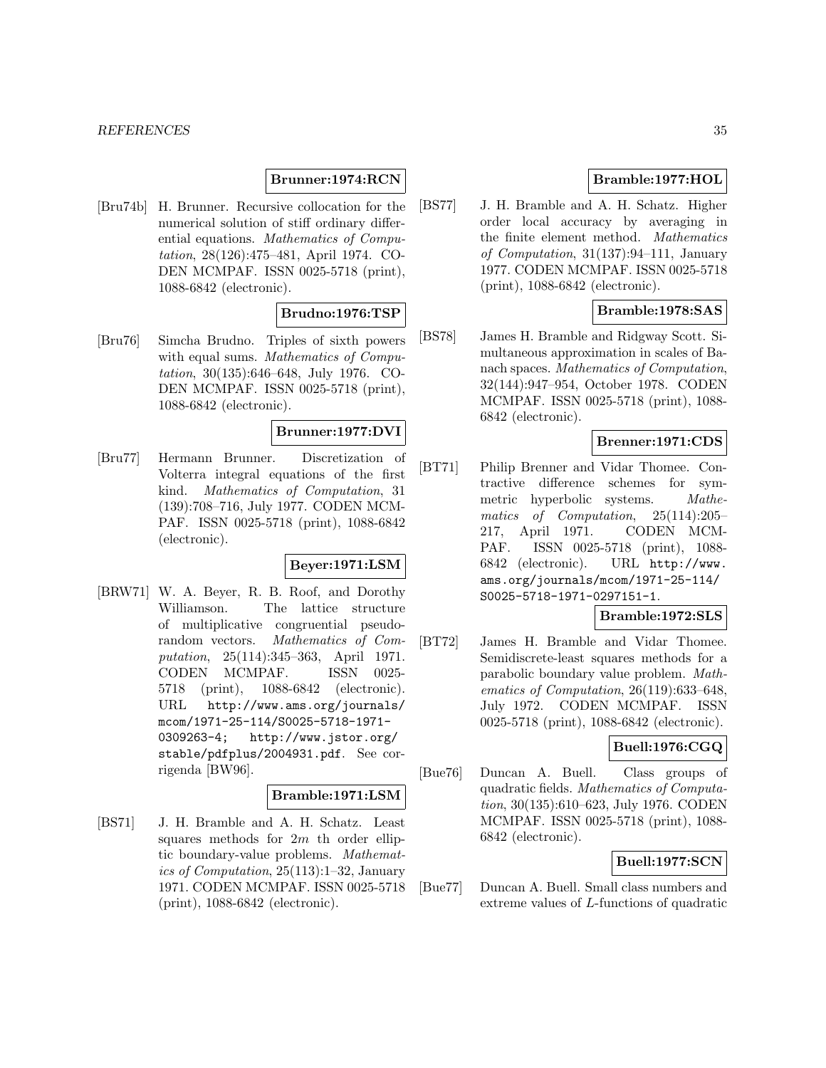**Brunner:1974:RCN**

[Bru74b] H. Brunner. Recursive collocation for the numerical solution of stiff ordinary differential equations. *Mathematics of Computation*, 28(126):475–481, April 1974. CODEN MCMPAF. ISSN 0025-5718 (print), 1088-6842 (electronic).

**Brudno:1976:TSP**

[Bru76] Simcha Brudno. Triples of sixth powers with equal sums. *Mathematics of Computation*, 30(135):646–648, July 1976. CODEN MCMPAF. ISSN 0025-5718 (print), 1088-6842 (electronic).

**Brunner:1977:DVI**

[Bru77] Hermann Brunner. Discretization of Volterra integral equations of the first kind. *Mathematics of Computation*, 31 (139):708–716, July 1977. CODEN MCMPAF. ISSN 0025-5718 (print), 1088-6842 (electronic).

**Beyer:1971:LSM**

[BRW71] W. A. Beyer, R. B. Roof, and Dorothy Williamson. The lattice structure of multiplicative congruential pseudorandom vectors. *Mathematics of Computation*, 25(114):345–363, April 1971. CODEN MCMPAF. ISSN 0025-5718 (print), 1088-6842 (electronic). URL http://www.ams.org/journals/mcom/1971-25-114/S0025-5718-1971-0309263-4; http://www.jstor.org/stable/pdfplus/2004931.pdf. See corrigenda [BW96].

**Bramble:1971:LSM**

[BS71] J. H. Bramble and A. H. Schatz. Least squares methods for $2m$ th order elliptic boundary-value problems. *Mathematics of Computation*, 25(113):1–32, January 1971. CODEN MCMPAF. ISSN 0025-5718 (print), 1088-6842 (electronic).

**Bramble:1977:HOL**

[BS77] J. H. Bramble and A. H. Schatz. Higher order local accuracy by averaging in the finite element method. *Mathematics of Computation*, 31(137):94–111, January 1977. CODEN MCMPAF. ISSN 0025-5718 (print), 1088-6842 (electronic).

**Bramble:1978:SAS**

[BS78] James H. Bramble and Ridgway Scott. Simultaneous approximation in scales of Banach spaces. *Mathematics of Computation*, 32(144):947–954, October 1978. CODEN MCMPAF. ISSN 0025-5718 (print), 1088-6842 (electronic).

**Brenner:1971:CDS**

[BT71] Philip Brenner and Vidar Thomee. Contractive difference schemes for symmetric hyperbolic systems. *Mathematics of Computation*, 25(114):205–217, April 1971. CODEN MCMPAF. ISSN 0025-5718 (print), 1088-6842 (electronic). URL http://www.ams.org/journals/mcom/1971-25-114/S0025-5718-1971-0297151-1.

**Bramble:1972:SLS**

[BT72] James H. Bramble and Vidar Thomee. Semidiscrete-least squares methods for a parabolic boundary value problem. *Mathematics of Computation*, 26(119):633–648, July 1972. CODEN MCMPAF. ISSN 0025-5718 (print), 1088-6842 (electronic).

**Buell:1976:CGQ**

[Bue76] Duncan A. Buell. Class groups of quadratic fields. *Mathematics of Computation*, 30(135):610–623, July 1976. CODEN MCMPAF. ISSN 0025-5718 (print), 1088-6842 (electronic).

**Buell:1977:SCN**

[Bue77] Duncan A. Buell. Small class numbers and extreme values of $L$-functions of quadratic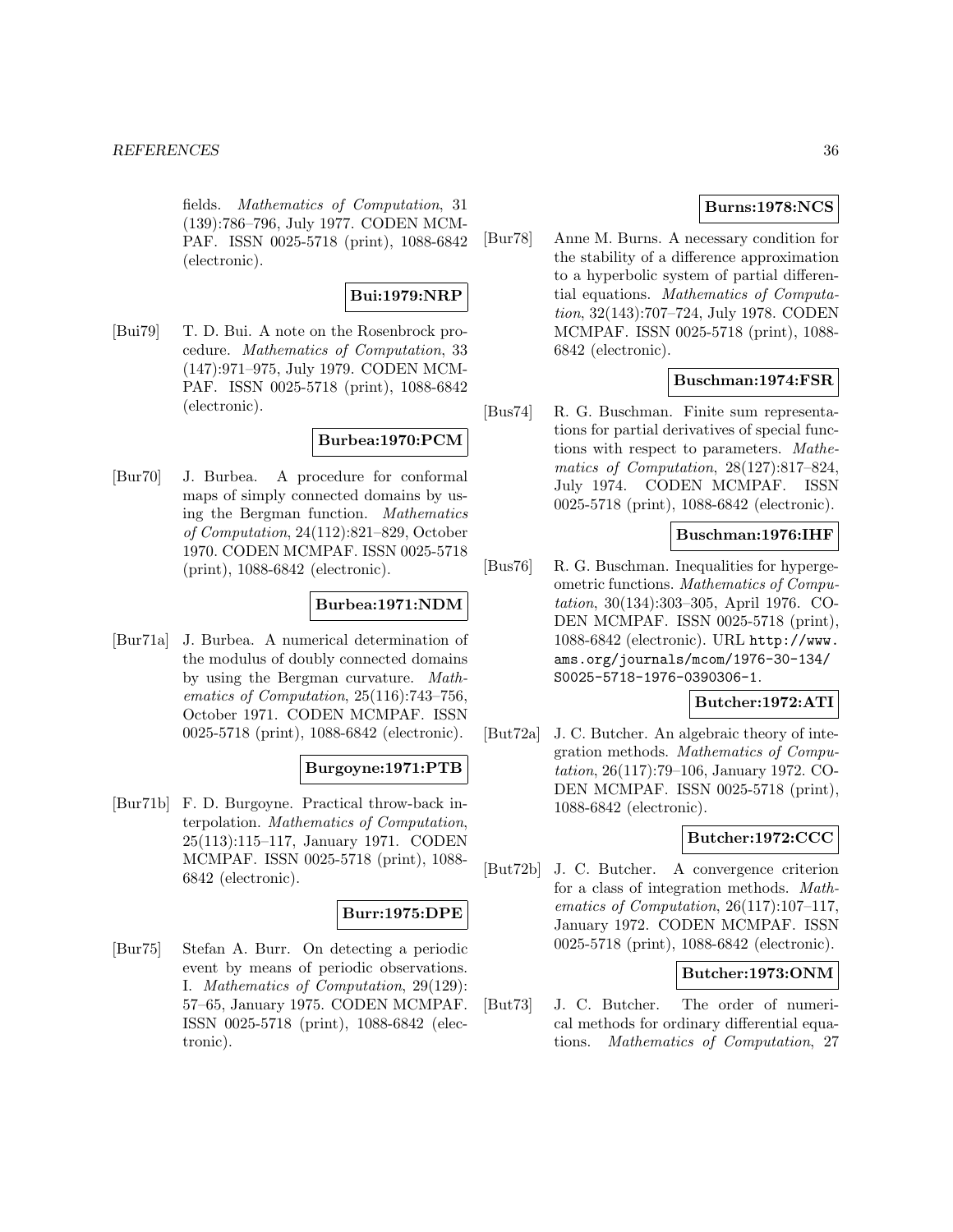fields. *Mathematics of Computation*, 31 (139):786–796, July 1977. CODEN MCMPAF. ISSN 0025-5718 (print), 1088-6842 (electronic).

**Bui:1979:NRP**

[Bui79] T. D. Bui. A note on the Rosenbrock procedure. *Mathematics of Computation*, 33 (147):971–975, July 1979. CODEN MCMPAF. ISSN 0025-5718 (print), 1088-6842 (electronic).

**Burbea:1970:PCM**

[Bur70] J. Burbea. A procedure for conformal maps of simply connected domains by using the Bergman function. *Mathematics of Computation*, 24(112):821–829, October 1970. CODEN MCMPAF. ISSN 0025-5718 (print), 1088-6842 (electronic).

**Burbea:1971:NDM**

[Bur71a] J. Burbea. A numerical determination of the modulus of doubly connected domains by using the Bergman curvature. *Mathematics of Computation*, 25(116):743–756, October 1971. CODEN MCMPAF. ISSN 0025-5718 (print), 1088-6842 (electronic).

**Burgoyne:1971:PTB**

[Bur71b] F. D. Burgoyne. Practical throw-back interpolation. *Mathematics of Computation*, 25(113):115–117, January 1971. CODEN MCMPAF. ISSN 0025-5718 (print), 1088-6842 (electronic).

**Burr:1975:DPE**

[Bur75] Stefan A. Burr. On detecting a periodic event by means of periodic observations. I. *Mathematics of Computation*, 29(129): 57–65, January 1975. CODEN MCMPAF. ISSN 0025-5718 (print), 1088-6842 (electronic).

**Burns:1978:NCS**

[Bur78] Anne M. Burns. A necessary condition for the stability of a difference approximation to a hyperbolic system of partial differential equations. *Mathematics of Computation*, 32(143):707–724, July 1978. CODEN MCMPAF. ISSN 0025-5718 (print), 1088-6842 (electronic).

**Buschman:1974:FSR**

[Bus74] R. G. Buschman. Finite sum representations for partial derivatives of special functions with respect to parameters. *Mathematics of Computation*, 28(127):817–824, July 1974. CODEN MCMPAF. ISSN 0025-5718 (print), 1088-6842 (electronic).

**Buschman:1976:IHF**

[Bus76] R. G. Buschman. Inequalities for hypergeometric functions. *Mathematics of Computation*, 30(134):303–305, April 1976. CODEN MCMPAF. ISSN 0025-5718 (print), 1088-6842 (electronic). URL http://www.ams.org/journals/mcom/1976-30-134/S0025-5718-1976-0390306-1.

**Butcher:1972:ATI**

[But72a] J. C. Butcher. An algebraic theory of integration methods. *Mathematics of Computation*, 26(117):79–106, January 1972. CODEN MCMPAF. ISSN 0025-5718 (print), 1088-6842 (electronic).

**Butcher:1972:CCC**

[But72b] J. C. Butcher. A convergence criterion for a class of integration methods. *Mathematics of Computation*, 26(117):107–117, January 1972. CODEN MCMPAF. ISSN 0025-5718 (print), 1088-6842 (electronic).

**Butcher:1973:ONM**

[But73] J. C. Butcher. The order of numerical methods for ordinary differential equations. *Mathematics of Computation*, 27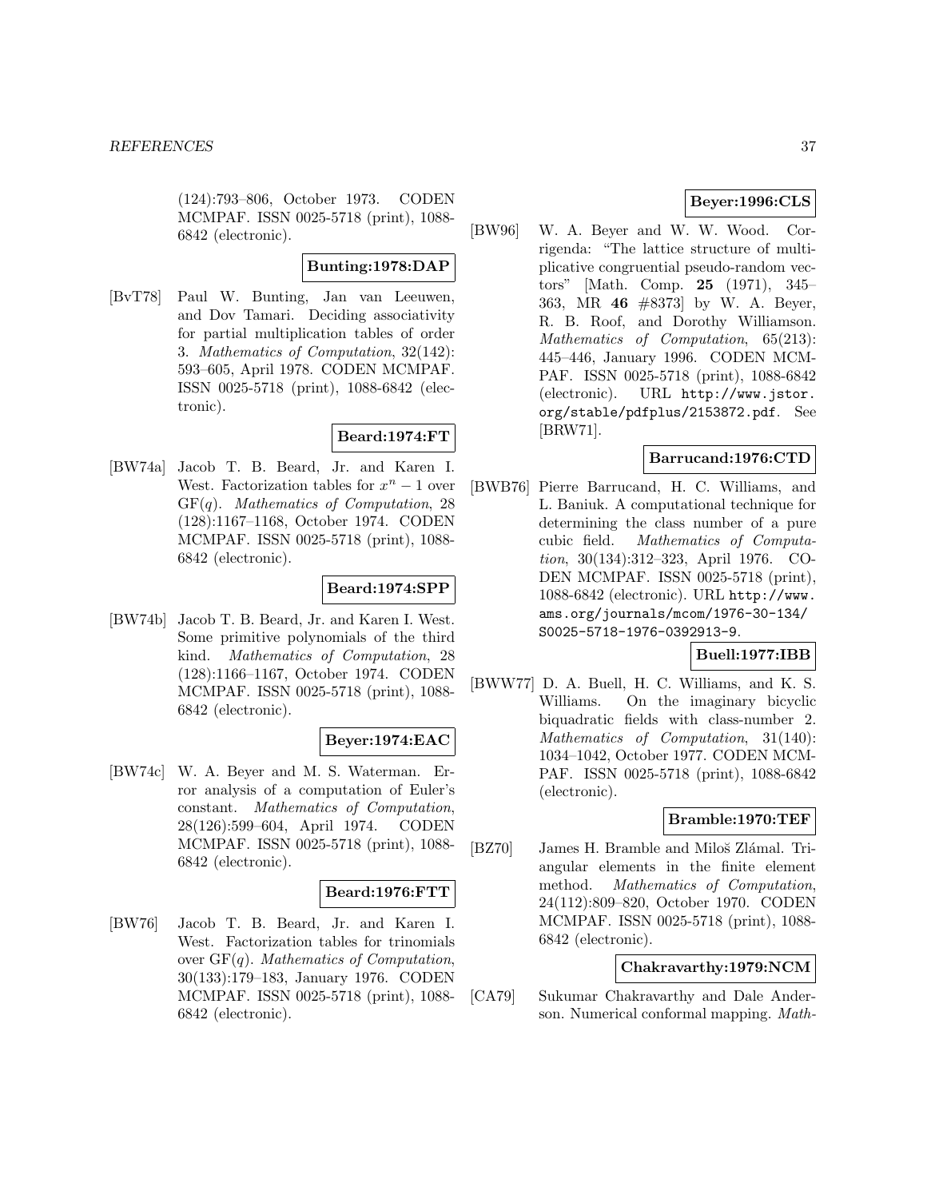(124):793–806, October 1973. CODEN MCMPAF. ISSN 0025-5718 (print), 1088-6842 (electronic).

**Bunting:1978:DAP**

[BvT78] Paul W. Bunting, Jan van Leeuwen, and Dov Tamari. Deciding associativity for partial multiplication tables of order 3. *Mathematics of Computation*, 32(142): 593–605, April 1978. CODEN MCMPAF. ISSN 0025-5718 (print), 1088-6842 (electronic).

**Beard:1974:FT**

[BW74a] Jacob T. B. Beard, Jr. and Karen I. West. Factorization tables for $x^n - 1$ over $\mathrm{GF}(q)$. *Mathematics of Computation*, 28 (128):1167–1168, October 1974. CODEN MCMPAF. ISSN 0025-5718 (print), 1088-6842 (electronic).

**Beard:1974:SPP**

[BW74b] Jacob T. B. Beard, Jr. and Karen I. West. Some primitive polynomials of the third kind. *Mathematics of Computation*, 28 (128):1166–1167, October 1974. CODEN MCMPAF. ISSN 0025-5718 (print), 1088-6842 (electronic).

**Beyer:1974:EAC**

[BW74c] W. A. Beyer and M. S. Waterman. Error analysis of a computation of Euler's constant. *Mathematics of Computation*, 28(126):599–604, April 1974. CODEN MCMPAF. ISSN 0025-5718 (print), 1088-6842 (electronic).

**Beard:1976:FTT**

[BW76] Jacob T. B. Beard, Jr. and Karen I. West. Factorization tables for trinomials over $\mathrm{GF}(q)$. *Mathematics of Computation*, 30(133):179–183, January 1976. CODEN MCMPAF. ISSN 0025-5718 (print), 1088-6842 (electronic).

**Beyer:1996:CLS**

[BW96] W. A. Beyer and W. W. Wood. Corrigenda: "The lattice structure of multiplicative congruential pseudo-random vectors" [Math. Comp. **25** (1971), 345–363, MR **46** #8373] by W. A. Beyer, R. B. Roof, and Dorothy Williamson. *Mathematics of Computation*, 65(213): 445–446, January 1996. CODEN MCMPAF. ISSN 0025-5718 (print), 1088-6842 (electronic). URL http://www.jstor.org/stable/pdfplus/2153872.pdf. See [BRW71].

**Barrucand:1976:CTD**

[BWB76] Pierre Barrucand, H. C. Williams, and L. Baniuk. A computational technique for determining the class number of a pure cubic field. *Mathematics of Computation*, 30(134):312–323, April 1976. CODEN MCMPAF. ISSN 0025-5718 (print), 1088-6842 (electronic). URL http://www.ams.org/journals/mcom/1976-30-134/S0025-5718-1976-0392913-9.

**Buell:1977:IBB**

[BWW77] D. A. Buell, H. C. Williams, and K. S. Williams. On the imaginary bicyclic biquadratic fields with class-number 2. *Mathematics of Computation*, 31(140): 1034–1042, October 1977. CODEN MCMPAF. ISSN 0025-5718 (print), 1088-6842 (electronic).

**Bramble:1970:TEF**

[BZ70] James H. Bramble and Miloš Zlámal. Triangular elements in the finite element method. *Mathematics of Computation*, 24(112):809–820, October 1970. CODEN MCMPAF. ISSN 0025-5718 (print), 1088-6842 (electronic).

**Chakravarthy:1979:NCM**

[CA79] Sukumar Chakravarthy and Dale Anderson. Numerical conformal mapping. *Math-*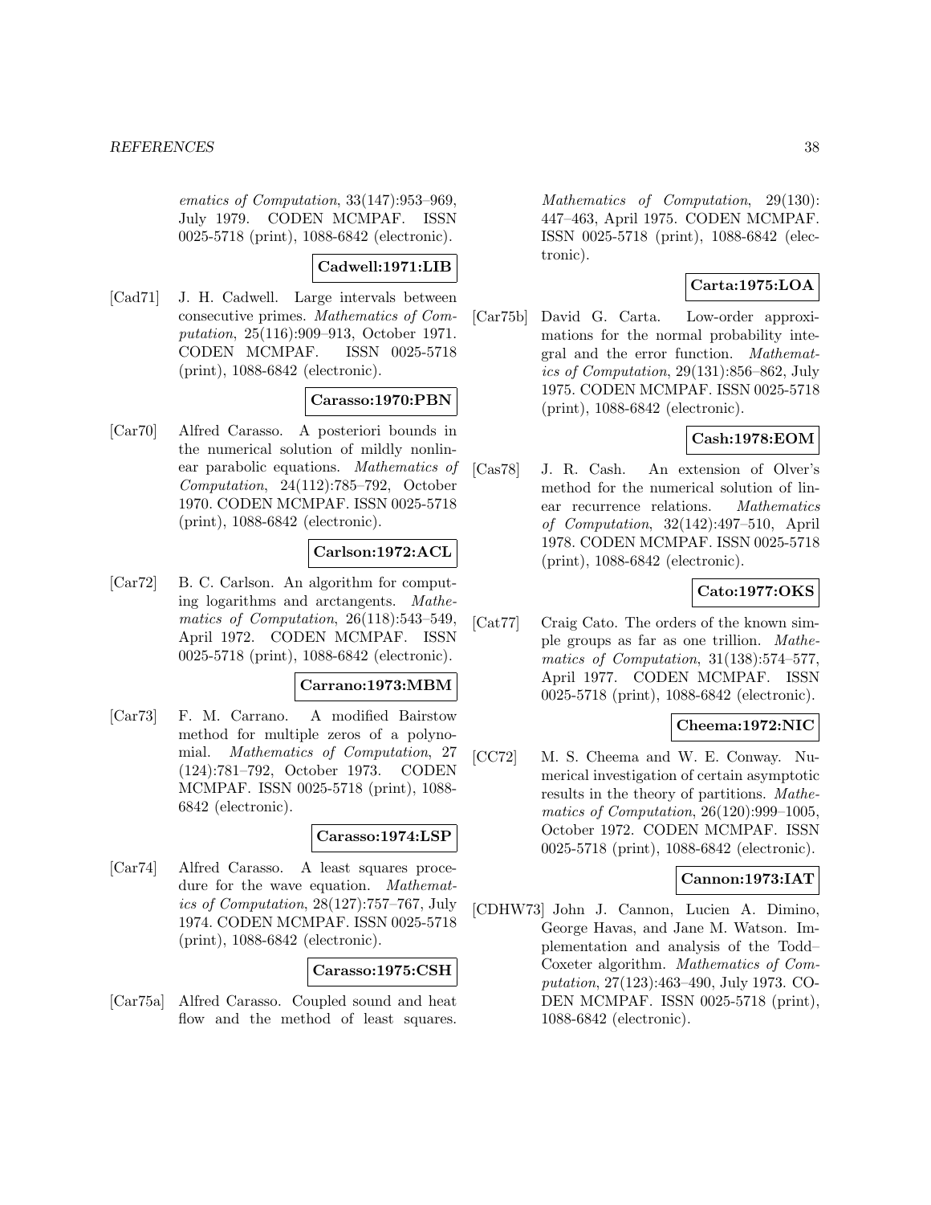ematics of Computation*, 33(147):953–969, July 1979. CODEN MCMPAF. ISSN 0025-5718 (print), 1088-6842 (electronic).

**Cadwell:1971:LIB**

[Cad71] J. H. Cadwell. Large intervals between consecutive primes. *Mathematics of Computation*, 25(116):909–913, October 1971. CODEN MCMPAF. ISSN 0025-5718 (print), 1088-6842 (electronic).

**Carasso:1970:PBN**

[Car70] Alfred Carasso. A posteriori bounds in the numerical solution of mildly nonlinear parabolic equations. *Mathematics of Computation*, 24(112):785–792, October 1970. CODEN MCMPAF. ISSN 0025-5718 (print), 1088-6842 (electronic).

**Carlson:1972:ACL**

[Car72] B. C. Carlson. An algorithm for computing logarithms and arctangents. *Mathematics of Computation*, 26(118):543–549, April 1972. CODEN MCMPAF. ISSN 0025-5718 (print), 1088-6842 (electronic).

**Carrano:1973:MBM**

[Car73] F. M. Carrano. A modified Bairstow method for multiple zeros of a polynomial. *Mathematics of Computation*, 27 (124):781–792, October 1973. CODEN MCMPAF. ISSN 0025-5718 (print), 1088-6842 (electronic).

**Carasso:1974:LSP**

[Car74] Alfred Carasso. A least squares procedure for the wave equation. *Mathematics of Computation*, 28(127):757–767, July 1974. CODEN MCMPAF. ISSN 0025-5718 (print), 1088-6842 (electronic).

**Carasso:1975:CSH**

[Car75a] Alfred Carasso. Coupled sound and heat flow and the method of least squares. *Mathematics of Computation*, 29(130): 447–463, April 1975. CODEN MCMPAF. ISSN 0025-5718 (print), 1088-6842 (electronic).

**Carta:1975:LOA**

[Car75b] David G. Carta. Low-order approximations for the normal probability integral and the error function. *Mathematics of Computation*, 29(131):856–862, July 1975. CODEN MCMPAF. ISSN 0025-5718 (print), 1088-6842 (electronic).

**Cash:1978:EOM**

[Cas78] J. R. Cash. An extension of Olver's method for the numerical solution of linear recurrence relations. *Mathematics of Computation*, 32(142):497–510, April 1978. CODEN MCMPAF. ISSN 0025-5718 (print), 1088-6842 (electronic).

**Cato:1977:OKS**

[Cat77] Craig Cato. The orders of the known simple groups as far as one trillion. *Mathematics of Computation*, 31(138):574–577, April 1977. CODEN MCMPAF. ISSN 0025-5718 (print), 1088-6842 (electronic).

**Cheema:1972:NIC**

[CC72] M. S. Cheema and W. E. Conway. Numerical investigation of certain asymptotic results in the theory of partitions. *Mathematics of Computation*, 26(120):999–1005, October 1972. CODEN MCMPAF. ISSN 0025-5718 (print), 1088-6842 (electronic).

**Cannon:1973:IAT**

[CDHW73] John J. Cannon, Lucien A. Dimino, George Havas, and Jane M. Watson. Implementation and analysis of the Todd–Coxeter algorithm. *Mathematics of Computation*, 27(123):463–490, July 1973. CODEN MCMPAF. ISSN 0025-5718 (print), 1088-6842 (electronic).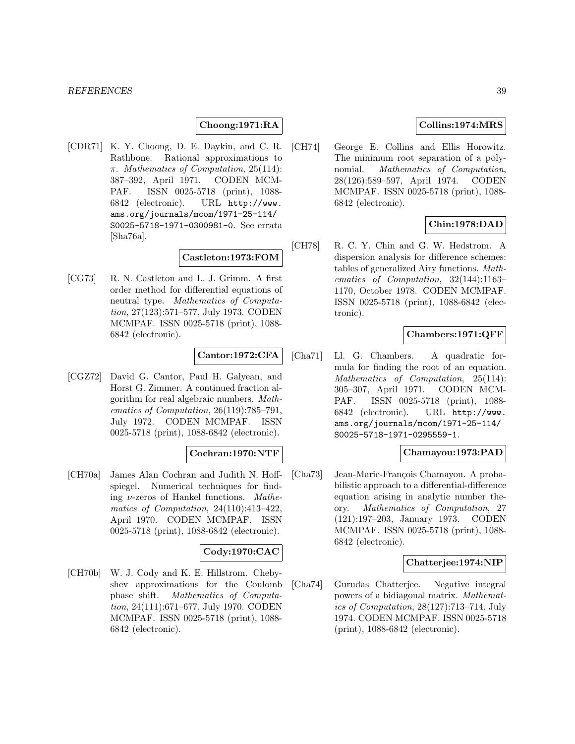**Choong:1971:RA**

[CDR71] K. Y. Choong, D. E. Daykin, and C. R. Rathbone. Rational approximations to $\pi$. *Mathematics of Computation*, 25(114): 387–392, April 1971. CODEN MCMPAF. ISSN 0025-5718 (print), 1088-6842 (electronic). URL `http://www.ams.org/journals/mcom/1971-25-114/S0025-5718-1971-0300981-0`. See errata [Sha76a].

**Castleton:1973:FOM**

[CG73] R. N. Castleton and L. J. Grimm. A first order method for differential equations of neutral type. *Mathematics of Computation*, 27(123):571–577, July 1973. CODEN MCMPAF. ISSN 0025-5718 (print), 1088-6842 (electronic).

**Cantor:1972:CFA**

[CGZ72] David G. Cantor, Paul H. Galyean, and Horst G. Zimmer. A continued fraction algorithm for real algebraic numbers. *Mathematics of Computation*, 26(119):785–791, July 1972. CODEN MCMPAF. ISSN 0025-5718 (print), 1088-6842 (electronic).

**Cochran:1970:NTF**

[CH70a] James Alan Cochran and Judith N. Hoffspiegel. Numerical techniques for finding $\nu$-zeros of Hankel functions. *Mathematics of Computation*, 24(110):413–422, April 1970. CODEN MCMPAF. ISSN 0025-5718 (print), 1088-6842 (electronic).

**Cody:1970:CAC**

[CH70b] W. J. Cody and K. E. Hillstrom. Chebyshev approximations for the Coulomb phase shift. *Mathematics of Computation*, 24(111):671–677, July 1970. CODEN MCMPAF. ISSN 0025-5718 (print), 1088-6842 (electronic).

**Collins:1974:MRS**

[CH74] George E. Collins and Ellis Horowitz. The minimum root separation of a polynomial. *Mathematics of Computation*, 28(126):589–597, April 1974. CODEN MCMPAF. ISSN 0025-5718 (print), 1088-6842 (electronic).

**Chin:1978:DAD**

[CH78] R. C. Y. Chin and G. W. Hedstrom. A dispersion analysis for difference schemes: tables of generalized Airy functions. *Mathematics of Computation*, 32(144):1163–1170, October 1978. CODEN MCMPAF. ISSN 0025-5718 (print), 1088-6842 (electronic).

**Chambers:1971:QFF**

[Cha71] Ll. G. Chambers. A quadratic formula for finding the root of an equation. *Mathematics of Computation*, 25(114): 305–307, April 1971. CODEN MCMPAF. ISSN 0025-5718 (print), 1088-6842 (electronic). URL `http://www.ams.org/journals/mcom/1971-25-114/S0025-5718-1971-0295559-1`.

**Chamayou:1973:PAD**

[Cha73] Jean-Marie-François Chamayou. A probabilistic approach to a differential-difference equation arising in analytic number theory. *Mathematics of Computation*, 27 (121):197–203, January 1973. CODEN MCMPAF. ISSN 0025-5718 (print), 1088-6842 (electronic).

**Chatterjee:1974:NIP**

[Cha74] Gurudas Chatterjee. Negative integral powers of a bidiagonal matrix. *Mathematics of Computation*, 28(127):713–714, July 1974. CODEN MCMPAF. ISSN 0025-5718 (print), 1088-6842 (electronic).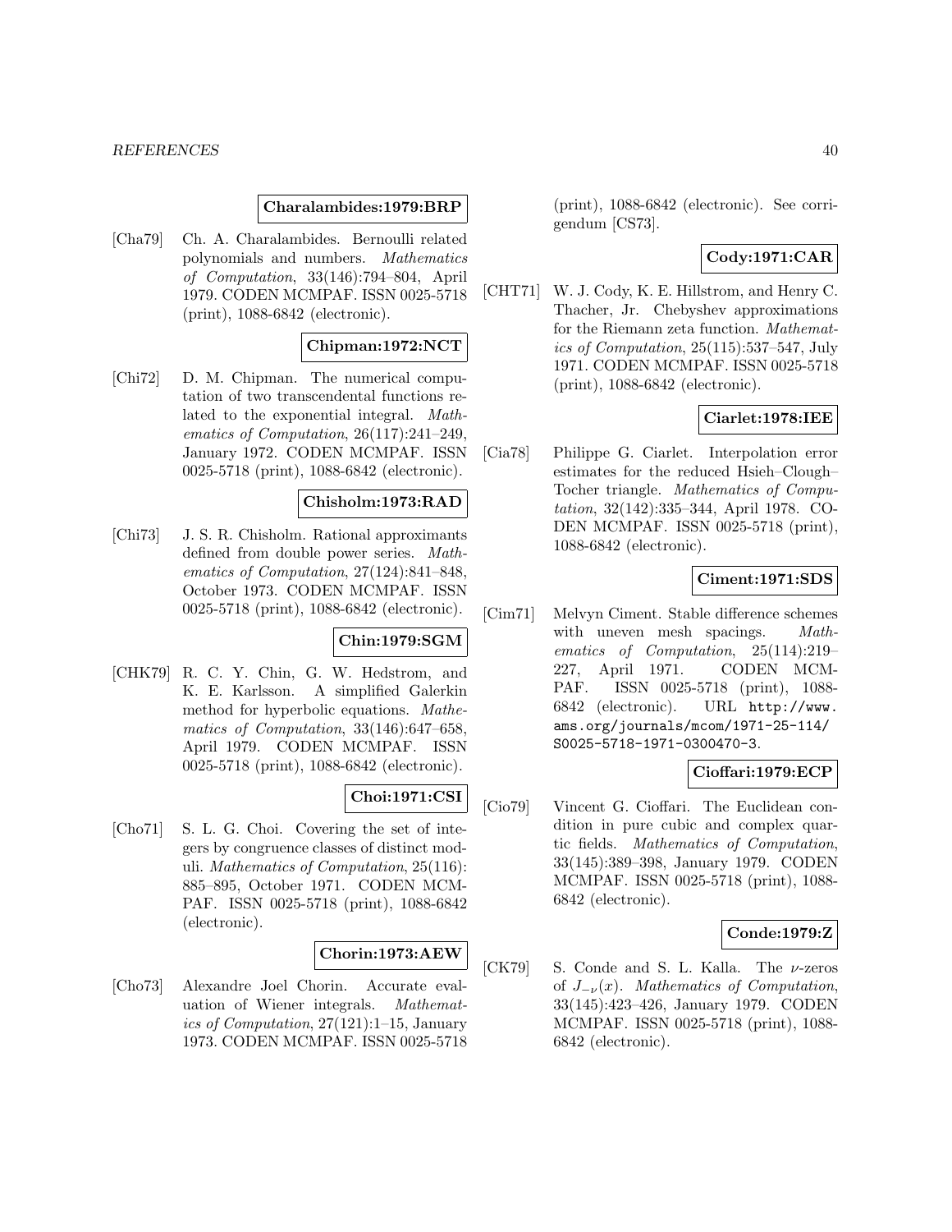**Charalambides:1979:BRP**

[Cha79] Ch. A. Charalambides. Bernoulli related polynomials and numbers. *Mathematics of Computation*, 33(146):794–804, April 1979. CODEN MCMPAF. ISSN 0025-5718 (print), 1088-6842 (electronic).

**Chipman:1972:NCT**

[Chi72] D. M. Chipman. The numerical computation of two transcendental functions related to the exponential integral. *Mathematics of Computation*, 26(117):241–249, January 1972. CODEN MCMPAF. ISSN 0025-5718 (print), 1088-6842 (electronic).

**Chisholm:1973:RAD**

[Chi73] J. S. R. Chisholm. Rational approximants defined from double power series. *Mathematics of Computation*, 27(124):841–848, October 1973. CODEN MCMPAF. ISSN 0025-5718 (print), 1088-6842 (electronic).

**Chin:1979:SGM**

[CHK79] R. C. Y. Chin, G. W. Hedstrom, and K. E. Karlsson. A simplified Galerkin method for hyperbolic equations. *Mathematics of Computation*, 33(146):647–658, April 1979. CODEN MCMPAF. ISSN 0025-5718 (print), 1088-6842 (electronic).

**Choi:1971:CSI**

[Cho71] S. L. G. Choi. Covering the set of integers by congruence classes of distinct moduli. *Mathematics of Computation*, 25(116): 885–895, October 1971. CODEN MCMPAF. ISSN 0025-5718 (print), 1088-6842 (electronic).

**Chorin:1973:AEW**

[Cho73] Alexandre Joel Chorin. Accurate evaluation of Wiener integrals. *Mathematics of Computation*, 27(121):1–15, January 1973. CODEN MCMPAF. ISSN 0025-5718 (print), 1088-6842 (electronic). See corrigendum [CS73].

**Cody:1971:CAR**

[CHT71] W. J. Cody, K. E. Hillstrom, and Henry C. Thacher, Jr. Chebyshev approximations for the Riemann zeta function. *Mathematics of Computation*, 25(115):537–547, July 1971. CODEN MCMPAF. ISSN 0025-5718 (print), 1088-6842 (electronic).

**Ciarlet:1978:IEE**

[Cia78] Philippe G. Ciarlet. Interpolation error estimates for the reduced Hsieh–Clough–Tocher triangle. *Mathematics of Computation*, 32(142):335–344, April 1978. CODEN MCMPAF. ISSN 0025-5718 (print), 1088-6842 (electronic).

**Ciment:1971:SDS**

[Cim71] Melvyn Ciment. Stable difference schemes with uneven mesh spacings. *Mathematics of Computation*, 25(114):219–227, April 1971. CODEN MCMPAF. ISSN 0025-5718 (print), 1088-6842 (electronic). URL http://www.ams.org/journals/mcom/1971-25-114/S0025-5718-1971-0300470-3.

**Cioffari:1979:ECP**

[Cio79] Vincent G. Cioffari. The Euclidean condition in pure cubic and complex quartic fields. *Mathematics of Computation*, 33(145):389–398, January 1979. CODEN MCMPAF. ISSN 0025-5718 (print), 1088-6842 (electronic).

**Conde:1979:Z**

[CK79] S. Conde and S. L. Kalla. The $\nu$-zeros of $J_{-\nu}(x)$. *Mathematics of Computation*, 33(145):423–426, January 1979. CODEN MCMPAF. ISSN 0025-5718 (print), 1088-6842 (electronic).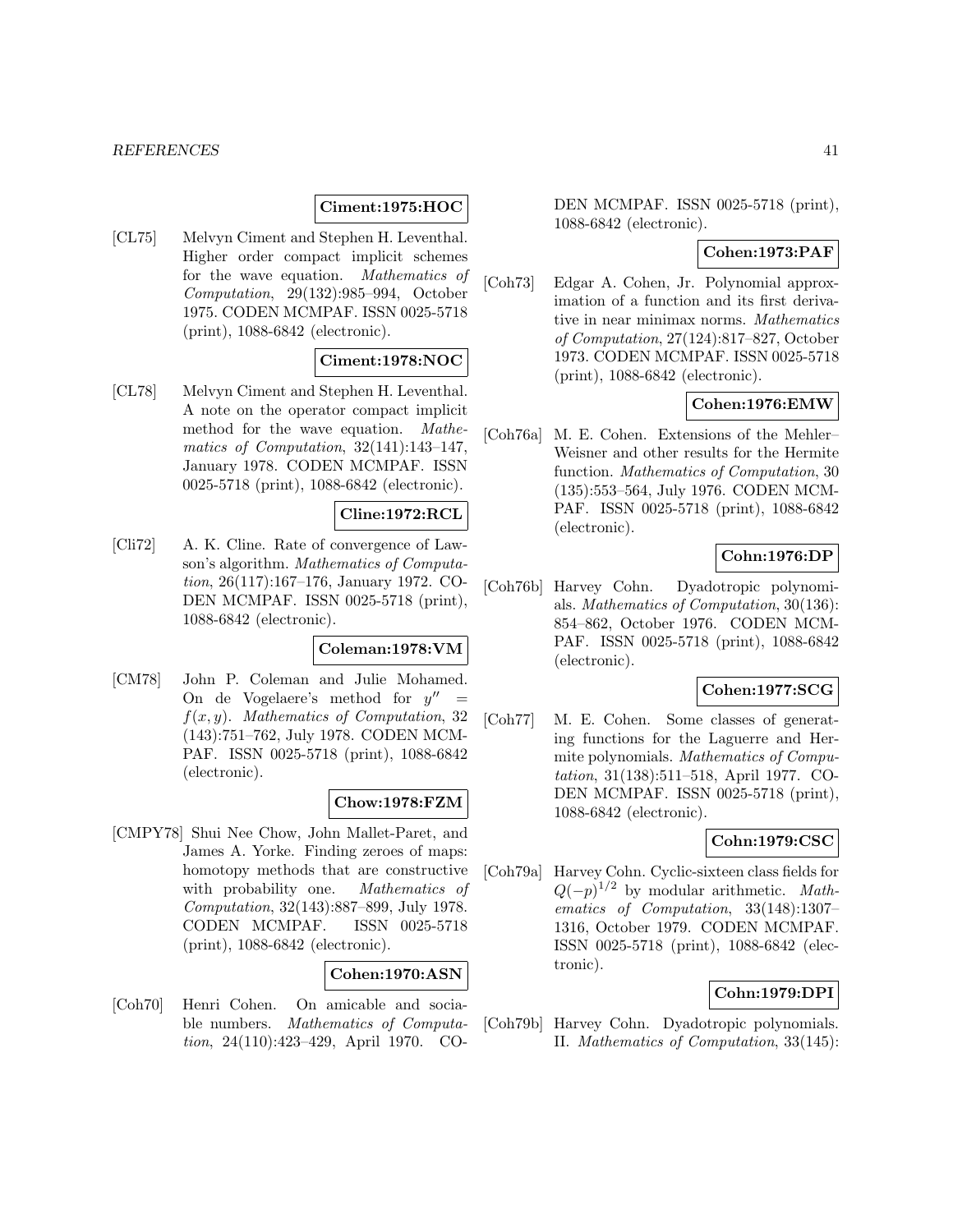**Ciment:1975:HOC**

[CL75] Melvyn Ciment and Stephen H. Leventhal. Higher order compact implicit schemes for the wave equation. *Mathematics of Computation*, 29(132):985–994, October 1975. CODEN MCMPAF. ISSN 0025-5718 (print), 1088-6842 (electronic).

**Ciment:1978:NOC**

[CL78] Melvyn Ciment and Stephen H. Leventhal. A note on the operator compact implicit method for the wave equation. *Mathematics of Computation*, 32(141):143–147, January 1978. CODEN MCMPAF. ISSN 0025-5718 (print), 1088-6842 (electronic).

**Cline:1972:RCL**

[Cli72] A. K. Cline. Rate of convergence of Lawson's algorithm. *Mathematics of Computation*, 26(117):167–176, January 1972. CODEN MCMPAF. ISSN 0025-5718 (print), 1088-6842 (electronic).

**Coleman:1978:VM**

[CM78] John P. Coleman and Julie Mohamed. On de Vogelaere's method for $y'' = f(x, y)$. *Mathematics of Computation*, 32 (143):751–762, July 1978. CODEN MCMPAF. ISSN 0025-5718 (print), 1088-6842 (electronic).

**Chow:1978:FZM**

[CMPY78] Shui Nee Chow, John Mallet-Paret, and James A. Yorke. Finding zeroes of maps: homotopy methods that are constructive with probability one. *Mathematics of Computation*, 32(143):887–899, July 1978. CODEN MCMPAF. ISSN 0025-5718 (print), 1088-6842 (electronic).

**Cohen:1970:ASN**

[Coh70] Henri Cohen. On amicable and sociable numbers. *Mathematics of Computation*, 24(110):423–429, April 1970. CODEN MCMPAF. ISSN 0025-5718 (print), 1088-6842 (electronic).

**Cohen:1973:PAF**

[Coh73] Edgar A. Cohen, Jr. Polynomial approximation of a function and its first derivative in near minimax norms. *Mathematics of Computation*, 27(124):817–827, October 1973. CODEN MCMPAF. ISSN 0025-5718 (print), 1088-6842 (electronic).

**Cohen:1976:EMW**

[Coh76a] M. E. Cohen. Extensions of the Mehler–Weisner and other results for the Hermite function. *Mathematics of Computation*, 30 (135):553–564, July 1976. CODEN MCMPAF. ISSN 0025-5718 (print), 1088-6842 (electronic).

**Cohn:1976:DP**

[Coh76b] Harvey Cohn. Dyadotropic polynomials. *Mathematics of Computation*, 30(136): 854–862, October 1976. CODEN MCMPAF. ISSN 0025-5718 (print), 1088-6842 (electronic).

**Cohen:1977:SCG**

[Coh77] M. E. Cohen. Some classes of generating functions for the Laguerre and Hermite polynomials. *Mathematics of Computation*, 31(138):511–518, April 1977. CODEN MCMPAF. ISSN 0025-5718 (print), 1088-6842 (electronic).

**Cohn:1979:CSC**

[Coh79a] Harvey Cohn. Cyclic-sixteen class fields for $Q(-p)^{1/2}$ by modular arithmetic. *Mathematics of Computation*, 33(148):1307–1316, October 1979. CODEN MCMPAF. ISSN 0025-5718 (print), 1088-6842 (electronic).

**Cohn:1979:DPI**

[Coh79b] Harvey Cohn. Dyadotropic polynomials. II. *Mathematics of Computation*, 33(145):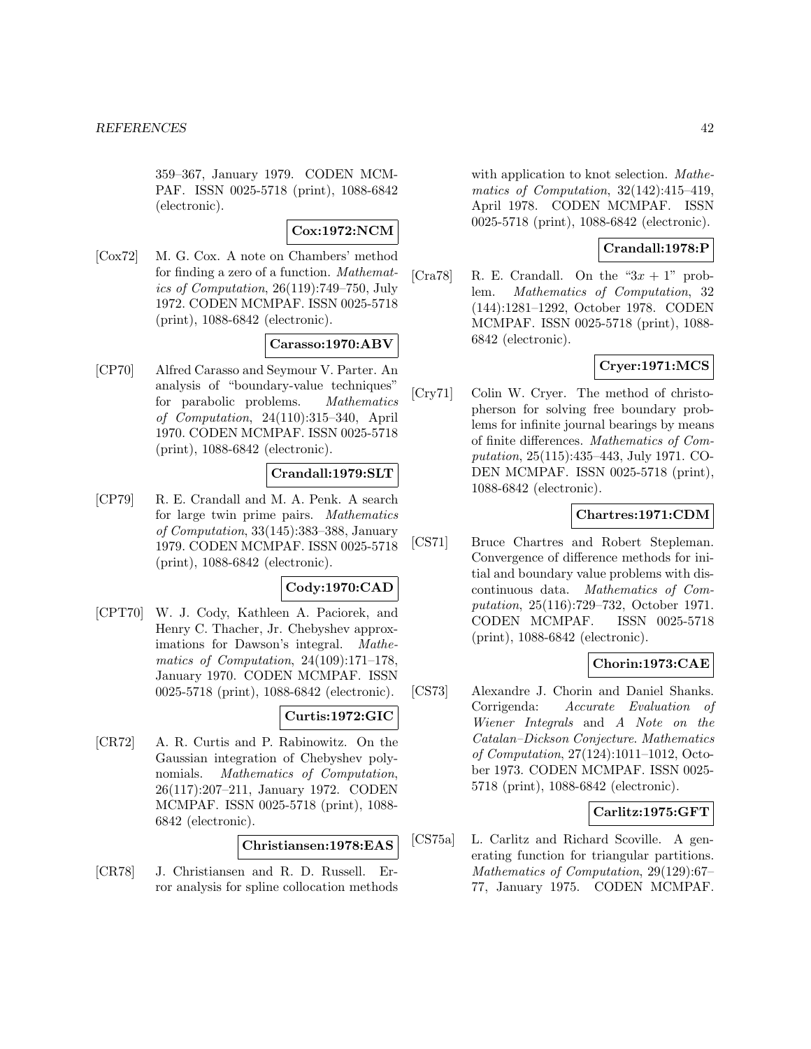359–367, January 1979. CODEN MCMPAF. ISSN 0025-5718 (print), 1088-6842 (electronic).

**Cox:1972:NCM**

[Cox72] M. G. Cox. A note on Chambers' method for finding a zero of a function. *Mathematics of Computation*, 26(119):749–750, July 1972. CODEN MCMPAF. ISSN 0025-5718 (print), 1088-6842 (electronic).

**Carasso:1970:ABV**

[CP70] Alfred Carasso and Seymour V. Parter. An analysis of "boundary-value techniques" for parabolic problems. *Mathematics of Computation*, 24(110):315–340, April 1970. CODEN MCMPAF. ISSN 0025-5718 (print), 1088-6842 (electronic).

**Crandall:1979:SLT**

[CP79] R. E. Crandall and M. A. Penk. A search for large twin prime pairs. *Mathematics of Computation*, 33(145):383–388, January 1979. CODEN MCMPAF. ISSN 0025-5718 (print), 1088-6842 (electronic).

**Cody:1970:CAD**

[CPT70] W. J. Cody, Kathleen A. Paciorek, and Henry C. Thacher, Jr. Chebyshev approximations for Dawson's integral. *Mathematics of Computation*, 24(109):171–178, January 1970. CODEN MCMPAF. ISSN 0025-5718 (print), 1088-6842 (electronic).

**Curtis:1972:GIC**

[CR72] A. R. Curtis and P. Rabinowitz. On the Gaussian integration of Chebyshev polynomials. *Mathematics of Computation*, 26(117):207–211, January 1972. CODEN MCMPAF. ISSN 0025-5718 (print), 1088-6842 (electronic).

**Christiansen:1978:EAS**

[CR78] J. Christiansen and R. D. Russell. Error analysis for spline collocation methods with application to knot selection. *Mathematics of Computation*, 32(142):415–419, April 1978. CODEN MCMPAF. ISSN 0025-5718 (print), 1088-6842 (electronic).

**Crandall:1978:P**

[Cra78] R. E. Crandall. On the "$3x + 1$" problem. *Mathematics of Computation*, 32 (144):1281–1292, October 1978. CODEN MCMPAF. ISSN 0025-5718 (print), 1088-6842 (electronic).

**Cryer:1971:MCS**

[Cry71] Colin W. Cryer. The method of christopherson for solving free boundary problems for infinite journal bearings by means of finite differences. *Mathematics of Computation*, 25(115):435–443, July 1971. CODEN MCMPAF. ISSN 0025-5718 (print), 1088-6842 (electronic).

**Chartres:1971:CDM**

[CS71] Bruce Chartres and Robert Stepleman. Convergence of difference methods for initial and boundary value problems with discontinuous data. *Mathematics of Computation*, 25(116):729–732, October 1971. CODEN MCMPAF. ISSN 0025-5718 (print), 1088-6842 (electronic).

**Chorin:1973:CAE**

[CS73] Alexandre J. Chorin and Daniel Shanks. Corrigenda: *Accurate Evaluation of Wiener Integrals* and *A Note on the Catalan–Dickson Conjecture*. *Mathematics of Computation*, 27(124):1011–1012, October 1973. CODEN MCMPAF. ISSN 0025-5718 (print), 1088-6842 (electronic).

**Carlitz:1975:GFT**

[CS75a] L. Carlitz and Richard Scoville. A generating function for triangular partitions. *Mathematics of Computation*, 29(129):67–77, January 1975. CODEN MCMPAF.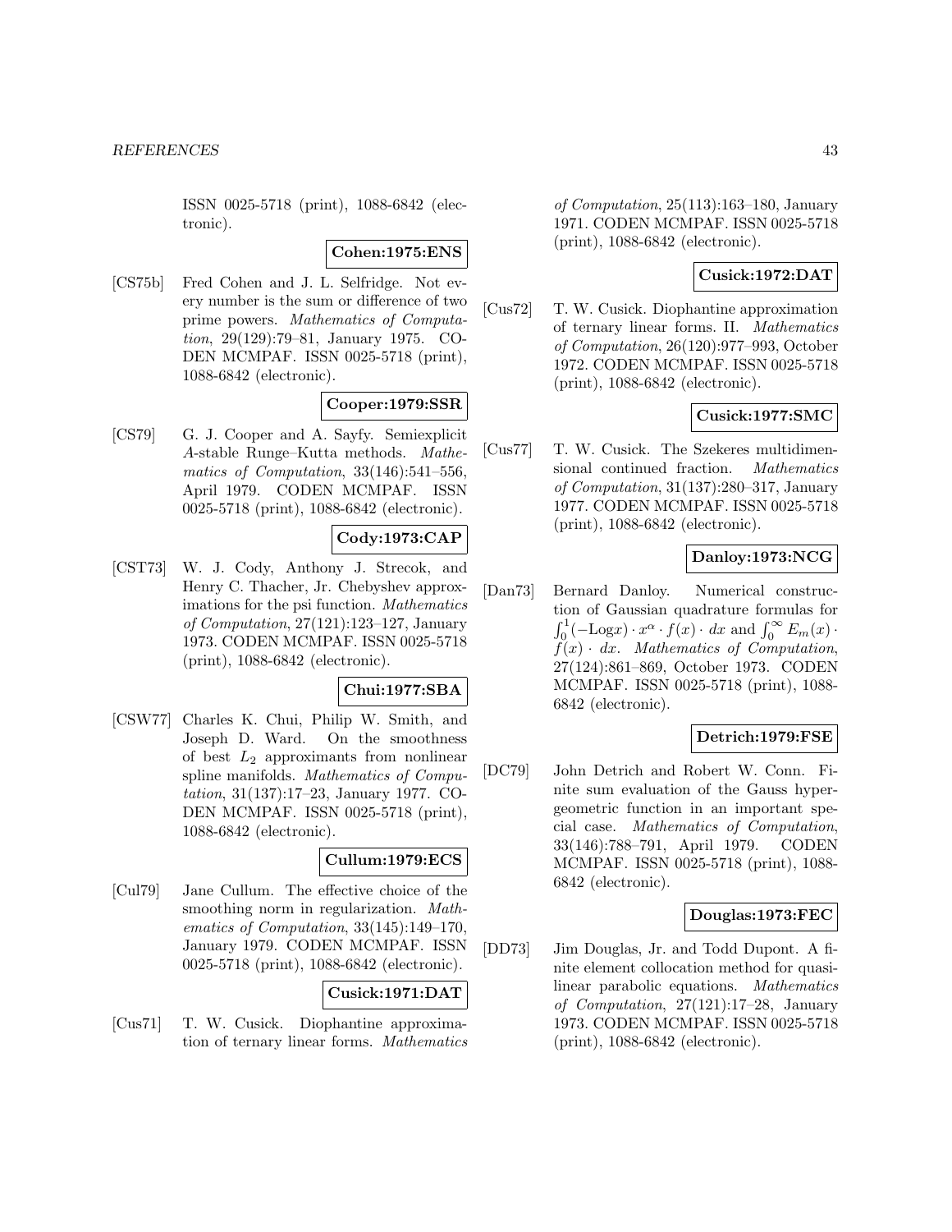ISSN 0025-5718 (print), 1088-6842 (electronic).

**Cohen:1975:ENS**

[CS75b] Fred Cohen and J. L. Selfridge. Not every number is the sum or difference of two prime powers. *Mathematics of Computation*, 29(129):79–81, January 1975. CODEN MCMPAF. ISSN 0025-5718 (print), 1088-6842 (electronic).

**Cooper:1979:SSR**

[CS79] G. J. Cooper and A. Sayfy. Semiexplicit *A*-stable Runge–Kutta methods. *Mathematics of Computation*, 33(146):541–556, April 1979. CODEN MCMPAF. ISSN 0025-5718 (print), 1088-6842 (electronic).

**Cody:1973:CAP**

[CST73] W. J. Cody, Anthony J. Strecok, and Henry C. Thacher, Jr. Chebyshev approximations for the psi function. *Mathematics of Computation*, 27(121):123–127, January 1973. CODEN MCMPAF. ISSN 0025-5718 (print), 1088-6842 (electronic).

**Chui:1977:SBA**

[CSW77] Charles K. Chui, Philip W. Smith, and Joseph D. Ward. On the smoothness of best $L_2$ approximants from nonlinear spline manifolds. *Mathematics of Computation*, 31(137):17–23, January 1977. CODEN MCMPAF. ISSN 0025-5718 (print), 1088-6842 (electronic).

**Cullum:1979:ECS**

[Cul79] Jane Cullum. The effective choice of the smoothing norm in regularization. *Mathematics of Computation*, 33(145):149–170, January 1979. CODEN MCMPAF. ISSN 0025-5718 (print), 1088-6842 (electronic).

**Cusick:1971:DAT**

[Cus71] T. W. Cusick. Diophantine approximation of ternary linear forms. *Mathematics of Computation*, 25(113):163–180, January 1971. CODEN MCMPAF. ISSN 0025-5718 (print), 1088-6842 (electronic).

**Cusick:1972:DAT**

[Cus72] T. W. Cusick. Diophantine approximation of ternary linear forms. II. *Mathematics of Computation*, 26(120):977–993, October 1972. CODEN MCMPAF. ISSN 0025-5718 (print), 1088-6842 (electronic).

**Cusick:1977:SMC**

[Cus77] T. W. Cusick. The Szekeres multidimensional continued fraction. *Mathematics of Computation*, 31(137):280–317, January 1977. CODEN MCMPAF. ISSN 0025-5718 (print), 1088-6842 (electronic).

**Danloy:1973:NCG**

[Dan73] Bernard Danloy. Numerical construction of Gaussian quadrature formulas for $\int_0^1(-\mathrm{Log}x)\cdot x^\alpha \cdot f(x)\cdot dx$ and $\int_0^\infty E_m(x)\cdot f(x)\cdot dx$. *Mathematics of Computation*, 27(124):861–869, October 1973. CODEN MCMPAF. ISSN 0025-5718 (print), 1088-6842 (electronic).

**Detrich:1979:FSE**

[DC79] John Detrich and Robert W. Conn. Finite sum evaluation of the Gauss hypergeometric function in an important special case. *Mathematics of Computation*, 33(146):788–791, April 1979. CODEN MCMPAF. ISSN 0025-5718 (print), 1088-6842 (electronic).

**Douglas:1973:FEC**

[DD73] Jim Douglas, Jr. and Todd Dupont. A finite element collocation method for quasilinear parabolic equations. *Mathematics of Computation*, 27(121):17–28, January 1973. CODEN MCMPAF. ISSN 0025-5718 (print), 1088-6842 (electronic).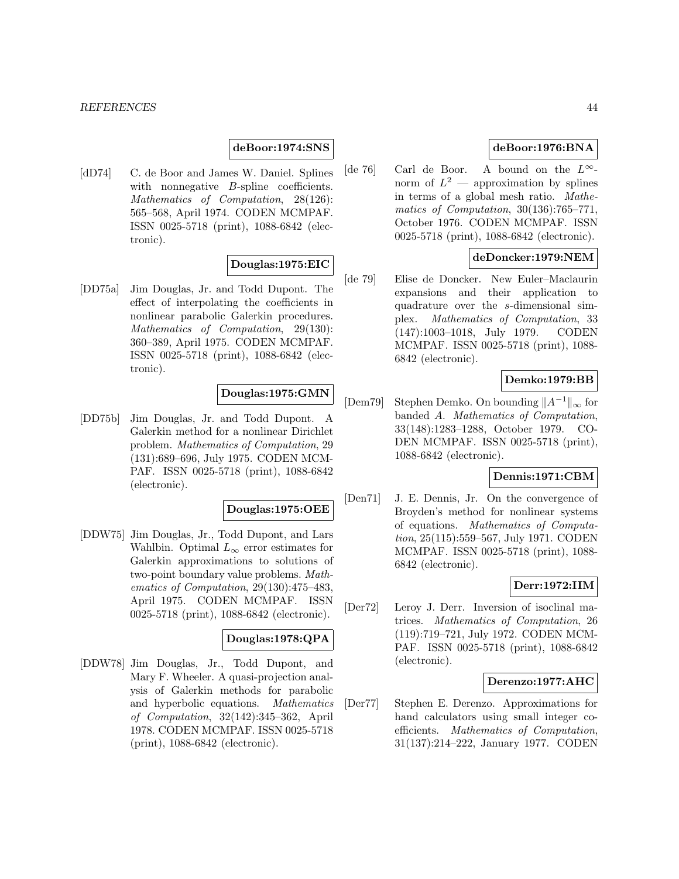**deBoor:1974:SNS**

[dD74] C. de Boor and James W. Daniel. Splines with nonnegative $B$-spline coefficients. *Mathematics of Computation*, 28(126): 565–568, April 1974. CODEN MCMPAF. ISSN 0025-5718 (print), 1088-6842 (electronic).

**Douglas:1975:EIC**

[DD75a] Jim Douglas, Jr. and Todd Dupont. The effect of interpolating the coefficients in nonlinear parabolic Galerkin procedures. *Mathematics of Computation*, 29(130): 360–389, April 1975. CODEN MCMPAF. ISSN 0025-5718 (print), 1088-6842 (electronic).

**Douglas:1975:GMN**

[DD75b] Jim Douglas, Jr. and Todd Dupont. A Galerkin method for a nonlinear Dirichlet problem. *Mathematics of Computation*, 29 (131):689–696, July 1975. CODEN MCMPAF. ISSN 0025-5718 (print), 1088-6842 (electronic).

**Douglas:1975:OEE**

[DDW75] Jim Douglas, Jr., Todd Dupont, and Lars Wahlbin. Optimal $L_\infty$ error estimates for Galerkin approximations to solutions of two-point boundary value problems. *Mathematics of Computation*, 29(130):475–483, April 1975. CODEN MCMPAF. ISSN 0025-5718 (print), 1088-6842 (electronic).

**Douglas:1978:QPA**

[DDW78] Jim Douglas, Jr., Todd Dupont, and Mary F. Wheeler. A quasi-projection analysis of Galerkin methods for parabolic and hyperbolic equations. *Mathematics of Computation*, 32(142):345–362, April 1978. CODEN MCMPAF. ISSN 0025-5718 (print), 1088-6842 (electronic).

**deBoor:1976:BNA**

[de 76] Carl de Boor. A bound on the $L^\infty$-norm of $L^2$ — approximation by splines in terms of a global mesh ratio. *Mathematics of Computation*, 30(136):765–771, October 1976. CODEN MCMPAF. ISSN 0025-5718 (print), 1088-6842 (electronic).

**deDoncker:1979:NEM**

[de 79] Elise de Doncker. New Euler–Maclaurin expansions and their application to quadrature over the $s$-dimensional simplex. *Mathematics of Computation*, 33 (147):1003–1018, July 1979. CODEN MCMPAF. ISSN 0025-5718 (print), 1088-6842 (electronic).

**Demko:1979:BB**

[Dem79] Stephen Demko. On bounding $\|A^{-1}\|_\infty$ for banded $A$. *Mathematics of Computation*, 33(148):1283–1288, October 1979. CODEN MCMPAF. ISSN 0025-5718 (print), 1088-6842 (electronic).

**Dennis:1971:CBM**

[Den71] J. E. Dennis, Jr. On the convergence of Broyden's method for nonlinear systems of equations. *Mathematics of Computation*, 25(115):559–567, July 1971. CODEN MCMPAF. ISSN 0025-5718 (print), 1088-6842 (electronic).

**Derr:1972:IIM**

[Der72] Leroy J. Derr. Inversion of isoclinal matrices. *Mathematics of Computation*, 26 (119):719–721, July 1972. CODEN MCMPAF. ISSN 0025-5718 (print), 1088-6842 (electronic).

**Derenzo:1977:AHC**

[Der77] Stephen E. Derenzo. Approximations for hand calculators using small integer coefficients. *Mathematics of Computation*, 31(137):214–222, January 1977. CODEN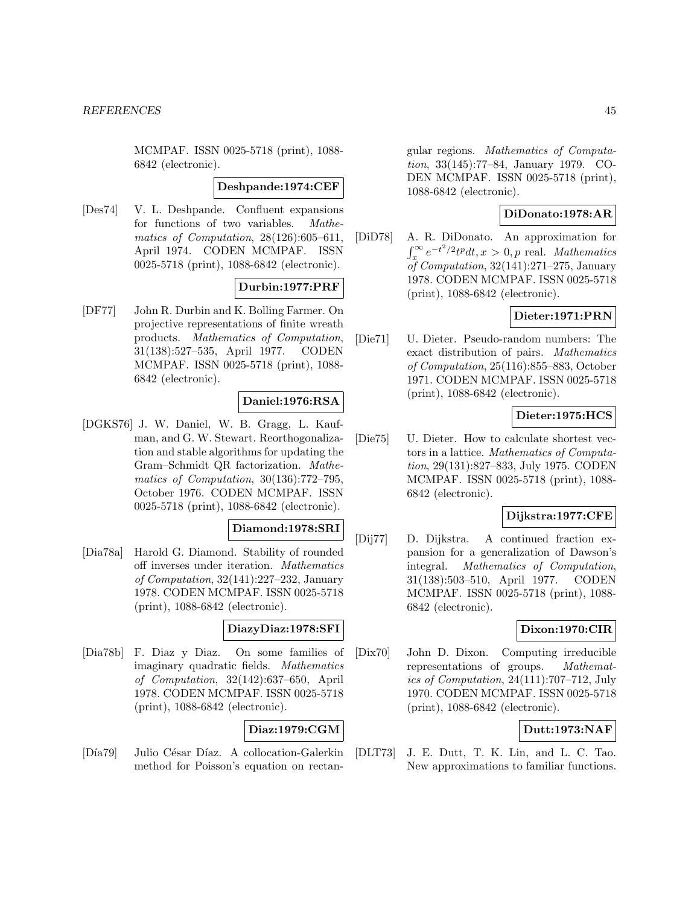MCMPAF. ISSN 0025-5718 (print), 1088-6842 (electronic).

**Deshpande:1974:CEF**

[Des74] V. L. Deshpande. Confluent expansions for functions of two variables. *Mathematics of Computation*, 28(126):605–611, April 1974. CODEN MCMPAF. ISSN 0025-5718 (print), 1088-6842 (electronic).

**Durbin:1977:PRF**

[DF77] John R. Durbin and K. Bolling Farmer. On projective representations of finite wreath products. *Mathematics of Computation*, 31(138):527–535, April 1977. CODEN MCMPAF. ISSN 0025-5718 (print), 1088-6842 (electronic).

**Daniel:1976:RSA**

[DGKS76] J. W. Daniel, W. B. Gragg, L. Kaufman, and G. W. Stewart. Reorthogonalization and stable algorithms for updating the Gram–Schmidt QR factorization. *Mathematics of Computation*, 30(136):772–795, October 1976. CODEN MCMPAF. ISSN 0025-5718 (print), 1088-6842 (electronic).

**Diamond:1978:SRI**

[Dia78a] Harold G. Diamond. Stability of rounded off inverses under iteration. *Mathematics of Computation*, 32(141):227–232, January 1978. CODEN MCMPAF. ISSN 0025-5718 (print), 1088-6842 (electronic).

**DiazyDiaz:1978:SFI**

[Dia78b] F. Diaz y Diaz. On some families of imaginary quadratic fields. *Mathematics of Computation*, 32(142):637–650, April 1978. CODEN MCMPAF. ISSN 0025-5718 (print), 1088-6842 (electronic).

**Diaz:1979:CGM**

[Día79] Julio César Díaz. A collocation-Galerkin method for Poisson's equation on rectangular regions. *Mathematics of Computation*, 33(145):77–84, January 1979. CODEN MCMPAF. ISSN 0025-5718 (print), 1088-6842 (electronic).

**DiDonato:1978:AR**

[DiD78] A. R. DiDonato. An approximation for $\int_x^\infty e^{-t^2/2}t^p dt, x > 0, p$ real. *Mathematics of Computation*, 32(141):271–275, January 1978. CODEN MCMPAF. ISSN 0025-5718 (print), 1088-6842 (electronic).

**Dieter:1971:PRN**

[Die71] U. Dieter. Pseudo-random numbers: The exact distribution of pairs. *Mathematics of Computation*, 25(116):855–883, October 1971. CODEN MCMPAF. ISSN 0025-5718 (print), 1088-6842 (electronic).

**Dieter:1975:HCS**

[Die75] U. Dieter. How to calculate shortest vectors in a lattice. *Mathematics of Computation*, 29(131):827–833, July 1975. CODEN MCMPAF. ISSN 0025-5718 (print), 1088-6842 (electronic).

**Dijkstra:1977:CFE**

[Dij77] D. Dijkstra. A continued fraction expansion for a generalization of Dawson's integral. *Mathematics of Computation*, 31(138):503–510, April 1977. CODEN MCMPAF. ISSN 0025-5718 (print), 1088-6842 (electronic).

**Dixon:1970:CIR**

[Dix70] John D. Dixon. Computing irreducible representations of groups. *Mathematics of Computation*, 24(111):707–712, July 1970. CODEN MCMPAF. ISSN 0025-5718 (print), 1088-6842 (electronic).

**Dutt:1973:NAF**

[DLT73] J. E. Dutt, T. K. Lin, and L. C. Tao. New approximations to familiar functions.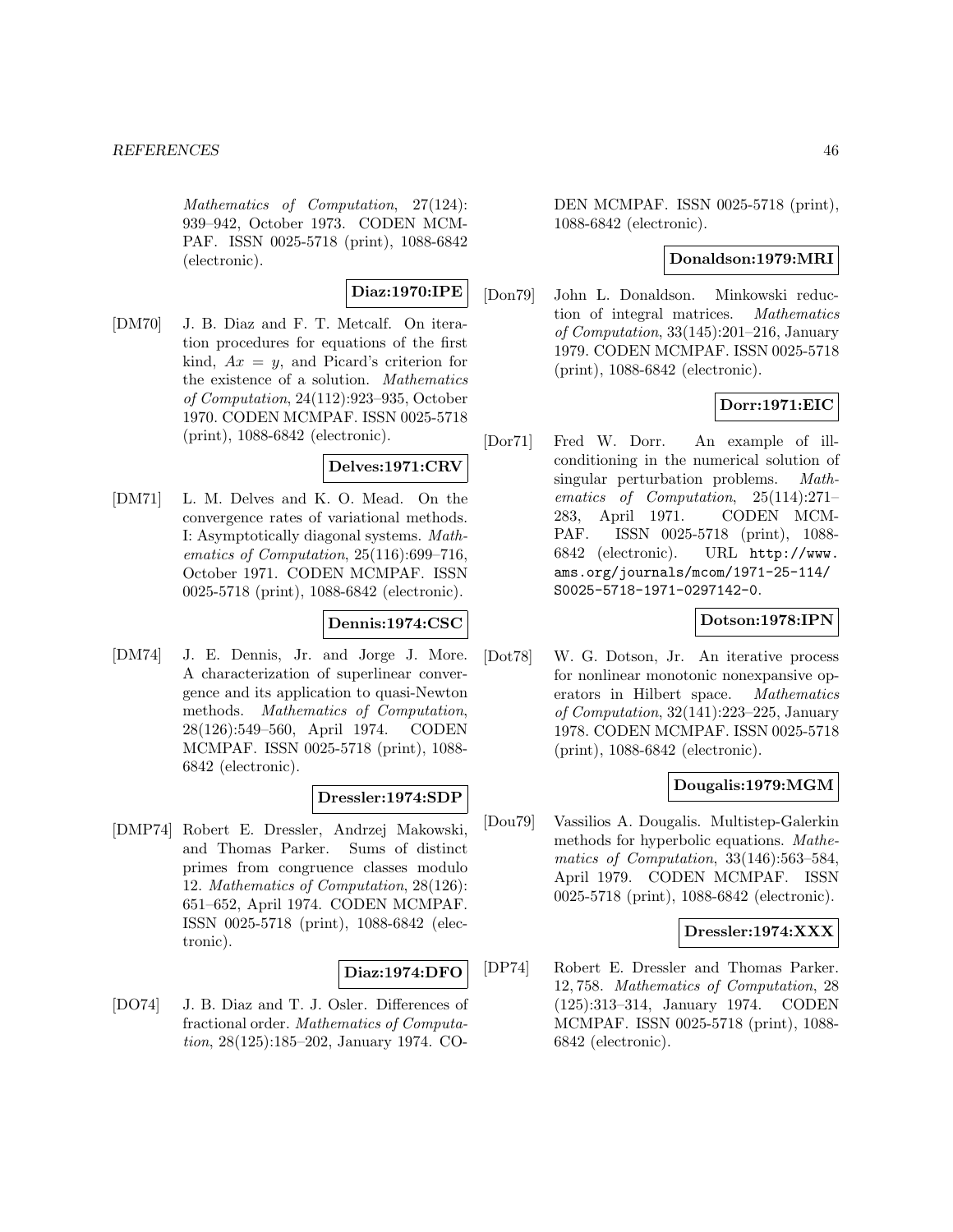*Mathematics of Computation*, 27(124): 939–942, October 1973. CODEN MCMPAF. ISSN 0025-5718 (print), 1088-6842 (electronic).

**Diaz:1970:IPE**

[DM70] J. B. Diaz and F. T. Metcalf. On iteration procedures for equations of the first kind, $Ax = y$, and Picard's criterion for the existence of a solution. *Mathematics of Computation*, 24(112):923–935, October 1970. CODEN MCMPAF. ISSN 0025-5718 (print), 1088-6842 (electronic).

**Delves:1971:CRV**

[DM71] L. M. Delves and K. O. Mead. On the convergence rates of variational methods. I: Asymptotically diagonal systems. *Mathematics of Computation*, 25(116):699–716, October 1971. CODEN MCMPAF. ISSN 0025-5718 (print), 1088-6842 (electronic).

**Dennis:1974:CSC**

[DM74] J. E. Dennis, Jr. and Jorge J. More. A characterization of superlinear convergence and its application to quasi-Newton methods. *Mathematics of Computation*, 28(126):549–560, April 1974. CODEN MCMPAF. ISSN 0025-5718 (print), 1088-6842 (electronic).

**Dressler:1974:SDP**

[DMP74] Robert E. Dressler, Andrzej Makowski, and Thomas Parker. Sums of distinct primes from congruence classes modulo 12. *Mathematics of Computation*, 28(126): 651–652, April 1974. CODEN MCMPAF. ISSN 0025-5718 (print), 1088-6842 (electronic).

**Diaz:1974:DFO**

[DO74] J. B. Diaz and T. J. Osler. Differences of fractional order. *Mathematics of Computation*, 28(125):185–202, January 1974. CODEN MCMPAF. ISSN 0025-5718 (print), 1088-6842 (electronic).

**Donaldson:1979:MRI**

[Don79] John L. Donaldson. Minkowski reduction of integral matrices. *Mathematics of Computation*, 33(145):201–216, January 1979. CODEN MCMPAF. ISSN 0025-5718 (print), 1088-6842 (electronic).

**Dorr:1971:EIC**

[Dor71] Fred W. Dorr. An example of ill-conditioning in the numerical solution of singular perturbation problems. *Mathematics of Computation*, 25(114):271–283, April 1971. CODEN MCMPAF. ISSN 0025-5718 (print), 1088-6842 (electronic). URL http://www.ams.org/journals/mcom/1971-25-114/S0025-5718-1971-0297142-0.

**Dotson:1978:IPN**

[Dot78] W. G. Dotson, Jr. An iterative process for nonlinear monotonic nonexpansive operators in Hilbert space. *Mathematics of Computation*, 32(141):223–225, January 1978. CODEN MCMPAF. ISSN 0025-5718 (print), 1088-6842 (electronic).

**Dougalis:1979:MGM**

[Dou79] Vassilios A. Dougalis. Multistep-Galerkin methods for hyperbolic equations. *Mathematics of Computation*, 33(146):563–584, April 1979. CODEN MCMPAF. ISSN 0025-5718 (print), 1088-6842 (electronic).

**Dressler:1974:XXX**

[DP74] Robert E. Dressler and Thomas Parker. 12, 758. *Mathematics of Computation*, 28 (125):313–314, January 1974. CODEN MCMPAF. ISSN 0025-5718 (print), 1088-6842 (electronic).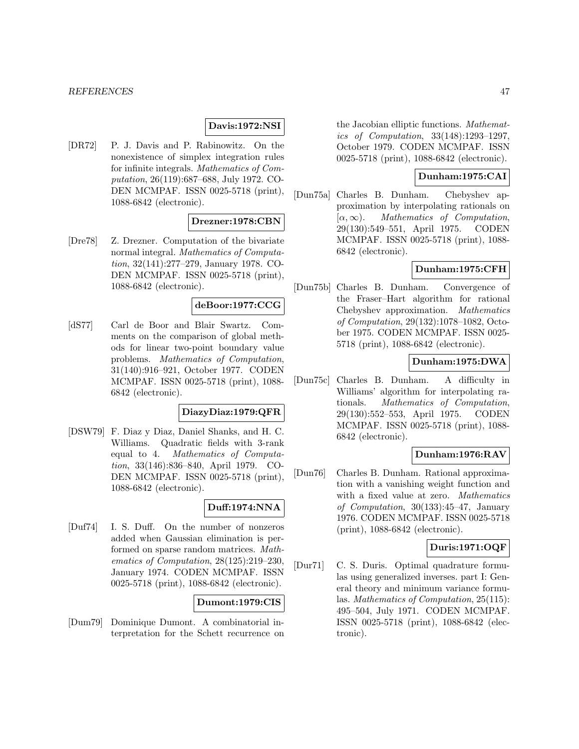**Davis:1972:NSI**

[DR72] P. J. Davis and P. Rabinowitz. On the nonexistence of simplex integration rules for infinite integrals. *Mathematics of Computation*, 26(119):687–688, July 1972. CODEN MCMPAF. ISSN 0025-5718 (print), 1088-6842 (electronic).

**Drezner:1978:CBN**

[Dre78] Z. Drezner. Computation of the bivariate normal integral. *Mathematics of Computation*, 32(141):277–279, January 1978. CODEN MCMPAF. ISSN 0025-5718 (print), 1088-6842 (electronic).

**deBoor:1977:CCG**

[dS77] Carl de Boor and Blair Swartz. Comments on the comparison of global methods for linear two-point boundary value problems. *Mathematics of Computation*, 31(140):916–921, October 1977. CODEN MCMPAF. ISSN 0025-5718 (print), 1088-6842 (electronic).

**DiazyDiaz:1979:QFR**

[DSW79] F. Diaz y Diaz, Daniel Shanks, and H. C. Williams. Quadratic fields with 3-rank equal to 4. *Mathematics of Computation*, 33(146):836–840, April 1979. CODEN MCMPAF. ISSN 0025-5718 (print), 1088-6842 (electronic).

**Duff:1974:NNA**

[Duf74] I. S. Duff. On the number of nonzeros added when Gaussian elimination is performed on sparse random matrices. *Mathematics of Computation*, 28(125):219–230, January 1974. CODEN MCMPAF. ISSN 0025-5718 (print), 1088-6842 (electronic).

**Dumont:1979:CIS**

[Dum79] Dominique Dumont. A combinatorial interpretation for the Schett recurrence on the Jacobian elliptic functions. *Mathematics of Computation*, 33(148):1293–1297, October 1979. CODEN MCMPAF. ISSN 0025-5718 (print), 1088-6842 (electronic).

**Dunham:1975:CAI**

[Dun75a] Charles B. Dunham. Chebyshev approximation by interpolating rationals on $[\alpha, \infty)$. *Mathematics of Computation*, 29(130):549–551, April 1975. CODEN MCMPAF. ISSN 0025-5718 (print), 1088-6842 (electronic).

**Dunham:1975:CFH**

[Dun75b] Charles B. Dunham. Convergence of the Fraser–Hart algorithm for rational Chebyshev approximation. *Mathematics of Computation*, 29(132):1078–1082, October 1975. CODEN MCMPAF. ISSN 0025-5718 (print), 1088-6842 (electronic).

**Dunham:1975:DWA**

[Dun75c] Charles B. Dunham. A difficulty in Williams' algorithm for interpolating rationals. *Mathematics of Computation*, 29(130):552–553, April 1975. CODEN MCMPAF. ISSN 0025-5718 (print), 1088-6842 (electronic).

**Dunham:1976:RAV**

[Dun76] Charles B. Dunham. Rational approximation with a vanishing weight function and with a fixed value at zero. *Mathematics of Computation*, 30(133):45–47, January 1976. CODEN MCMPAF. ISSN 0025-5718 (print), 1088-6842 (electronic).

**Duris:1971:OQF**

[Dur71] C. S. Duris. Optimal quadrature formulas using generalized inverses. part I: General theory and minimum variance formulas. *Mathematics of Computation*, 25(115): 495–504, July 1971. CODEN MCMPAF. ISSN 0025-5718 (print), 1088-6842 (electronic).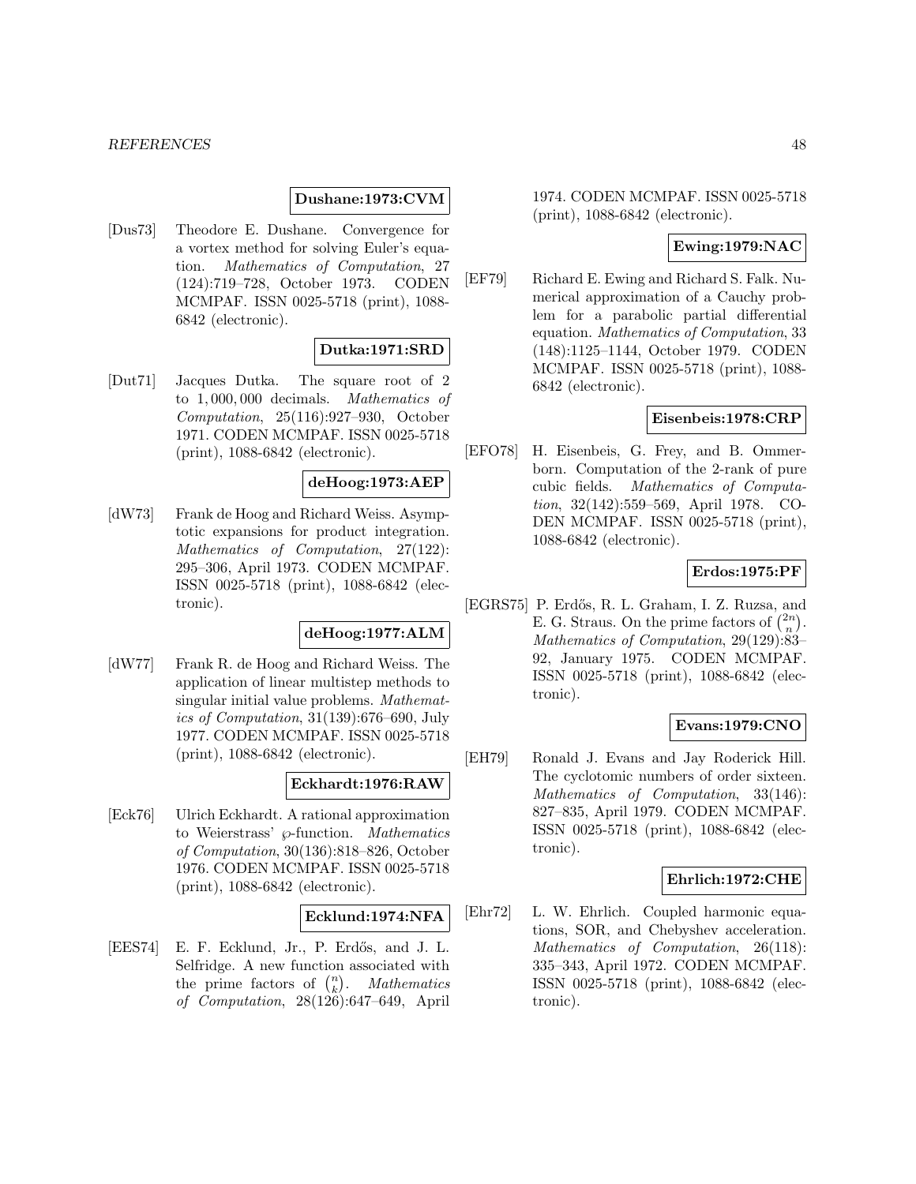**Dushane:1973:CVM**

[Dus73] Theodore E. Dushane. Convergence for a vortex method for solving Euler's equation. *Mathematics of Computation*, 27 (124):719–728, October 1973. CODEN MCMPAF. ISSN 0025-5718 (print), 1088-6842 (electronic).

**Dutka:1971:SRD**

[Dut71] Jacques Dutka. The square root of 2 to 1,000,000 decimals. *Mathematics of Computation*, 25(116):927–930, October 1971. CODEN MCMPAF. ISSN 0025-5718 (print), 1088-6842 (electronic).

**deHoog:1973:AEP**

[dW73] Frank de Hoog and Richard Weiss. Asymptotic expansions for product integration. *Mathematics of Computation*, 27(122): 295–306, April 1973. CODEN MCMPAF. ISSN 0025-5718 (print), 1088-6842 (electronic).

**deHoog:1977:ALM**

[dW77] Frank R. de Hoog and Richard Weiss. The application of linear multistep methods to singular initial value problems. *Mathematics of Computation*, 31(139):676–690, July 1977. CODEN MCMPAF. ISSN 0025-5718 (print), 1088-6842 (electronic).

**Eckhardt:1976:RAW**

[Eck76] Ulrich Eckhardt. A rational approximation to Weierstrass' $\wp$-function. *Mathematics of Computation*, 30(136):818–826, October 1976. CODEN MCMPAF. ISSN 0025-5718 (print), 1088-6842 (electronic).

**Ecklund:1974:NFA**

[EES74] E. F. Ecklund, Jr., P. Erdős, and J. L. Selfridge. A new function associated with the prime factors of $\binom{n}{k}$. *Mathematics of Computation*, 28(126):647–649, April 1974. CODEN MCMPAF. ISSN 0025-5718 (print), 1088-6842 (electronic).

**Ewing:1979:NAC**

[EF79] Richard E. Ewing and Richard S. Falk. Numerical approximation of a Cauchy problem for a parabolic partial differential equation. *Mathematics of Computation*, 33 (148):1125–1144, October 1979. CODEN MCMPAF. ISSN 0025-5718 (print), 1088-6842 (electronic).

**Eisenbeis:1978:CRP**

[EFO78] H. Eisenbeis, G. Frey, and B. Ommerborn. Computation of the 2-rank of pure cubic fields. *Mathematics of Computation*, 32(142):559–569, April 1978. CODEN MCMPAF. ISSN 0025-5718 (print), 1088-6842 (electronic).

**Erdos:1975:PF**

[EGRS75] P. Erdős, R. L. Graham, I. Z. Ruzsa, and E. G. Straus. On the prime factors of $\binom{2n}{n}$. *Mathematics of Computation*, 29(129):83–92, January 1975. CODEN MCMPAF. ISSN 0025-5718 (print), 1088-6842 (electronic).

**Evans:1979:CNO**

[EH79] Ronald J. Evans and Jay Roderick Hill. The cyclotomic numbers of order sixteen. *Mathematics of Computation*, 33(146): 827–835, April 1979. CODEN MCMPAF. ISSN 0025-5718 (print), 1088-6842 (electronic).

**Ehrlich:1972:CHE**

[Ehr72] L. W. Ehrlich. Coupled harmonic equations, SOR, and Chebyshev acceleration. *Mathematics of Computation*, 26(118): 335–343, April 1972. CODEN MCMPAF. ISSN 0025-5718 (print), 1088-6842 (electronic).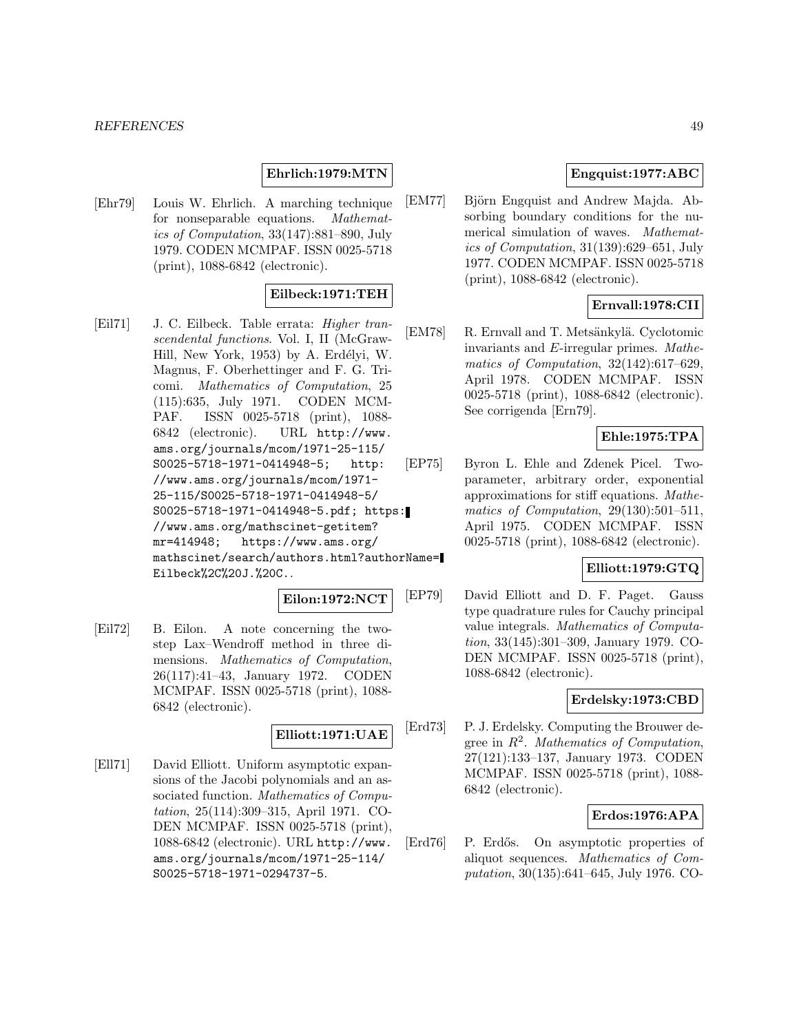**Ehrlich:1979:MTN**

[Ehr79] Louis W. Ehrlich. A marching technique for nonseparable equations. *Mathematics of Computation*, 33(147):881–890, July 1979. CODEN MCMPAF. ISSN 0025-5718 (print), 1088-6842 (electronic).

**Eilbeck:1971:TEH**

[Eil71] J. C. Eilbeck. Table errata: *Higher transcendental functions*. Vol. I, II (McGraw-Hill, New York, 1953) by A. Erdélyi, W. Magnus, F. Oberhettinger and F. G. Tricomi. *Mathematics of Computation*, 25 (115):635, July 1971. CODEN MCMPAF. ISSN 0025-5718 (print), 1088-6842 (electronic). URL http://www.ams.org/journals/mcom/1971-25-115/S0025-5718-1971-0414948-5; http://www.ams.org/journals/mcom/1971-25-115/S0025-5718-1971-0414948-5/S0025-5718-1971-0414948-5.pdf; https://www.ams.org/mathscinet-getitem?mr=414948; https://www.ams.org/mathscinet/search/authors.html?authorName=Eilbeck%2C%20J.%20C..

**Eilon:1972:NCT**

[Eil72] B. Eilon. A note concerning the two-step Lax–Wendroff method in three dimensions. *Mathematics of Computation*, 26(117):41–43, January 1972. CODEN MCMPAF. ISSN 0025-5718 (print), 1088-6842 (electronic).

**Elliott:1971:UAE**

[Ell71] David Elliott. Uniform asymptotic expansions of the Jacobi polynomials and an associated function. *Mathematics of Computation*, 25(114):309–315, April 1971. CODEN MCMPAF. ISSN 0025-5718 (print), 1088-6842 (electronic). URL http://www.ams.org/journals/mcom/1971-25-114/S0025-5718-1971-0294737-5.

**Engquist:1977:ABC**

[EM77] Björn Engquist and Andrew Majda. Absorbing boundary conditions for the numerical simulation of waves. *Mathematics of Computation*, 31(139):629–651, July 1977. CODEN MCMPAF. ISSN 0025-5718 (print), 1088-6842 (electronic).

**Ernvall:1978:CII**

[EM78] R. Ernvall and T. Metsänkylä. Cyclotomic invariants and $E$-irregular primes. *Mathematics of Computation*, 32(142):617–629, April 1978. CODEN MCMPAF. ISSN 0025-5718 (print), 1088-6842 (electronic). See corrigenda [Ern79].

**Ehle:1975:TPA**

[EP75] Byron L. Ehle and Zdenek Picel. Two-parameter, arbitrary order, exponential approximations for stiff equations. *Mathematics of Computation*, 29(130):501–511, April 1975. CODEN MCMPAF. ISSN 0025-5718 (print), 1088-6842 (electronic).

**Elliott:1979:GTQ**

[EP79] David Elliott and D. F. Paget. Gauss type quadrature rules for Cauchy principal value integrals. *Mathematics of Computation*, 33(145):301–309, January 1979. CODEN MCMPAF. ISSN 0025-5718 (print), 1088-6842 (electronic).

**Erdelsky:1973:CBD**

[Erd73] P. J. Erdelsky. Computing the Brouwer degree in $R^2$. *Mathematics of Computation*, 27(121):133–137, January 1973. CODEN MCMPAF. ISSN 0025-5718 (print), 1088-6842 (electronic).

**Erdos:1976:APA**

[Erd76] P. Erdős. On asymptotic properties of aliquot sequences. *Mathematics of Computation*, 30(135):641–645, July 1976. CO-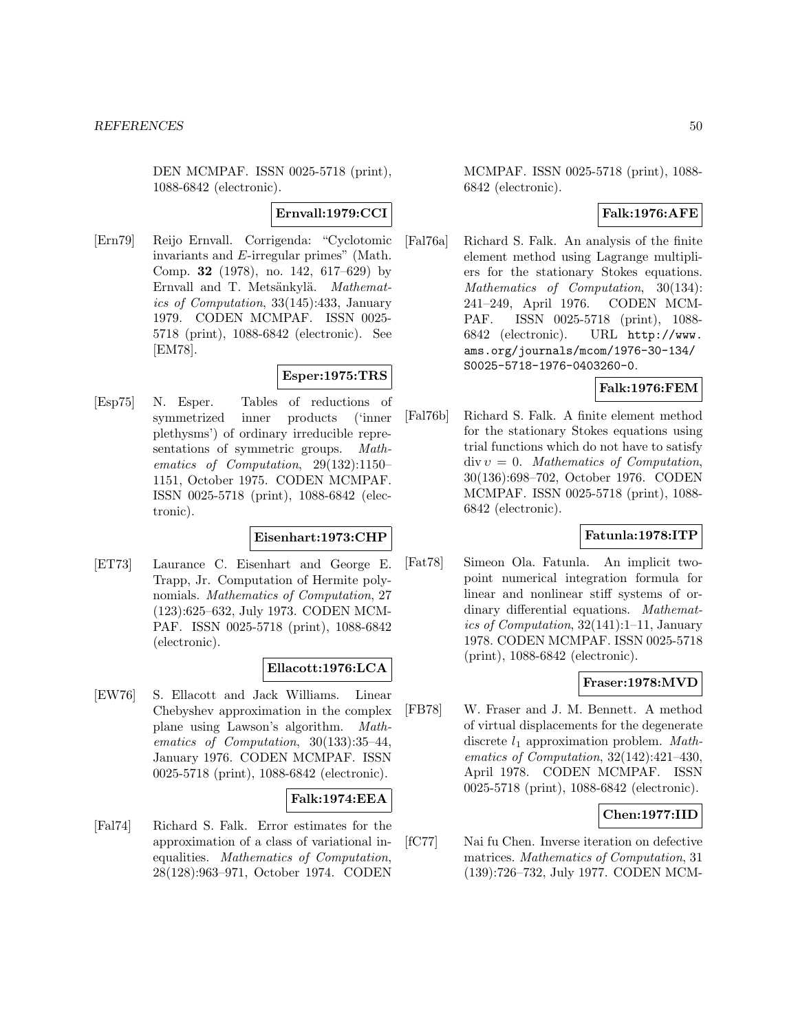DEN MCMPAF. ISSN 0025-5718 (print), 1088-6842 (electronic).

**Ernvall:1979:CCI**

[Ern79] Reijo Ernvall. Corrigenda: "Cyclotomic invariants and $E$-irregular primes" (Math. Comp. **32** (1978), no. 142, 617–629) by Ernvall and T. Metsänkylä. *Mathematics of Computation*, 33(145):433, January 1979. CODEN MCMPAF. ISSN 0025-5718 (print), 1088-6842 (electronic). See [EM78].

**Esper:1975:TRS**

[Esp75] N. Esper. Tables of reductions of symmetrized inner products ('inner plethysms') of ordinary irreducible representations of symmetric groups. *Mathematics of Computation*, 29(132):1150–1151, October 1975. CODEN MCMPAF. ISSN 0025-5718 (print), 1088-6842 (electronic).

**Eisenhart:1973:CHP**

[ET73] Laurance C. Eisenhart and George E. Trapp, Jr. Computation of Hermite polynomials. *Mathematics of Computation*, 27 (123):625–632, July 1973. CODEN MCMPAF. ISSN 0025-5718 (print), 1088-6842 (electronic).

**Ellacott:1976:LCA**

[EW76] S. Ellacott and Jack Williams. Linear Chebyshev approximation in the complex plane using Lawson's algorithm. *Mathematics of Computation*, 30(133):35–44, January 1976. CODEN MCMPAF. ISSN 0025-5718 (print), 1088-6842 (electronic).

**Falk:1974:EEA**

[Fal74] Richard S. Falk. Error estimates for the approximation of a class of variational inequalities. *Mathematics of Computation*, 28(128):963–971, October 1974. CODEN MCMPAF. ISSN 0025-5718 (print), 1088-6842 (electronic).

**Falk:1976:AFE**

[Fal76a] Richard S. Falk. An analysis of the finite element method using Lagrange multipliers for the stationary Stokes equations. *Mathematics of Computation*, 30(134): 241–249, April 1976. CODEN MCMPAF. ISSN 0025-5718 (print), 1088-6842 (electronic). URL http://www.ams.org/journals/mcom/1976-30-134/S0025-5718-1976-0403260-0.

**Falk:1976:FEM**

[Fal76b] Richard S. Falk. A finite element method for the stationary Stokes equations using trial functions which do not have to satisfy $\operatorname{div} v = 0$. *Mathematics of Computation*, 30(136):698–702, October 1976. CODEN MCMPAF. ISSN 0025-5718 (print), 1088-6842 (electronic).

**Fatunla:1978:ITP**

[Fat78] Simeon Ola. Fatunla. An implicit two-point numerical integration formula for linear and nonlinear stiff systems of ordinary differential equations. *Mathematics of Computation*, 32(141):1–11, January 1978. CODEN MCMPAF. ISSN 0025-5718 (print), 1088-6842 (electronic).

**Fraser:1978:MVD**

[FB78] W. Fraser and J. M. Bennett. A method of virtual displacements for the degenerate discrete $l_1$ approximation problem. *Mathematics of Computation*, 32(142):421–430, April 1978. CODEN MCMPAF. ISSN 0025-5718 (print), 1088-6842 (electronic).

**Chen:1977:IID**

[fC77] Nai fu Chen. Inverse iteration on defective matrices. *Mathematics of Computation*, 31 (139):726–732, July 1977. CODEN MCM-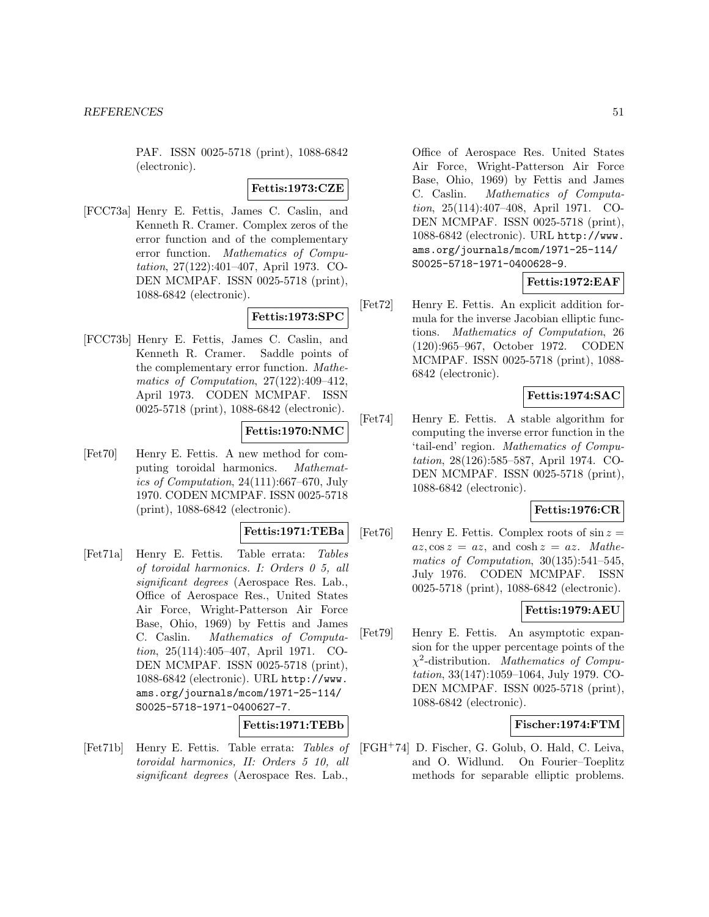PAF. ISSN 0025-5718 (print), 1088-6842 (electronic).

**Fettis:1973:CZE**

[FCC73a] Henry E. Fettis, James C. Caslin, and Kenneth R. Cramer. Complex zeros of the error function and of the complementary error function. *Mathematics of Computation*, 27(122):401–407, April 1973. CODEN MCMPAF. ISSN 0025-5718 (print), 1088-6842 (electronic).

**Fettis:1973:SPC**

[FCC73b] Henry E. Fettis, James C. Caslin, and Kenneth R. Cramer. Saddle points of the complementary error function. *Mathematics of Computation*, 27(122):409–412, April 1973. CODEN MCMPAF. ISSN 0025-5718 (print), 1088-6842 (electronic).

**Fettis:1970:NMC**

[Fet70] Henry E. Fettis. A new method for computing toroidal harmonics. *Mathematics of Computation*, 24(111):667–670, July 1970. CODEN MCMPAF. ISSN 0025-5718 (print), 1088-6842 (electronic).

**Fettis:1971:TEBa**

[Fet71a] Henry E. Fettis. Table errata: *Tables of toroidal harmonics. I: Orders 0 5, all significant degrees* (Aerospace Res. Lab., Office of Aerospace Res., United States Air Force, Wright-Patterson Air Force Base, Ohio, 1969) by Fettis and James C. Caslin. *Mathematics of Computation*, 25(114):405–407, April 1971. CODEN MCMPAF. ISSN 0025-5718 (print), 1088-6842 (electronic). URL http://www.ams.org/journals/mcom/1971-25-114/S0025-5718-1971-0400627-7.

**Fettis:1971:TEBb**

[Fet71b] Henry E. Fettis. Table errata: *Tables of toroidal harmonics, II: Orders 5 10, all significant degrees* (Aerospace Res. Lab., Office of Aerospace Res. United States Air Force, Wright-Patterson Air Force Base, Ohio, 1969) by Fettis and James C. Caslin. *Mathematics of Computation*, 25(114):407–408, April 1971. CODEN MCMPAF. ISSN 0025-5718 (print), 1088-6842 (electronic). URL http://www.ams.org/journals/mcom/1971-25-114/S0025-5718-1971-0400628-9.

**Fettis:1972:EAF**

[Fet72] Henry E. Fettis. An explicit addition formula for the inverse Jacobian elliptic functions. *Mathematics of Computation*, 26 (120):965–967, October 1972. CODEN MCMPAF. ISSN 0025-5718 (print), 1088-6842 (electronic).

**Fettis:1974:SAC**

[Fet74] Henry E. Fettis. A stable algorithm for computing the inverse error function in the 'tail-end' region. *Mathematics of Computation*, 28(126):585–587, April 1974. CODEN MCMPAF. ISSN 0025-5718 (print), 1088-6842 (electronic).

**Fettis:1976:CR**

[Fet76] Henry E. Fettis. Complex roots of $\sin z = az, \cos z = az$, and $\cosh z = az$. *Mathematics of Computation*, 30(135):541–545, July 1976. CODEN MCMPAF. ISSN 0025-5718 (print), 1088-6842 (electronic).

**Fettis:1979:AEU**

[Fet79] Henry E. Fettis. An asymptotic expansion for the upper percentage points of the $\chi^2$-distribution. *Mathematics of Computation*, 33(147):1059–1064, July 1979. CODEN MCMPAF. ISSN 0025-5718 (print), 1088-6842 (electronic).

**Fischer:1974:FTM**

[FGH+74] D. Fischer, G. Golub, O. Hald, C. Leiva, and O. Widlund. On Fourier–Toeplitz methods for separable elliptic problems.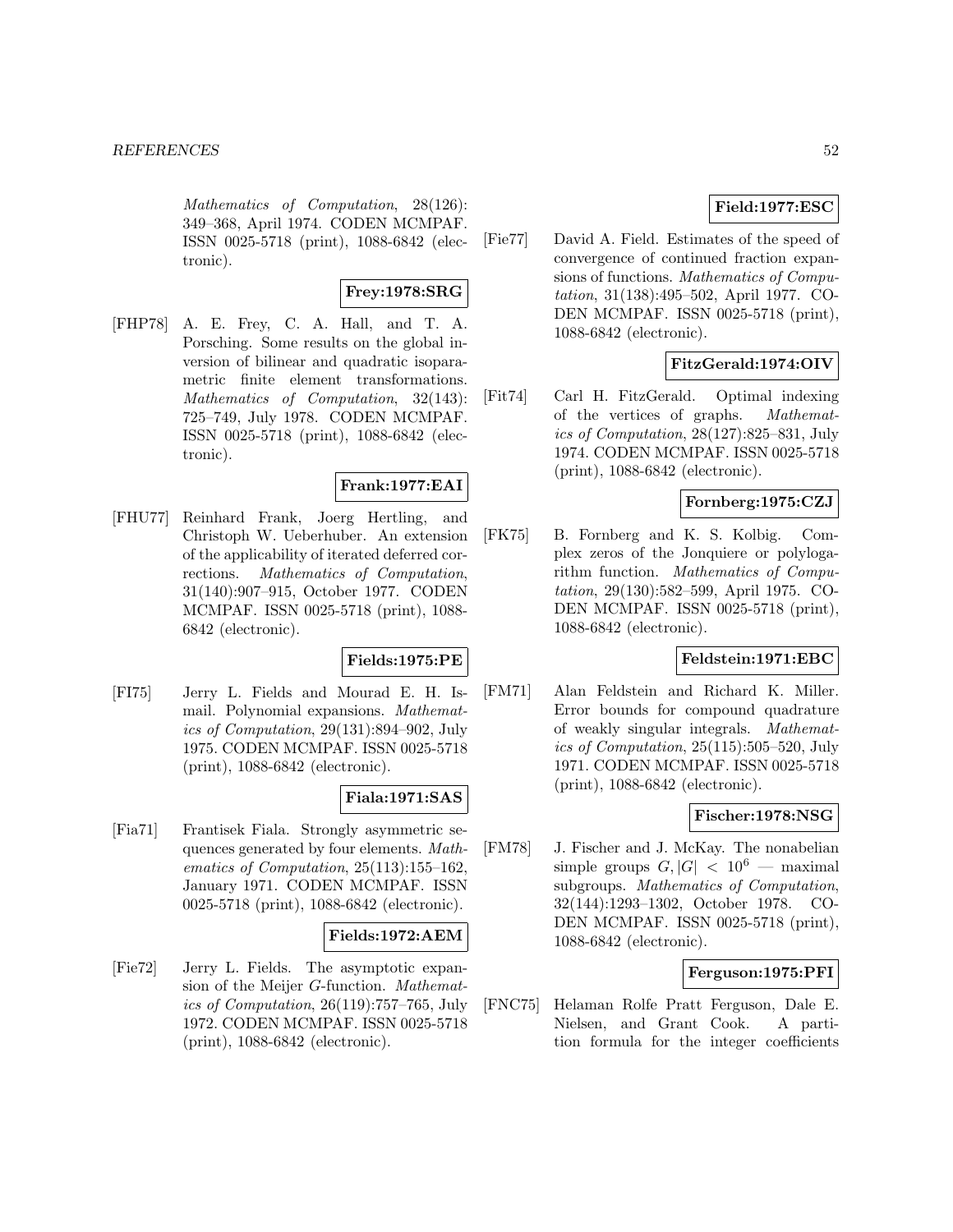*Mathematics of Computation*, 28(126): 349–368, April 1974. CODEN MCMPAF. ISSN 0025-5718 (print), 1088-6842 (electronic).

**Frey:1978:SRG**

[FHP78] A. E. Frey, C. A. Hall, and T. A. Porsching. Some results on the global inversion of bilinear and quadratic isoparametric finite element transformations. *Mathematics of Computation*, 32(143): 725–749, July 1978. CODEN MCMPAF. ISSN 0025-5718 (print), 1088-6842 (electronic).

**Frank:1977:EAI**

[FHU77] Reinhard Frank, Joerg Hertling, and Christoph W. Ueberhuber. An extension of the applicability of iterated deferred corrections. *Mathematics of Computation*, 31(140):907–915, October 1977. CODEN MCMPAF. ISSN 0025-5718 (print), 1088-6842 (electronic).

**Fields:1975:PE**

[FI75] Jerry L. Fields and Mourad E. H. Ismail. Polynomial expansions. *Mathematics of Computation*, 29(131):894–902, July 1975. CODEN MCMPAF. ISSN 0025-5718 (print), 1088-6842 (electronic).

**Fiala:1971:SAS**

[Fia71] Frantisek Fiala. Strongly asymmetric sequences generated by four elements. *Mathematics of Computation*, 25(113):155–162, January 1971. CODEN MCMPAF. ISSN 0025-5718 (print), 1088-6842 (electronic).

**Fields:1972:AEM**

[Fie72] Jerry L. Fields. The asymptotic expansion of the Meijer *G*-function. *Mathematics of Computation*, 26(119):757–765, July 1972. CODEN MCMPAF. ISSN 0025-5718 (print), 1088-6842 (electronic).

**Field:1977:ESC**

[Fie77] David A. Field. Estimates of the speed of convergence of continued fraction expansions of functions. *Mathematics of Computation*, 31(138):495–502, April 1977. CODEN MCMPAF. ISSN 0025-5718 (print), 1088-6842 (electronic).

**FitzGerald:1974:OIV**

[Fit74] Carl H. FitzGerald. Optimal indexing of the vertices of graphs. *Mathematics of Computation*, 28(127):825–831, July 1974. CODEN MCMPAF. ISSN 0025-5718 (print), 1088-6842 (electronic).

**Fornberg:1975:CZJ**

[FK75] B. Fornberg and K. S. Kolbig. Complex zeros of the Jonquiere or polylogarithm function. *Mathematics of Computation*, 29(130):582–599, April 1975. CODEN MCMPAF. ISSN 0025-5718 (print), 1088-6842 (electronic).

**Feldstein:1971:EBC**

[FM71] Alan Feldstein and Richard K. Miller. Error bounds for compound quadrature of weakly singular integrals. *Mathematics of Computation*, 25(115):505–520, July 1971. CODEN MCMPAF. ISSN 0025-5718 (print), 1088-6842 (electronic).

**Fischer:1978:NSG**

[FM78] J. Fischer and J. McKay. The nonabelian simple groups $G, |G| < 10^6$ — maximal subgroups. *Mathematics of Computation*, 32(144):1293–1302, October 1978. CODEN MCMPAF. ISSN 0025-5718 (print), 1088-6842 (electronic).

**Ferguson:1975:PFI**

[FNC75] Helaman Rolfe Pratt Ferguson, Dale E. Nielsen, and Grant Cook. A partition formula for the integer coefficients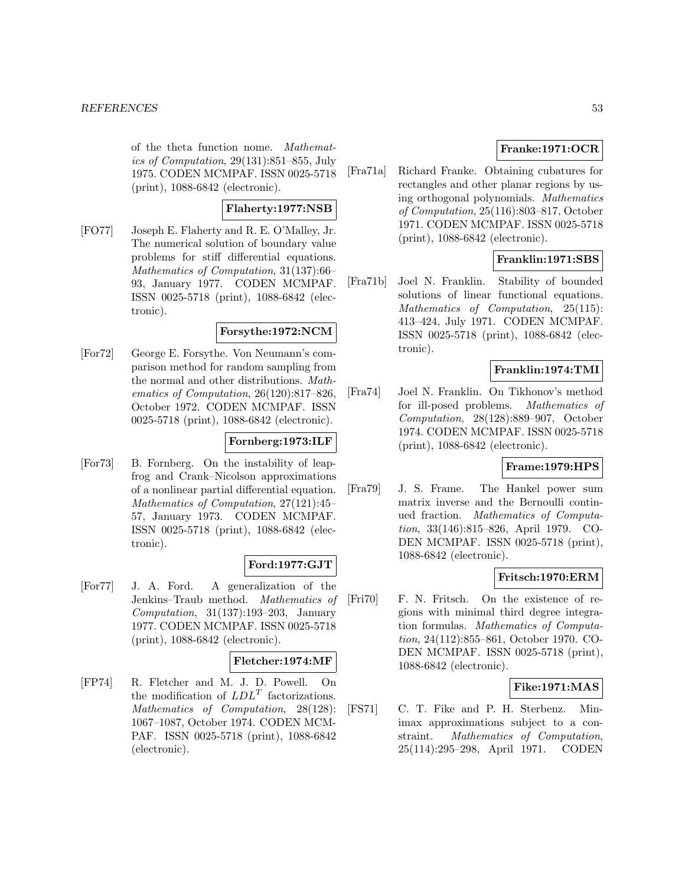of the theta function nome. *Mathematics of Computation*, 29(131):851–855, July 1975. CODEN MCMPAF. ISSN 0025-5718 (print), 1088-6842 (electronic).

**Flaherty:1977:NSB**

[FO77] Joseph E. Flaherty and R. E. O'Malley, Jr. The numerical solution of boundary value problems for stiff differential equations. *Mathematics of Computation*, 31(137):66–93, January 1977. CODEN MCMPAF. ISSN 0025-5718 (print), 1088-6842 (electronic).

**Forsythe:1972:NCM**

[For72] George E. Forsythe. Von Neumann's comparison method for random sampling from the normal and other distributions. *Mathematics of Computation*, 26(120):817–826, October 1972. CODEN MCMPAF. ISSN 0025-5718 (print), 1088-6842 (electronic).

**Fornberg:1973:ILF**

[For73] B. Fornberg. On the instability of leap-frog and Crank–Nicolson approximations of a nonlinear partial differential equation. *Mathematics of Computation*, 27(121):45–57, January 1973. CODEN MCMPAF. ISSN 0025-5718 (print), 1088-6842 (electronic).

**Ford:1977:GJT**

[For77] J. A. Ford. A generalization of the Jenkins–Traub method. *Mathematics of Computation*, 31(137):193–203, January 1977. CODEN MCMPAF. ISSN 0025-5718 (print), 1088-6842 (electronic).

**Fletcher:1974:MF**

[FP74] R. Fletcher and M. J. D. Powell. On the modification of $LDL^T$ factorizations. *Mathematics of Computation*, 28(128): 1067–1087, October 1974. CODEN MCMPAF. ISSN 0025-5718 (print), 1088-6842 (electronic).

**Franke:1971:OCR**

[Fra71a] Richard Franke. Obtaining cubatures for rectangles and other planar regions by using orthogonal polynomials. *Mathematics of Computation*, 25(116):803–817, October 1971. CODEN MCMPAF. ISSN 0025-5718 (print), 1088-6842 (electronic).

**Franklin:1971:SBS**

[Fra71b] Joel N. Franklin. Stability of bounded solutions of linear functional equations. *Mathematics of Computation*, 25(115): 413–424, July 1971. CODEN MCMPAF. ISSN 0025-5718 (print), 1088-6842 (electronic).

**Franklin:1974:TMI**

[Fra74] Joel N. Franklin. On Tikhonov's method for ill-posed problems. *Mathematics of Computation*, 28(128):889–907, October 1974. CODEN MCMPAF. ISSN 0025-5718 (print), 1088-6842 (electronic).

**Frame:1979:HPS**

[Fra79] J. S. Frame. The Hankel power sum matrix inverse and the Bernoulli continued fraction. *Mathematics of Computation*, 33(146):815–826, April 1979. CODEN MCMPAF. ISSN 0025-5718 (print), 1088-6842 (electronic).

**Fritsch:1970:ERM**

[Fri70] F. N. Fritsch. On the existence of regions with minimal third degree integration formulas. *Mathematics of Computation*, 24(112):855–861, October 1970. CODEN MCMPAF. ISSN 0025-5718 (print), 1088-6842 (electronic).

**Fike:1971:MAS**

[FS71] C. T. Fike and P. H. Sterbenz. Minimax approximations subject to a constraint. *Mathematics of Computation*, 25(114):295–298, April 1971. CODEN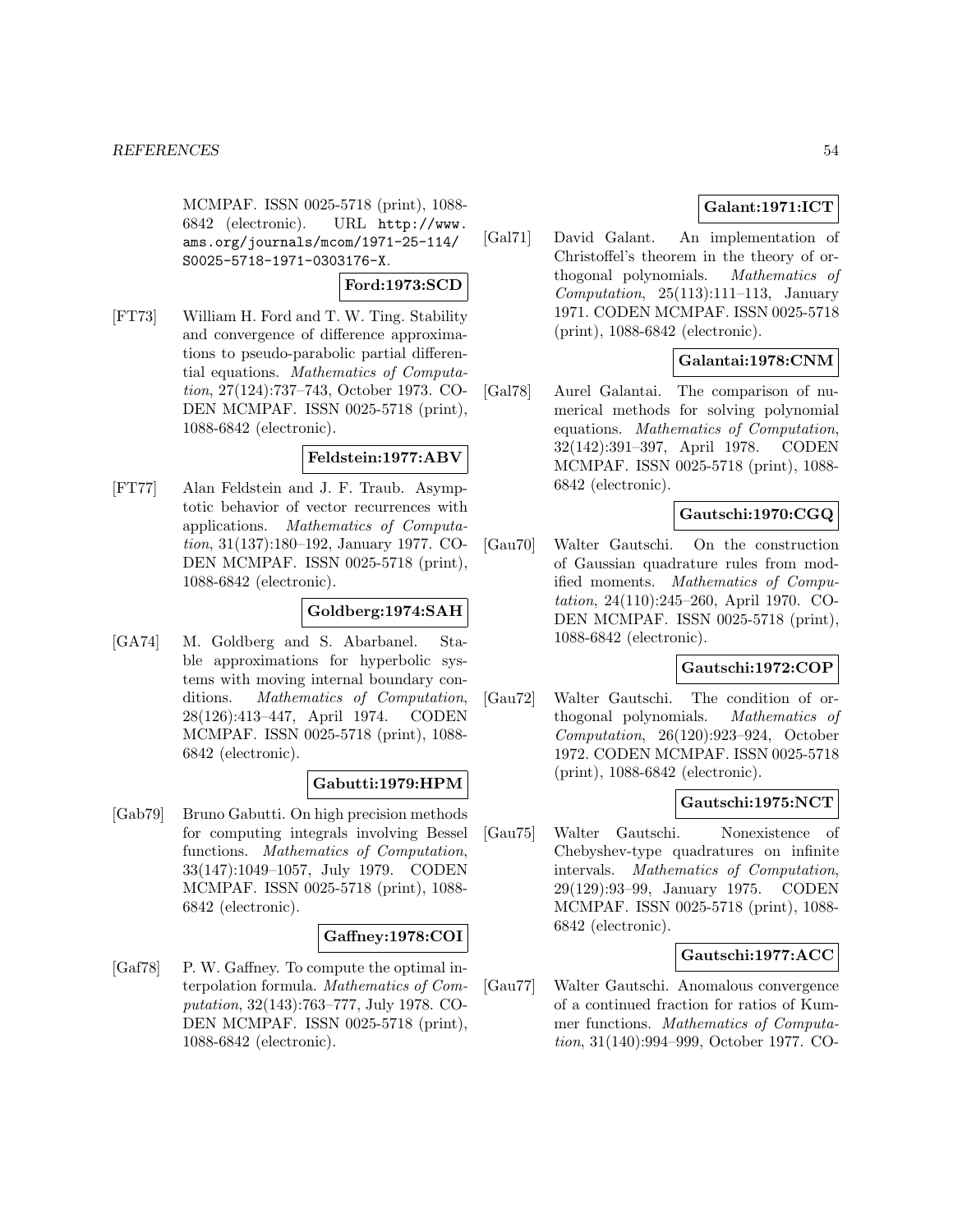MCMPAF. ISSN 0025-5718 (print), 1088-6842 (electronic). URL http://www.ams.org/journals/mcom/1971-25-114/S0025-5718-1971-0303176-X.

**Ford:1973:SCD**

[FT73] William H. Ford and T. W. Ting. Stability and convergence of difference approximations to pseudo-parabolic partial differential equations. *Mathematics of Computation*, 27(124):737–743, October 1973. CODEN MCMPAF. ISSN 0025-5718 (print), 1088-6842 (electronic).

**Feldstein:1977:ABV**

[FT77] Alan Feldstein and J. F. Traub. Asymptotic behavior of vector recurrences with applications. *Mathematics of Computation*, 31(137):180–192, January 1977. CODEN MCMPAF. ISSN 0025-5718 (print), 1088-6842 (electronic).

**Goldberg:1974:SAH**

[GA74] M. Goldberg and S. Abarbanel. Stable approximations for hyperbolic systems with moving internal boundary conditions. *Mathematics of Computation*, 28(126):413–447, April 1974. CODEN MCMPAF. ISSN 0025-5718 (print), 1088-6842 (electronic).

**Gabutti:1979:HPM**

[Gab79] Bruno Gabutti. On high precision methods for computing integrals involving Bessel functions. *Mathematics of Computation*, 33(147):1049–1057, July 1979. CODEN MCMPAF. ISSN 0025-5718 (print), 1088-6842 (electronic).

**Gaffney:1978:COI**

[Gaf78] P. W. Gaffney. To compute the optimal interpolation formula. *Mathematics of Computation*, 32(143):763–777, July 1978. CODEN MCMPAF. ISSN 0025-5718 (print), 1088-6842 (electronic).

**Galant:1971:ICT**

[Gal71] David Galant. An implementation of Christoffel's theorem in the theory of orthogonal polynomials. *Mathematics of Computation*, 25(113):111–113, January 1971. CODEN MCMPAF. ISSN 0025-5718 (print), 1088-6842 (electronic).

**Galantai:1978:CNM**

[Gal78] Aurel Galantai. The comparison of numerical methods for solving polynomial equations. *Mathematics of Computation*, 32(142):391–397, April 1978. CODEN MCMPAF. ISSN 0025-5718 (print), 1088-6842 (electronic).

**Gautschi:1970:CGQ**

[Gau70] Walter Gautschi. On the construction of Gaussian quadrature rules from modified moments. *Mathematics of Computation*, 24(110):245–260, April 1970. CODEN MCMPAF. ISSN 0025-5718 (print), 1088-6842 (electronic).

**Gautschi:1972:COP**

[Gau72] Walter Gautschi. The condition of orthogonal polynomials. *Mathematics of Computation*, 26(120):923–924, October 1972. CODEN MCMPAF. ISSN 0025-5718 (print), 1088-6842 (electronic).

**Gautschi:1975:NCT**

[Gau75] Walter Gautschi. Nonexistence of Chebyshev-type quadratures on infinite intervals. *Mathematics of Computation*, 29(129):93–99, January 1975. CODEN MCMPAF. ISSN 0025-5718 (print), 1088-6842 (electronic).

**Gautschi:1977:ACC**

[Gau77] Walter Gautschi. Anomalous convergence of a continued fraction for ratios of Kummer functions. *Mathematics of Computation*, 31(140):994–999, October 1977. CO-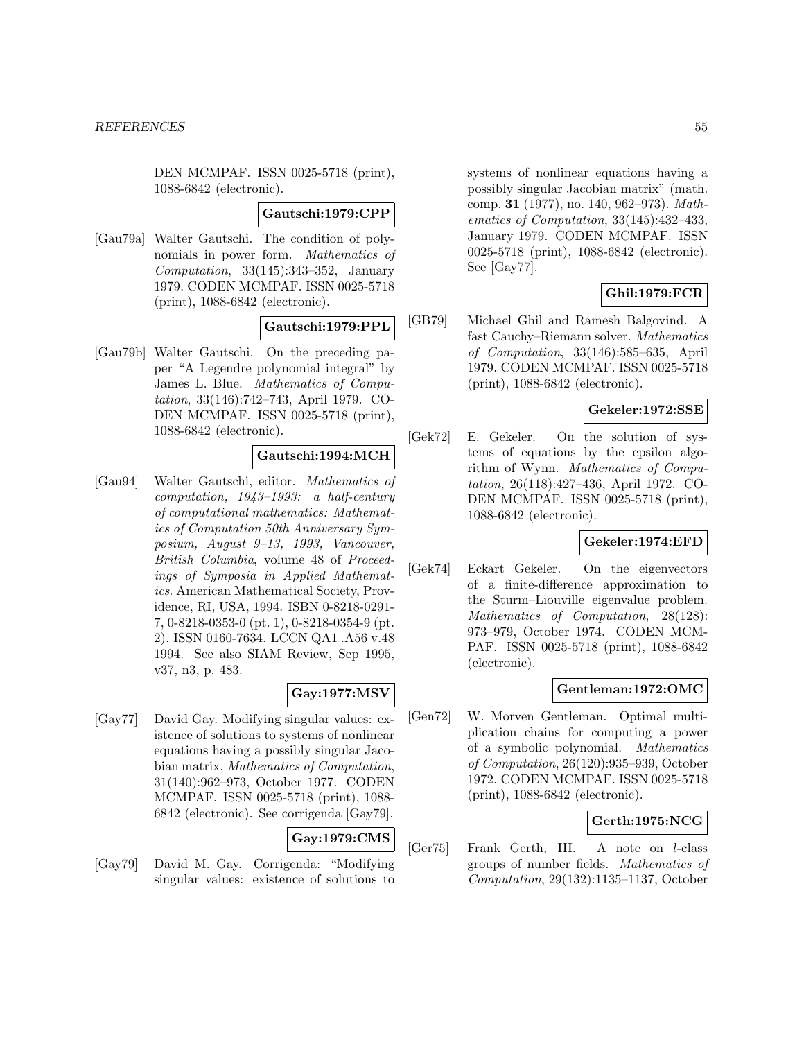DEN MCMPAF. ISSN 0025-5718 (print), 1088-6842 (electronic).

**Gautschi:1979:CPP**

[Gau79a] Walter Gautschi. The condition of polynomials in power form. *Mathematics of Computation*, 33(145):343–352, January 1979. CODEN MCMPAF. ISSN 0025-5718 (print), 1088-6842 (electronic).

**Gautschi:1979:PPL**

[Gau79b] Walter Gautschi. On the preceding paper "A Legendre polynomial integral" by James L. Blue. *Mathematics of Computation*, 33(146):742–743, April 1979. CODEN MCMPAF. ISSN 0025-5718 (print), 1088-6842 (electronic).

**Gautschi:1994:MCH**

[Gau94] Walter Gautschi, editor. *Mathematics of computation, 1943–1993: a half-century of computational mathematics: Mathematics of Computation 50th Anniversary Symposium, August 9–13, 1993, Vancouver, British Columbia*, volume 48 of *Proceedings of Symposia in Applied Mathematics*. American Mathematical Society, Providence, RI, USA, 1994. ISBN 0-8218-0291-7, 0-8218-0353-0 (pt. 1), 0-8218-0354-9 (pt. 2). ISSN 0160-7634. LCCN QA1 .A56 v.48 1994. See also SIAM Review, Sep 1995, v37, n3, p. 483.

**Gay:1977:MSV**

[Gay77] David Gay. Modifying singular values: existence of solutions to systems of nonlinear equations having a possibly singular Jacobian matrix. *Mathematics of Computation*, 31(140):962–973, October 1977. CODEN MCMPAF. ISSN 0025-5718 (print), 1088-6842 (electronic). See corrigenda [Gay79].

**Gay:1979:CMS**

[Gay79] David M. Gay. Corrigenda: "Modifying singular values: existence of solutions to systems of nonlinear equations having a possibly singular Jacobian matrix" (math. comp. **31** (1977), no. 140, 962–973). *Mathematics of Computation*, 33(145):432–433, January 1979. CODEN MCMPAF. ISSN 0025-5718 (print), 1088-6842 (electronic). See [Gay77].

**Ghil:1979:FCR**

[GB79] Michael Ghil and Ramesh Balgovind. A fast Cauchy–Riemann solver. *Mathematics of Computation*, 33(146):585–635, April 1979. CODEN MCMPAF. ISSN 0025-5718 (print), 1088-6842 (electronic).

**Gekeler:1972:SSE**

[Gek72] E. Gekeler. On the solution of systems of equations by the epsilon algorithm of Wynn. *Mathematics of Computation*, 26(118):427–436, April 1972. CODEN MCMPAF. ISSN 0025-5718 (print), 1088-6842 (electronic).

**Gekeler:1974:EFD**

[Gek74] Eckart Gekeler. On the eigenvectors of a finite-difference approximation to the Sturm–Liouville eigenvalue problem. *Mathematics of Computation*, 28(128): 973–979, October 1974. CODEN MCMPAF. ISSN 0025-5718 (print), 1088-6842 (electronic).

**Gentleman:1972:OMC**

[Gen72] W. Morven Gentleman. Optimal multiplication chains for computing a power of a symbolic polynomial. *Mathematics of Computation*, 26(120):935–939, October 1972. CODEN MCMPAF. ISSN 0025-5718 (print), 1088-6842 (electronic).

**Gerth:1975:NCG**

[Ger75] Frank Gerth, III. A note on $l$-class groups of number fields. *Mathematics of Computation*, 29(132):1135–1137, October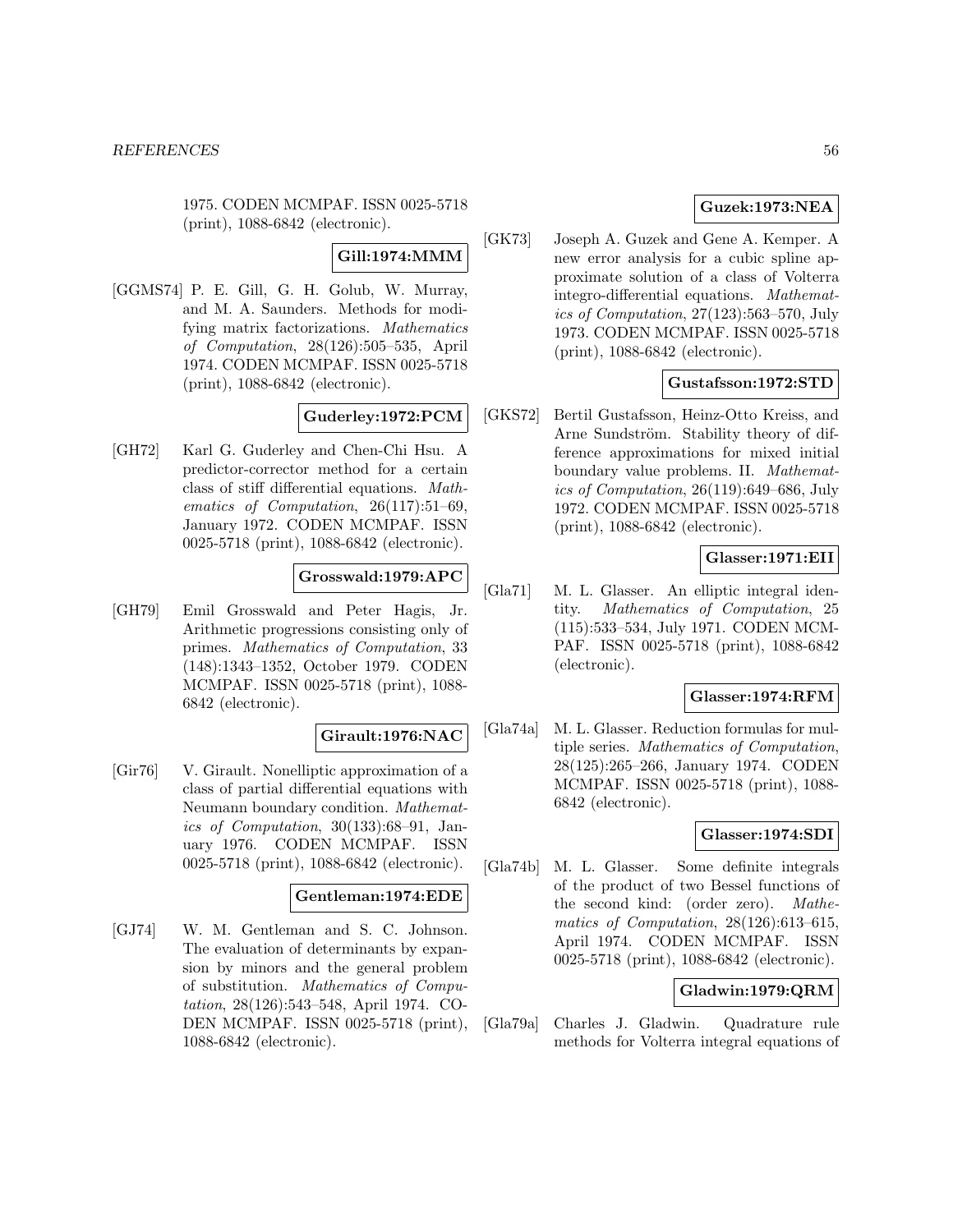1975. CODEN MCMPAF. ISSN 0025-5718 (print), 1088-6842 (electronic).

**Gill:1974:MMM**

[GGMS74] P. E. Gill, G. H. Golub, W. Murray, and M. A. Saunders. Methods for modifying matrix factorizations. *Mathematics of Computation*, 28(126):505–535, April 1974. CODEN MCMPAF. ISSN 0025-5718 (print), 1088-6842 (electronic).

**Guderley:1972:PCM**

[GH72] Karl G. Guderley and Chen-Chi Hsu. A predictor-corrector method for a certain class of stiff differential equations. *Mathematics of Computation*, 26(117):51–69, January 1972. CODEN MCMPAF. ISSN 0025-5718 (print), 1088-6842 (electronic).

**Grosswald:1979:APC**

[GH79] Emil Grosswald and Peter Hagis, Jr. Arithmetic progressions consisting only of primes. *Mathematics of Computation*, 33 (148):1343–1352, October 1979. CODEN MCMPAF. ISSN 0025-5718 (print), 1088-6842 (electronic).

**Girault:1976:NAC**

[Gir76] V. Girault. Nonelliptic approximation of a class of partial differential equations with Neumann boundary condition. *Mathematics of Computation*, 30(133):68–91, January 1976. CODEN MCMPAF. ISSN 0025-5718 (print), 1088-6842 (electronic).

**Gentleman:1974:EDE**

[GJ74] W. M. Gentleman and S. C. Johnson. The evaluation of determinants by expansion by minors and the general problem of substitution. *Mathematics of Computation*, 28(126):543–548, April 1974. CODEN MCMPAF. ISSN 0025-5718 (print), 1088-6842 (electronic).

**Guzek:1973:NEA**

[GK73] Joseph A. Guzek and Gene A. Kemper. A new error analysis for a cubic spline approximate solution of a class of Volterra integro-differential equations. *Mathematics of Computation*, 27(123):563–570, July 1973. CODEN MCMPAF. ISSN 0025-5718 (print), 1088-6842 (electronic).

**Gustafsson:1972:STD**

[GKS72] Bertil Gustafsson, Heinz-Otto Kreiss, and Arne Sundström. Stability theory of difference approximations for mixed initial boundary value problems. II. *Mathematics of Computation*, 26(119):649–686, July 1972. CODEN MCMPAF. ISSN 0025-5718 (print), 1088-6842 (electronic).

**Glasser:1971:EII**

[Gla71] M. L. Glasser. An elliptic integral identity. *Mathematics of Computation*, 25 (115):533–534, July 1971. CODEN MCMPAF. ISSN 0025-5718 (print), 1088-6842 (electronic).

**Glasser:1974:RFM**

[Gla74a] M. L. Glasser. Reduction formulas for multiple series. *Mathematics of Computation*, 28(125):265–266, January 1974. CODEN MCMPAF. ISSN 0025-5718 (print), 1088-6842 (electronic).

**Glasser:1974:SDI**

[Gla74b] M. L. Glasser. Some definite integrals of the product of two Bessel functions of the second kind: (order zero). *Mathematics of Computation*, 28(126):613–615, April 1974. CODEN MCMPAF. ISSN 0025-5718 (print), 1088-6842 (electronic).

**Gladwin:1979:QRM**

[Gla79a] Charles J. Gladwin. Quadrature rule methods for Volterra integral equations of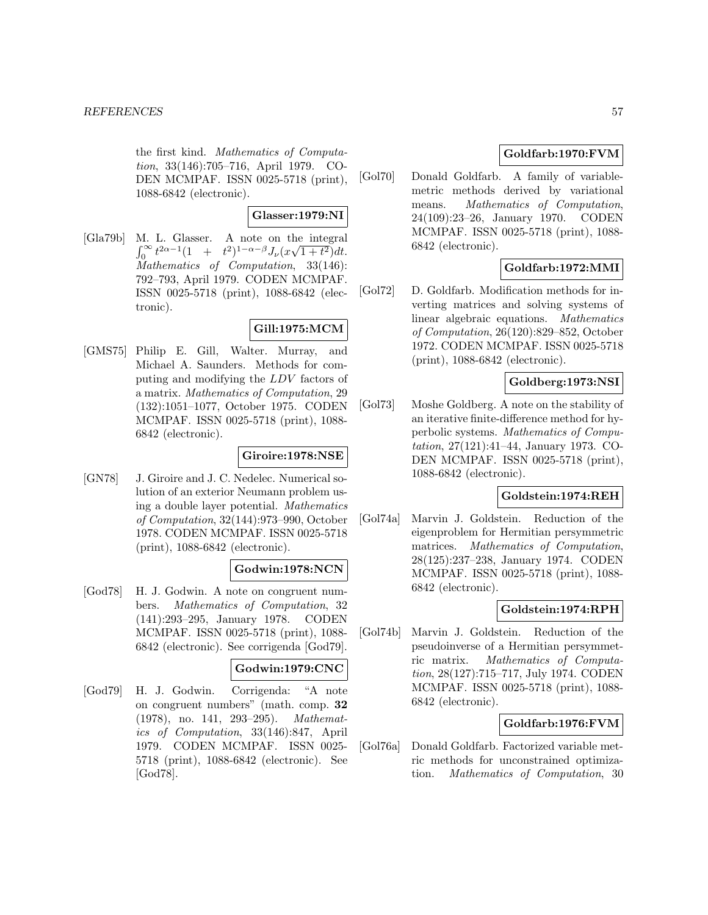the first kind. *Mathematics of Computation*, 33(146):705–716, April 1979. CODEN MCMPAF. ISSN 0025-5718 (print), 1088-6842 (electronic).

**Glasser:1979:NI**

[Gla79b] M. L. Glasser. A note on the integral $\int_0^\infty t^{2\alpha-1}(1 + t^2)^{1-\alpha-\beta} J_\nu(x\sqrt{1+t^2})dt$. *Mathematics of Computation*, 33(146): 792–793, April 1979. CODEN MCMPAF. ISSN 0025-5718 (print), 1088-6842 (electronic).

**Gill:1975:MCM**

[GMS75] Philip E. Gill, Walter. Murray, and Michael A. Saunders. Methods for computing and modifying the $LDV$ factors of a matrix. *Mathematics of Computation*, 29 (132):1051–1077, October 1975. CODEN MCMPAF. ISSN 0025-5718 (print), 1088-6842 (electronic).

**Giroire:1978:NSE**

[GN78] J. Giroire and J. C. Nedelec. Numerical solution of an exterior Neumann problem using a double layer potential. *Mathematics of Computation*, 32(144):973–990, October 1978. CODEN MCMPAF. ISSN 0025-5718 (print), 1088-6842 (electronic).

**Godwin:1978:NCN**

[God78] H. J. Godwin. A note on congruent numbers. *Mathematics of Computation*, 32 (141):293–295, January 1978. CODEN MCMPAF. ISSN 0025-5718 (print), 1088-6842 (electronic). See corrigenda [God79].

**Godwin:1979:CNC**

[God79] H. J. Godwin. Corrigenda: "A note on congruent numbers" (math. comp. **32** (1978), no. 141, 293–295). *Mathematics of Computation*, 33(146):847, April 1979. CODEN MCMPAF. ISSN 0025-5718 (print), 1088-6842 (electronic). See [God78].

**Goldfarb:1970:FVM**

[Gol70] Donald Goldfarb. A family of variable-metric methods derived by variational means. *Mathematics of Computation*, 24(109):23–26, January 1970. CODEN MCMPAF. ISSN 0025-5718 (print), 1088-6842 (electronic).

**Goldfarb:1972:MMI**

[Gol72] D. Goldfarb. Modification methods for inverting matrices and solving systems of linear algebraic equations. *Mathematics of Computation*, 26(120):829–852, October 1972. CODEN MCMPAF. ISSN 0025-5718 (print), 1088-6842 (electronic).

**Goldberg:1973:NSI**

[Gol73] Moshe Goldberg. A note on the stability of an iterative finite-difference method for hyperbolic systems. *Mathematics of Computation*, 27(121):41–44, January 1973. CODEN MCMPAF. ISSN 0025-5718 (print), 1088-6842 (electronic).

**Goldstein:1974:REH**

[Gol74a] Marvin J. Goldstein. Reduction of the eigenproblem for Hermitian persymmetric matrices. *Mathematics of Computation*, 28(125):237–238, January 1974. CODEN MCMPAF. ISSN 0025-5718 (print), 1088-6842 (electronic).

**Goldstein:1974:RPH**

[Gol74b] Marvin J. Goldstein. Reduction of the pseudoinverse of a Hermitian persymmetric matrix. *Mathematics of Computation*, 28(127):715–717, July 1974. CODEN MCMPAF. ISSN 0025-5718 (print), 1088-6842 (electronic).

**Goldfarb:1976:FVM**

[Gol76a] Donald Goldfarb. Factorized variable metric methods for unconstrained optimization. *Mathematics of Computation*, 30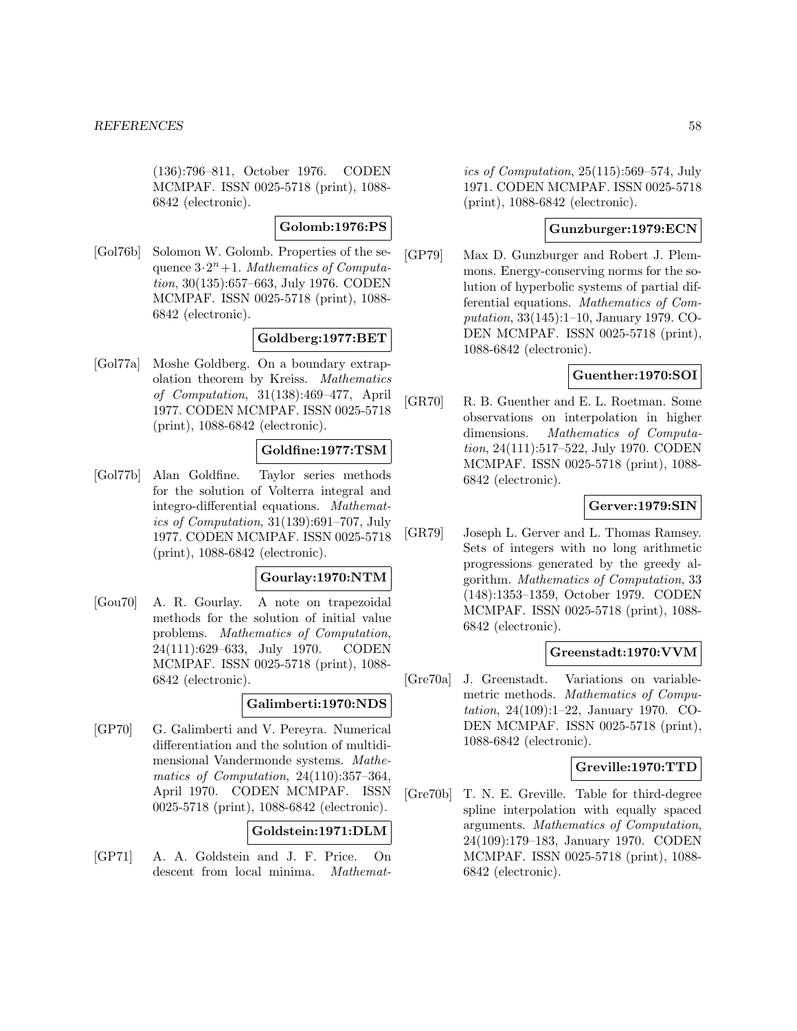(136):796–811, October 1976. CODEN MCMPAF. ISSN 0025-5718 (print), 1088-6842 (electronic).

**Golomb:1976:PS**

[Gol76b] Solomon W. Golomb. Properties of the sequence $3{\cdot}2^n{+}1$. *Mathematics of Computation*, 30(135):657–663, July 1976. CODEN MCMPAF. ISSN 0025-5718 (print), 1088-6842 (electronic).

**Goldberg:1977:BET**

[Gol77a] Moshe Goldberg. On a boundary extrapolation theorem by Kreiss. *Mathematics of Computation*, 31(138):469–477, April 1977. CODEN MCMPAF. ISSN 0025-5718 (print), 1088-6842 (electronic).

**Goldfine:1977:TSM**

[Gol77b] Alan Goldfine. Taylor series methods for the solution of Volterra integral and integro-differential equations. *Mathematics of Computation*, 31(139):691–707, July 1977. CODEN MCMPAF. ISSN 0025-5718 (print), 1088-6842 (electronic).

**Gourlay:1970:NTM**

[Gou70] A. R. Gourlay. A note on trapezoidal methods for the solution of initial value problems. *Mathematics of Computation*, 24(111):629–633, July 1970. CODEN MCMPAF. ISSN 0025-5718 (print), 1088-6842 (electronic).

**Galimberti:1970:NDS**

[GP70] G. Galimberti and V. Pereyra. Numerical differentiation and the solution of multidimensional Vandermonde systems. *Mathematics of Computation*, 24(110):357–364, April 1970. CODEN MCMPAF. ISSN 0025-5718 (print), 1088-6842 (electronic).

**Goldstein:1971:DLM**

[GP71] A. A. Goldstein and J. F. Price. On descent from local minima. *Mathematics of Computation*, 25(115):569–574, July 1971. CODEN MCMPAF. ISSN 0025-5718 (print), 1088-6842 (electronic).

**Gunzburger:1979:ECN**

[GP79] Max D. Gunzburger and Robert J. Plemmons. Energy-conserving norms for the solution of hyperbolic systems of partial differential equations. *Mathematics of Computation*, 33(145):1–10, January 1979. CODEN MCMPAF. ISSN 0025-5718 (print), 1088-6842 (electronic).

**Guenther:1970:SOI**

[GR70] R. B. Guenther and E. L. Roetman. Some observations on interpolation in higher dimensions. *Mathematics of Computation*, 24(111):517–522, July 1970. CODEN MCMPAF. ISSN 0025-5718 (print), 1088-6842 (electronic).

**Gerver:1979:SIN**

[GR79] Joseph L. Gerver and L. Thomas Ramsey. Sets of integers with no long arithmetic progressions generated by the greedy algorithm. *Mathematics of Computation*, 33 (148):1353–1359, October 1979. CODEN MCMPAF. ISSN 0025-5718 (print), 1088-6842 (electronic).

**Greenstadt:1970:VVM**

[Gre70a] J. Greenstadt. Variations on variable-metric methods. *Mathematics of Computation*, 24(109):1–22, January 1970. CODEN MCMPAF. ISSN 0025-5718 (print), 1088-6842 (electronic).

**Greville:1970:TTD**

[Gre70b] T. N. E. Greville. Table for third-degree spline interpolation with equally spaced arguments. *Mathematics of Computation*, 24(109):179–183, January 1970. CODEN MCMPAF. ISSN 0025-5718 (print), 1088-6842 (electronic).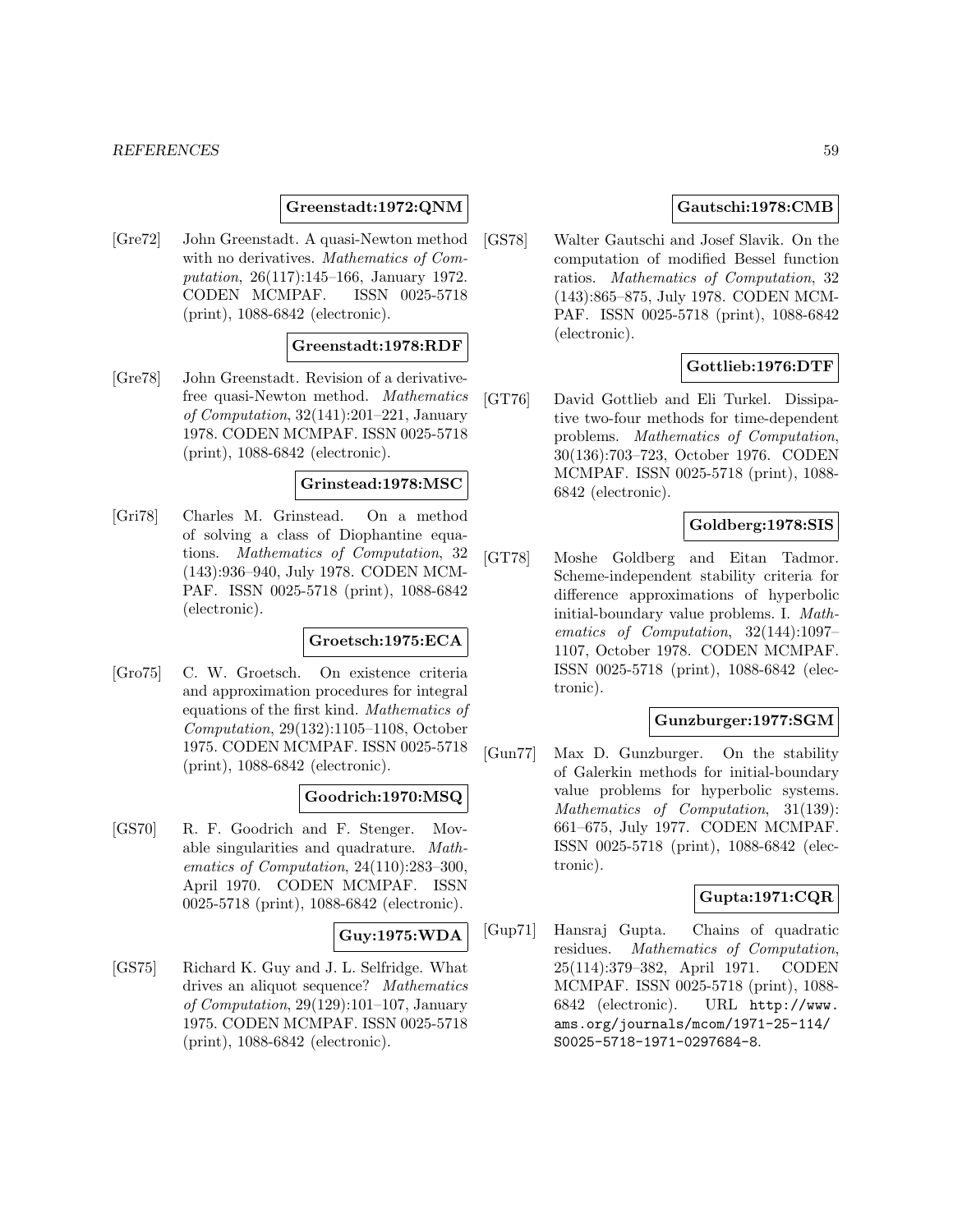**Greenstadt:1972:QNM**

[Gre72] John Greenstadt. A quasi-Newton method with no derivatives. *Mathematics of Computation*, 26(117):145–166, January 1972. CODEN MCMPAF. ISSN 0025-5718 (print), 1088-6842 (electronic).

**Greenstadt:1978:RDF**

[Gre78] John Greenstadt. Revision of a derivative-free quasi-Newton method. *Mathematics of Computation*, 32(141):201–221, January 1978. CODEN MCMPAF. ISSN 0025-5718 (print), 1088-6842 (electronic).

**Grinstead:1978:MSC**

[Gri78] Charles M. Grinstead. On a method of solving a class of Diophantine equations. *Mathematics of Computation*, 32 (143):936–940, July 1978. CODEN MCMPAF. ISSN 0025-5718 (print), 1088-6842 (electronic).

**Groetsch:1975:ECA**

[Gro75] C. W. Groetsch. On existence criteria and approximation procedures for integral equations of the first kind. *Mathematics of Computation*, 29(132):1105–1108, October 1975. CODEN MCMPAF. ISSN 0025-5718 (print), 1088-6842 (electronic).

**Goodrich:1970:MSQ**

[GS70] R. F. Goodrich and F. Stenger. Movable singularities and quadrature. *Mathematics of Computation*, 24(110):283–300, April 1970. CODEN MCMPAF. ISSN 0025-5718 (print), 1088-6842 (electronic).

**Guy:1975:WDA**

[GS75] Richard K. Guy and J. L. Selfridge. What drives an aliquot sequence? *Mathematics of Computation*, 29(129):101–107, January 1975. CODEN MCMPAF. ISSN 0025-5718 (print), 1088-6842 (electronic).

**Gautschi:1978:CMB**

[GS78] Walter Gautschi and Josef Slavik. On the computation of modified Bessel function ratios. *Mathematics of Computation*, 32 (143):865–875, July 1978. CODEN MCMPAF. ISSN 0025-5718 (print), 1088-6842 (electronic).

**Gottlieb:1976:DTF**

[GT76] David Gottlieb and Eli Turkel. Dissipative two-four methods for time-dependent problems. *Mathematics of Computation*, 30(136):703–723, October 1976. CODEN MCMPAF. ISSN 0025-5718 (print), 1088-6842 (electronic).

**Goldberg:1978:SIS**

[GT78] Moshe Goldberg and Eitan Tadmor. Scheme-independent stability criteria for difference approximations of hyperbolic initial-boundary value problems. I. *Mathematics of Computation*, 32(144):1097–1107, October 1978. CODEN MCMPAF. ISSN 0025-5718 (print), 1088-6842 (electronic).

**Gunzburger:1977:SGM**

[Gun77] Max D. Gunzburger. On the stability of Galerkin methods for initial-boundary value problems for hyperbolic systems. *Mathematics of Computation*, 31(139): 661–675, July 1977. CODEN MCMPAF. ISSN 0025-5718 (print), 1088-6842 (electronic).

**Gupta:1971:CQR**

[Gup71] Hansraj Gupta. Chains of quadratic residues. *Mathematics of Computation*, 25(114):379–382, April 1971. CODEN MCMPAF. ISSN 0025-5718 (print), 1088-6842 (electronic). URL http://www.ams.org/journals/mcom/1971-25-114/S0025-5718-1971-0297684-8.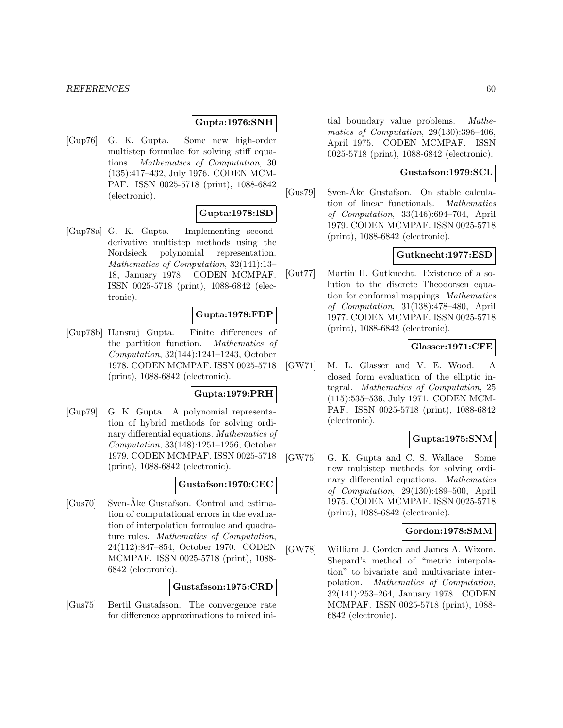**Gupta:1976:SNH**

[Gup76] G. K. Gupta. Some new high-order multistep formulae for solving stiff equations. *Mathematics of Computation*, 30 (135):417–432, July 1976. CODEN MCMPAF. ISSN 0025-5718 (print), 1088-6842 (electronic).

**Gupta:1978:ISD**

[Gup78a] G. K. Gupta. Implementing second-derivative multistep methods using the Nordsieck polynomial representation. *Mathematics of Computation*, 32(141):13–18, January 1978. CODEN MCMPAF. ISSN 0025-5718 (print), 1088-6842 (electronic).

**Gupta:1978:FDP**

[Gup78b] Hansraj Gupta. Finite differences of the partition function. *Mathematics of Computation*, 32(144):1241–1243, October 1978. CODEN MCMPAF. ISSN 0025-5718 (print), 1088-6842 (electronic).

**Gupta:1979:PRH**

[Gup79] G. K. Gupta. A polynomial representation of hybrid methods for solving ordinary differential equations. *Mathematics of Computation*, 33(148):1251–1256, October 1979. CODEN MCMPAF. ISSN 0025-5718 (print), 1088-6842 (electronic).

**Gustafson:1970:CEC**

[Gus70] Sven-Åke Gustafson. Control and estimation of computational errors in the evaluation of interpolation formulae and quadrature rules. *Mathematics of Computation*, 24(112):847–854, October 1970. CODEN MCMPAF. ISSN 0025-5718 (print), 1088-6842 (electronic).

**Gustafsson:1975:CRD**

[Gus75] Bertil Gustafsson. The convergence rate for difference approximations to mixed initial boundary value problems. *Mathematics of Computation*, 29(130):396–406, April 1975. CODEN MCMPAF. ISSN 0025-5718 (print), 1088-6842 (electronic).

**Gustafson:1979:SCL**

[Gus79] Sven-Åke Gustafson. On stable calculation of linear functionals. *Mathematics of Computation*, 33(146):694–704, April 1979. CODEN MCMPAF. ISSN 0025-5718 (print), 1088-6842 (electronic).

**Gutknecht:1977:ESD**

[Gut77] Martin H. Gutknecht. Existence of a solution to the discrete Theodorsen equation for conformal mappings. *Mathematics of Computation*, 31(138):478–480, April 1977. CODEN MCMPAF. ISSN 0025-5718 (print), 1088-6842 (electronic).

**Glasser:1971:CFE**

[GW71] M. L. Glasser and V. E. Wood. A closed form evaluation of the elliptic integral. *Mathematics of Computation*, 25 (115):535–536, July 1971. CODEN MCMPAF. ISSN 0025-5718 (print), 1088-6842 (electronic).

**Gupta:1975:SNM**

[GW75] G. K. Gupta and C. S. Wallace. Some new multistep methods for solving ordinary differential equations. *Mathematics of Computation*, 29(130):489–500, April 1975. CODEN MCMPAF. ISSN 0025-5718 (print), 1088-6842 (electronic).

**Gordon:1978:SMM**

[GW78] William J. Gordon and James A. Wixom. Shepard's method of "metric interpolation" to bivariate and multivariate interpolation. *Mathematics of Computation*, 32(141):253–264, January 1978. CODEN MCMPAF. ISSN 0025-5718 (print), 1088-6842 (electronic).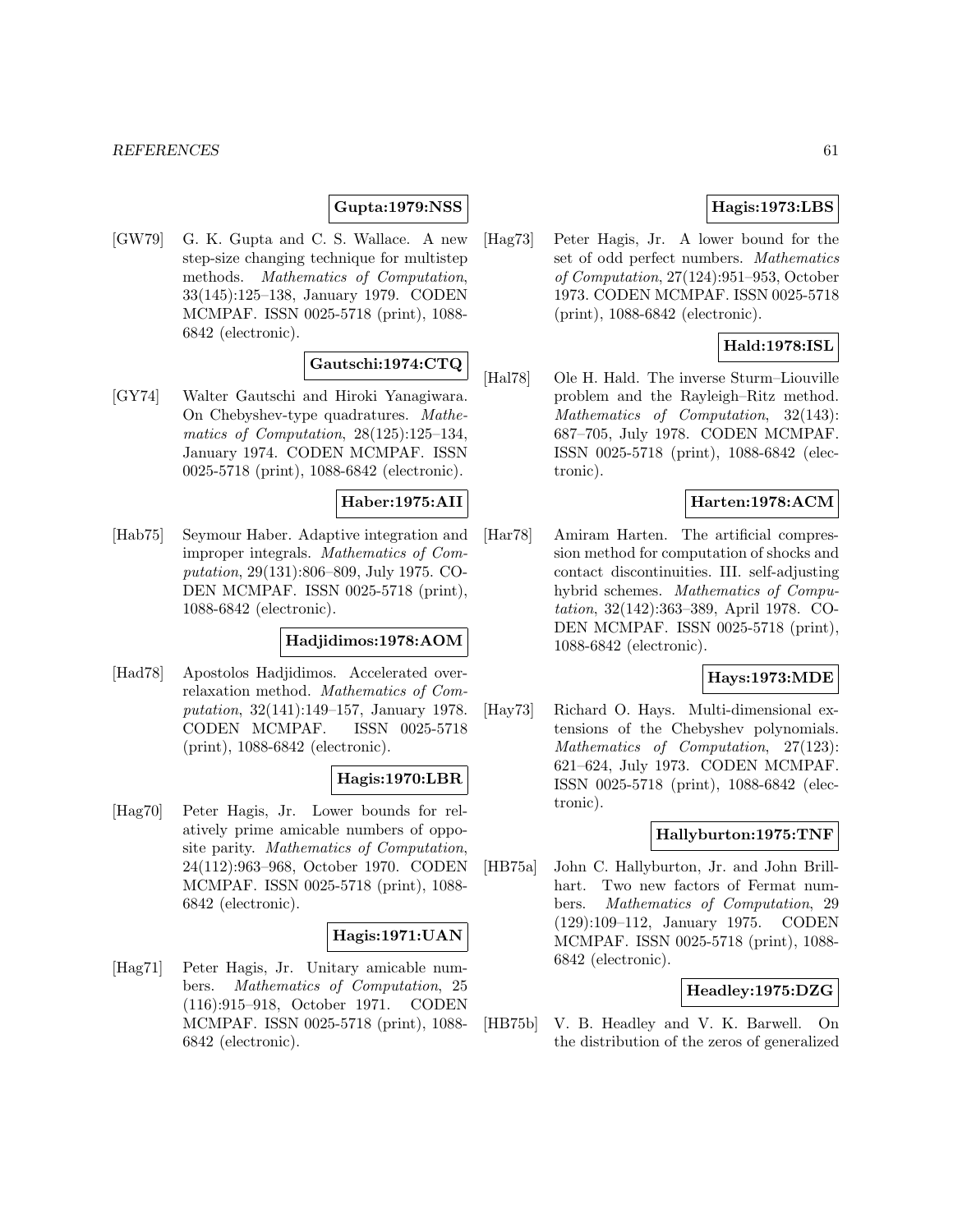**Gupta:1979:NSS**

[GW79] G. K. Gupta and C. S. Wallace. A new step-size changing technique for multistep methods. *Mathematics of Computation*, 33(145):125–138, January 1979. CODEN MCMPAF. ISSN 0025-5718 (print), 1088-6842 (electronic).

**Gautschi:1974:CTQ**

[GY74] Walter Gautschi and Hiroki Yanagiwara. On Chebyshev-type quadratures. *Mathematics of Computation*, 28(125):125–134, January 1974. CODEN MCMPAF. ISSN 0025-5718 (print), 1088-6842 (electronic).

**Haber:1975:AII**

[Hab75] Seymour Haber. Adaptive integration and improper integrals. *Mathematics of Computation*, 29(131):806–809, July 1975. CODEN MCMPAF. ISSN 0025-5718 (print), 1088-6842 (electronic).

**Hadjidimos:1978:AOM**

[Had78] Apostolos Hadjidimos. Accelerated overrelaxation method. *Mathematics of Computation*, 32(141):149–157, January 1978. CODEN MCMPAF. ISSN 0025-5718 (print), 1088-6842 (electronic).

**Hagis:1970:LBR**

[Hag70] Peter Hagis, Jr. Lower bounds for relatively prime amicable numbers of opposite parity. *Mathematics of Computation*, 24(112):963–968, October 1970. CODEN MCMPAF. ISSN 0025-5718 (print), 1088-6842 (electronic).

**Hagis:1971:UAN**

[Hag71] Peter Hagis, Jr. Unitary amicable numbers. *Mathematics of Computation*, 25 (116):915–918, October 1971. CODEN MCMPAF. ISSN 0025-5718 (print), 1088-6842 (electronic).

**Hagis:1973:LBS**

[Hag73] Peter Hagis, Jr. A lower bound for the set of odd perfect numbers. *Mathematics of Computation*, 27(124):951–953, October 1973. CODEN MCMPAF. ISSN 0025-5718 (print), 1088-6842 (electronic).

**Hald:1978:ISL**

[Hal78] Ole H. Hald. The inverse Sturm–Liouville problem and the Rayleigh–Ritz method. *Mathematics of Computation*, 32(143): 687–705, July 1978. CODEN MCMPAF. ISSN 0025-5718 (print), 1088-6842 (electronic).

**Harten:1978:ACM**

[Har78] Amiram Harten. The artificial compression method for computation of shocks and contact discontinuities. III. self-adjusting hybrid schemes. *Mathematics of Computation*, 32(142):363–389, April 1978. CODEN MCMPAF. ISSN 0025-5718 (print), 1088-6842 (electronic).

**Hays:1973:MDE**

[Hay73] Richard O. Hays. Multi-dimensional extensions of the Chebyshev polynomials. *Mathematics of Computation*, 27(123): 621–624, July 1973. CODEN MCMPAF. ISSN 0025-5718 (print), 1088-6842 (electronic).

**Hallyburton:1975:TNF**

[HB75a] John C. Hallyburton, Jr. and John Brillhart. Two new factors of Fermat numbers. *Mathematics of Computation*, 29 (129):109–112, January 1975. CODEN MCMPAF. ISSN 0025-5718 (print), 1088-6842 (electronic).

**Headley:1975:DZG**

[HB75b] V. B. Headley and V. K. Barwell. On the distribution of the zeros of generalized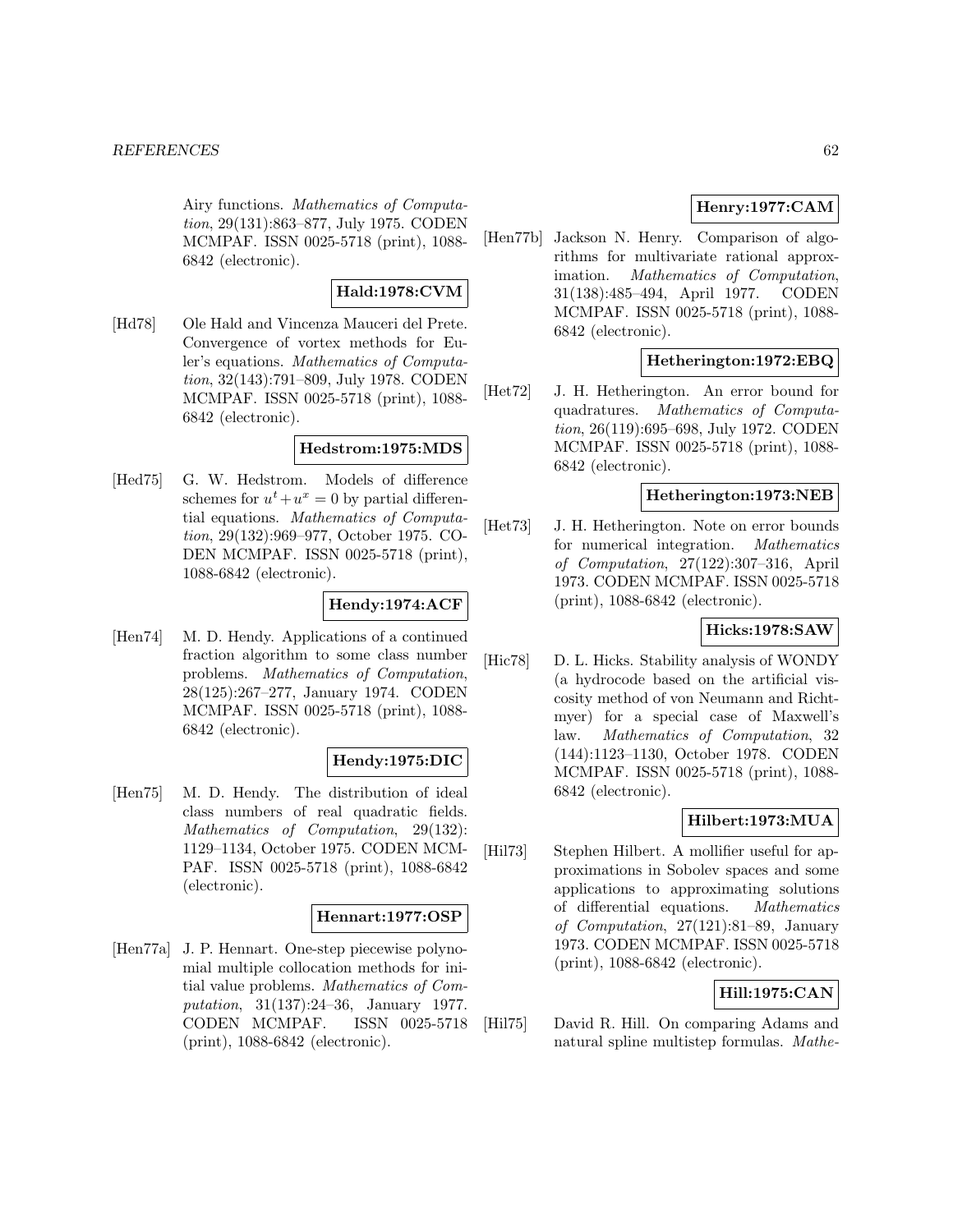Airy functions. *Mathematics of Computation*, 29(131):863–877, July 1975. CODEN MCMPAF. ISSN 0025-5718 (print), 1088-6842 (electronic).

**Hald:1978:CVM**

[Hd78] Ole Hald and Vincenza Mauceri del Prete. Convergence of vortex methods for Euler's equations. *Mathematics of Computation*, 32(143):791–809, July 1978. CODEN MCMPAF. ISSN 0025-5718 (print), 1088-6842 (electronic).

**Hedstrom:1975:MDS**

[Hed75] G. W. Hedstrom. Models of difference schemes for $u^t + u^x = 0$ by partial differential equations. *Mathematics of Computation*, 29(132):969–977, October 1975. CODEN MCMPAF. ISSN 0025-5718 (print), 1088-6842 (electronic).

**Hendy:1974:ACF**

[Hen74] M. D. Hendy. Applications of a continued fraction algorithm to some class number problems. *Mathematics of Computation*, 28(125):267–277, January 1974. CODEN MCMPAF. ISSN 0025-5718 (print), 1088-6842 (electronic).

**Hendy:1975:DIC**

[Hen75] M. D. Hendy. The distribution of ideal class numbers of real quadratic fields. *Mathematics of Computation*, 29(132): 1129–1134, October 1975. CODEN MCMPAF. ISSN 0025-5718 (print), 1088-6842 (electronic).

**Hennart:1977:OSP**

[Hen77a] J. P. Hennart. One-step piecewise polynomial multiple collocation methods for initial value problems. *Mathematics of Computation*, 31(137):24–36, January 1977. CODEN MCMPAF. ISSN 0025-5718 (print), 1088-6842 (electronic).

**Henry:1977:CAM**

[Hen77b] Jackson N. Henry. Comparison of algorithms for multivariate rational approximation. *Mathematics of Computation*, 31(138):485–494, April 1977. CODEN MCMPAF. ISSN 0025-5718 (print), 1088-6842 (electronic).

**Hetherington:1972:EBQ**

[Het72] J. H. Hetherington. An error bound for quadratures. *Mathematics of Computation*, 26(119):695–698, July 1972. CODEN MCMPAF. ISSN 0025-5718 (print), 1088-6842 (electronic).

**Hetherington:1973:NEB**

[Het73] J. H. Hetherington. Note on error bounds for numerical integration. *Mathematics of Computation*, 27(122):307–316, April 1973. CODEN MCMPAF. ISSN 0025-5718 (print), 1088-6842 (electronic).

**Hicks:1978:SAW**

[Hic78] D. L. Hicks. Stability analysis of WONDY (a hydrocode based on the artificial viscosity method of von Neumann and Richtmyer) for a special case of Maxwell's law. *Mathematics of Computation*, 32 (144):1123–1130, October 1978. CODEN MCMPAF. ISSN 0025-5718 (print), 1088-6842 (electronic).

**Hilbert:1973:MUA**

[Hil73] Stephen Hilbert. A mollifier useful for approximations in Sobolev spaces and some applications to approximating solutions of differential equations. *Mathematics of Computation*, 27(121):81–89, January 1973. CODEN MCMPAF. ISSN 0025-5718 (print), 1088-6842 (electronic).

**Hill:1975:CAN**

[Hil75] David R. Hill. On comparing Adams and natural spline multistep formulas. *Mathe-*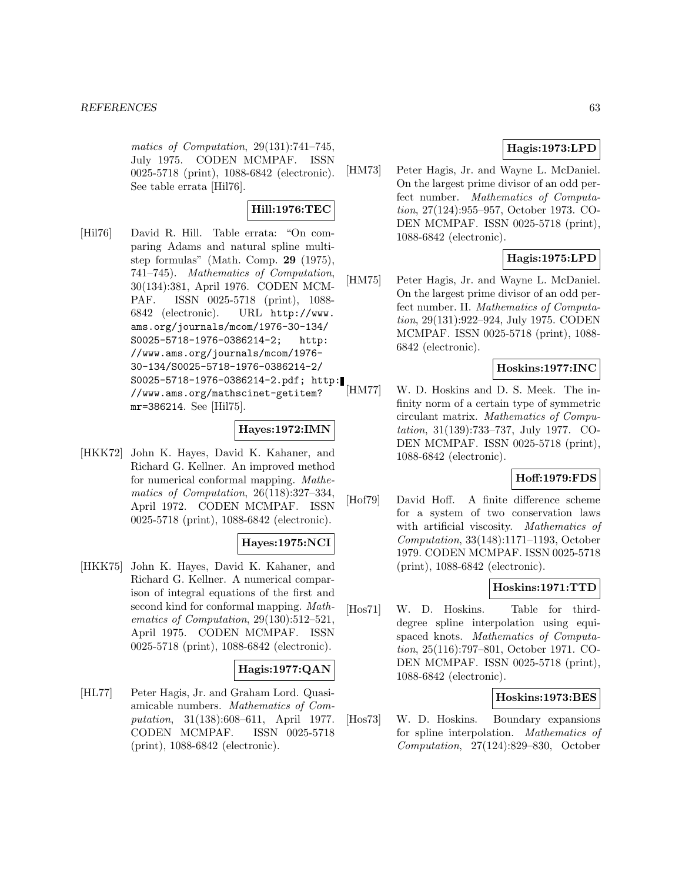*matics of Computation*, 29(131):741–745, July 1975. CODEN MCMPAF. ISSN 0025-5718 (print), 1088-6842 (electronic). See table errata [Hil76].

**Hill:1976:TEC**

[Hil76] David R. Hill. Table errata: "On comparing Adams and natural spline multistep formulas" (Math. Comp. **29** (1975), 741–745). *Mathematics of Computation*, 30(134):381, April 1976. CODEN MCMPAF. ISSN 0025-5718 (print), 1088-6842 (electronic). URL `http://www.ams.org/journals/mcom/1976-30-134/S0025-5718-1976-0386214-2`; `http://www.ams.org/journals/mcom/1976-30-134/S0025-5718-1976-0386214-2/S0025-5718-1976-0386214-2.pdf`; `http://www.ams.org/mathscinet-getitem?mr=386214`. See [Hil75].

**Hayes:1972:IMN**

[HKK72] John K. Hayes, David K. Kahaner, and Richard G. Kellner. An improved method for numerical conformal mapping. *Mathematics of Computation*, 26(118):327–334, April 1972. CODEN MCMPAF. ISSN 0025-5718 (print), 1088-6842 (electronic).

**Hayes:1975:NCI**

[HKK75] John K. Hayes, David K. Kahaner, and Richard G. Kellner. A numerical comparison of integral equations of the first and second kind for conformal mapping. *Mathematics of Computation*, 29(130):512–521, April 1975. CODEN MCMPAF. ISSN 0025-5718 (print), 1088-6842 (electronic).

**Hagis:1977:QAN**

[HL77] Peter Hagis, Jr. and Graham Lord. Quasi-amicable numbers. *Mathematics of Computation*, 31(138):608–611, April 1977. CODEN MCMPAF. ISSN 0025-5718 (print), 1088-6842 (electronic).

**Hagis:1973:LPD**

[HM73] Peter Hagis, Jr. and Wayne L. McDaniel. On the largest prime divisor of an odd perfect number. *Mathematics of Computation*, 27(124):955–957, October 1973. CODEN MCMPAF. ISSN 0025-5718 (print), 1088-6842 (electronic).

**Hagis:1975:LPD**

[HM75] Peter Hagis, Jr. and Wayne L. McDaniel. On the largest prime divisor of an odd perfect number. II. *Mathematics of Computation*, 29(131):922–924, July 1975. CODEN MCMPAF. ISSN 0025-5718 (print), 1088-6842 (electronic).

**Hoskins:1977:INC**

[HM77] W. D. Hoskins and D. S. Meek. The infinity norm of a certain type of symmetric circulant matrix. *Mathematics of Computation*, 31(139):733–737, July 1977. CODEN MCMPAF. ISSN 0025-5718 (print), 1088-6842 (electronic).

**Hoff:1979:FDS**

[Hof79] David Hoff. A finite difference scheme for a system of two conservation laws with artificial viscosity. *Mathematics of Computation*, 33(148):1171–1193, October 1979. CODEN MCMPAF. ISSN 0025-5718 (print), 1088-6842 (electronic).

**Hoskins:1971:TTD**

[Hos71] W. D. Hoskins. Table for third-degree spline interpolation using equi-spaced knots. *Mathematics of Computation*, 25(116):797–801, October 1971. CODEN MCMPAF. ISSN 0025-5718 (print), 1088-6842 (electronic).

**Hoskins:1973:BES**

[Hos73] W. D. Hoskins. Boundary expansions for spline interpolation. *Mathematics of Computation*, 27(124):829–830, October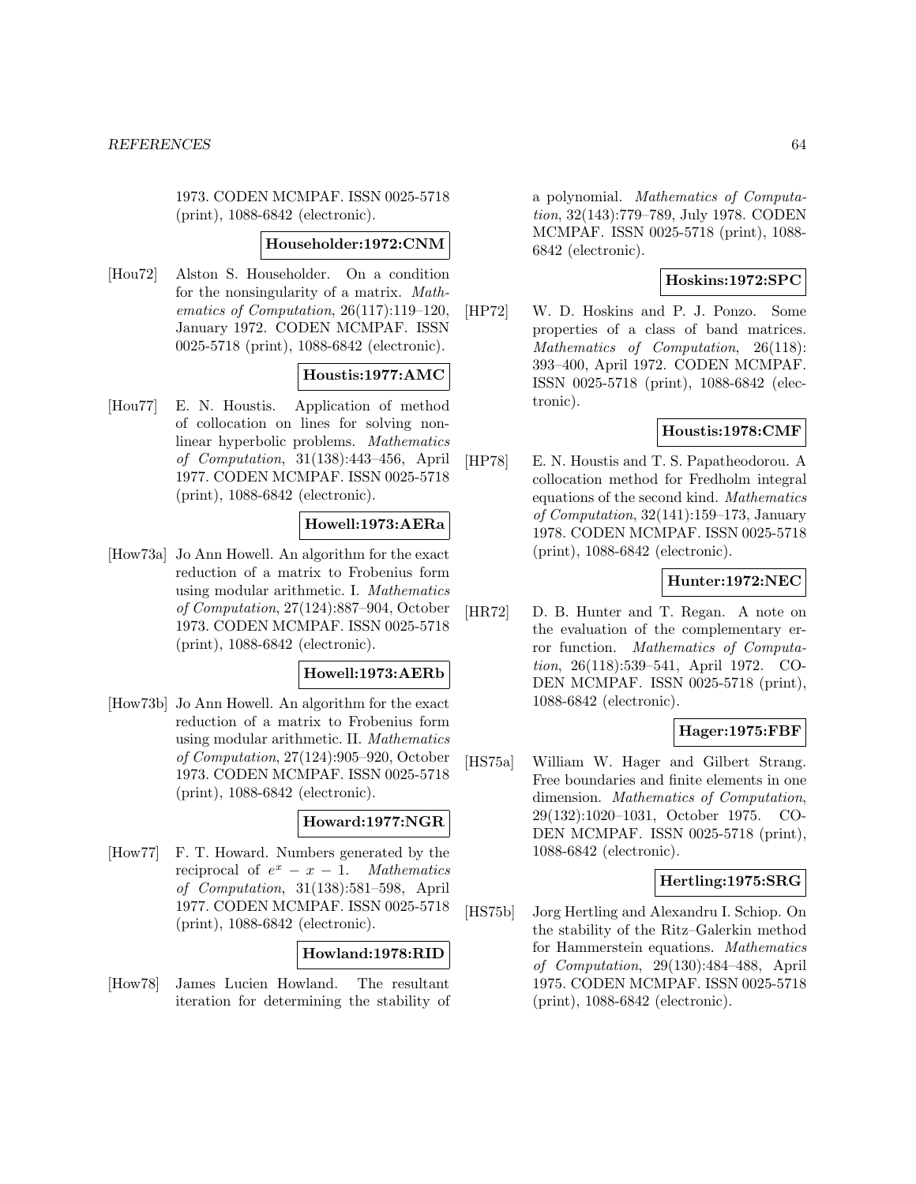1973. CODEN MCMPAF. ISSN 0025-5718 (print), 1088-6842 (electronic).

**Householder:1972:CNM**

[Hou72] Alston S. Householder. On a condition for the nonsingularity of a matrix. *Mathematics of Computation*, 26(117):119–120, January 1972. CODEN MCMPAF. ISSN 0025-5718 (print), 1088-6842 (electronic).

**Houstis:1977:AMC**

[Hou77] E. N. Houstis. Application of method of collocation on lines for solving nonlinear hyperbolic problems. *Mathematics of Computation*, 31(138):443–456, April 1977. CODEN MCMPAF. ISSN 0025-5718 (print), 1088-6842 (electronic).

**Howell:1973:AERa**

[How73a] Jo Ann Howell. An algorithm for the exact reduction of a matrix to Frobenius form using modular arithmetic. I. *Mathematics of Computation*, 27(124):887–904, October 1973. CODEN MCMPAF. ISSN 0025-5718 (print), 1088-6842 (electronic).

**Howell:1973:AERb**

[How73b] Jo Ann Howell. An algorithm for the exact reduction of a matrix to Frobenius form using modular arithmetic. II. *Mathematics of Computation*, 27(124):905–920, October 1973. CODEN MCMPAF. ISSN 0025-5718 (print), 1088-6842 (electronic).

**Howard:1977:NGR**

[How77] F. T. Howard. Numbers generated by the reciprocal of $e^x - x - 1$. *Mathematics of Computation*, 31(138):581–598, April 1977. CODEN MCMPAF. ISSN 0025-5718 (print), 1088-6842 (electronic).

**Howland:1978:RID**

[How78] James Lucien Howland. The resultant iteration for determining the stability of a polynomial. *Mathematics of Computation*, 32(143):779–789, July 1978. CODEN MCMPAF. ISSN 0025-5718 (print), 1088-6842 (electronic).

**Hoskins:1972:SPC**

[HP72] W. D. Hoskins and P. J. Ponzo. Some properties of a class of band matrices. *Mathematics of Computation*, 26(118): 393–400, April 1972. CODEN MCMPAF. ISSN 0025-5718 (print), 1088-6842 (electronic).

**Houstis:1978:CMF**

[HP78] E. N. Houstis and T. S. Papatheodorou. A collocation method for Fredholm integral equations of the second kind. *Mathematics of Computation*, 32(141):159–173, January 1978. CODEN MCMPAF. ISSN 0025-5718 (print), 1088-6842 (electronic).

**Hunter:1972:NEC**

[HR72] D. B. Hunter and T. Regan. A note on the evaluation of the complementary error function. *Mathematics of Computation*, 26(118):539–541, April 1972. CODEN MCMPAF. ISSN 0025-5718 (print), 1088-6842 (electronic).

**Hager:1975:FBF**

[HS75a] William W. Hager and Gilbert Strang. Free boundaries and finite elements in one dimension. *Mathematics of Computation*, 29(132):1020–1031, October 1975. CODEN MCMPAF. ISSN 0025-5718 (print), 1088-6842 (electronic).

**Hertling:1975:SRG**

[HS75b] Jorg Hertling and Alexandru I. Schiop. On the stability of the Ritz–Galerkin method for Hammerstein equations. *Mathematics of Computation*, 29(130):484–488, April 1975. CODEN MCMPAF. ISSN 0025-5718 (print), 1088-6842 (electronic).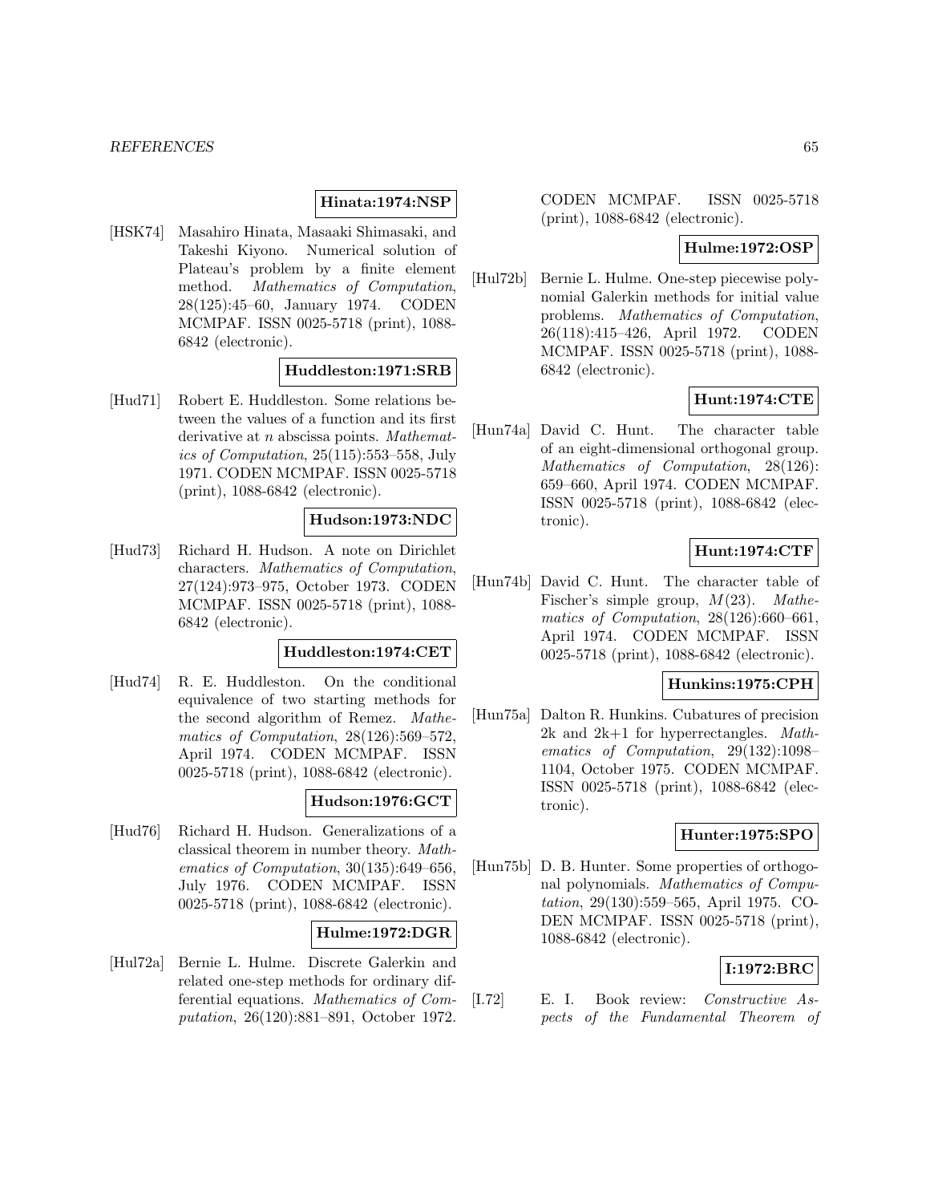**Hinata:1974:NSP**

[HSK74] Masahiro Hinata, Masaaki Shimasaki, and Takeshi Kiyono. Numerical solution of Plateau's problem by a finite element method. *Mathematics of Computation*, 28(125):45–60, January 1974. CODEN MCMPAF. ISSN 0025-5718 (print), 1088-6842 (electronic).

**Huddleston:1971:SRB**

[Hud71] Robert E. Huddleston. Some relations between the values of a function and its first derivative at $n$ abscissa points. *Mathematics of Computation*, 25(115):553–558, July 1971. CODEN MCMPAF. ISSN 0025-5718 (print), 1088-6842 (electronic).

**Hudson:1973:NDC**

[Hud73] Richard H. Hudson. A note on Dirichlet characters. *Mathematics of Computation*, 27(124):973–975, October 1973. CODEN MCMPAF. ISSN 0025-5718 (print), 1088-6842 (electronic).

**Huddleston:1974:CET**

[Hud74] R. E. Huddleston. On the conditional equivalence of two starting methods for the second algorithm of Remez. *Mathematics of Computation*, 28(126):569–572, April 1974. CODEN MCMPAF. ISSN 0025-5718 (print), 1088-6842 (electronic).

**Hudson:1976:GCT**

[Hud76] Richard H. Hudson. Generalizations of a classical theorem in number theory. *Mathematics of Computation*, 30(135):649–656, July 1976. CODEN MCMPAF. ISSN 0025-5718 (print), 1088-6842 (electronic).

**Hulme:1972:DGR**

[Hul72a] Bernie L. Hulme. Discrete Galerkin and related one-step methods for ordinary differential equations. *Mathematics of Computation*, 26(120):881–891, October 1972. CODEN MCMPAF. ISSN 0025-5718 (print), 1088-6842 (electronic).

**Hulme:1972:OSP**

[Hul72b] Bernie L. Hulme. One-step piecewise polynomial Galerkin methods for initial value problems. *Mathematics of Computation*, 26(118):415–426, April 1972. CODEN MCMPAF. ISSN 0025-5718 (print), 1088-6842 (electronic).

**Hunt:1974:CTE**

[Hun74a] David C. Hunt. The character table of an eight-dimensional orthogonal group. *Mathematics of Computation*, 28(126): 659–660, April 1974. CODEN MCMPAF. ISSN 0025-5718 (print), 1088-6842 (electronic).

**Hunt:1974:CTF**

[Hun74b] David C. Hunt. The character table of Fischer's simple group, $M(23)$. *Mathematics of Computation*, 28(126):660–661, April 1974. CODEN MCMPAF. ISSN 0025-5718 (print), 1088-6842 (electronic).

**Hunkins:1975:CPH**

[Hun75a] Dalton R. Hunkins. Cubatures of precision 2k and 2k+1 for hyperrectangles. *Mathematics of Computation*, 29(132):1098–1104, October 1975. CODEN MCMPAF. ISSN 0025-5718 (print), 1088-6842 (electronic).

**Hunter:1975:SPO**

[Hun75b] D. B. Hunter. Some properties of orthogonal polynomials. *Mathematics of Computation*, 29(130):559–565, April 1975. CODEN MCMPAF. ISSN 0025-5718 (print), 1088-6842 (electronic).

**I:1972:BRC**

[I.72] E. I. Book review: *Constructive Aspects of the Fundamental Theorem of*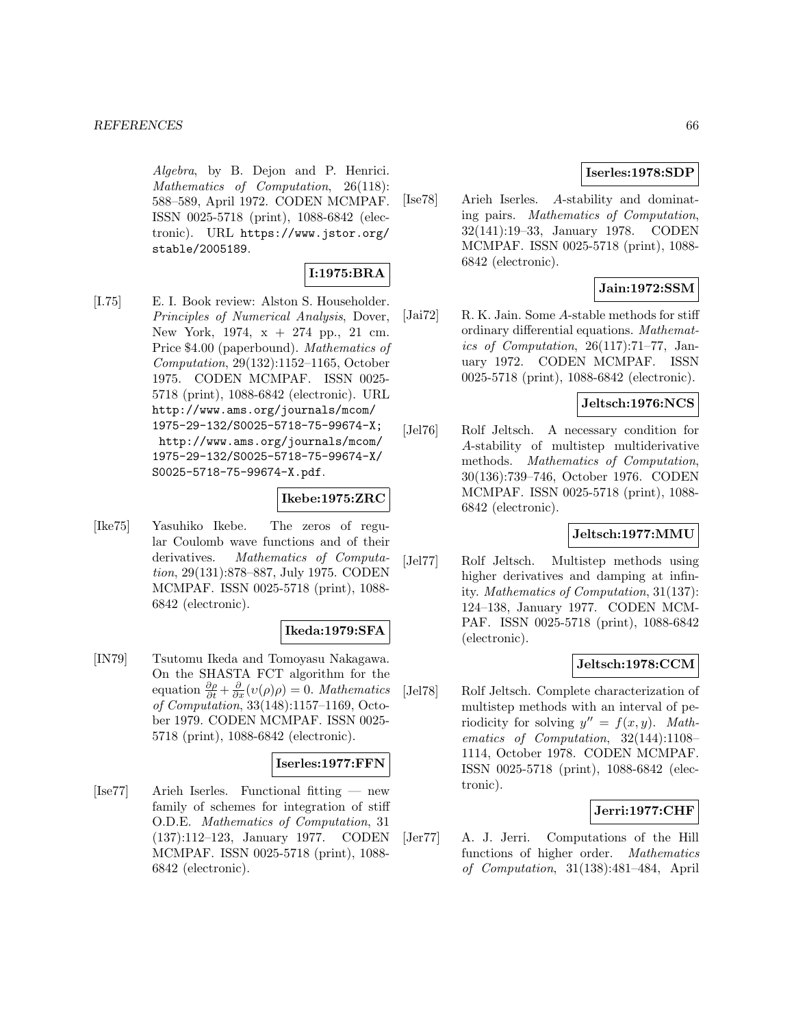*Algebra*, by B. Dejon and P. Henrici. *Mathematics of Computation*, 26(118): 588–589, April 1972. CODEN MCMPAF. ISSN 0025-5718 (print), 1088-6842 (electronic). URL https://www.jstor.org/stable/2005189.

**I:1975:BRA**

[I.75] E. I. Book review: Alston S. Householder. *Principles of Numerical Analysis*, Dover, New York, 1974, x + 274 pp., 21 cm. Price $4.00 (paperbound). *Mathematics of Computation*, 29(132):1152–1165, October 1975. CODEN MCMPAF. ISSN 0025-5718 (print), 1088-6842 (electronic). URL http://www.ams.org/journals/mcom/1975-29-132/S0025-5718-75-99674-X; http://www.ams.org/journals/mcom/1975-29-132/S0025-5718-75-99674-X/S0025-5718-75-99674-X.pdf.

**Ikebe:1975:ZRC**

[Ike75] Yasuhiko Ikebe. The zeros of regular Coulomb wave functions and of their derivatives. *Mathematics of Computation*, 29(131):878–887, July 1975. CODEN MCMPAF. ISSN 0025-5718 (print), 1088-6842 (electronic).

**Ikeda:1979:SFA**

[IN79] Tsutomu Ikeda and Tomoyasu Nakagawa. On the SHASTA FCT algorithm for the equation $\frac{\partial \rho}{\partial t} + \frac{\partial}{\partial x}(\upsilon(\rho)\rho) = 0$. *Mathematics of Computation*, 33(148):1157–1169, October 1979. CODEN MCMPAF. ISSN 0025-5718 (print), 1088-6842 (electronic).

**Iserles:1977:FFN**

[Ise77] Arieh Iserles. Functional fitting — new family of schemes for integration of stiff O.D.E. *Mathematics of Computation*, 31 (137):112–123, January 1977. CODEN MCMPAF. ISSN 0025-5718 (print), 1088-6842 (electronic).

**Iserles:1978:SDP**

[Ise78] Arieh Iserles. *A*-stability and dominating pairs. *Mathematics of Computation*, 32(141):19–33, January 1978. CODEN MCMPAF. ISSN 0025-5718 (print), 1088-6842 (electronic).

**Jain:1972:SSM**

[Jai72] R. K. Jain. Some *A*-stable methods for stiff ordinary differential equations. *Mathematics of Computation*, 26(117):71–77, January 1972. CODEN MCMPAF. ISSN 0025-5718 (print), 1088-6842 (electronic).

**Jeltsch:1976:NCS**

[Jel76] Rolf Jeltsch. A necessary condition for *A*-stability of multistep multiderivative methods. *Mathematics of Computation*, 30(136):739–746, October 1976. CODEN MCMPAF. ISSN 0025-5718 (print), 1088-6842 (electronic).

**Jeltsch:1977:MMU**

[Jel77] Rolf Jeltsch. Multistep methods using higher derivatives and damping at infinity. *Mathematics of Computation*, 31(137): 124–138, January 1977. CODEN MCMPAF. ISSN 0025-5718 (print), 1088-6842 (electronic).

**Jeltsch:1978:CCM**

[Jel78] Rolf Jeltsch. Complete characterization of multistep methods with an interval of periodicity for solving $y'' = f(x, y)$. *Mathematics of Computation*, 32(144):1108–1114, October 1978. CODEN MCMPAF. ISSN 0025-5718 (print), 1088-6842 (electronic).

**Jerri:1977:CHF**

[Jer77] A. J. Jerri. Computations of the Hill functions of higher order. *Mathematics of Computation*, 31(138):481–484, April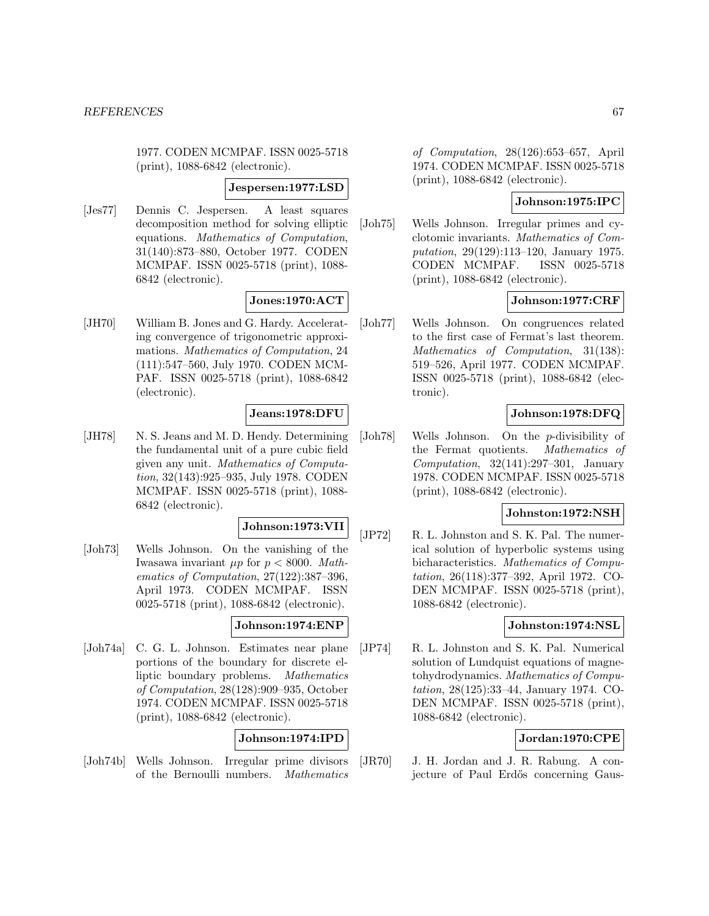1977. CODEN MCMPAF. ISSN 0025-5718 (print), 1088-6842 (electronic).

**Jespersen:1977:LSD**

[Jes77] Dennis C. Jespersen. A least squares decomposition method for solving elliptic equations. *Mathematics of Computation*, 31(140):873–880, October 1977. CODEN MCMPAF. ISSN 0025-5718 (print), 1088-6842 (electronic).

**Jones:1970:ACT**

[JH70] William B. Jones and G. Hardy. Accelerating convergence of trigonometric approximations. *Mathematics of Computation*, 24 (111):547–560, July 1970. CODEN MCMPAF. ISSN 0025-5718 (print), 1088-6842 (electronic).

**Jeans:1978:DFU**

[JH78] N. S. Jeans and M. D. Hendy. Determining the fundamental unit of a pure cubic field given any unit. *Mathematics of Computation*, 32(143):925–935, July 1978. CODEN MCMPAF. ISSN 0025-5718 (print), 1088-6842 (electronic).

**Johnson:1973:VII**

[Joh73] Wells Johnson. On the vanishing of the Iwasawa invariant $\mu p$ for $p < 8000$. *Mathematics of Computation*, 27(122):387–396, April 1973. CODEN MCMPAF. ISSN 0025-5718 (print), 1088-6842 (electronic).

**Johnson:1974:ENP**

[Joh74a] C. G. L. Johnson. Estimates near plane portions of the boundary for discrete elliptic boundary problems. *Mathematics of Computation*, 28(128):909–935, October 1974. CODEN MCMPAF. ISSN 0025-5718 (print), 1088-6842 (electronic).

**Johnson:1974:IPD**

[Joh74b] Wells Johnson. Irregular prime divisors of the Bernoulli numbers. *Mathematics of Computation*, 28(126):653–657, April 1974. CODEN MCMPAF. ISSN 0025-5718 (print), 1088-6842 (electronic).

**Johnson:1975:IPC**

[Joh75] Wells Johnson. Irregular primes and cyclotomic invariants. *Mathematics of Computation*, 29(129):113–120, January 1975. CODEN MCMPAF. ISSN 0025-5718 (print), 1088-6842 (electronic).

**Johnson:1977:CRF**

[Joh77] Wells Johnson. On congruences related to the first case of Fermat's last theorem. *Mathematics of Computation*, 31(138): 519–526, April 1977. CODEN MCMPAF. ISSN 0025-5718 (print), 1088-6842 (electronic).

**Johnson:1978:DFQ**

[Joh78] Wells Johnson. On the $p$-divisibility of the Fermat quotients. *Mathematics of Computation*, 32(141):297–301, January 1978. CODEN MCMPAF. ISSN 0025-5718 (print), 1088-6842 (electronic).

**Johnston:1972:NSH**

[JP72] R. L. Johnston and S. K. Pal. The numerical solution of hyperbolic systems using bicharacteristics. *Mathematics of Computation*, 26(118):377–392, April 1972. CODEN MCMPAF. ISSN 0025-5718 (print), 1088-6842 (electronic).

**Johnston:1974:NSL**

[JP74] R. L. Johnston and S. K. Pal. Numerical solution of Lundquist equations of magnetohydrodynamics. *Mathematics of Computation*, 28(125):33–44, January 1974. CODEN MCMPAF. ISSN 0025-5718 (print), 1088-6842 (electronic).

**Jordan:1970:CPE**

[JR70] J. H. Jordan and J. R. Rabung. A conjecture of Paul Erdős concerning Gaus-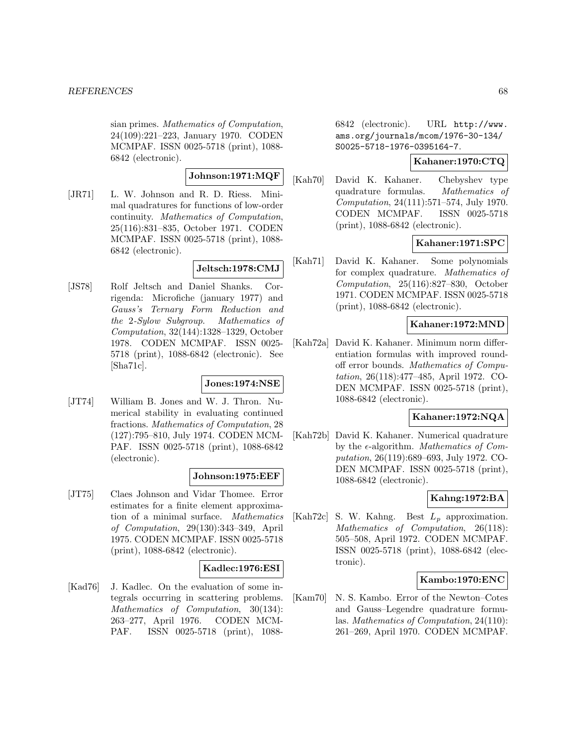sian primes. *Mathematics of Computation*, 24(109):221–223, January 1970. CODEN MCMPAF. ISSN 0025-5718 (print), 1088-6842 (electronic).

**Johnson:1971:MQF**

[JR71] L. W. Johnson and R. D. Riess. Minimal quadratures for functions of low-order continuity. *Mathematics of Computation*, 25(116):831–835, October 1971. CODEN MCMPAF. ISSN 0025-5718 (print), 1088-6842 (electronic).

**Jeltsch:1978:CMJ**

[JS78] Rolf Jeltsch and Daniel Shanks. Corrigenda: Microfiche (january 1977) and *Gauss's Ternary Form Reduction and the 2-Sylow Subgroup*. *Mathematics of Computation*, 32(144):1328–1329, October 1978. CODEN MCMPAF. ISSN 0025-5718 (print), 1088-6842 (electronic). See [Sha71c].

**Jones:1974:NSE**

[JT74] William B. Jones and W. J. Thron. Numerical stability in evaluating continued fractions. *Mathematics of Computation*, 28 (127):795–810, July 1974. CODEN MCMPAF. ISSN 0025-5718 (print), 1088-6842 (electronic).

**Johnson:1975:EEF**

[JT75] Claes Johnson and Vidar Thomee. Error estimates for a finite element approximation of a minimal surface. *Mathematics of Computation*, 29(130):343–349, April 1975. CODEN MCMPAF. ISSN 0025-5718 (print), 1088-6842 (electronic).

**Kadlec:1976:ESI**

[Kad76] J. Kadlec. On the evaluation of some integrals occurring in scattering problems. *Mathematics of Computation*, 30(134): 263–277, April 1976. CODEN MCMPAF. ISSN 0025-5718 (print), 1088-6842 (electronic). URL http://www.ams.org/journals/mcom/1976-30-134/S0025-5718-1976-0395164-7.

**Kahaner:1970:CTQ**

[Kah70] David K. Kahaner. Chebyshev type quadrature formulas. *Mathematics of Computation*, 24(111):571–574, July 1970. CODEN MCMPAF. ISSN 0025-5718 (print), 1088-6842 (electronic).

**Kahaner:1971:SPC**

[Kah71] David K. Kahaner. Some polynomials for complex quadrature. *Mathematics of Computation*, 25(116):827–830, October 1971. CODEN MCMPAF. ISSN 0025-5718 (print), 1088-6842 (electronic).

**Kahaner:1972:MND**

[Kah72a] David K. Kahaner. Minimum norm differentiation formulas with improved roundoff error bounds. *Mathematics of Computation*, 26(118):477–485, April 1972. CODEN MCMPAF. ISSN 0025-5718 (print), 1088-6842 (electronic).

**Kahaner:1972:NQA**

[Kah72b] David K. Kahaner. Numerical quadrature by the $\epsilon$-algorithm. *Mathematics of Computation*, 26(119):689–693, July 1972. CODEN MCMPAF. ISSN 0025-5718 (print), 1088-6842 (electronic).

**Kahng:1972:BA**

[Kah72c] S. W. Kahng. Best $L_p$ approximation. *Mathematics of Computation*, 26(118): 505–508, April 1972. CODEN MCMPAF. ISSN 0025-5718 (print), 1088-6842 (electronic).

**Kambo:1970:ENC**

[Kam70] N. S. Kambo. Error of the Newton–Cotes and Gauss–Legendre quadrature formulas. *Mathematics of Computation*, 24(110): 261–269, April 1970. CODEN MCMPAF.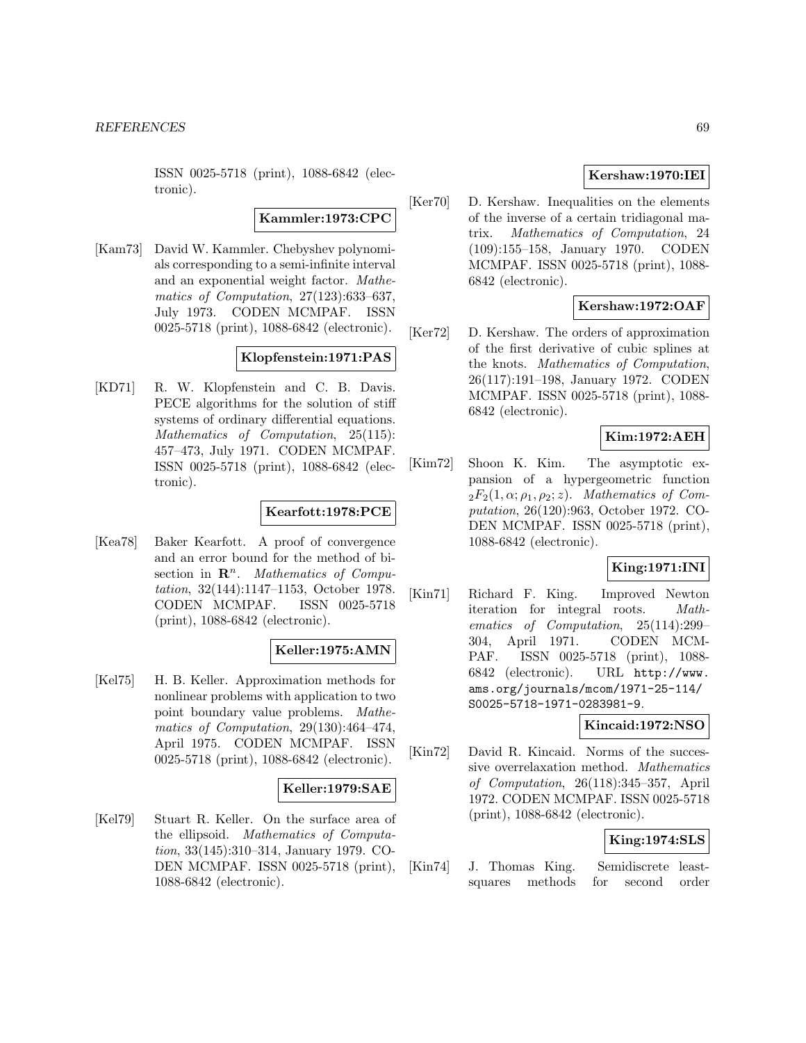ISSN 0025-5718 (print), 1088-6842 (electronic).

**Kammler:1973:CPC**

[Kam73] David W. Kammler. Chebyshev polynomials corresponding to a semi-infinite interval and an exponential weight factor. *Mathematics of Computation*, 27(123):633–637, July 1973. CODEN MCMPAF. ISSN 0025-5718 (print), 1088-6842 (electronic).

**Klopfenstein:1971:PAS**

[KD71] R. W. Klopfenstein and C. B. Davis. PECE algorithms for the solution of stiff systems of ordinary differential equations. *Mathematics of Computation*, 25(115): 457–473, July 1971. CODEN MCMPAF. ISSN 0025-5718 (print), 1088-6842 (electronic).

**Kearfott:1978:PCE**

[Kea78] Baker Kearfott. A proof of convergence and an error bound for the method of bisection in $\mathbf{R}^n$. *Mathematics of Computation*, 32(144):1147–1153, October 1978. CODEN MCMPAF. ISSN 0025-5718 (print), 1088-6842 (electronic).

**Keller:1975:AMN**

[Kel75] H. B. Keller. Approximation methods for nonlinear problems with application to two point boundary value problems. *Mathematics of Computation*, 29(130):464–474, April 1975. CODEN MCMPAF. ISSN 0025-5718 (print), 1088-6842 (electronic).

**Keller:1979:SAE**

[Kel79] Stuart R. Keller. On the surface area of the ellipsoid. *Mathematics of Computation*, 33(145):310–314, January 1979. CODEN MCMPAF. ISSN 0025-5718 (print), 1088-6842 (electronic).

**Kershaw:1970:IEI**

[Ker70] D. Kershaw. Inequalities on the elements of the inverse of a certain tridiagonal matrix. *Mathematics of Computation*, 24 (109):155–158, January 1970. CODEN MCMPAF. ISSN 0025-5718 (print), 1088-6842 (electronic).

**Kershaw:1972:OAF**

[Ker72] D. Kershaw. The orders of approximation of the first derivative of cubic splines at the knots. *Mathematics of Computation*, 26(117):191–198, January 1972. CODEN MCMPAF. ISSN 0025-5718 (print), 1088-6842 (electronic).

**Kim:1972:AEH**

[Kim72] Shoon K. Kim. The asymptotic expansion of a hypergeometric function ${}_2F_2(1, \alpha; \rho_1, \rho_2; z)$. *Mathematics of Computation*, 26(120):963, October 1972. CODEN MCMPAF. ISSN 0025-5718 (print), 1088-6842 (electronic).

**King:1971:INI**

[Kin71] Richard F. King. Improved Newton iteration for integral roots. *Mathematics of Computation*, 25(114):299–304, April 1971. CODEN MCMPAF. ISSN 0025-5718 (print), 1088-6842 (electronic). URL http://www.ams.org/journals/mcom/1971-25-114/S0025-5718-1971-0283981-9.

**Kincaid:1972:NSO**

[Kin72] David R. Kincaid. Norms of the successive overrelaxation method. *Mathematics of Computation*, 26(118):345–357, April 1972. CODEN MCMPAF. ISSN 0025-5718 (print), 1088-6842 (electronic).

**King:1974:SLS**

[Kin74] J. Thomas King. Semidiscrete least-squares methods for second order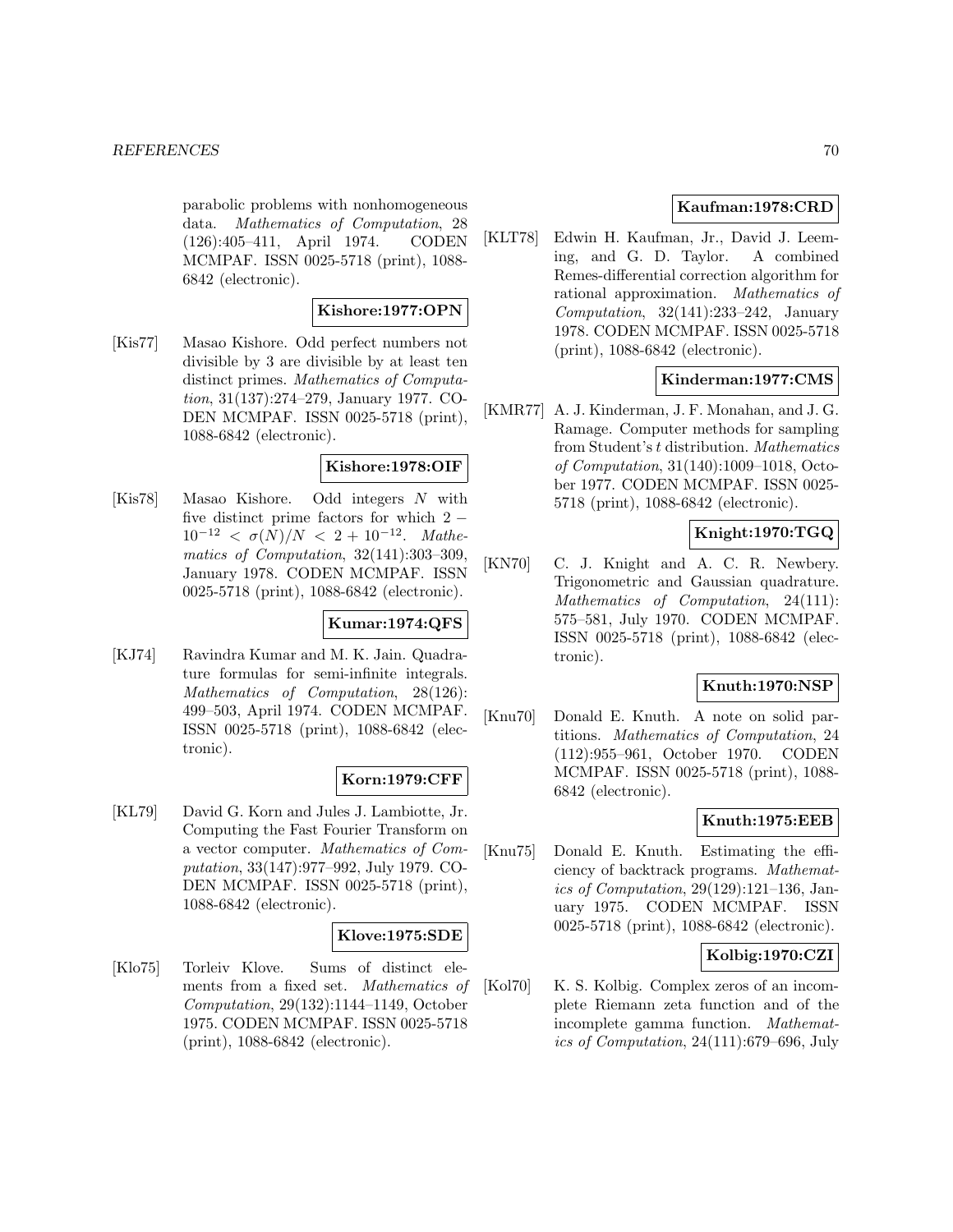parabolic problems with nonhomogeneous data. *Mathematics of Computation*, 28 (126):405–411, April 1974. CODEN MCMPAF. ISSN 0025-5718 (print), 1088-6842 (electronic).

**Kishore:1977:OPN**

[Kis77] Masao Kishore. Odd perfect numbers not divisible by 3 are divisible by at least ten distinct primes. *Mathematics of Computation*, 31(137):274–279, January 1977. CODEN MCMPAF. ISSN 0025-5718 (print), 1088-6842 (electronic).

**Kishore:1978:OIF**

[Kis78] Masao Kishore. Odd integers $N$ with five distinct prime factors for which $2 - 10^{-12} < \sigma(N)/N < 2 + 10^{-12}$. *Mathematics of Computation*, 32(141):303–309, January 1978. CODEN MCMPAF. ISSN 0025-5718 (print), 1088-6842 (electronic).

**Kumar:1974:QFS**

[KJ74] Ravindra Kumar and M. K. Jain. Quadrature formulas for semi-infinite integrals. *Mathematics of Computation*, 28(126): 499–503, April 1974. CODEN MCMPAF. ISSN 0025-5718 (print), 1088-6842 (electronic).

**Korn:1979:CFF**

[KL79] David G. Korn and Jules J. Lambiotte, Jr. Computing the Fast Fourier Transform on a vector computer. *Mathematics of Computation*, 33(147):977–992, July 1979. CODEN MCMPAF. ISSN 0025-5718 (print), 1088-6842 (electronic).

**Klove:1975:SDE**

[Klo75] Torleiv Klove. Sums of distinct elements from a fixed set. *Mathematics of Computation*, 29(132):1144–1149, October 1975. CODEN MCMPAF. ISSN 0025-5718 (print), 1088-6842 (electronic).

**Kaufman:1978:CRD**

[KLT78] Edwin H. Kaufman, Jr., David J. Leeming, and G. D. Taylor. A combined Remes-differential correction algorithm for rational approximation. *Mathematics of Computation*, 32(141):233–242, January 1978. CODEN MCMPAF. ISSN 0025-5718 (print), 1088-6842 (electronic).

**Kinderman:1977:CMS**

[KMR77] A. J. Kinderman, J. F. Monahan, and J. G. Ramage. Computer methods for sampling from Student's $t$ distribution. *Mathematics of Computation*, 31(140):1009–1018, October 1977. CODEN MCMPAF. ISSN 0025-5718 (print), 1088-6842 (electronic).

**Knight:1970:TGQ**

[KN70] C. J. Knight and A. C. R. Newbery. Trigonometric and Gaussian quadrature. *Mathematics of Computation*, 24(111): 575–581, July 1970. CODEN MCMPAF. ISSN 0025-5718 (print), 1088-6842 (electronic).

**Knuth:1970:NSP**

[Knu70] Donald E. Knuth. A note on solid partitions. *Mathematics of Computation*, 24 (112):955–961, October 1970. CODEN MCMPAF. ISSN 0025-5718 (print), 1088-6842 (electronic).

**Knuth:1975:EEB**

[Knu75] Donald E. Knuth. Estimating the efficiency of backtrack programs. *Mathematics of Computation*, 29(129):121–136, January 1975. CODEN MCMPAF. ISSN 0025-5718 (print), 1088-6842 (electronic).

**Kolbig:1970:CZI**

[Kol70] K. S. Kolbig. Complex zeros of an incomplete Riemann zeta function and of the incomplete gamma function. *Mathematics of Computation*, 24(111):679–696, July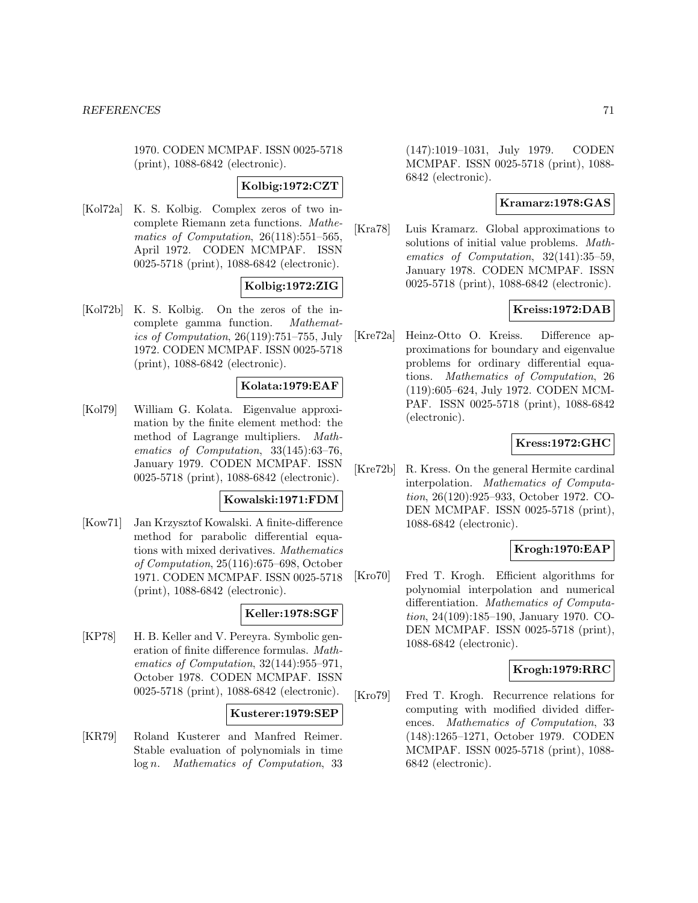1970. CODEN MCMPAF. ISSN 0025-5718 (print), 1088-6842 (electronic).

**Kolbig:1972:CZT**

[Kol72a] K. S. Kolbig. Complex zeros of two incomplete Riemann zeta functions. *Mathematics of Computation*, 26(118):551–565, April 1972. CODEN MCMPAF. ISSN 0025-5718 (print), 1088-6842 (electronic).

**Kolbig:1972:ZIG**

[Kol72b] K. S. Kolbig. On the zeros of the incomplete gamma function. *Mathematics of Computation*, 26(119):751–755, July 1972. CODEN MCMPAF. ISSN 0025-5718 (print), 1088-6842 (electronic).

**Kolata:1979:EAF**

[Kol79] William G. Kolata. Eigenvalue approximation by the finite element method: the method of Lagrange multipliers. *Mathematics of Computation*, 33(145):63–76, January 1979. CODEN MCMPAF. ISSN 0025-5718 (print), 1088-6842 (electronic).

**Kowalski:1971:FDM**

[Kow71] Jan Krzysztof Kowalski. A finite-difference method for parabolic differential equations with mixed derivatives. *Mathematics of Computation*, 25(116):675–698, October 1971. CODEN MCMPAF. ISSN 0025-5718 (print), 1088-6842 (electronic).

**Keller:1978:SGF**

[KP78] H. B. Keller and V. Pereyra. Symbolic generation of finite difference formulas. *Mathematics of Computation*, 32(144):955–971, October 1978. CODEN MCMPAF. ISSN 0025-5718 (print), 1088-6842 (electronic).

**Kusterer:1979:SEP**

[KR79] Roland Kusterer and Manfred Reimer. Stable evaluation of polynomials in time $\log n$. *Mathematics of Computation*, 33 (147):1019–1031, July 1979. CODEN MCMPAF. ISSN 0025-5718 (print), 1088-6842 (electronic).

**Kramarz:1978:GAS**

[Kra78] Luis Kramarz. Global approximations to solutions of initial value problems. *Mathematics of Computation*, 32(141):35–59, January 1978. CODEN MCMPAF. ISSN 0025-5718 (print), 1088-6842 (electronic).

**Kreiss:1972:DAB**

[Kre72a] Heinz-Otto O. Kreiss. Difference approximations for boundary and eigenvalue problems for ordinary differential equations. *Mathematics of Computation*, 26 (119):605–624, July 1972. CODEN MCMPAF. ISSN 0025-5718 (print), 1088-6842 (electronic).

**Kress:1972:GHC**

[Kre72b] R. Kress. On the general Hermite cardinal interpolation. *Mathematics of Computation*, 26(120):925–933, October 1972. CODEN MCMPAF. ISSN 0025-5718 (print), 1088-6842 (electronic).

**Krogh:1970:EAP**

[Kro70] Fred T. Krogh. Efficient algorithms for polynomial interpolation and numerical differentiation. *Mathematics of Computation*, 24(109):185–190, January 1970. CODEN MCMPAF. ISSN 0025-5718 (print), 1088-6842 (electronic).

**Krogh:1979:RRC**

[Kro79] Fred T. Krogh. Recurrence relations for computing with modified divided differences. *Mathematics of Computation*, 33 (148):1265–1271, October 1979. CODEN MCMPAF. ISSN 0025-5718 (print), 1088-6842 (electronic).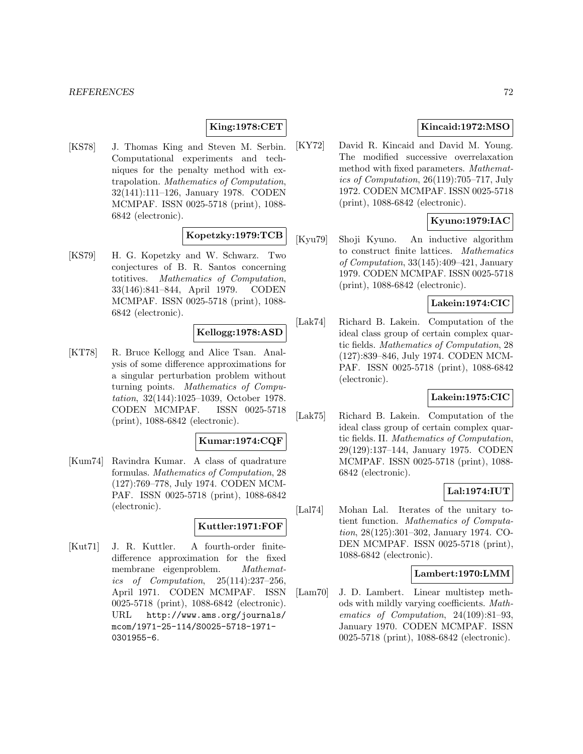**King:1978:CET**

[KS78] J. Thomas King and Steven M. Serbin. Computational experiments and techniques for the penalty method with extrapolation. *Mathematics of Computation*, 32(141):111–126, January 1978. CODEN MCMPAF. ISSN 0025-5718 (print), 1088-6842 (electronic).

**Kopetzky:1979:TCB**

[KS79] H. G. Kopetzky and W. Schwarz. Two conjectures of B. R. Santos concerning totitives. *Mathematics of Computation*, 33(146):841–844, April 1979. CODEN MCMPAF. ISSN 0025-5718 (print), 1088-6842 (electronic).

**Kellogg:1978:ASD**

[KT78] R. Bruce Kellogg and Alice Tsan. Analysis of some difference approximations for a singular perturbation problem without turning points. *Mathematics of Computation*, 32(144):1025–1039, October 1978. CODEN MCMPAF. ISSN 0025-5718 (print), 1088-6842 (electronic).

**Kumar:1974:CQF**

[Kum74] Ravindra Kumar. A class of quadrature formulas. *Mathematics of Computation*, 28 (127):769–778, July 1974. CODEN MCMPAF. ISSN 0025-5718 (print), 1088-6842 (electronic).

**Kuttler:1971:FOF**

[Kut71] J. R. Kuttler. A fourth-order finite-difference approximation for the fixed membrane eigenproblem. *Mathematics of Computation*, 25(114):237–256, April 1971. CODEN MCMPAF. ISSN 0025-5718 (print), 1088-6842 (electronic). URL http://www.ams.org/journals/mcom/1971-25-114/S0025-5718-1971-0301955-6.

**Kincaid:1972:MSO**

[KY72] David R. Kincaid and David M. Young. The modified successive overrelaxation method with fixed parameters. *Mathematics of Computation*, 26(119):705–717, July 1972. CODEN MCMPAF. ISSN 0025-5718 (print), 1088-6842 (electronic).

**Kyuno:1979:IAC**

[Kyu79] Shoji Kyuno. An inductive algorithm to construct finite lattices. *Mathematics of Computation*, 33(145):409–421, January 1979. CODEN MCMPAF. ISSN 0025-5718 (print), 1088-6842 (electronic).

**Lakein:1974:CIC**

[Lak74] Richard B. Lakein. Computation of the ideal class group of certain complex quartic fields. *Mathematics of Computation*, 28 (127):839–846, July 1974. CODEN MCMPAF. ISSN 0025-5718 (print), 1088-6842 (electronic).

**Lakein:1975:CIC**

[Lak75] Richard B. Lakein. Computation of the ideal class group of certain complex quartic fields. II. *Mathematics of Computation*, 29(129):137–144, January 1975. CODEN MCMPAF. ISSN 0025-5718 (print), 1088-6842 (electronic).

**Lal:1974:IUT**

[Lal74] Mohan Lal. Iterates of the unitary totient function. *Mathematics of Computation*, 28(125):301–302, January 1974. CODEN MCMPAF. ISSN 0025-5718 (print), 1088-6842 (electronic).

**Lambert:1970:LMM**

[Lam70] J. D. Lambert. Linear multistep methods with mildly varying coefficients. *Mathematics of Computation*, 24(109):81–93, January 1970. CODEN MCMPAF. ISSN 0025-5718 (print), 1088-6842 (electronic).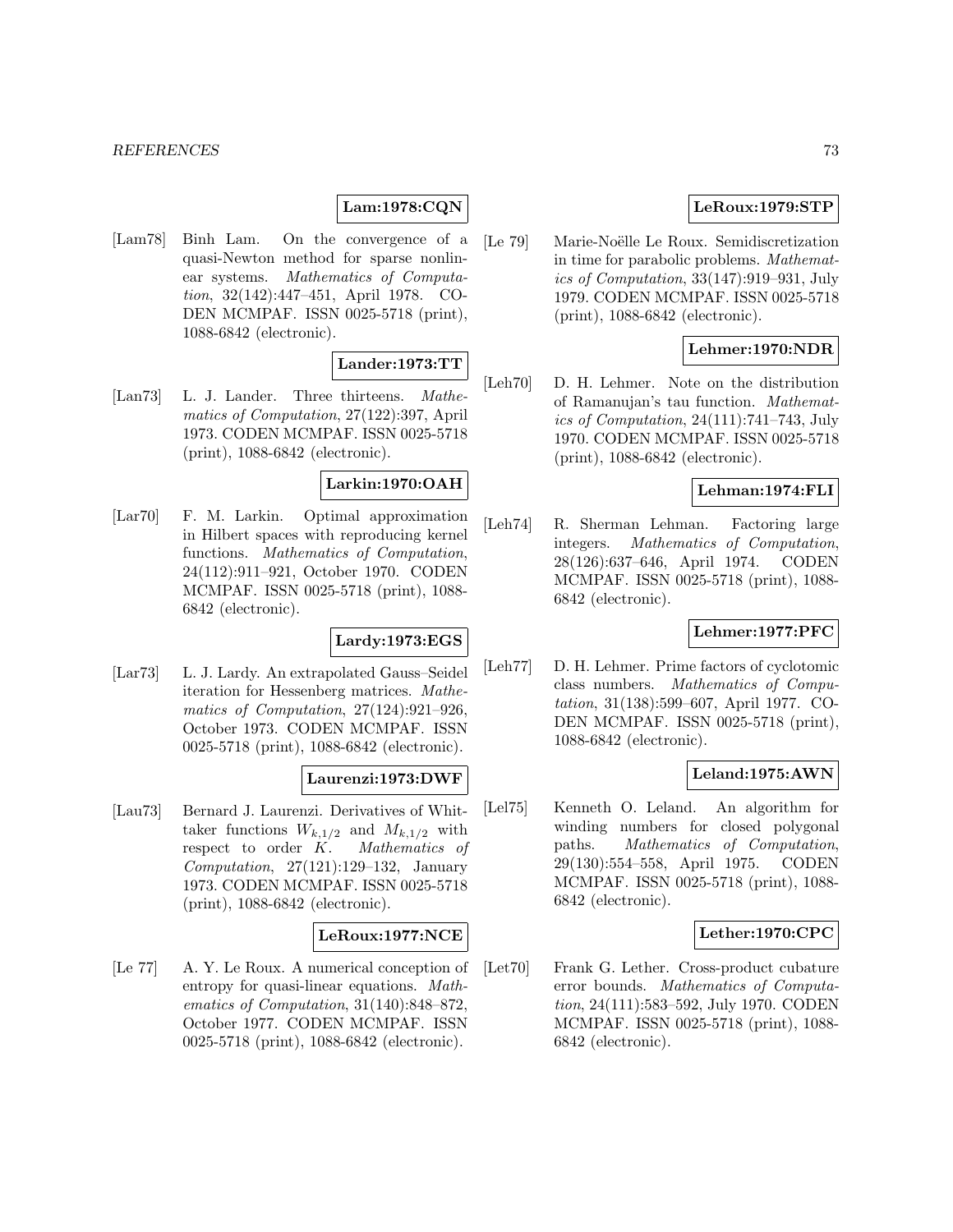**Lam:1978:CQN**

[Lam78] Binh Lam. On the convergence of a quasi-Newton method for sparse nonlinear systems. *Mathematics of Computation*, 32(142):447–451, April 1978. CODEN MCMPAF. ISSN 0025-5718 (print), 1088-6842 (electronic).

**Lander:1973:TT**

[Lan73] L. J. Lander. Three thirteens. *Mathematics of Computation*, 27(122):397, April 1973. CODEN MCMPAF. ISSN 0025-5718 (print), 1088-6842 (electronic).

**Larkin:1970:OAH**

[Lar70] F. M. Larkin. Optimal approximation in Hilbert spaces with reproducing kernel functions. *Mathematics of Computation*, 24(112):911–921, October 1970. CODEN MCMPAF. ISSN 0025-5718 (print), 1088-6842 (electronic).

**Lardy:1973:EGS**

[Lar73] L. J. Lardy. An extrapolated Gauss–Seidel iteration for Hessenberg matrices. *Mathematics of Computation*, 27(124):921–926, October 1973. CODEN MCMPAF. ISSN 0025-5718 (print), 1088-6842 (electronic).

**Laurenzi:1973:DWF**

[Lau73] Bernard J. Laurenzi. Derivatives of Whittaker functions $W_{k,1/2}$ and $M_{k,1/2}$ with respect to order $K$. *Mathematics of Computation*, 27(121):129–132, January 1973. CODEN MCMPAF. ISSN 0025-5718 (print), 1088-6842 (electronic).

**LeRoux:1977:NCE**

[Le 77] A. Y. Le Roux. A numerical conception of entropy for quasi-linear equations. *Mathematics of Computation*, 31(140):848–872, October 1977. CODEN MCMPAF. ISSN 0025-5718 (print), 1088-6842 (electronic).

**LeRoux:1979:STP**

[Le 79] Marie-Noëlle Le Roux. Semidiscretization in time for parabolic problems. *Mathematics of Computation*, 33(147):919–931, July 1979. CODEN MCMPAF. ISSN 0025-5718 (print), 1088-6842 (electronic).

**Lehmer:1970:NDR**

[Leh70] D. H. Lehmer. Note on the distribution of Ramanujan's tau function. *Mathematics of Computation*, 24(111):741–743, July 1970. CODEN MCMPAF. ISSN 0025-5718 (print), 1088-6842 (electronic).

**Lehman:1974:FLI**

[Leh74] R. Sherman Lehman. Factoring large integers. *Mathematics of Computation*, 28(126):637–646, April 1974. CODEN MCMPAF. ISSN 0025-5718 (print), 1088-6842 (electronic).

**Lehmer:1977:PFC**

[Leh77] D. H. Lehmer. Prime factors of cyclotomic class numbers. *Mathematics of Computation*, 31(138):599–607, April 1977. CODEN MCMPAF. ISSN 0025-5718 (print), 1088-6842 (electronic).

**Leland:1975:AWN**

[Lel75] Kenneth O. Leland. An algorithm for winding numbers for closed polygonal paths. *Mathematics of Computation*, 29(130):554–558, April 1975. CODEN MCMPAF. ISSN 0025-5718 (print), 1088-6842 (electronic).

**Lether:1970:CPC**

[Let70] Frank G. Lether. Cross-product cubature error bounds. *Mathematics of Computation*, 24(111):583–592, July 1970. CODEN MCMPAF. ISSN 0025-5718 (print), 1088-6842 (electronic).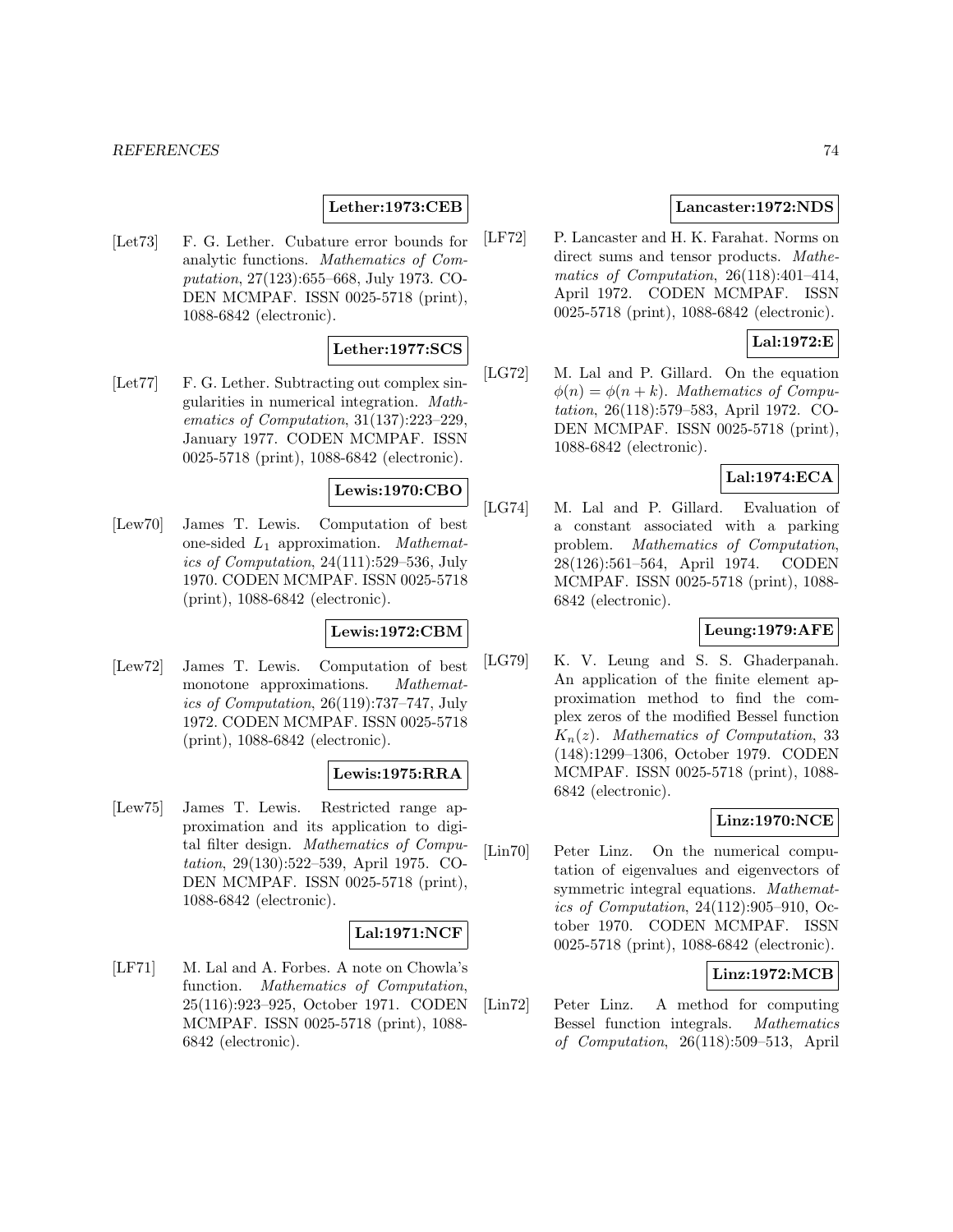**Lether:1973:CEB**

[Let73] F. G. Lether. Cubature error bounds for analytic functions. *Mathematics of Computation*, 27(123):655–668, July 1973. CODEN MCMPAF. ISSN 0025-5718 (print), 1088-6842 (electronic).

**Lether:1977:SCS**

[Let77] F. G. Lether. Subtracting out complex singularities in numerical integration. *Mathematics of Computation*, 31(137):223–229, January 1977. CODEN MCMPAF. ISSN 0025-5718 (print), 1088-6842 (electronic).

**Lewis:1970:CBO**

[Lew70] James T. Lewis. Computation of best one-sided $L_1$ approximation. *Mathematics of Computation*, 24(111):529–536, July 1970. CODEN MCMPAF. ISSN 0025-5718 (print), 1088-6842 (electronic).

**Lewis:1972:CBM**

[Lew72] James T. Lewis. Computation of best monotone approximations. *Mathematics of Computation*, 26(119):737–747, July 1972. CODEN MCMPAF. ISSN 0025-5718 (print), 1088-6842 (electronic).

**Lewis:1975:RRA**

[Lew75] James T. Lewis. Restricted range approximation and its application to digital filter design. *Mathematics of Computation*, 29(130):522–539, April 1975. CODEN MCMPAF. ISSN 0025-5718 (print), 1088-6842 (electronic).

**Lal:1971:NCF**

[LF71] M. Lal and A. Forbes. A note on Chowla's function. *Mathematics of Computation*, 25(116):923–925, October 1971. CODEN MCMPAF. ISSN 0025-5718 (print), 1088-6842 (electronic).

**Lancaster:1972:NDS**

[LF72] P. Lancaster and H. K. Farahat. Norms on direct sums and tensor products. *Mathematics of Computation*, 26(118):401–414, April 1972. CODEN MCMPAF. ISSN 0025-5718 (print), 1088-6842 (electronic).

**Lal:1972:E**

[LG72] M. Lal and P. Gillard. On the equation $\phi(n) = \phi(n + k)$. *Mathematics of Computation*, 26(118):579–583, April 1972. CODEN MCMPAF. ISSN 0025-5718 (print), 1088-6842 (electronic).

**Lal:1974:ECA**

[LG74] M. Lal and P. Gillard. Evaluation of a constant associated with a parking problem. *Mathematics of Computation*, 28(126):561–564, April 1974. CODEN MCMPAF. ISSN 0025-5718 (print), 1088-6842 (electronic).

**Leung:1979:AFE**

[LG79] K. V. Leung and S. S. Ghaderpanah. An application of the finite element approximation method to find the complex zeros of the modified Bessel function $K_n(z)$. *Mathematics of Computation*, 33 (148):1299–1306, October 1979. CODEN MCMPAF. ISSN 0025-5718 (print), 1088-6842 (electronic).

**Linz:1970:NCE**

[Lin70] Peter Linz. On the numerical computation of eigenvalues and eigenvectors of symmetric integral equations. *Mathematics of Computation*, 24(112):905–910, October 1970. CODEN MCMPAF. ISSN 0025-5718 (print), 1088-6842 (electronic).

**Linz:1972:MCB**

[Lin72] Peter Linz. A method for computing Bessel function integrals. *Mathematics of Computation*, 26(118):509–513, April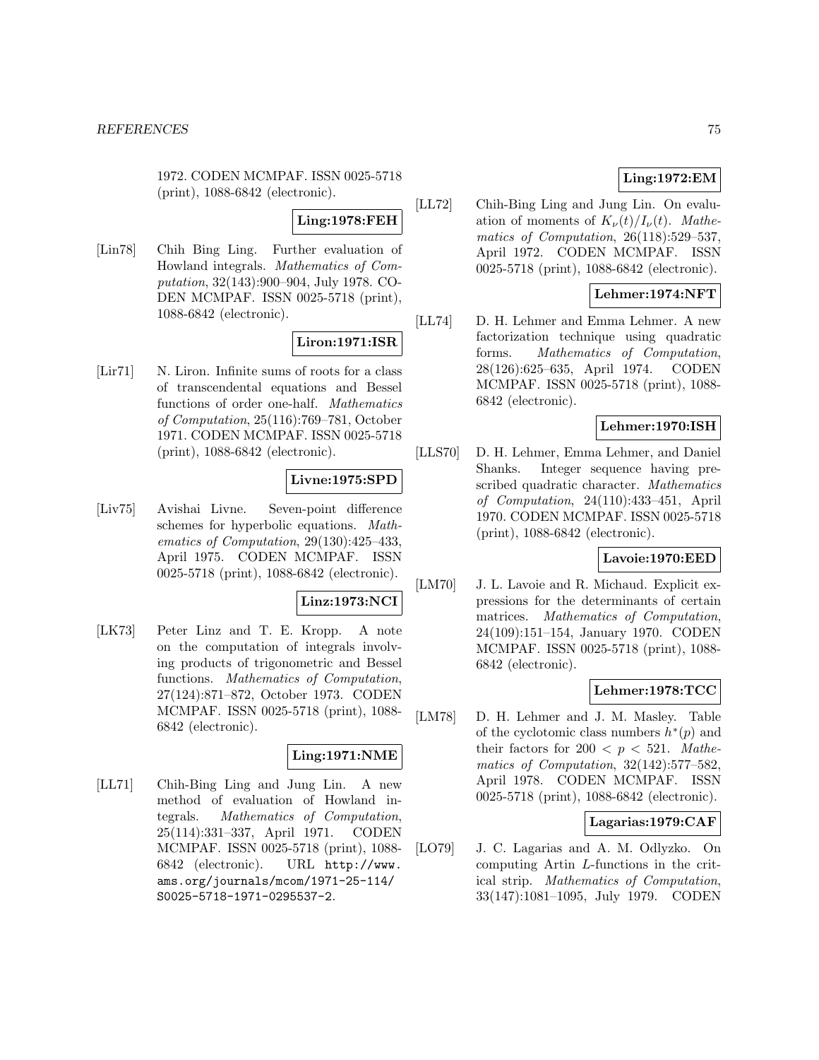1972. CODEN MCMPAF. ISSN 0025-5718 (print), 1088-6842 (electronic).

**Ling:1978:FEH**

[Lin78] Chih Bing Ling. Further evaluation of Howland integrals. *Mathematics of Computation*, 32(143):900–904, July 1978. CODEN MCMPAF. ISSN 0025-5718 (print), 1088-6842 (electronic).

**Liron:1971:ISR**

[Lir71] N. Liron. Infinite sums of roots for a class of transcendental equations and Bessel functions of order one-half. *Mathematics of Computation*, 25(116):769–781, October 1971. CODEN MCMPAF. ISSN 0025-5718 (print), 1088-6842 (electronic).

**Livne:1975:SPD**

[Liv75] Avishai Livne. Seven-point difference schemes for hyperbolic equations. *Mathematics of Computation*, 29(130):425–433, April 1975. CODEN MCMPAF. ISSN 0025-5718 (print), 1088-6842 (electronic).

**Linz:1973:NCI**

[LK73] Peter Linz and T. E. Kropp. A note on the computation of integrals involving products of trigonometric and Bessel functions. *Mathematics of Computation*, 27(124):871–872, October 1973. CODEN MCMPAF. ISSN 0025-5718 (print), 1088-6842 (electronic).

**Ling:1971:NME**

[LL71] Chih-Bing Ling and Jung Lin. A new method of evaluation of Howland integrals. *Mathematics of Computation*, 25(114):331–337, April 1971. CODEN MCMPAF. ISSN 0025-5718 (print), 1088-6842 (electronic). URL http://www.ams.org/journals/mcom/1971-25-114/S0025-5718-1971-0295537-2.

**Ling:1972:EM**

[LL72] Chih-Bing Ling and Jung Lin. On evaluation of moments of $K_\nu(t)/I_\nu(t)$. *Mathematics of Computation*, 26(118):529–537, April 1972. CODEN MCMPAF. ISSN 0025-5718 (print), 1088-6842 (electronic).

**Lehmer:1974:NFT**

[LL74] D. H. Lehmer and Emma Lehmer. A new factorization technique using quadratic forms. *Mathematics of Computation*, 28(126):625–635, April 1974. CODEN MCMPAF. ISSN 0025-5718 (print), 1088-6842 (electronic).

**Lehmer:1970:ISH**

[LLS70] D. H. Lehmer, Emma Lehmer, and Daniel Shanks. Integer sequence having prescribed quadratic character. *Mathematics of Computation*, 24(110):433–451, April 1970. CODEN MCMPAF. ISSN 0025-5718 (print), 1088-6842 (electronic).

**Lavoie:1970:EED**

[LM70] J. L. Lavoie and R. Michaud. Explicit expressions for the determinants of certain matrices. *Mathematics of Computation*, 24(109):151–154, January 1970. CODEN MCMPAF. ISSN 0025-5718 (print), 1088-6842 (electronic).

**Lehmer:1978:TCC**

[LM78] D. H. Lehmer and J. M. Masley. Table of the cyclotomic class numbers $h^*(p)$ and their factors for $200 < p < 521$. *Mathematics of Computation*, 32(142):577–582, April 1978. CODEN MCMPAF. ISSN 0025-5718 (print), 1088-6842 (electronic).

**Lagarias:1979:CAF**

[LO79] J. C. Lagarias and A. M. Odlyzko. On computing Artin $L$-functions in the critical strip. *Mathematics of Computation*, 33(147):1081–1095, July 1979. CODEN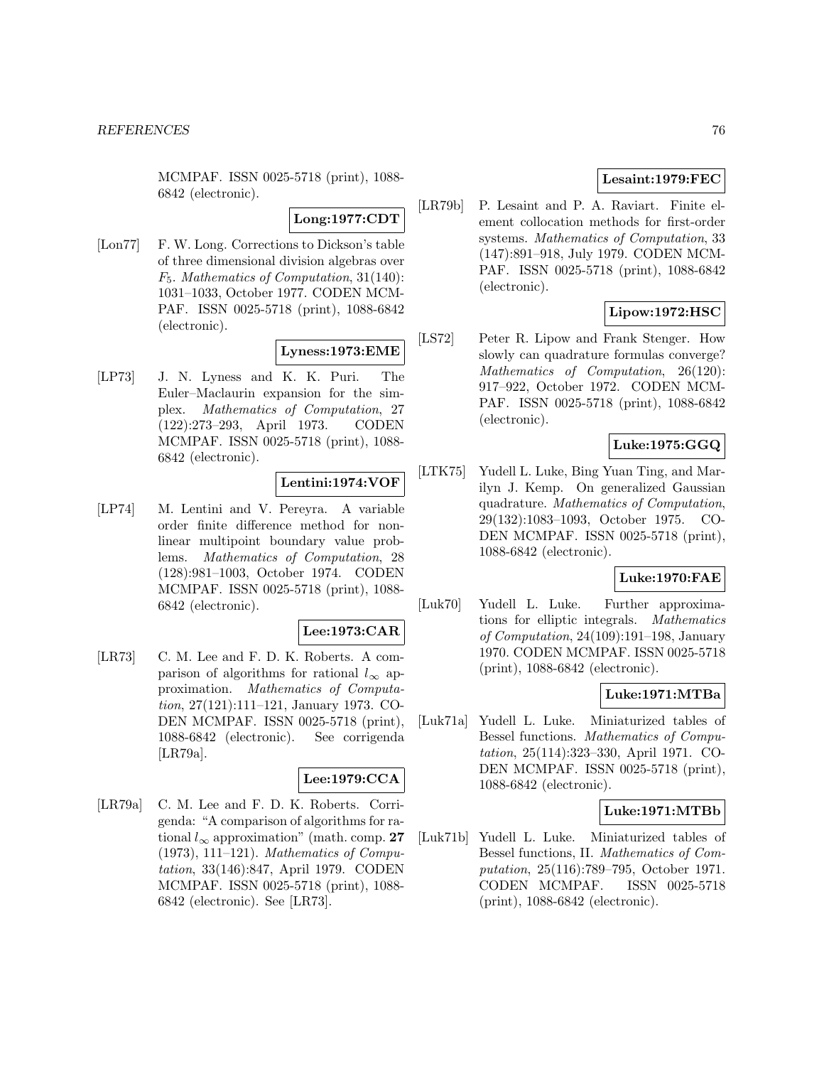MCMPAF. ISSN 0025-5718 (print), 1088-6842 (electronic).

**Long:1977:CDT**

[Lon77] F. W. Long. Corrections to Dickson's table of three dimensional division algebras over $F_5$. *Mathematics of Computation*, 31(140): 1031–1033, October 1977. CODEN MCMPAF. ISSN 0025-5718 (print), 1088-6842 (electronic).

**Lyness:1973:EME**

[LP73] J. N. Lyness and K. K. Puri. The Euler–Maclaurin expansion for the simplex. *Mathematics of Computation*, 27 (122):273–293, April 1973. CODEN MCMPAF. ISSN 0025-5718 (print), 1088-6842 (electronic).

**Lentini:1974:VOF**

[LP74] M. Lentini and V. Pereyra. A variable order finite difference method for nonlinear multipoint boundary value problems. *Mathematics of Computation*, 28 (128):981–1003, October 1974. CODEN MCMPAF. ISSN 0025-5718 (print), 1088-6842 (electronic).

**Lee:1973:CAR**

[LR73] C. M. Lee and F. D. K. Roberts. A comparison of algorithms for rational $l_\infty$ approximation. *Mathematics of Computation*, 27(121):111–121, January 1973. CODEN MCMPAF. ISSN 0025-5718 (print), 1088-6842 (electronic). See corrigenda [LR79a].

**Lee:1979:CCA**

[LR79a] C. M. Lee and F. D. K. Roberts. Corrigenda: "A comparison of algorithms for rational $l_\infty$ approximation" (math. comp. **27** (1973), 111–121). *Mathematics of Computation*, 33(146):847, April 1979. CODEN MCMPAF. ISSN 0025-5718 (print), 1088-6842 (electronic). See [LR73].

**Lesaint:1979:FEC**

[LR79b] P. Lesaint and P. A. Raviart. Finite element collocation methods for first-order systems. *Mathematics of Computation*, 33 (147):891–918, July 1979. CODEN MCMPAF. ISSN 0025-5718 (print), 1088-6842 (electronic).

**Lipow:1972:HSC**

[LS72] Peter R. Lipow and Frank Stenger. How slowly can quadrature formulas converge? *Mathematics of Computation*, 26(120): 917–922, October 1972. CODEN MCMPAF. ISSN 0025-5718 (print), 1088-6842 (electronic).

**Luke:1975:GGQ**

[LTK75] Yudell L. Luke, Bing Yuan Ting, and Marilyn J. Kemp. On generalized Gaussian quadrature. *Mathematics of Computation*, 29(132):1083–1093, October 1975. CODEN MCMPAF. ISSN 0025-5718 (print), 1088-6842 (electronic).

**Luke:1970:FAE**

[Luk70] Yudell L. Luke. Further approximations for elliptic integrals. *Mathematics of Computation*, 24(109):191–198, January 1970. CODEN MCMPAF. ISSN 0025-5718 (print), 1088-6842 (electronic).

**Luke:1971:MTBa**

[Luk71a] Yudell L. Luke. Miniaturized tables of Bessel functions. *Mathematics of Computation*, 25(114):323–330, April 1971. CODEN MCMPAF. ISSN 0025-5718 (print), 1088-6842 (electronic).

**Luke:1971:MTBb**

[Luk71b] Yudell L. Luke. Miniaturized tables of Bessel functions, II. *Mathematics of Computation*, 25(116):789–795, October 1971. CODEN MCMPAF. ISSN 0025-5718 (print), 1088-6842 (electronic).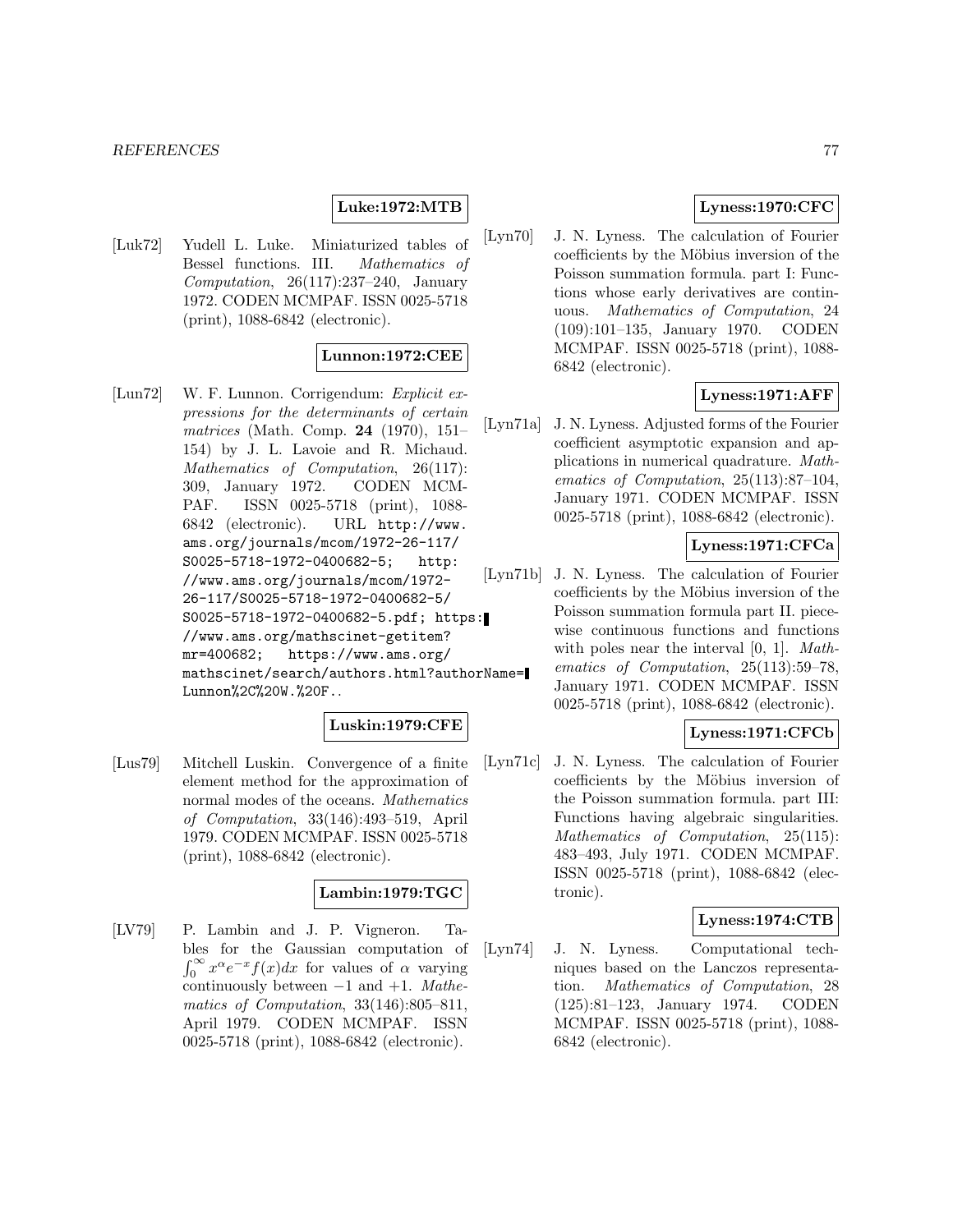**Luke:1972:MTB**

[Luk72] Yudell L. Luke. Miniaturized tables of Bessel functions. III. *Mathematics of Computation*, 26(117):237–240, January 1972. CODEN MCMPAF. ISSN 0025-5718 (print), 1088-6842 (electronic).

**Lunnon:1972:CEE**

[Lun72] W. F. Lunnon. Corrigendum: *Explicit expressions for the determinants of certain matrices* (Math. Comp. **24** (1970), 151–154) by J. L. Lavoie and R. Michaud. *Mathematics of Computation*, 26(117): 309, January 1972. CODEN MCMPAF. ISSN 0025-5718 (print), 1088-6842 (electronic). URL http://www.ams.org/journals/mcom/1972-26-117/S0025-5718-1972-0400682-5; http://www.ams.org/journals/mcom/1972-26-117/S0025-5718-1972-0400682-5/S0025-5718-1972-0400682-5.pdf; https://www.ams.org/mathscinet-getitem?mr=400682; https://www.ams.org/mathscinet/search/authors.html?authorName=Lunnon%2C%20W.%20F..

**Luskin:1979:CFE**

[Lus79] Mitchell Luskin. Convergence of a finite element method for the approximation of normal modes of the oceans. *Mathematics of Computation*, 33(146):493–519, April 1979. CODEN MCMPAF. ISSN 0025-5718 (print), 1088-6842 (electronic).

**Lambin:1979:TGC**

[LV79] P. Lambin and J. P. Vigneron. Tables for the Gaussian computation of $\int_0^\infty x^\alpha e^{-x} f(x)dx$ for values of $\alpha$ varying continuously between $-1$ and $+1$. *Mathematics of Computation*, 33(146):805–811, April 1979. CODEN MCMPAF. ISSN 0025-5718 (print), 1088-6842 (electronic).

**Lyness:1970:CFC**

[Lyn70] J. N. Lyness. The calculation of Fourier coefficients by the Möbius inversion of the Poisson summation formula. part I: Functions whose early derivatives are continuous. *Mathematics of Computation*, 24 (109):101–135, January 1970. CODEN MCMPAF. ISSN 0025-5718 (print), 1088-6842 (electronic).

**Lyness:1971:AFF**

[Lyn71a] J. N. Lyness. Adjusted forms of the Fourier coefficient asymptotic expansion and applications in numerical quadrature. *Mathematics of Computation*, 25(113):87–104, January 1971. CODEN MCMPAF. ISSN 0025-5718 (print), 1088-6842 (electronic).

**Lyness:1971:CFCa**

[Lyn71b] J. N. Lyness. The calculation of Fourier coefficients by the Möbius inversion of the Poisson summation formula part II. piecewise continuous functions and functions with poles near the interval [0, 1]. *Mathematics of Computation*, 25(113):59–78, January 1971. CODEN MCMPAF. ISSN 0025-5718 (print), 1088-6842 (electronic).

**Lyness:1971:CFCb**

[Lyn71c] J. N. Lyness. The calculation of Fourier coefficients by the Möbius inversion of the Poisson summation formula. part III: Functions having algebraic singularities. *Mathematics of Computation*, 25(115): 483–493, July 1971. CODEN MCMPAF. ISSN 0025-5718 (print), 1088-6842 (electronic).

**Lyness:1974:CTB**

[Lyn74] J. N. Lyness. Computational techniques based on the Lanczos representation. *Mathematics of Computation*, 28 (125):81–123, January 1974. CODEN MCMPAF. ISSN 0025-5718 (print), 1088-6842 (electronic).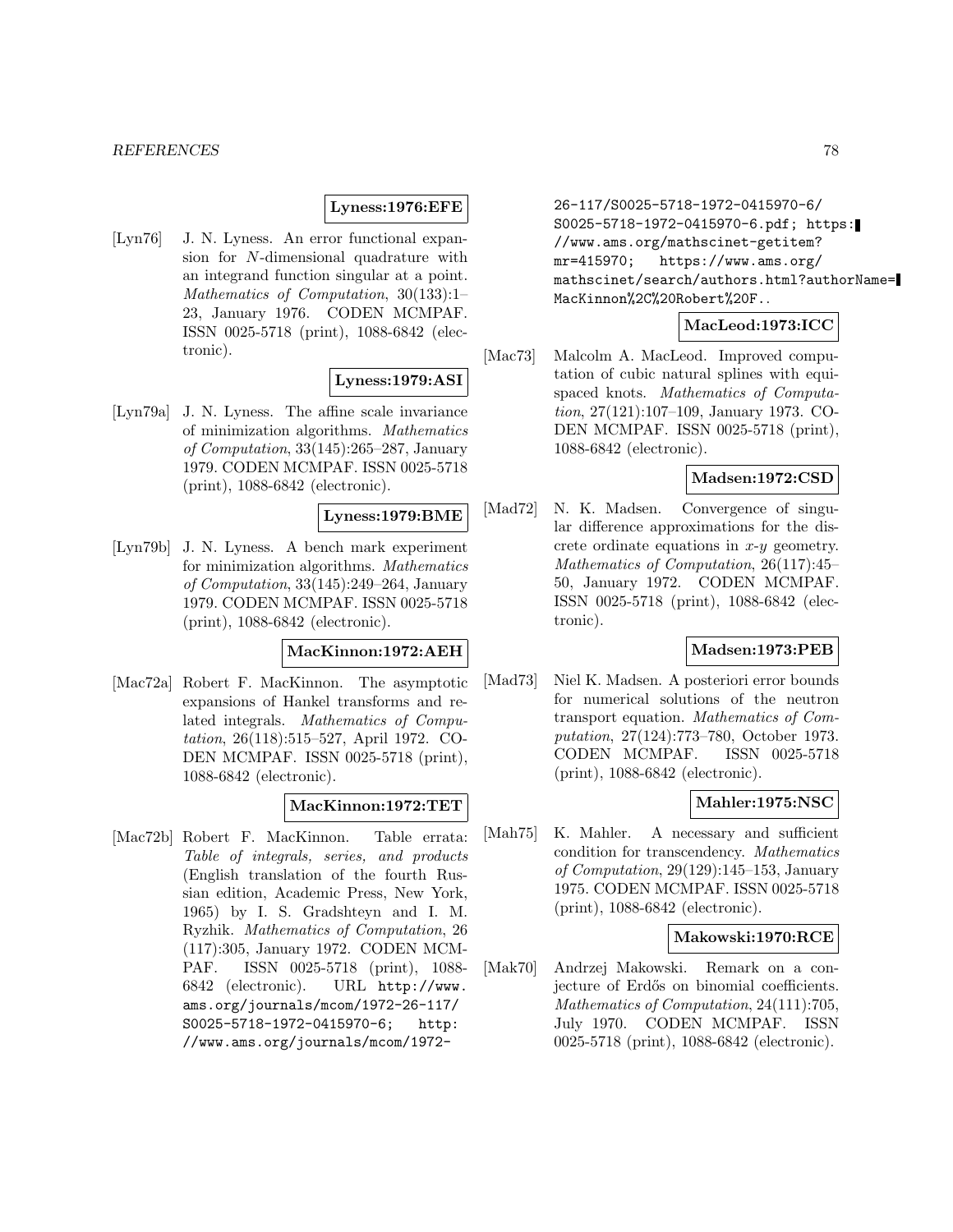**Lyness:1976:EFE**

[Lyn76] J. N. Lyness. An error functional expansion for $N$-dimensional quadrature with an integrand function singular at a point. *Mathematics of Computation*, 30(133):1–23, January 1976. CODEN MCMPAF. ISSN 0025-5718 (print), 1088-6842 (electronic).

**Lyness:1979:ASI**

[Lyn79a] J. N. Lyness. The affine scale invariance of minimization algorithms. *Mathematics of Computation*, 33(145):265–287, January 1979. CODEN MCMPAF. ISSN 0025-5718 (print), 1088-6842 (electronic).

**Lyness:1979:BME**

[Lyn79b] J. N. Lyness. A bench mark experiment for minimization algorithms. *Mathematics of Computation*, 33(145):249–264, January 1979. CODEN MCMPAF. ISSN 0025-5718 (print), 1088-6842 (electronic).

**MacKinnon:1972:AEH**

[Mac72a] Robert F. MacKinnon. The asymptotic expansions of Hankel transforms and related integrals. *Mathematics of Computation*, 26(118):515–527, April 1972. CODEN MCMPAF. ISSN 0025-5718 (print), 1088-6842 (electronic).

**MacKinnon:1972:TET**

[Mac72b] Robert F. MacKinnon. Table errata: *Table of integrals, series, and products* (English translation of the fourth Russian edition, Academic Press, New York, 1965) by I. S. Gradshteyn and I. M. Ryzhik. *Mathematics of Computation*, 26 (117):305, January 1972. CODEN MCMPAF. ISSN 0025-5718 (print), 1088-6842 (electronic). URL http://www.ams.org/journals/mcom/1972-26-117/S0025-5718-1972-0415970-6; http://www.ams.org/journals/mcom/1972-26-117/S0025-5718-1972-0415970-6/S0025-5718-1972-0415970-6.pdf; https://www.ams.org/mathscinet-getitem?mr=415970; https://www.ams.org/mathscinet/search/authors.html?authorName=MacKinnon%2C%20Robert%20F..

**MacLeod:1973:ICC**

[Mac73] Malcolm A. MacLeod. Improved computation of cubic natural splines with equispaced knots. *Mathematics of Computation*, 27(121):107–109, January 1973. CODEN MCMPAF. ISSN 0025-5718 (print), 1088-6842 (electronic).

**Madsen:1972:CSD**

[Mad72] N. K. Madsen. Convergence of singular difference approximations for the discrete ordinate equations in $x$-$y$ geometry. *Mathematics of Computation*, 26(117):45–50, January 1972. CODEN MCMPAF. ISSN 0025-5718 (print), 1088-6842 (electronic).

**Madsen:1973:PEB**

[Mad73] Niel K. Madsen. A posteriori error bounds for numerical solutions of the neutron transport equation. *Mathematics of Computation*, 27(124):773–780, October 1973. CODEN MCMPAF. ISSN 0025-5718 (print), 1088-6842 (electronic).

**Mahler:1975:NSC**

[Mah75] K. Mahler. A necessary and sufficient condition for transcendency. *Mathematics of Computation*, 29(129):145–153, January 1975. CODEN MCMPAF. ISSN 0025-5718 (print), 1088-6842 (electronic).

**Makowski:1970:RCE**

[Mak70] Andrzej Makowski. Remark on a conjecture of Erdős on binomial coefficients. *Mathematics of Computation*, 24(111):705, July 1970. CODEN MCMPAF. ISSN 0025-5718 (print), 1088-6842 (electronic).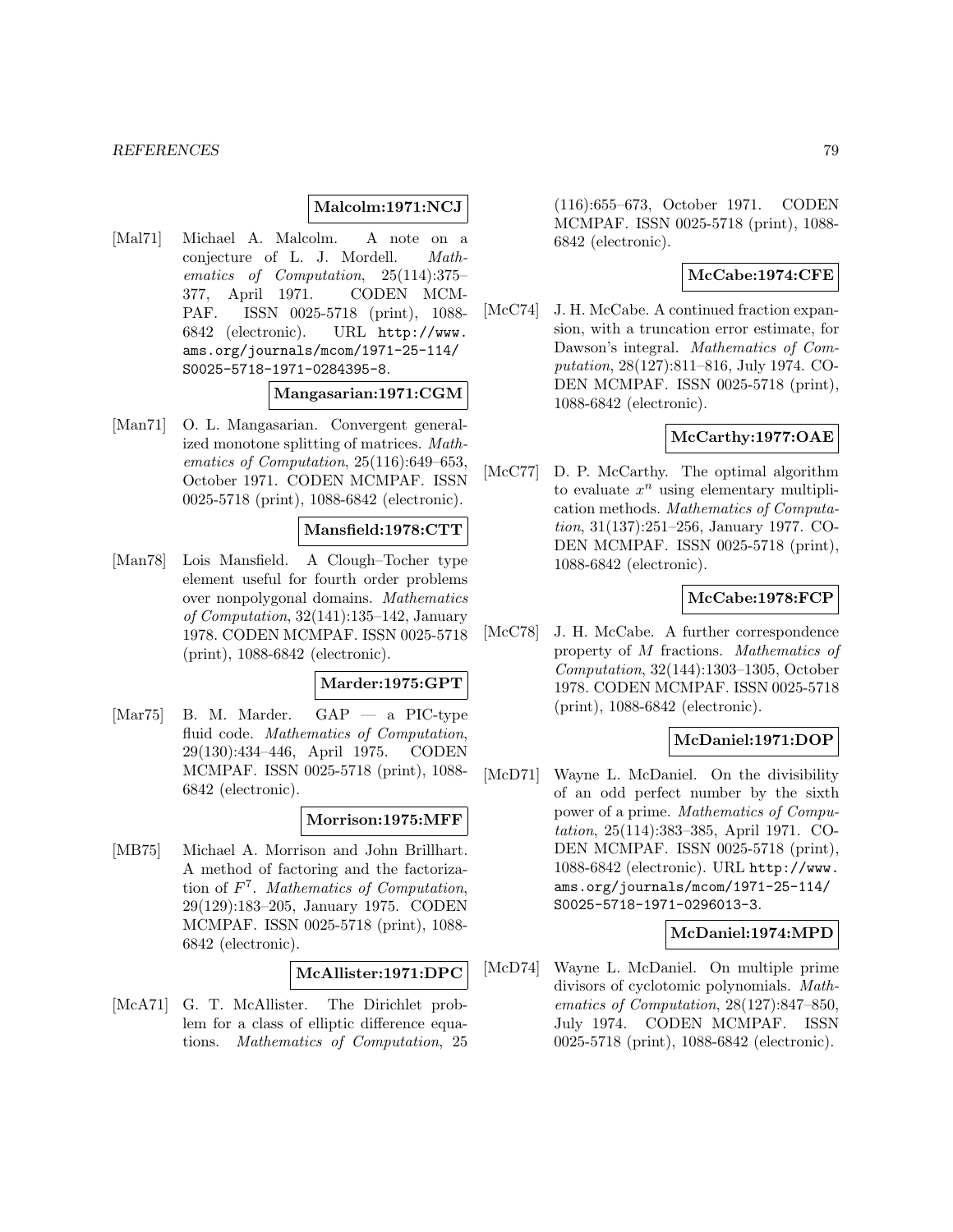**Malcolm:1971:NCJ**

[Mal71] Michael A. Malcolm. A note on a conjecture of L. J. Mordell. *Mathematics of Computation*, 25(114):375–377, April 1971. CODEN MCMPAF. ISSN 0025-5718 (print), 1088-6842 (electronic). URL http://www.ams.org/journals/mcom/1971-25-114/S0025-5718-1971-0284395-8.

**Mangasarian:1971:CGM**

[Man71] O. L. Mangasarian. Convergent generalized monotone splitting of matrices. *Mathematics of Computation*, 25(116):649–653, October 1971. CODEN MCMPAF. ISSN 0025-5718 (print), 1088-6842 (electronic).

**Mansfield:1978:CTT**

[Man78] Lois Mansfield. A Clough–Tocher type element useful for fourth order problems over nonpolygonal domains. *Mathematics of Computation*, 32(141):135–142, January 1978. CODEN MCMPAF. ISSN 0025-5718 (print), 1088-6842 (electronic).

**Marder:1975:GPT**

[Mar75] B. M. Marder. GAP — a PIC-type fluid code. *Mathematics of Computation*, 29(130):434–446, April 1975. CODEN MCMPAF. ISSN 0025-5718 (print), 1088-6842 (electronic).

**Morrison:1975:MFF**

[MB75] Michael A. Morrison and John Brillhart. A method of factoring and the factorization of $F^7$. *Mathematics of Computation*, 29(129):183–205, January 1975. CODEN MCMPAF. ISSN 0025-5718 (print), 1088-6842 (electronic).

**McAllister:1971:DPC**

[McA71] G. T. McAllister. The Dirichlet problem for a class of elliptic difference equations. *Mathematics of Computation*, 25 (116):655–673, October 1971. CODEN MCMPAF. ISSN 0025-5718 (print), 1088-6842 (electronic).

**McCabe:1974:CFE**

[McC74] J. H. McCabe. A continued fraction expansion, with a truncation error estimate, for Dawson's integral. *Mathematics of Computation*, 28(127):811–816, July 1974. CODEN MCMPAF. ISSN 0025-5718 (print), 1088-6842 (electronic).

**McCarthy:1977:OAE**

[McC77] D. P. McCarthy. The optimal algorithm to evaluate $x^n$ using elementary multiplication methods. *Mathematics of Computation*, 31(137):251–256, January 1977. CODEN MCMPAF. ISSN 0025-5718 (print), 1088-6842 (electronic).

**McCabe:1978:FCP**

[McC78] J. H. McCabe. A further correspondence property of $M$ fractions. *Mathematics of Computation*, 32(144):1303–1305, October 1978. CODEN MCMPAF. ISSN 0025-5718 (print), 1088-6842 (electronic).

**McDaniel:1971:DOP**

[McD71] Wayne L. McDaniel. On the divisibility of an odd perfect number by the sixth power of a prime. *Mathematics of Computation*, 25(114):383–385, April 1971. CODEN MCMPAF. ISSN 0025-5718 (print), 1088-6842 (electronic). URL http://www.ams.org/journals/mcom/1971-25-114/S0025-5718-1971-0296013-3.

**McDaniel:1974:MPD**

[McD74] Wayne L. McDaniel. On multiple prime divisors of cyclotomic polynomials. *Mathematics of Computation*, 28(127):847–850, July 1974. CODEN MCMPAF. ISSN 0025-5718 (print), 1088-6842 (electronic).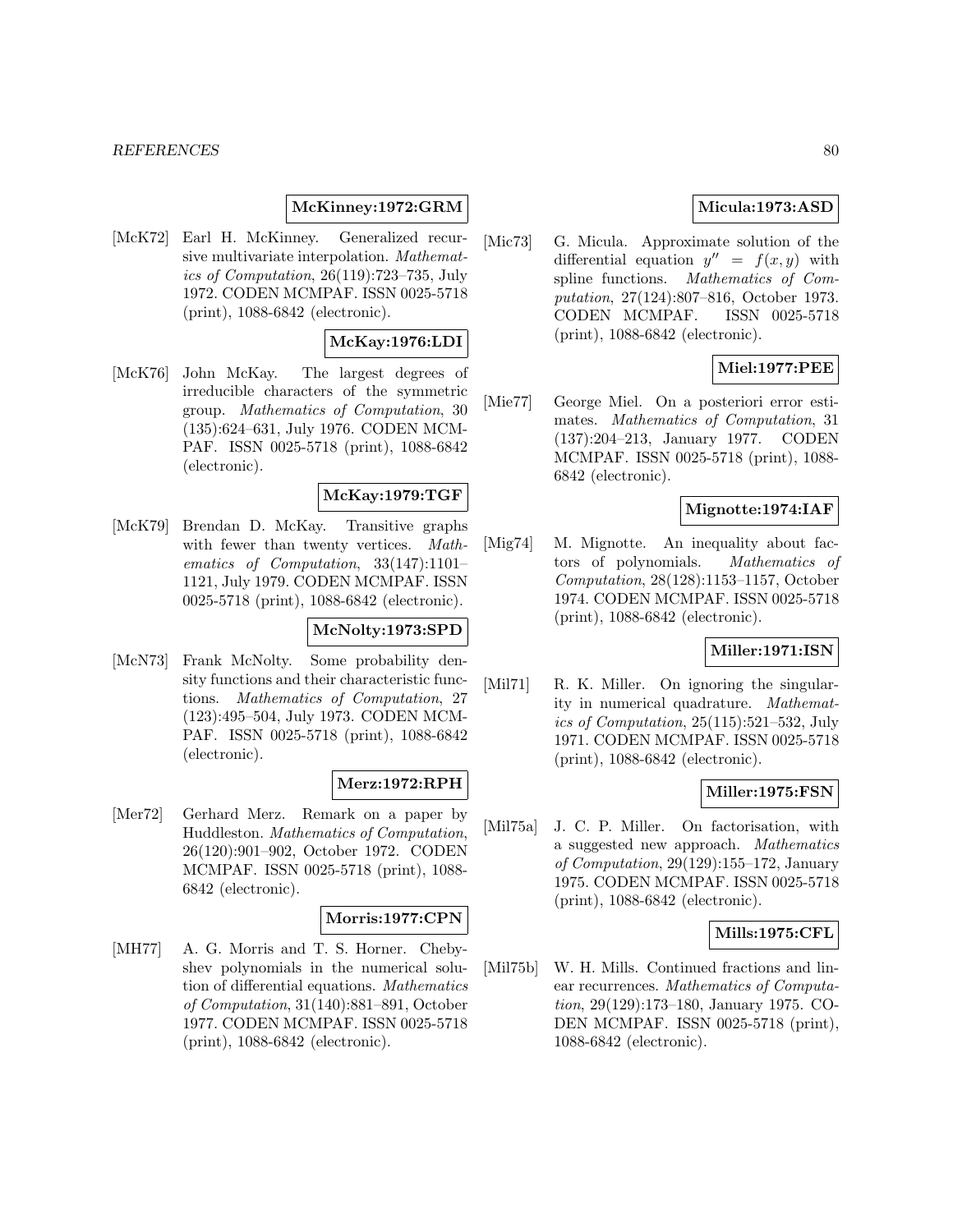**McKinney:1972:GRM**

[McK72] Earl H. McKinney. Generalized recursive multivariate interpolation. *Mathematics of Computation*, 26(119):723–735, July 1972. CODEN MCMPAF. ISSN 0025-5718 (print), 1088-6842 (electronic).

**McKay:1976:LDI**

[McK76] John McKay. The largest degrees of irreducible characters of the symmetric group. *Mathematics of Computation*, 30 (135):624–631, July 1976. CODEN MCMPAF. ISSN 0025-5718 (print), 1088-6842 (electronic).

**McKay:1979:TGF**

[McK79] Brendan D. McKay. Transitive graphs with fewer than twenty vertices. *Mathematics of Computation*, 33(147):1101–1121, July 1979. CODEN MCMPAF. ISSN 0025-5718 (print), 1088-6842 (electronic).

**McNolty:1973:SPD**

[McN73] Frank McNolty. Some probability density functions and their characteristic functions. *Mathematics of Computation*, 27 (123):495–504, July 1973. CODEN MCMPAF. ISSN 0025-5718 (print), 1088-6842 (electronic).

**Merz:1972:RPH**

[Mer72] Gerhard Merz. Remark on a paper by Huddleston. *Mathematics of Computation*, 26(120):901–902, October 1972. CODEN MCMPAF. ISSN 0025-5718 (print), 1088-6842 (electronic).

**Morris:1977:CPN**

[MH77] A. G. Morris and T. S. Horner. Chebyshev polynomials in the numerical solution of differential equations. *Mathematics of Computation*, 31(140):881–891, October 1977. CODEN MCMPAF. ISSN 0025-5718 (print), 1088-6842 (electronic).

**Micula:1973:ASD**

[Mic73] G. Micula. Approximate solution of the differential equation $y'' = f(x, y)$ with spline functions. *Mathematics of Computation*, 27(124):807–816, October 1973. CODEN MCMPAF. ISSN 0025-5718 (print), 1088-6842 (electronic).

**Miel:1977:PEE**

[Mie77] George Miel. On a posteriori error estimates. *Mathematics of Computation*, 31 (137):204–213, January 1977. CODEN MCMPAF. ISSN 0025-5718 (print), 1088-6842 (electronic).

**Mignotte:1974:IAF**

[Mig74] M. Mignotte. An inequality about factors of polynomials. *Mathematics of Computation*, 28(128):1153–1157, October 1974. CODEN MCMPAF. ISSN 0025-5718 (print), 1088-6842 (electronic).

**Miller:1971:ISN**

[Mil71] R. K. Miller. On ignoring the singularity in numerical quadrature. *Mathematics of Computation*, 25(115):521–532, July 1971. CODEN MCMPAF. ISSN 0025-5718 (print), 1088-6842 (electronic).

**Miller:1975:FSN**

[Mil75a] J. C. P. Miller. On factorisation, with a suggested new approach. *Mathematics of Computation*, 29(129):155–172, January 1975. CODEN MCMPAF. ISSN 0025-5718 (print), 1088-6842 (electronic).

**Mills:1975:CFL**

[Mil75b] W. H. Mills. Continued fractions and linear recurrences. *Mathematics of Computation*, 29(129):173–180, January 1975. CODEN MCMPAF. ISSN 0025-5718 (print), 1088-6842 (electronic).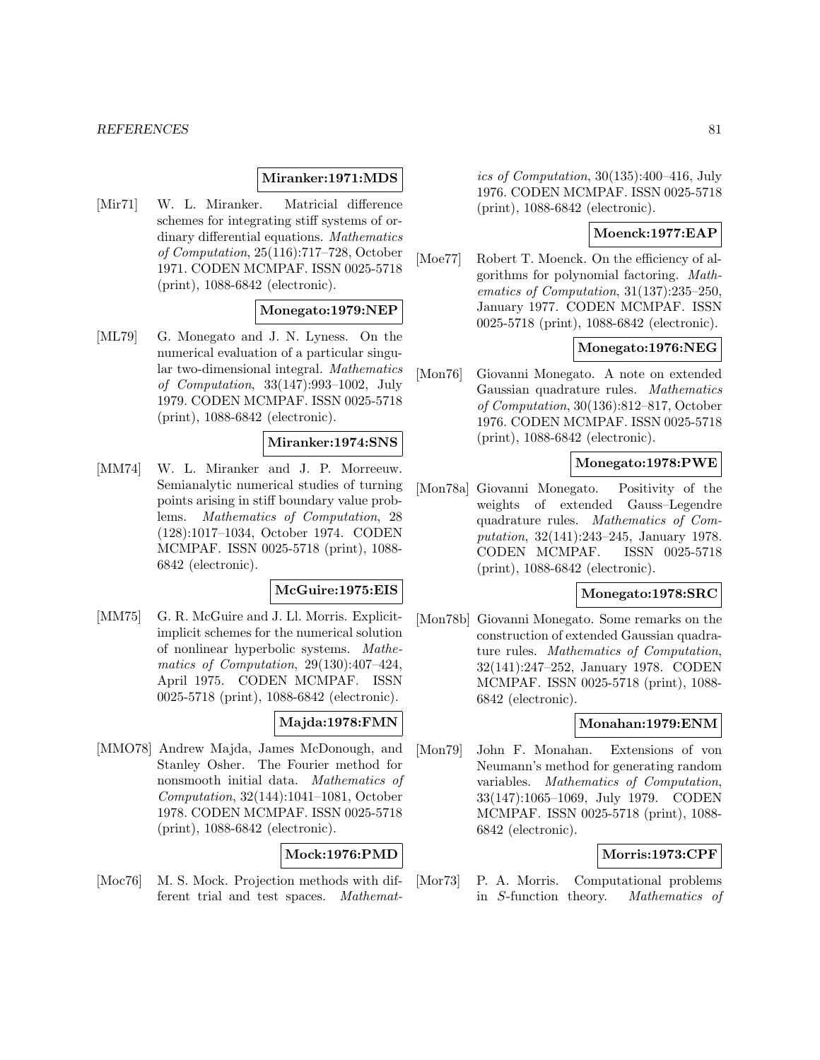**Miranker:1971:MDS**

[Mir71] W. L. Miranker. Matricial difference schemes for integrating stiff systems of ordinary differential equations. *Mathematics of Computation*, 25(116):717–728, October 1971. CODEN MCMPAF. ISSN 0025-5718 (print), 1088-6842 (electronic).

**Monegato:1979:NEP**

[ML79] G. Monegato and J. N. Lyness. On the numerical evaluation of a particular singular two-dimensional integral. *Mathematics of Computation*, 33(147):993–1002, July 1979. CODEN MCMPAF. ISSN 0025-5718 (print), 1088-6842 (electronic).

**Miranker:1974:SNS**

[MM74] W. L. Miranker and J. P. Morreeuw. Semianalytic numerical studies of turning points arising in stiff boundary value problems. *Mathematics of Computation*, 28 (128):1017–1034, October 1974. CODEN MCMPAF. ISSN 0025-5718 (print), 1088-6842 (electronic).

**McGuire:1975:EIS**

[MM75] G. R. McGuire and J. Ll. Morris. Explicit-implicit schemes for the numerical solution of nonlinear hyperbolic systems. *Mathematics of Computation*, 29(130):407–424, April 1975. CODEN MCMPAF. ISSN 0025-5718 (print), 1088-6842 (electronic).

**Majda:1978:FMN**

[MMO78] Andrew Majda, James McDonough, and Stanley Osher. The Fourier method for nonsmooth initial data. *Mathematics of Computation*, 32(144):1041–1081, October 1978. CODEN MCMPAF. ISSN 0025-5718 (print), 1088-6842 (electronic).

**Mock:1976:PMD**

[Moc76] M. S. Mock. Projection methods with different trial and test spaces. *Mathematics of Computation*, 30(135):400–416, July 1976. CODEN MCMPAF. ISSN 0025-5718 (print), 1088-6842 (electronic).

**Moenck:1977:EAP**

[Moe77] Robert T. Moenck. On the efficiency of algorithms for polynomial factoring. *Mathematics of Computation*, 31(137):235–250, January 1977. CODEN MCMPAF. ISSN 0025-5718 (print), 1088-6842 (electronic).

**Monegato:1976:NEG**

[Mon76] Giovanni Monegato. A note on extended Gaussian quadrature rules. *Mathematics of Computation*, 30(136):812–817, October 1976. CODEN MCMPAF. ISSN 0025-5718 (print), 1088-6842 (electronic).

**Monegato:1978:PWE**

[Mon78a] Giovanni Monegato. Positivity of the weights of extended Gauss–Legendre quadrature rules. *Mathematics of Computation*, 32(141):243–245, January 1978. CODEN MCMPAF. ISSN 0025-5718 (print), 1088-6842 (electronic).

**Monegato:1978:SRC**

[Mon78b] Giovanni Monegato. Some remarks on the construction of extended Gaussian quadrature rules. *Mathematics of Computation*, 32(141):247–252, January 1978. CODEN MCMPAF. ISSN 0025-5718 (print), 1088-6842 (electronic).

**Monahan:1979:ENM**

[Mon79] John F. Monahan. Extensions of von Neumann's method for generating random variables. *Mathematics of Computation*, 33(147):1065–1069, July 1979. CODEN MCMPAF. ISSN 0025-5718 (print), 1088-6842 (electronic).

**Morris:1973:CPF**

[Mor73] P. A. Morris. Computational problems in *S*-function theory. *Mathematics of*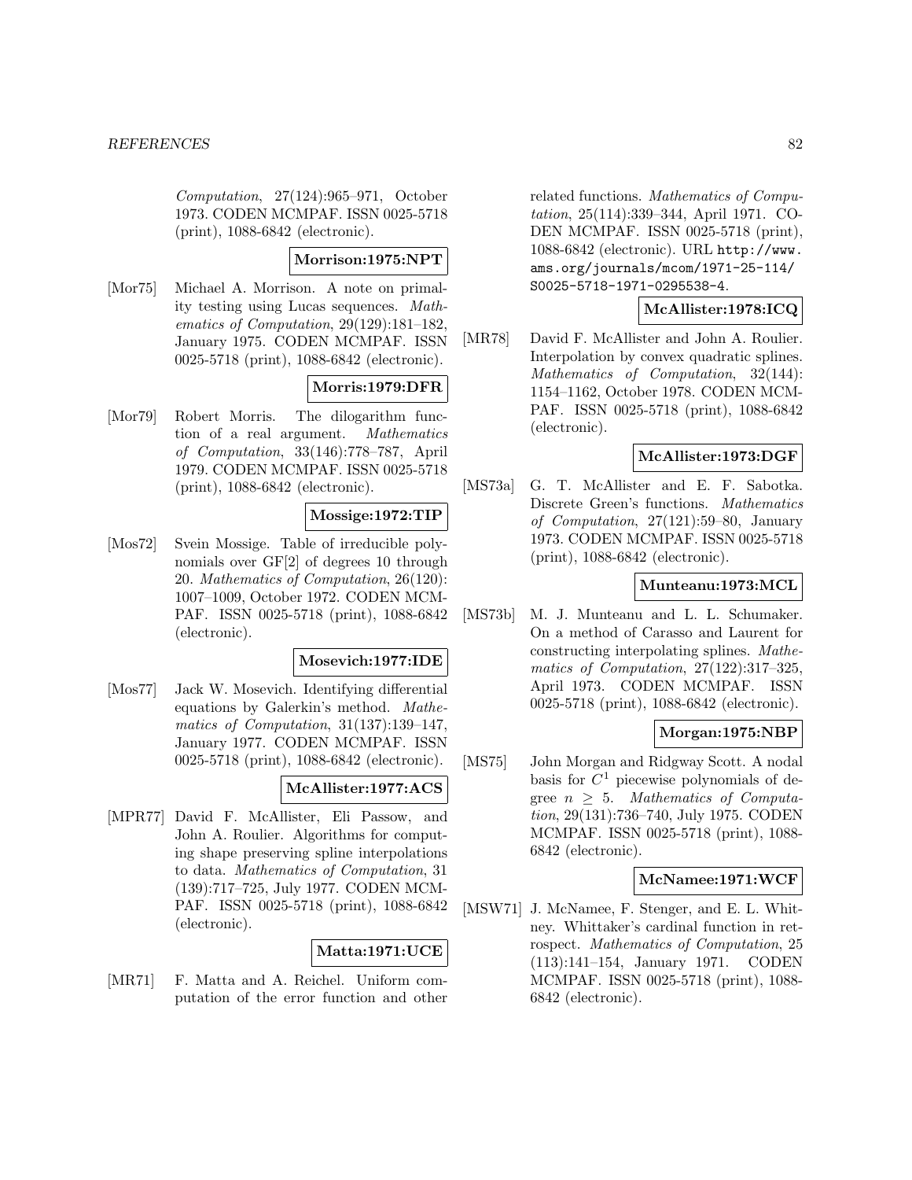*Computation*, 27(124):965–971, October 1973. CODEN MCMPAF. ISSN 0025-5718 (print), 1088-6842 (electronic).

**Morrison:1975:NPT**

[Mor75] Michael A. Morrison. A note on primality testing using Lucas sequences. *Mathematics of Computation*, 29(129):181–182, January 1975. CODEN MCMPAF. ISSN 0025-5718 (print), 1088-6842 (electronic).

**Morris:1979:DFR**

[Mor79] Robert Morris. The dilogarithm function of a real argument. *Mathematics of Computation*, 33(146):778–787, April 1979. CODEN MCMPAF. ISSN 0025-5718 (print), 1088-6842 (electronic).

**Mossige:1972:TIP**

[Mos72] Svein Mossige. Table of irreducible polynomials over GF[2] of degrees 10 through 20. *Mathematics of Computation*, 26(120): 1007–1009, October 1972. CODEN MCMPAF. ISSN 0025-5718 (print), 1088-6842 (electronic).

**Mosevich:1977:IDE**

[Mos77] Jack W. Mosevich. Identifying differential equations by Galerkin's method. *Mathematics of Computation*, 31(137):139–147, January 1977. CODEN MCMPAF. ISSN 0025-5718 (print), 1088-6842 (electronic).

**McAllister:1977:ACS**

[MPR77] David F. McAllister, Eli Passow, and John A. Roulier. Algorithms for computing shape preserving spline interpolations to data. *Mathematics of Computation*, 31 (139):717–725, July 1977. CODEN MCMPAF. ISSN 0025-5718 (print), 1088-6842 (electronic).

**Matta:1971:UCE**

[MR71] F. Matta and A. Reichel. Uniform computation of the error function and other related functions. *Mathematics of Computation*, 25(114):339–344, April 1971. CODEN MCMPAF. ISSN 0025-5718 (print), 1088-6842 (electronic). URL http://www.ams.org/journals/mcom/1971-25-114/S0025-5718-1971-0295538-4.

**McAllister:1978:ICQ**

[MR78] David F. McAllister and John A. Roulier. Interpolation by convex quadratic splines. *Mathematics of Computation*, 32(144): 1154–1162, October 1978. CODEN MCMPAF. ISSN 0025-5718 (print), 1088-6842 (electronic).

**McAllister:1973:DGF**

[MS73a] G. T. McAllister and E. F. Sabotka. Discrete Green's functions. *Mathematics of Computation*, 27(121):59–80, January 1973. CODEN MCMPAF. ISSN 0025-5718 (print), 1088-6842 (electronic).

**Munteanu:1973:MCL**

[MS73b] M. J. Munteanu and L. L. Schumaker. On a method of Carasso and Laurent for constructing interpolating splines. *Mathematics of Computation*, 27(122):317–325, April 1973. CODEN MCMPAF. ISSN 0025-5718 (print), 1088-6842 (electronic).

**Morgan:1975:NBP**

[MS75] John Morgan and Ridgway Scott. A nodal basis for $C^1$ piecewise polynomials of degree $n \geq 5$. *Mathematics of Computation*, 29(131):736–740, July 1975. CODEN MCMPAF. ISSN 0025-5718 (print), 1088-6842 (electronic).

**McNamee:1971:WCF**

[MSW71] J. McNamee, F. Stenger, and E. L. Whitney. Whittaker's cardinal function in retrospect. *Mathematics of Computation*, 25 (113):141–154, January 1971. CODEN MCMPAF. ISSN 0025-5718 (print), 1088-6842 (electronic).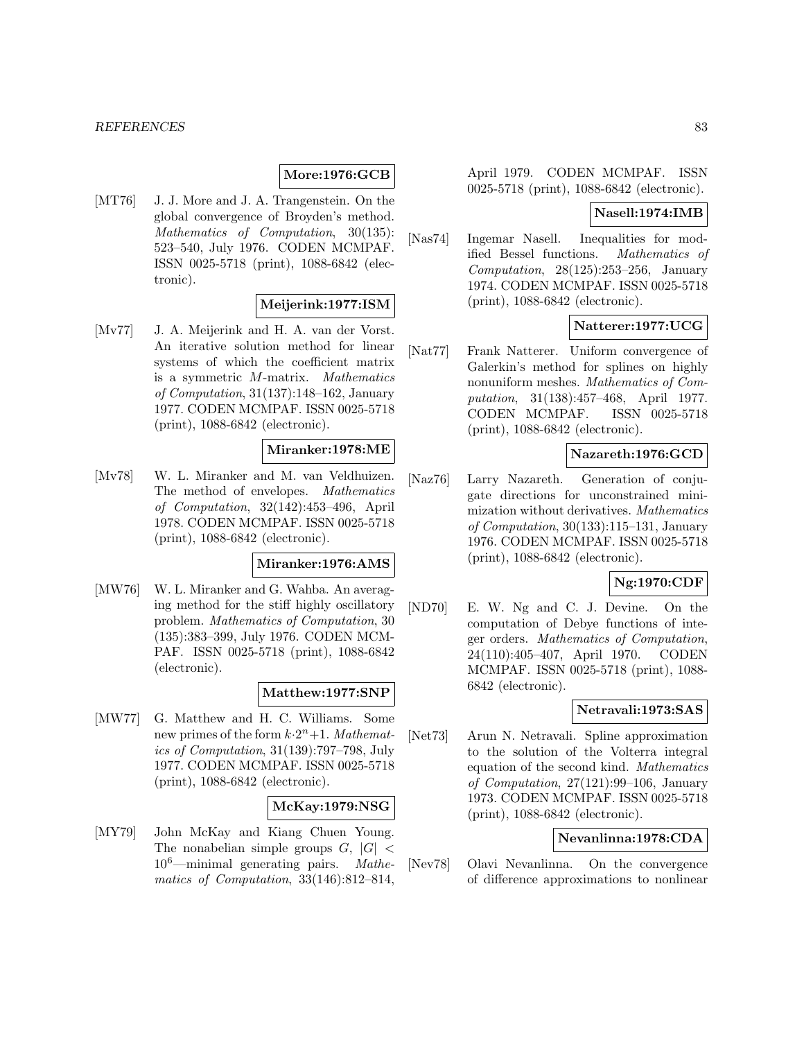**More:1976:GCB**

[MT76] J. J. More and J. A. Trangenstein. On the global convergence of Broyden's method. *Mathematics of Computation*, 30(135): 523–540, July 1976. CODEN MCMPAF. ISSN 0025-5718 (print), 1088-6842 (electronic).

**Meijerink:1977:ISM**

[Mv77] J. A. Meijerink and H. A. van der Vorst. An iterative solution method for linear systems of which the coefficient matrix is a symmetric $M$-matrix. *Mathematics of Computation*, 31(137):148–162, January 1977. CODEN MCMPAF. ISSN 0025-5718 (print), 1088-6842 (electronic).

**Miranker:1978:ME**

[Mv78] W. L. Miranker and M. van Veldhuizen. The method of envelopes. *Mathematics of Computation*, 32(142):453–496, April 1978. CODEN MCMPAF. ISSN 0025-5718 (print), 1088-6842 (electronic).

**Miranker:1976:AMS**

[MW76] W. L. Miranker and G. Wahba. An averaging method for the stiff highly oscillatory problem. *Mathematics of Computation*, 30 (135):383–399, July 1976. CODEN MCMPAF. ISSN 0025-5718 (print), 1088-6842 (electronic).

**Matthew:1977:SNP**

[MW77] G. Matthew and H. C. Williams. Some new primes of the form $k{\cdot}2^n{+}1$. *Mathematics of Computation*, 31(139):797–798, July 1977. CODEN MCMPAF. ISSN 0025-5718 (print), 1088-6842 (electronic).

**McKay:1979:NSG**

[MY79] John McKay and Kiang Chuen Young. The nonabelian simple groups $G$, $|G| < 10^6$—minimal generating pairs. *Mathematics of Computation*, 33(146):812–814, April 1979. CODEN MCMPAF. ISSN 0025-5718 (print), 1088-6842 (electronic).

**Nasell:1974:IMB**

[Nas74] Ingemar Nasell. Inequalities for modified Bessel functions. *Mathematics of Computation*, 28(125):253–256, January 1974. CODEN MCMPAF. ISSN 0025-5718 (print), 1088-6842 (electronic).

**Natterer:1977:UCG**

[Nat77] Frank Natterer. Uniform convergence of Galerkin's method for splines on highly nonuniform meshes. *Mathematics of Computation*, 31(138):457–468, April 1977. CODEN MCMPAF. ISSN 0025-5718 (print), 1088-6842 (electronic).

**Nazareth:1976:GCD**

[Naz76] Larry Nazareth. Generation of conjugate directions for unconstrained minimization without derivatives. *Mathematics of Computation*, 30(133):115–131, January 1976. CODEN MCMPAF. ISSN 0025-5718 (print), 1088-6842 (electronic).

**Ng:1970:CDF**

[ND70] E. W. Ng and C. J. Devine. On the computation of Debye functions of integer orders. *Mathematics of Computation*, 24(110):405–407, April 1970. CODEN MCMPAF. ISSN 0025-5718 (print), 1088-6842 (electronic).

**Netravali:1973:SAS**

[Net73] Arun N. Netravali. Spline approximation to the solution of the Volterra integral equation of the second kind. *Mathematics of Computation*, 27(121):99–106, January 1973. CODEN MCMPAF. ISSN 0025-5718 (print), 1088-6842 (electronic).

**Nevanlinna:1978:CDA**

[Nev78] Olavi Nevanlinna. On the convergence of difference approximations to nonlinear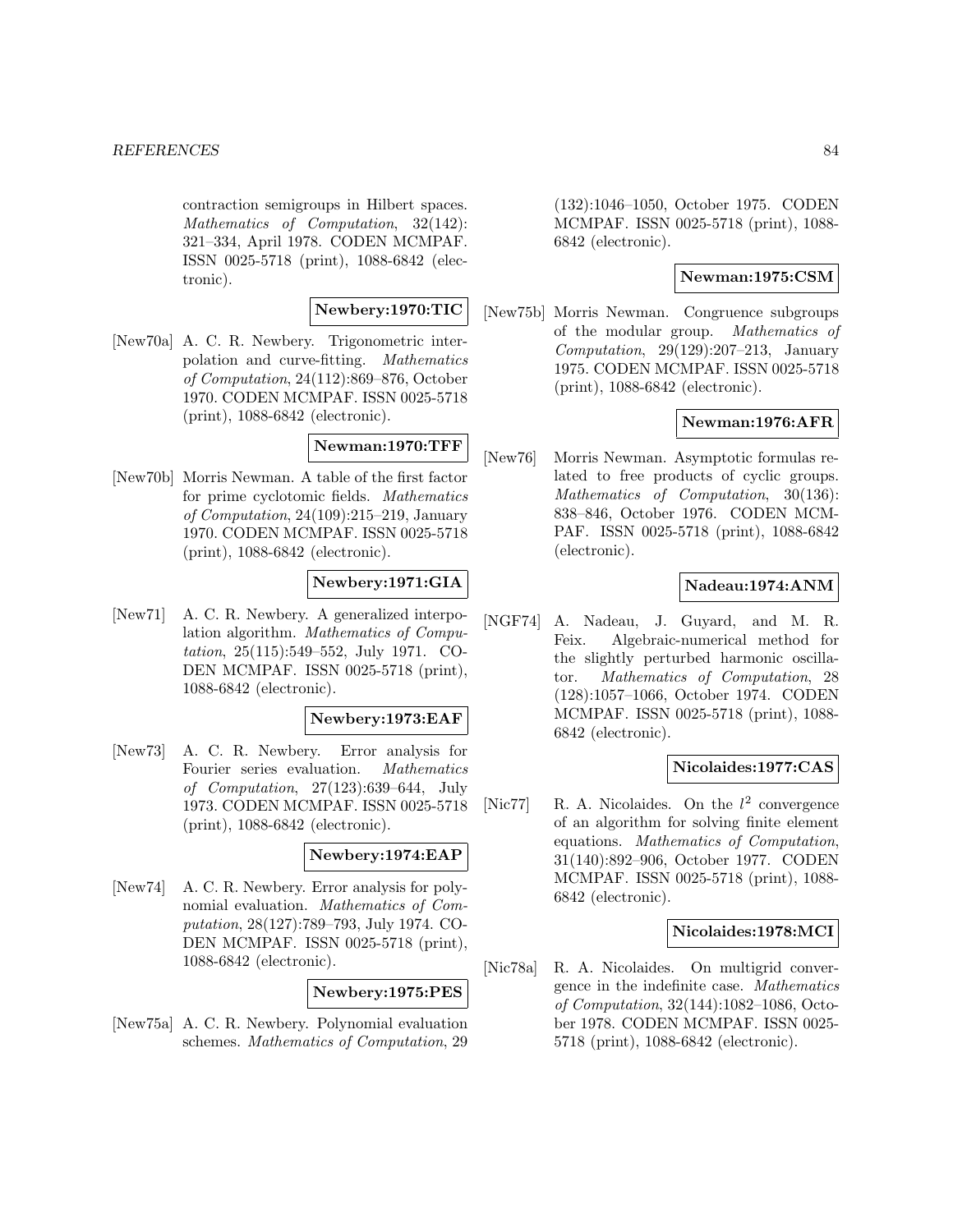contraction semigroups in Hilbert spaces. *Mathematics of Computation*, 32(142): 321–334, April 1978. CODEN MCMPAF. ISSN 0025-5718 (print), 1088-6842 (electronic).

**Newbery:1970:TIC**

[New70a] A. C. R. Newbery. Trigonometric interpolation and curve-fitting. *Mathematics of Computation*, 24(112):869–876, October 1970. CODEN MCMPAF. ISSN 0025-5718 (print), 1088-6842 (electronic).

**Newman:1970:TFF**

[New70b] Morris Newman. A table of the first factor for prime cyclotomic fields. *Mathematics of Computation*, 24(109):215–219, January 1970. CODEN MCMPAF. ISSN 0025-5718 (print), 1088-6842 (electronic).

**Newbery:1971:GIA**

[New71] A. C. R. Newbery. A generalized interpolation algorithm. *Mathematics of Computation*, 25(115):549–552, July 1971. CODEN MCMPAF. ISSN 0025-5718 (print), 1088-6842 (electronic).

**Newbery:1973:EAF**

[New73] A. C. R. Newbery. Error analysis for Fourier series evaluation. *Mathematics of Computation*, 27(123):639–644, July 1973. CODEN MCMPAF. ISSN 0025-5718 (print), 1088-6842 (electronic).

**Newbery:1974:EAP**

[New74] A. C. R. Newbery. Error analysis for polynomial evaluation. *Mathematics of Computation*, 28(127):789–793, July 1974. CODEN MCMPAF. ISSN 0025-5718 (print), 1088-6842 (electronic).

**Newbery:1975:PES**

[New75a] A. C. R. Newbery. Polynomial evaluation schemes. *Mathematics of Computation*, 29 (132):1046–1050, October 1975. CODEN MCMPAF. ISSN 0025-5718 (print), 1088-6842 (electronic).

**Newman:1975:CSM**

[New75b] Morris Newman. Congruence subgroups of the modular group. *Mathematics of Computation*, 29(129):207–213, January 1975. CODEN MCMPAF. ISSN 0025-5718 (print), 1088-6842 (electronic).

**Newman:1976:AFR**

[New76] Morris Newman. Asymptotic formulas related to free products of cyclic groups. *Mathematics of Computation*, 30(136): 838–846, October 1976. CODEN MCMPAF. ISSN 0025-5718 (print), 1088-6842 (electronic).

**Nadeau:1974:ANM**

[NGF74] A. Nadeau, J. Guyard, and M. R. Feix. Algebraic-numerical method for the slightly perturbed harmonic oscillator. *Mathematics of Computation*, 28 (128):1057–1066, October 1974. CODEN MCMPAF. ISSN 0025-5718 (print), 1088-6842 (electronic).

**Nicolaides:1977:CAS**

[Nic77] R. A. Nicolaides. On the $l^2$ convergence of an algorithm for solving finite element equations. *Mathematics of Computation*, 31(140):892–906, October 1977. CODEN MCMPAF. ISSN 0025-5718 (print), 1088-6842 (electronic).

**Nicolaides:1978:MCI**

[Nic78a] R. A. Nicolaides. On multigrid convergence in the indefinite case. *Mathematics of Computation*, 32(144):1082–1086, October 1978. CODEN MCMPAF. ISSN 0025-5718 (print), 1088-6842 (electronic).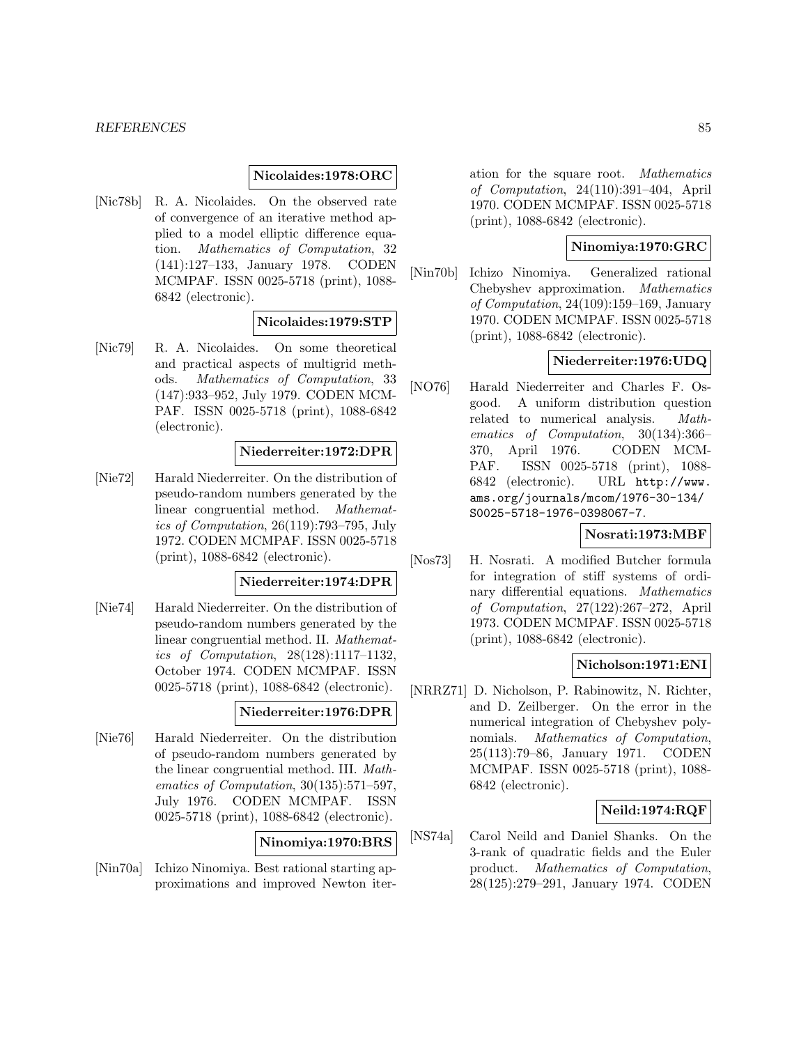**Nicolaides:1978:ORC**

[Nic78b] R. A. Nicolaides. On the observed rate of convergence of an iterative method applied to a model elliptic difference equation. *Mathematics of Computation*, 32 (141):127–133, January 1978. CODEN MCMPAF. ISSN 0025-5718 (print), 1088-6842 (electronic).

**Nicolaides:1979:STP**

[Nic79] R. A. Nicolaides. On some theoretical and practical aspects of multigrid methods. *Mathematics of Computation*, 33 (147):933–952, July 1979. CODEN MCMPAF. ISSN 0025-5718 (print), 1088-6842 (electronic).

**Niederreiter:1972:DPR**

[Nie72] Harald Niederreiter. On the distribution of pseudo-random numbers generated by the linear congruential method. *Mathematics of Computation*, 26(119):793–795, July 1972. CODEN MCMPAF. ISSN 0025-5718 (print), 1088-6842 (electronic).

**Niederreiter:1974:DPR**

[Nie74] Harald Niederreiter. On the distribution of pseudo-random numbers generated by the linear congruential method. II. *Mathematics of Computation*, 28(128):1117–1132, October 1974. CODEN MCMPAF. ISSN 0025-5718 (print), 1088-6842 (electronic).

**Niederreiter:1976:DPR**

[Nie76] Harald Niederreiter. On the distribution of pseudo-random numbers generated by the linear congruential method. III. *Mathematics of Computation*, 30(135):571–597, July 1976. CODEN MCMPAF. ISSN 0025-5718 (print), 1088-6842 (electronic).

**Ninomiya:1970:BRS**

[Nin70a] Ichizo Ninomiya. Best rational starting approximations and improved Newton iteration for the square root. *Mathematics of Computation*, 24(110):391–404, April 1970. CODEN MCMPAF. ISSN 0025-5718 (print), 1088-6842 (electronic).

**Ninomiya:1970:GRC**

[Nin70b] Ichizo Ninomiya. Generalized rational Chebyshev approximation. *Mathematics of Computation*, 24(109):159–169, January 1970. CODEN MCMPAF. ISSN 0025-5718 (print), 1088-6842 (electronic).

**Niederreiter:1976:UDQ**

[NO76] Harald Niederreiter and Charles F. Osgood. A uniform distribution question related to numerical analysis. *Mathematics of Computation*, 30(134):366–370, April 1976. CODEN MCMPAF. ISSN 0025-5718 (print), 1088-6842 (electronic). URL http://www.ams.org/journals/mcom/1976-30-134/S0025-5718-1976-0398067-7.

**Nosrati:1973:MBF**

[Nos73] H. Nosrati. A modified Butcher formula for integration of stiff systems of ordinary differential equations. *Mathematics of Computation*, 27(122):267–272, April 1973. CODEN MCMPAF. ISSN 0025-5718 (print), 1088-6842 (electronic).

**Nicholson:1971:ENI**

[NRRZ71] D. Nicholson, P. Rabinowitz, N. Richter, and D. Zeilberger. On the error in the numerical integration of Chebyshev polynomials. *Mathematics of Computation*, 25(113):79–86, January 1971. CODEN MCMPAF. ISSN 0025-5718 (print), 1088-6842 (electronic).

**Neild:1974:RQF**

[NS74a] Carol Neild and Daniel Shanks. On the 3-rank of quadratic fields and the Euler product. *Mathematics of Computation*, 28(125):279–291, January 1974. CODEN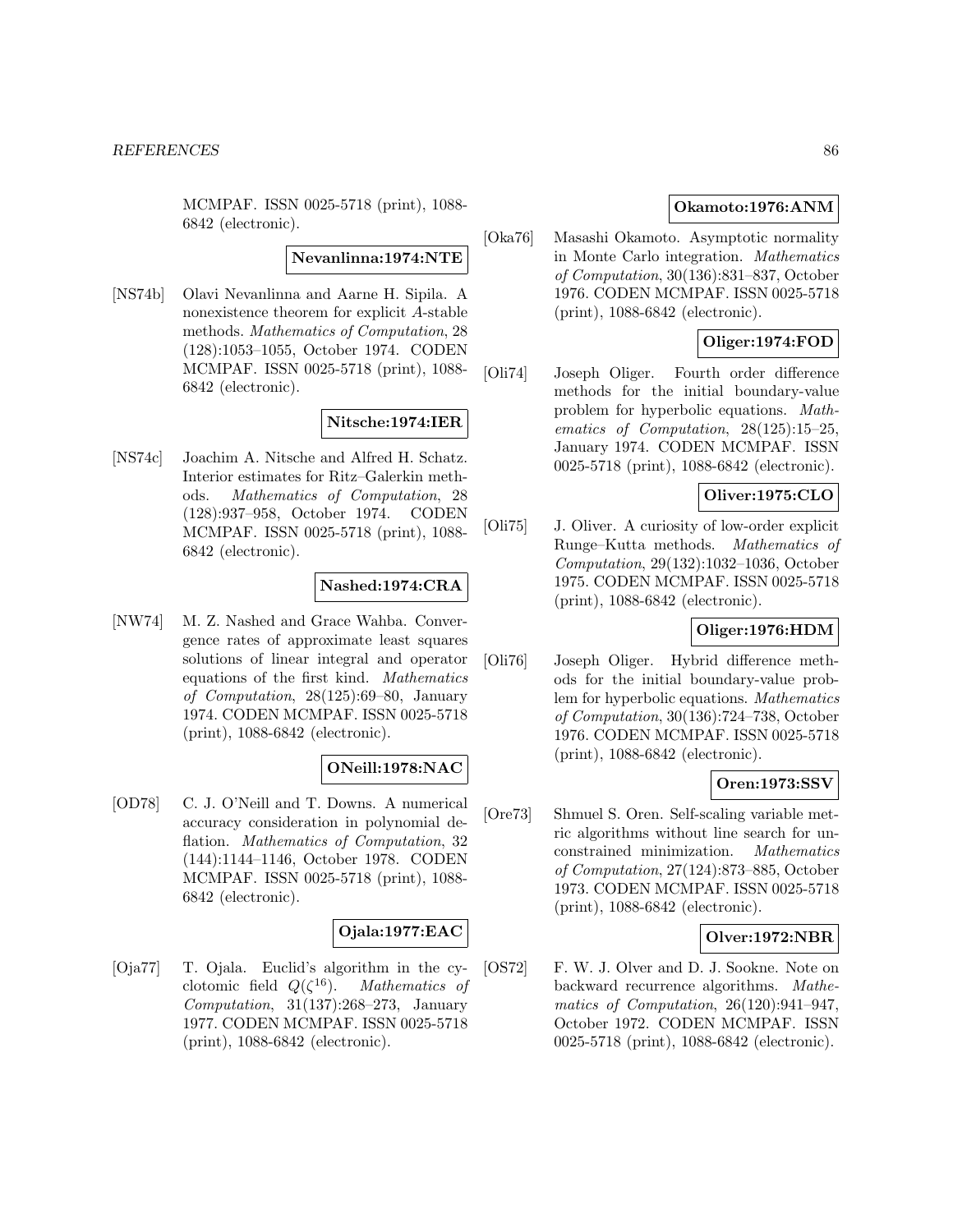MCMPAF. ISSN 0025-5718 (print), 1088-6842 (electronic).

**Nevanlinna:1974:NTE**

[NS74b] Olavi Nevanlinna and Aarne H. Sipila. A nonexistence theorem for explicit *A*-stable methods. *Mathematics of Computation*, 28 (128):1053–1055, October 1974. CODEN MCMPAF. ISSN 0025-5718 (print), 1088-6842 (electronic).

**Nitsche:1974:IER**

[NS74c] Joachim A. Nitsche and Alfred H. Schatz. Interior estimates for Ritz–Galerkin methods. *Mathematics of Computation*, 28 (128):937–958, October 1974. CODEN MCMPAF. ISSN 0025-5718 (print), 1088-6842 (electronic).

**Nashed:1974:CRA**

[NW74] M. Z. Nashed and Grace Wahba. Convergence rates of approximate least squares solutions of linear integral and operator equations of the first kind. *Mathematics of Computation*, 28(125):69–80, January 1974. CODEN MCMPAF. ISSN 0025-5718 (print), 1088-6842 (electronic).

**ONeill:1978:NAC**

[OD78] C. J. O'Neill and T. Downs. A numerical accuracy consideration in polynomial deflation. *Mathematics of Computation*, 32 (144):1144–1146, October 1978. CODEN MCMPAF. ISSN 0025-5718 (print), 1088-6842 (electronic).

**Ojala:1977:EAC**

[Oja77] T. Ojala. Euclid's algorithm in the cyclotomic field $Q(\zeta^{16})$. *Mathematics of Computation*, 31(137):268–273, January 1977. CODEN MCMPAF. ISSN 0025-5718 (print), 1088-6842 (electronic).

**Okamoto:1976:ANM**

[Oka76] Masashi Okamoto. Asymptotic normality in Monte Carlo integration. *Mathematics of Computation*, 30(136):831–837, October 1976. CODEN MCMPAF. ISSN 0025-5718 (print), 1088-6842 (electronic).

**Oliger:1974:FOD**

[Oli74] Joseph Oliger. Fourth order difference methods for the initial boundary-value problem for hyperbolic equations. *Mathematics of Computation*, 28(125):15–25, January 1974. CODEN MCMPAF. ISSN 0025-5718 (print), 1088-6842 (electronic).

**Oliver:1975:CLO**

[Oli75] J. Oliver. A curiosity of low-order explicit Runge–Kutta methods. *Mathematics of Computation*, 29(132):1032–1036, October 1975. CODEN MCMPAF. ISSN 0025-5718 (print), 1088-6842 (electronic).

**Oliger:1976:HDM**

[Oli76] Joseph Oliger. Hybrid difference methods for the initial boundary-value problem for hyperbolic equations. *Mathematics of Computation*, 30(136):724–738, October 1976. CODEN MCMPAF. ISSN 0025-5718 (print), 1088-6842 (electronic).

**Oren:1973:SSV**

[Ore73] Shmuel S. Oren. Self-scaling variable metric algorithms without line search for unconstrained minimization. *Mathematics of Computation*, 27(124):873–885, October 1973. CODEN MCMPAF. ISSN 0025-5718 (print), 1088-6842 (electronic).

**Olver:1972:NBR**

[OS72] F. W. J. Olver and D. J. Sookne. Note on backward recurrence algorithms. *Mathematics of Computation*, 26(120):941–947, October 1972. CODEN MCMPAF. ISSN 0025-5718 (print), 1088-6842 (electronic).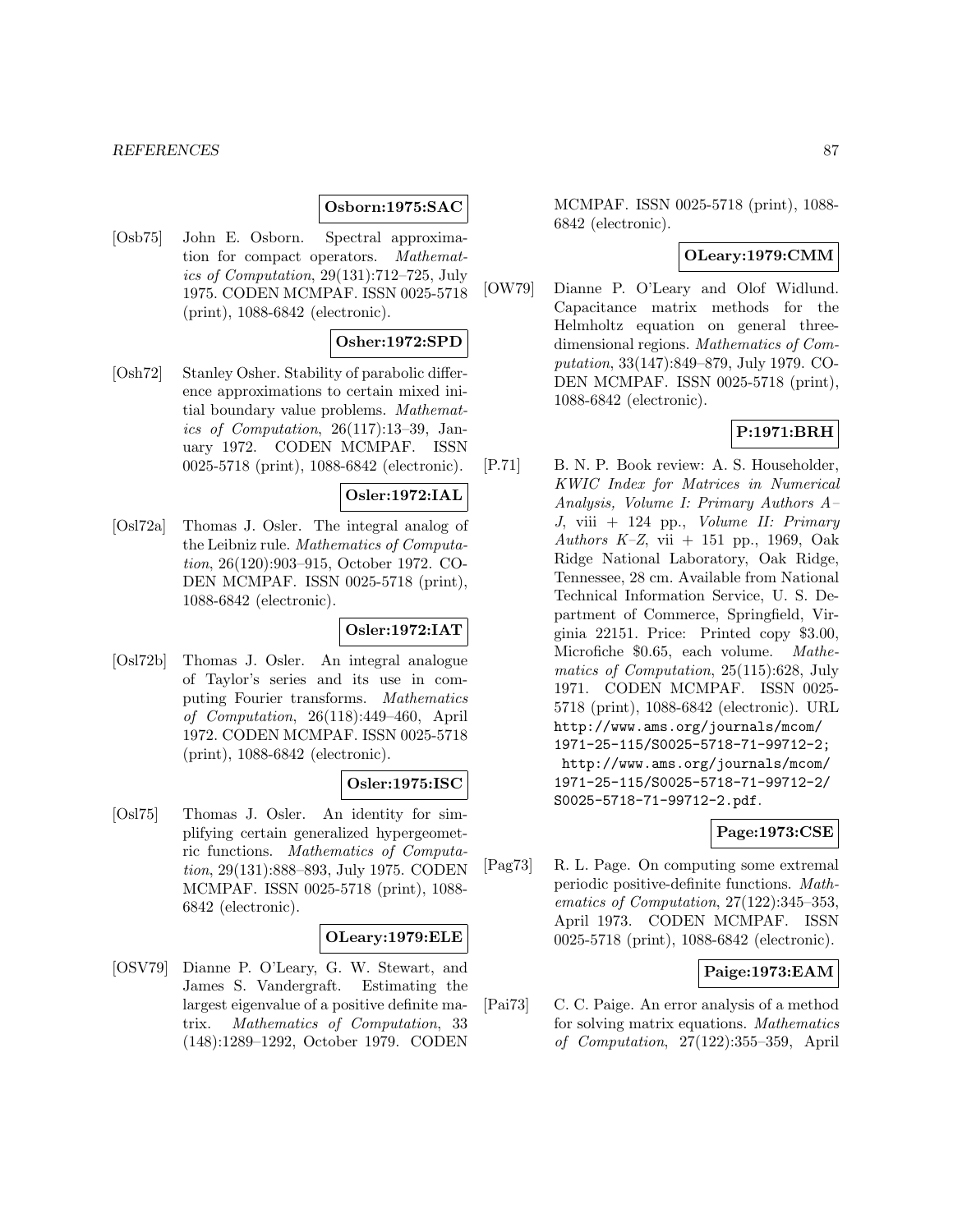**Osborn:1975:SAC**

[Osb75] John E. Osborn. Spectral approximation for compact operators. *Mathematics of Computation*, 29(131):712–725, July 1975. CODEN MCMPAF. ISSN 0025-5718 (print), 1088-6842 (electronic).

**Osher:1972:SPD**

[Osh72] Stanley Osher. Stability of parabolic difference approximations to certain mixed initial boundary value problems. *Mathematics of Computation*, 26(117):13–39, January 1972. CODEN MCMPAF. ISSN 0025-5718 (print), 1088-6842 (electronic).

**Osler:1972:IAL**

[Osl72a] Thomas J. Osler. The integral analog of the Leibniz rule. *Mathematics of Computation*, 26(120):903–915, October 1972. CODEN MCMPAF. ISSN 0025-5718 (print), 1088-6842 (electronic).

**Osler:1972:IAT**

[Osl72b] Thomas J. Osler. An integral analogue of Taylor's series and its use in computing Fourier transforms. *Mathematics of Computation*, 26(118):449–460, April 1972. CODEN MCMPAF. ISSN 0025-5718 (print), 1088-6842 (electronic).

**Osler:1975:ISC**

[Osl75] Thomas J. Osler. An identity for simplifying certain generalized hypergeometric functions. *Mathematics of Computation*, 29(131):888–893, July 1975. CODEN MCMPAF. ISSN 0025-5718 (print), 1088-6842 (electronic).

**OLeary:1979:ELE**

[OSV79] Dianne P. O'Leary, G. W. Stewart, and James S. Vandergraft. Estimating the largest eigenvalue of a positive definite matrix. *Mathematics of Computation*, 33 (148):1289–1292, October 1979. CODEN MCMPAF. ISSN 0025-5718 (print), 1088-6842 (electronic).

**OLeary:1979:CMM**

[OW79] Dianne P. O'Leary and Olof Widlund. Capacitance matrix methods for the Helmholtz equation on general three-dimensional regions. *Mathematics of Computation*, 33(147):849–879, July 1979. CODEN MCMPAF. ISSN 0025-5718 (print), 1088-6842 (electronic).

**P:1971:BRH**

[P.71] B. N. P. Book review: A. S. Householder, *KWIC Index for Matrices in Numerical Analysis, Volume I: Primary Authors A–J*, viii + 124 pp., *Volume II: Primary Authors K–Z*, vii + 151 pp., 1969, Oak Ridge National Laboratory, Oak Ridge, Tennessee, 28 cm. Available from National Technical Information Service, U. S. Department of Commerce, Springfield, Virginia 22151. Price: Printed copy \$3.00, Microfiche \$0.65, each volume. *Mathematics of Computation*, 25(115):628, July 1971. CODEN MCMPAF. ISSN 0025-5718 (print), 1088-6842 (electronic). URL `http://www.ams.org/journals/mcom/1971-25-115/S0025-5718-71-99712-2; http://www.ams.org/journals/mcom/1971-25-115/S0025-5718-71-99712-2/S0025-5718-71-99712-2.pdf`.

**Page:1973:CSE**

[Pag73] R. L. Page. On computing some extremal periodic positive-definite functions. *Mathematics of Computation*, 27(122):345–353, April 1973. CODEN MCMPAF. ISSN 0025-5718 (print), 1088-6842 (electronic).

**Paige:1973:EAM**

[Pai73] C. C. Paige. An error analysis of a method for solving matrix equations. *Mathematics of Computation*, 27(122):355–359, April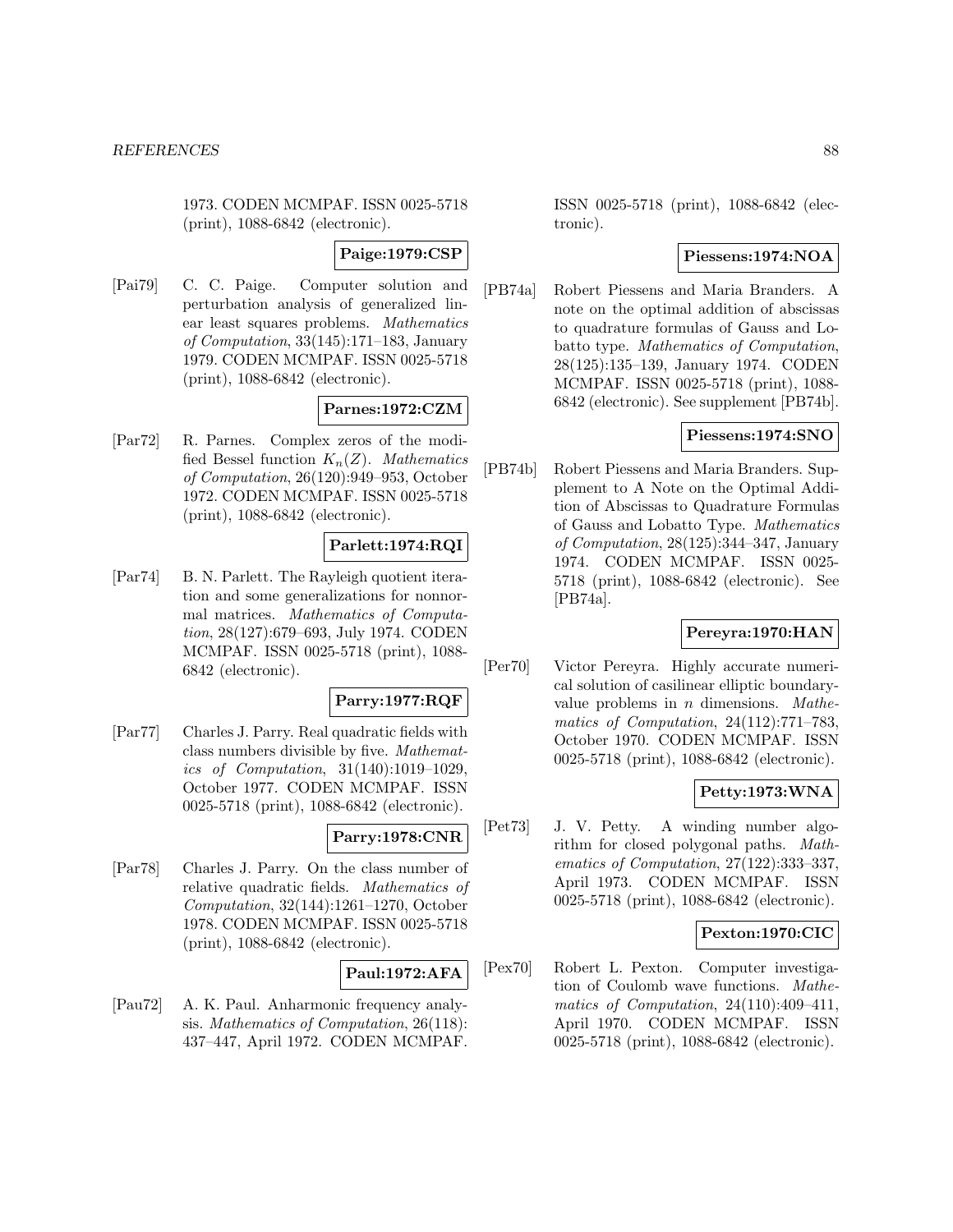1973. CODEN MCMPAF. ISSN 0025-5718 (print), 1088-6842 (electronic).

**Paige:1979:CSP**

[Pai79] C. C. Paige. Computer solution and perturbation analysis of generalized linear least squares problems. *Mathematics of Computation*, 33(145):171–183, January 1979. CODEN MCMPAF. ISSN 0025-5718 (print), 1088-6842 (electronic).

**Parnes:1972:CZM**

[Par72] R. Parnes. Complex zeros of the modified Bessel function $K_n(Z)$. *Mathematics of Computation*, 26(120):949–953, October 1972. CODEN MCMPAF. ISSN 0025-5718 (print), 1088-6842 (electronic).

**Parlett:1974:RQI**

[Par74] B. N. Parlett. The Rayleigh quotient iteration and some generalizations for nonnormal matrices. *Mathematics of Computation*, 28(127):679–693, July 1974. CODEN MCMPAF. ISSN 0025-5718 (print), 1088-6842 (electronic).

**Parry:1977:RQF**

[Par77] Charles J. Parry. Real quadratic fields with class numbers divisible by five. *Mathematics of Computation*, 31(140):1019–1029, October 1977. CODEN MCMPAF. ISSN 0025-5718 (print), 1088-6842 (electronic).

**Parry:1978:CNR**

[Par78] Charles J. Parry. On the class number of relative quadratic fields. *Mathematics of Computation*, 32(144):1261–1270, October 1978. CODEN MCMPAF. ISSN 0025-5718 (print), 1088-6842 (electronic).

**Paul:1972:AFA**

[Pau72] A. K. Paul. Anharmonic frequency analysis. *Mathematics of Computation*, 26(118): 437–447, April 1972. CODEN MCMPAF. ISSN 0025-5718 (print), 1088-6842 (electronic).

**Piessens:1974:NOA**

[PB74a] Robert Piessens and Maria Branders. A note on the optimal addition of abscissas to quadrature formulas of Gauss and Lobatto type. *Mathematics of Computation*, 28(125):135–139, January 1974. CODEN MCMPAF. ISSN 0025-5718 (print), 1088-6842 (electronic). See supplement [PB74b].

**Piessens:1974:SNO**

[PB74b] Robert Piessens and Maria Branders. Supplement to A Note on the Optimal Addition of Abscissas to Quadrature Formulas of Gauss and Lobatto Type. *Mathematics of Computation*, 28(125):344–347, January 1974. CODEN MCMPAF. ISSN 0025-5718 (print), 1088-6842 (electronic). See [PB74a].

**Pereyra:1970:HAN**

[Per70] Victor Pereyra. Highly accurate numerical solution of casilinear elliptic boundary-value problems in $n$ dimensions. *Mathematics of Computation*, 24(112):771–783, October 1970. CODEN MCMPAF. ISSN 0025-5718 (print), 1088-6842 (electronic).

**Petty:1973:WNA**

[Pet73] J. V. Petty. A winding number algorithm for closed polygonal paths. *Mathematics of Computation*, 27(122):333–337, April 1973. CODEN MCMPAF. ISSN 0025-5718 (print), 1088-6842 (electronic).

**Pexton:1970:CIC**

[Pex70] Robert L. Pexton. Computer investigation of Coulomb wave functions. *Mathematics of Computation*, 24(110):409–411, April 1970. CODEN MCMPAF. ISSN 0025-5718 (print), 1088-6842 (electronic).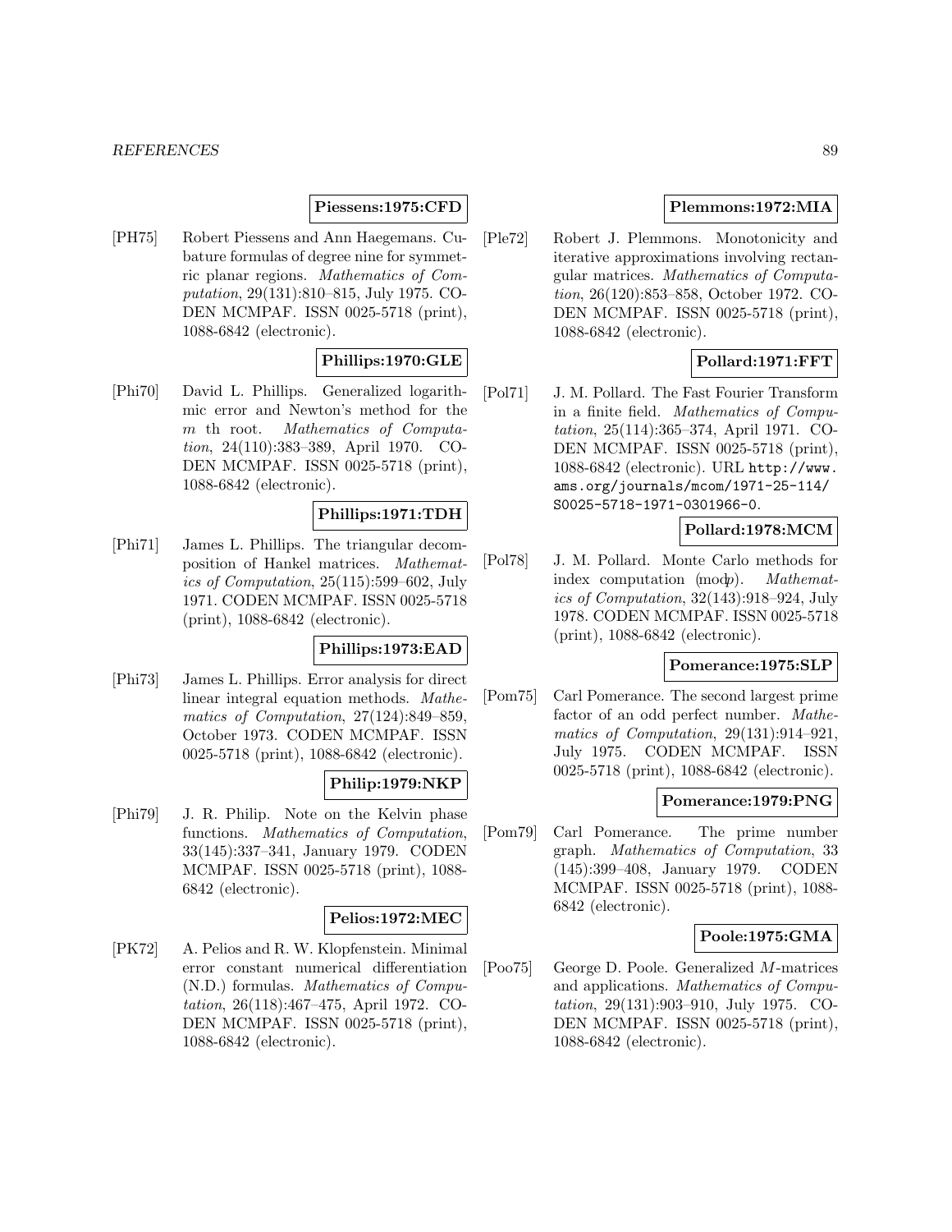**Piessens:1975:CFD**

[PH75] Robert Piessens and Ann Haegemans. Cubature formulas of degree nine for symmetric planar regions. *Mathematics of Computation*, 29(131):810–815, July 1975. CODEN MCMPAF. ISSN 0025-5718 (print), 1088-6842 (electronic).

**Phillips:1970:GLE**

[Phi70] David L. Phillips. Generalized logarithmic error and Newton's method for the $m$ th root. *Mathematics of Computation*, 24(110):383–389, April 1970. CODEN MCMPAF. ISSN 0025-5718 (print), 1088-6842 (electronic).

**Phillips:1971:TDH**

[Phi71] James L. Phillips. The triangular decomposition of Hankel matrices. *Mathematics of Computation*, 25(115):599–602, July 1971. CODEN MCMPAF. ISSN 0025-5718 (print), 1088-6842 (electronic).

**Phillips:1973:EAD**

[Phi73] James L. Phillips. Error analysis for direct linear integral equation methods. *Mathematics of Computation*, 27(124):849–859, October 1973. CODEN MCMPAF. ISSN 0025-5718 (print), 1088-6842 (electronic).

**Philip:1979:NKP**

[Phi79] J. R. Philip. Note on the Kelvin phase functions. *Mathematics of Computation*, 33(145):337–341, January 1979. CODEN MCMPAF. ISSN 0025-5718 (print), 1088-6842 (electronic).

**Pelios:1972:MEC**

[PK72] A. Pelios and R. W. Klopfenstein. Minimal error constant numerical differentiation (N.D.) formulas. *Mathematics of Computation*, 26(118):467–475, April 1972. CODEN MCMPAF. ISSN 0025-5718 (print), 1088-6842 (electronic).

**Plemmons:1972:MIA**

[Ple72] Robert J. Plemmons. Monotonicity and iterative approximations involving rectangular matrices. *Mathematics of Computation*, 26(120):853–858, October 1972. CODEN MCMPAF. ISSN 0025-5718 (print), 1088-6842 (electronic).

**Pollard:1971:FFT**

[Pol71] J. M. Pollard. The Fast Fourier Transform in a finite field. *Mathematics of Computation*, 25(114):365–374, April 1971. CODEN MCMPAF. ISSN 0025-5718 (print), 1088-6842 (electronic). URL http://www.ams.org/journals/mcom/1971-25-114/S0025-5718-1971-0301966-0.

**Pollard:1978:MCM**

[Pol78] J. M. Pollard. Monte Carlo methods for index computation $\pmod{p}$. *Mathematics of Computation*, 32(143):918–924, July 1978. CODEN MCMPAF. ISSN 0025-5718 (print), 1088-6842 (electronic).

**Pomerance:1975:SLP**

[Pom75] Carl Pomerance. The second largest prime factor of an odd perfect number. *Mathematics of Computation*, 29(131):914–921, July 1975. CODEN MCMPAF. ISSN 0025-5718 (print), 1088-6842 (electronic).

**Pomerance:1979:PNG**

[Pom79] Carl Pomerance. The prime number graph. *Mathematics of Computation*, 33 (145):399–408, January 1979. CODEN MCMPAF. ISSN 0025-5718 (print), 1088-6842 (electronic).

**Poole:1975:GMA**

[Poo75] George D. Poole. Generalized $M$-matrices and applications. *Mathematics of Computation*, 29(131):903–910, July 1975. CODEN MCMPAF. ISSN 0025-5718 (print), 1088-6842 (electronic).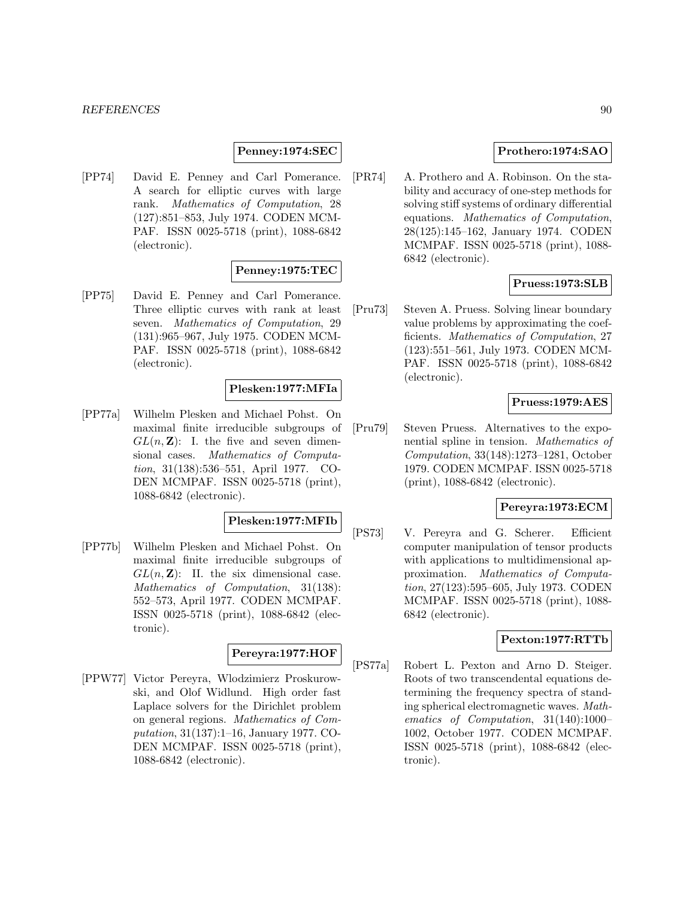**Penney:1974:SEC**

[PP74] David E. Penney and Carl Pomerance. A search for elliptic curves with large rank. *Mathematics of Computation*, 28 (127):851–853, July 1974. CODEN MCMPAF. ISSN 0025-5718 (print), 1088-6842 (electronic).

**Penney:1975:TEC**

[PP75] David E. Penney and Carl Pomerance. Three elliptic curves with rank at least seven. *Mathematics of Computation*, 29 (131):965–967, July 1975. CODEN MCMPAF. ISSN 0025-5718 (print), 1088-6842 (electronic).

**Plesken:1977:MFIa**

[PP77a] Wilhelm Plesken and Michael Pohst. On maximal finite irreducible subgroups of $GL(n, \mathbf{Z})$: I. the five and seven dimensional cases. *Mathematics of Computation*, 31(138):536–551, April 1977. CODEN MCMPAF. ISSN 0025-5718 (print), 1088-6842 (electronic).

**Plesken:1977:MFIb**

[PP77b] Wilhelm Plesken and Michael Pohst. On maximal finite irreducible subgroups of $GL(n, \mathbf{Z})$: II. the six dimensional case. *Mathematics of Computation*, 31(138): 552–573, April 1977. CODEN MCMPAF. ISSN 0025-5718 (print), 1088-6842 (electronic).

**Pereyra:1977:HOF**

[PPW77] Victor Pereyra, Wlodzimierz Proskurowski, and Olof Widlund. High order fast Laplace solvers for the Dirichlet problem on general regions. *Mathematics of Computation*, 31(137):1–16, January 1977. CODEN MCMPAF. ISSN 0025-5718 (print), 1088-6842 (electronic).

**Prothero:1974:SAO**

[PR74] A. Prothero and A. Robinson. On the stability and accuracy of one-step methods for solving stiff systems of ordinary differential equations. *Mathematics of Computation*, 28(125):145–162, January 1974. CODEN MCMPAF. ISSN 0025-5718 (print), 1088-6842 (electronic).

**Pruess:1973:SLB**

[Pru73] Steven A. Pruess. Solving linear boundary value problems by approximating the coefficients. *Mathematics of Computation*, 27 (123):551–561, July 1973. CODEN MCMPAF. ISSN 0025-5718 (print), 1088-6842 (electronic).

**Pruess:1979:AES**

[Pru79] Steven Pruess. Alternatives to the exponential spline in tension. *Mathematics of Computation*, 33(148):1273–1281, October 1979. CODEN MCMPAF. ISSN 0025-5718 (print), 1088-6842 (electronic).

**Pereyra:1973:ECM**

[PS73] V. Pereyra and G. Scherer. Efficient computer manipulation of tensor products with applications to multidimensional approximation. *Mathematics of Computation*, 27(123):595–605, July 1973. CODEN MCMPAF. ISSN 0025-5718 (print), 1088-6842 (electronic).

**Pexton:1977:RTTb**

[PS77a] Robert L. Pexton and Arno D. Steiger. Roots of two transcendental equations determining the frequency spectra of standing spherical electromagnetic waves. *Mathematics of Computation*, 31(140):1000–1002, October 1977. CODEN MCMPAF. ISSN 0025-5718 (print), 1088-6842 (electronic).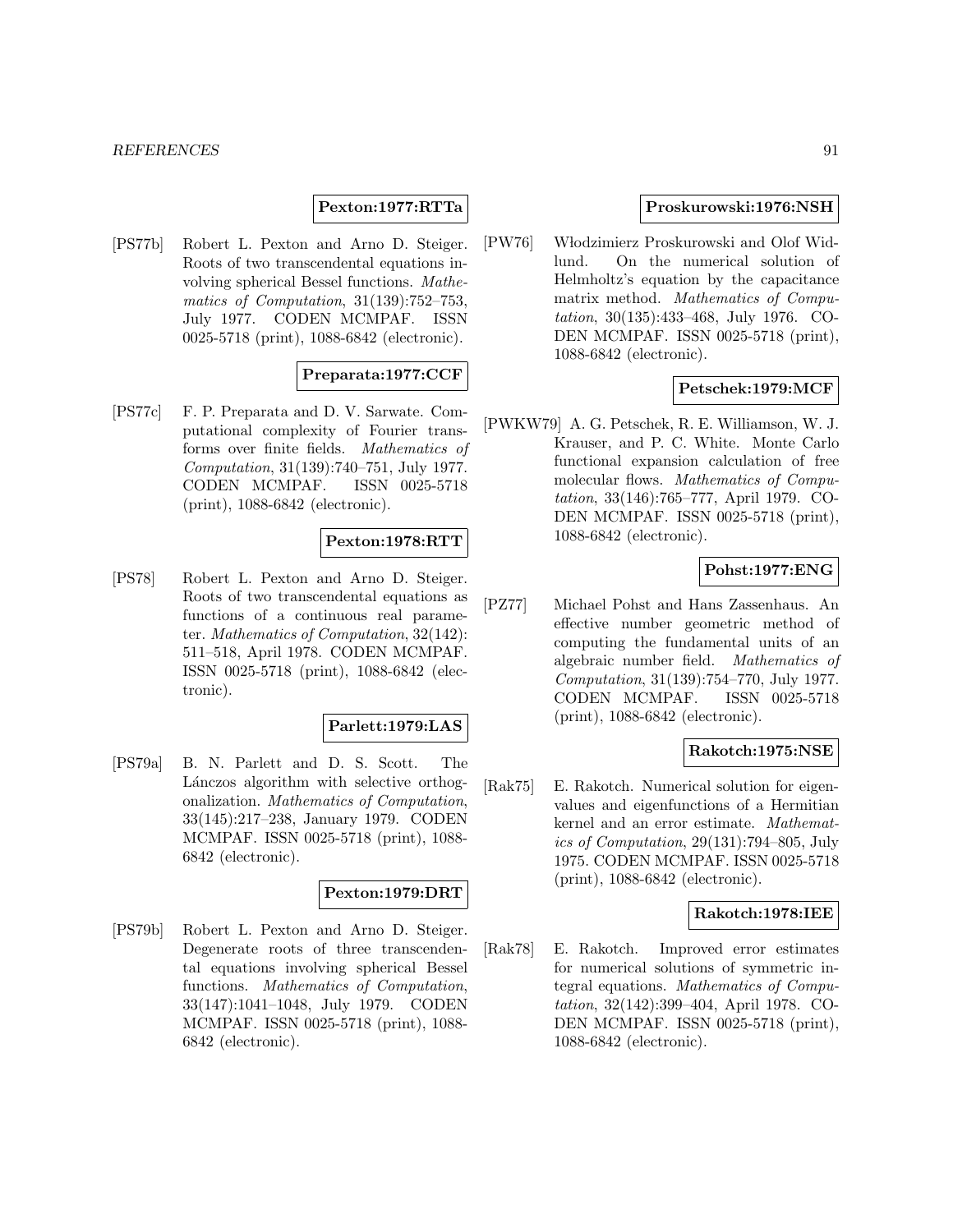**Pexton:1977:RTTa**

[PS77b] Robert L. Pexton and Arno D. Steiger. Roots of two transcendental equations involving spherical Bessel functions. *Mathematics of Computation*, 31(139):752–753, July 1977. CODEN MCMPAF. ISSN 0025-5718 (print), 1088-6842 (electronic).

**Preparata:1977:CCF**

[PS77c] F. P. Preparata and D. V. Sarwate. Computational complexity of Fourier transforms over finite fields. *Mathematics of Computation*, 31(139):740–751, July 1977. CODEN MCMPAF. ISSN 0025-5718 (print), 1088-6842 (electronic).

**Pexton:1978:RTT**

[PS78] Robert L. Pexton and Arno D. Steiger. Roots of two transcendental equations as functions of a continuous real parameter. *Mathematics of Computation*, 32(142): 511–518, April 1978. CODEN MCMPAF. ISSN 0025-5718 (print), 1088-6842 (electronic).

**Parlett:1979:LAS**

[PS79a] B. N. Parlett and D. S. Scott. The Lánczos algorithm with selective orthogonalization. *Mathematics of Computation*, 33(145):217–238, January 1979. CODEN MCMPAF. ISSN 0025-5718 (print), 1088-6842 (electronic).

**Pexton:1979:DRT**

[PS79b] Robert L. Pexton and Arno D. Steiger. Degenerate roots of three transcendental equations involving spherical Bessel functions. *Mathematics of Computation*, 33(147):1041–1048, July 1979. CODEN MCMPAF. ISSN 0025-5718 (print), 1088-6842 (electronic).

**Proskurowski:1976:NSH**

[PW76] Włodzimierz Proskurowski and Olof Widlund. On the numerical solution of Helmholtz's equation by the capacitance matrix method. *Mathematics of Computation*, 30(135):433–468, July 1976. CODEN MCMPAF. ISSN 0025-5718 (print), 1088-6842 (electronic).

**Petschek:1979:MCF**

[PWKW79] A. G. Petschek, R. E. Williamson, W. J. Krauser, and P. C. White. Monte Carlo functional expansion calculation of free molecular flows. *Mathematics of Computation*, 33(146):765–777, April 1979. CODEN MCMPAF. ISSN 0025-5718 (print), 1088-6842 (electronic).

**Pohst:1977:ENG**

[PZ77] Michael Pohst and Hans Zassenhaus. An effective number geometric method of computing the fundamental units of an algebraic number field. *Mathematics of Computation*, 31(139):754–770, July 1977. CODEN MCMPAF. ISSN 0025-5718 (print), 1088-6842 (electronic).

**Rakotch:1975:NSE**

[Rak75] E. Rakotch. Numerical solution for eigenvalues and eigenfunctions of a Hermitian kernel and an error estimate. *Mathematics of Computation*, 29(131):794–805, July 1975. CODEN MCMPAF. ISSN 0025-5718 (print), 1088-6842 (electronic).

**Rakotch:1978:IEE**

[Rak78] E. Rakotch. Improved error estimates for numerical solutions of symmetric integral equations. *Mathematics of Computation*, 32(142):399–404, April 1978. CODEN MCMPAF. ISSN 0025-5718 (print), 1088-6842 (electronic).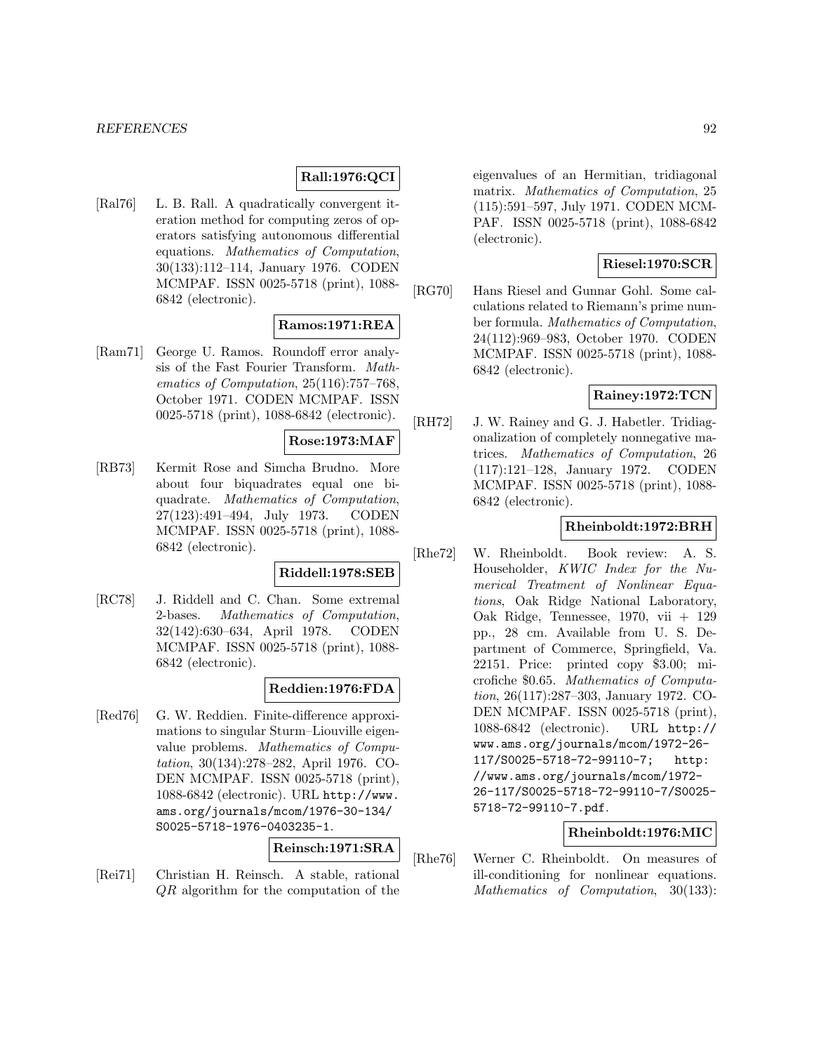**Rall:1976:QCI**

[Ral76] L. B. Rall. A quadratically convergent iteration method for computing zeros of operators satisfying autonomous differential equations. *Mathematics of Computation*, 30(133):112–114, January 1976. CODEN MCMPAF. ISSN 0025-5718 (print), 1088-6842 (electronic).

**Ramos:1971:REA**

[Ram71] George U. Ramos. Roundoff error analysis of the Fast Fourier Transform. *Mathematics of Computation*, 25(116):757–768, October 1971. CODEN MCMPAF. ISSN 0025-5718 (print), 1088-6842 (electronic).

**Rose:1973:MAF**

[RB73] Kermit Rose and Simcha Brudno. More about four biquadrates equal one biquadrate. *Mathematics of Computation*, 27(123):491–494, July 1973. CODEN MCMPAF. ISSN 0025-5718 (print), 1088-6842 (electronic).

**Riddell:1978:SEB**

[RC78] J. Riddell and C. Chan. Some extremal 2-bases. *Mathematics of Computation*, 32(142):630–634, April 1978. CODEN MCMPAF. ISSN 0025-5718 (print), 1088-6842 (electronic).

**Reddien:1976:FDA**

[Red76] G. W. Reddien. Finite-difference approximations to singular Sturm–Liouville eigenvalue problems. *Mathematics of Computation*, 30(134):278–282, April 1976. CODEN MCMPAF. ISSN 0025-5718 (print), 1088-6842 (electronic). URL http://www.ams.org/journals/mcom/1976-30-134/S0025-5718-1976-0403235-1.

**Reinsch:1971:SRA**

[Rei71] Christian H. Reinsch. A stable, rational $QR$ algorithm for the computation of the eigenvalues of an Hermitian, tridiagonal matrix. *Mathematics of Computation*, 25(115):591–597, July 1971. CODEN MCMPAF. ISSN 0025-5718 (print), 1088-6842 (electronic).

**Riesel:1970:SCR**

[RG70] Hans Riesel and Gunnar Gohl. Some calculations related to Riemann's prime number formula. *Mathematics of Computation*, 24(112):969–983, October 1970. CODEN MCMPAF. ISSN 0025-5718 (print), 1088-6842 (electronic).

**Rainey:1972:TCN**

[RH72] J. W. Rainey and G. J. Habetler. Tridiagonalization of completely nonnegative matrices. *Mathematics of Computation*, 26(117):121–128, January 1972. CODEN MCMPAF. ISSN 0025-5718 (print), 1088-6842 (electronic).

**Rheinboldt:1972:BRH**

[Rhe72] W. Rheinboldt. Book review: A. S. Householder, *KWIC Index for the Numerical Treatment of Nonlinear Equations*, Oak Ridge National Laboratory, Oak Ridge, Tennessee, 1970, vii + 129 pp., 28 cm. Available from U. S. Department of Commerce, Springfield, Va. 22151. Price: printed copy \$3.00; microfiche \$0.65. *Mathematics of Computation*, 26(117):287–303, January 1972. CODEN MCMPAF. ISSN 0025-5718 (print), 1088-6842 (electronic). URL http://www.ams.org/journals/mcom/1972-26-117/S0025-5718-72-99110-7; http://www.ams.org/journals/mcom/1972-26-117/S0025-5718-72-99110-7/S0025-5718-72-99110-7.pdf.

**Rheinboldt:1976:MIC**

[Rhe76] Werner C. Rheinboldt. On measures of ill-conditioning for nonlinear equations. *Mathematics of Computation*, 30(133):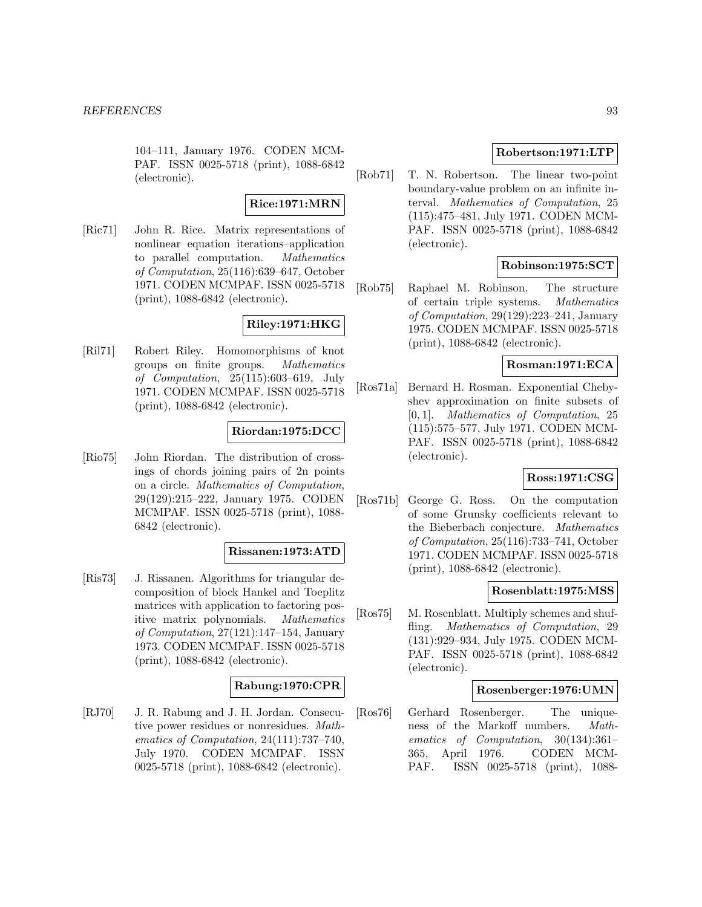104–111, January 1976. CODEN MCMPAF. ISSN 0025-5718 (print), 1088-6842 (electronic).

**Rice:1971:MRN**

[Ric71] John R. Rice. Matrix representations of nonlinear equation iterations–application to parallel computation. *Mathematics of Computation*, 25(116):639–647, October 1971. CODEN MCMPAF. ISSN 0025-5718 (print), 1088-6842 (electronic).

**Riley:1971:HKG**

[Ril71] Robert Riley. Homomorphisms of knot groups on finite groups. *Mathematics of Computation*, 25(115):603–619, July 1971. CODEN MCMPAF. ISSN 0025-5718 (print), 1088-6842 (electronic).

**Riordan:1975:DCC**

[Rio75] John Riordan. The distribution of crossings of chords joining pairs of 2n points on a circle. *Mathematics of Computation*, 29(129):215–222, January 1975. CODEN MCMPAF. ISSN 0025-5718 (print), 1088-6842 (electronic).

**Rissanen:1973:ATD**

[Ris73] J. Rissanen. Algorithms for triangular decomposition of block Hankel and Toeplitz matrices with application to factoring positive matrix polynomials. *Mathematics of Computation*, 27(121):147–154, January 1973. CODEN MCMPAF. ISSN 0025-5718 (print), 1088-6842 (electronic).

**Rabung:1970:CPR**

[RJ70] J. R. Rabung and J. H. Jordan. Consecutive power residues or nonresidues. *Mathematics of Computation*, 24(111):737–740, July 1970. CODEN MCMPAF. ISSN 0025-5718 (print), 1088-6842 (electronic).

**Robertson:1971:LTP**

[Rob71] T. N. Robertson. The linear two-point boundary-value problem on an infinite interval. *Mathematics of Computation*, 25 (115):475–481, July 1971. CODEN MCMPAF. ISSN 0025-5718 (print), 1088-6842 (electronic).

**Robinson:1975:SCT**

[Rob75] Raphael M. Robinson. The structure of certain triple systems. *Mathematics of Computation*, 29(129):223–241, January 1975. CODEN MCMPAF. ISSN 0025-5718 (print), 1088-6842 (electronic).

**Rosman:1971:ECA**

[Ros71a] Bernard H. Rosman. Exponential Chebyshev approximation on finite subsets of $[0,1]$. *Mathematics of Computation*, 25 (115):575–577, July 1971. CODEN MCMPAF. ISSN 0025-5718 (print), 1088-6842 (electronic).

**Ross:1971:CSG**

[Ros71b] George G. Ross. On the computation of some Grunsky coefficients relevant to the Bieberbach conjecture. *Mathematics of Computation*, 25(116):733–741, October 1971. CODEN MCMPAF. ISSN 0025-5718 (print), 1088-6842 (electronic).

**Rosenblatt:1975:MSS**

[Ros75] M. Rosenblatt. Multiply schemes and shuffling. *Mathematics of Computation*, 29 (131):929–934, July 1975. CODEN MCMPAF. ISSN 0025-5718 (print), 1088-6842 (electronic).

**Rosenberger:1976:UMN**

[Ros76] Gerhard Rosenberger. The uniqueness of the Markoff numbers. *Mathematics of Computation*, 30(134):361–365, April 1976. CODEN MCMPAF. ISSN 0025-5718 (print), 1088-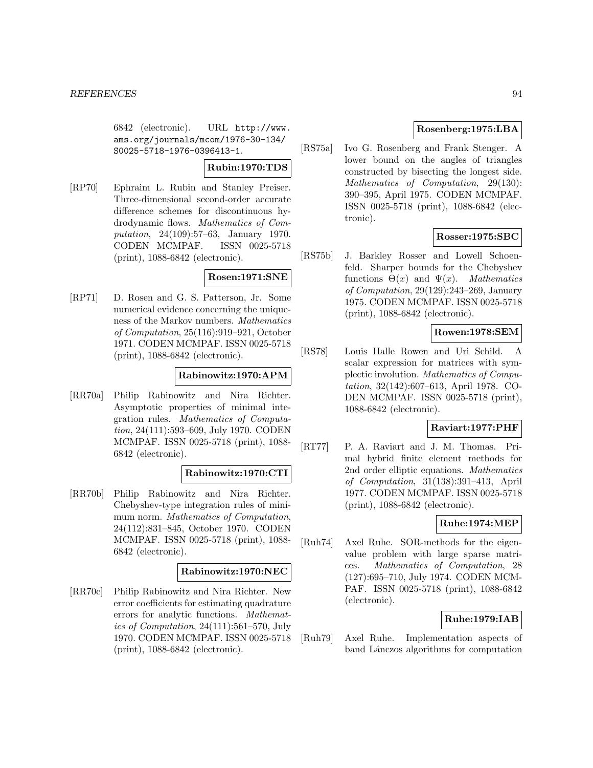6842 (electronic). URL http://www.ams.org/journals/mcom/1976-30-134/S0025-5718-1976-0396413-1.

**Rubin:1970:TDS**

[RP70] Ephraim L. Rubin and Stanley Preiser. Three-dimensional second-order accurate difference schemes for discontinuous hydrodynamic flows. *Mathematics of Computation*, 24(109):57–63, January 1970. CODEN MCMPAF. ISSN 0025-5718 (print), 1088-6842 (electronic).

**Rosen:1971:SNE**

[RP71] D. Rosen and G. S. Patterson, Jr. Some numerical evidence concerning the uniqueness of the Markov numbers. *Mathematics of Computation*, 25(116):919–921, October 1971. CODEN MCMPAF. ISSN 0025-5718 (print), 1088-6842 (electronic).

**Rabinowitz:1970:APM**

[RR70a] Philip Rabinowitz and Nira Richter. Asymptotic properties of minimal integration rules. *Mathematics of Computation*, 24(111):593–609, July 1970. CODEN MCMPAF. ISSN 0025-5718 (print), 1088-6842 (electronic).

**Rabinowitz:1970:CTI**

[RR70b] Philip Rabinowitz and Nira Richter. Chebyshev-type integration rules of minimum norm. *Mathematics of Computation*, 24(112):831–845, October 1970. CODEN MCMPAF. ISSN 0025-5718 (print), 1088-6842 (electronic).

**Rabinowitz:1970:NEC**

[RR70c] Philip Rabinowitz and Nira Richter. New error coefficients for estimating quadrature errors for analytic functions. *Mathematics of Computation*, 24(111):561–570, July 1970. CODEN MCMPAF. ISSN 0025-5718 (print), 1088-6842 (electronic).

**Rosenberg:1975:LBA**

[RS75a] Ivo G. Rosenberg and Frank Stenger. A lower bound on the angles of triangles constructed by bisecting the longest side. *Mathematics of Computation*, 29(130): 390–395, April 1975. CODEN MCMPAF. ISSN 0025-5718 (print), 1088-6842 (electronic).

**Rosser:1975:SBC**

[RS75b] J. Barkley Rosser and Lowell Schoenfeld. Sharper bounds for the Chebyshev functions $\Theta(x)$ and $\Psi(x)$. *Mathematics of Computation*, 29(129):243–269, January 1975. CODEN MCMPAF. ISSN 0025-5718 (print), 1088-6842 (electronic).

**Rowen:1978:SEM**

[RS78] Louis Halle Rowen and Uri Schild. A scalar expression for matrices with symplectic involution. *Mathematics of Computation*, 32(142):607–613, April 1978. CODEN MCMPAF. ISSN 0025-5718 (print), 1088-6842 (electronic).

**Raviart:1977:PHF**

[RT77] P. A. Raviart and J. M. Thomas. Primal hybrid finite element methods for 2nd order elliptic equations. *Mathematics of Computation*, 31(138):391–413, April 1977. CODEN MCMPAF. ISSN 0025-5718 (print), 1088-6842 (electronic).

**Ruhe:1974:MEP**

[Ruh74] Axel Ruhe. SOR-methods for the eigenvalue problem with large sparse matrices. *Mathematics of Computation*, 28 (127):695–710, July 1974. CODEN MCMPAF. ISSN 0025-5718 (print), 1088-6842 (electronic).

**Ruhe:1979:IAB**

[Ruh79] Axel Ruhe. Implementation aspects of band Lánczos algorithms for computation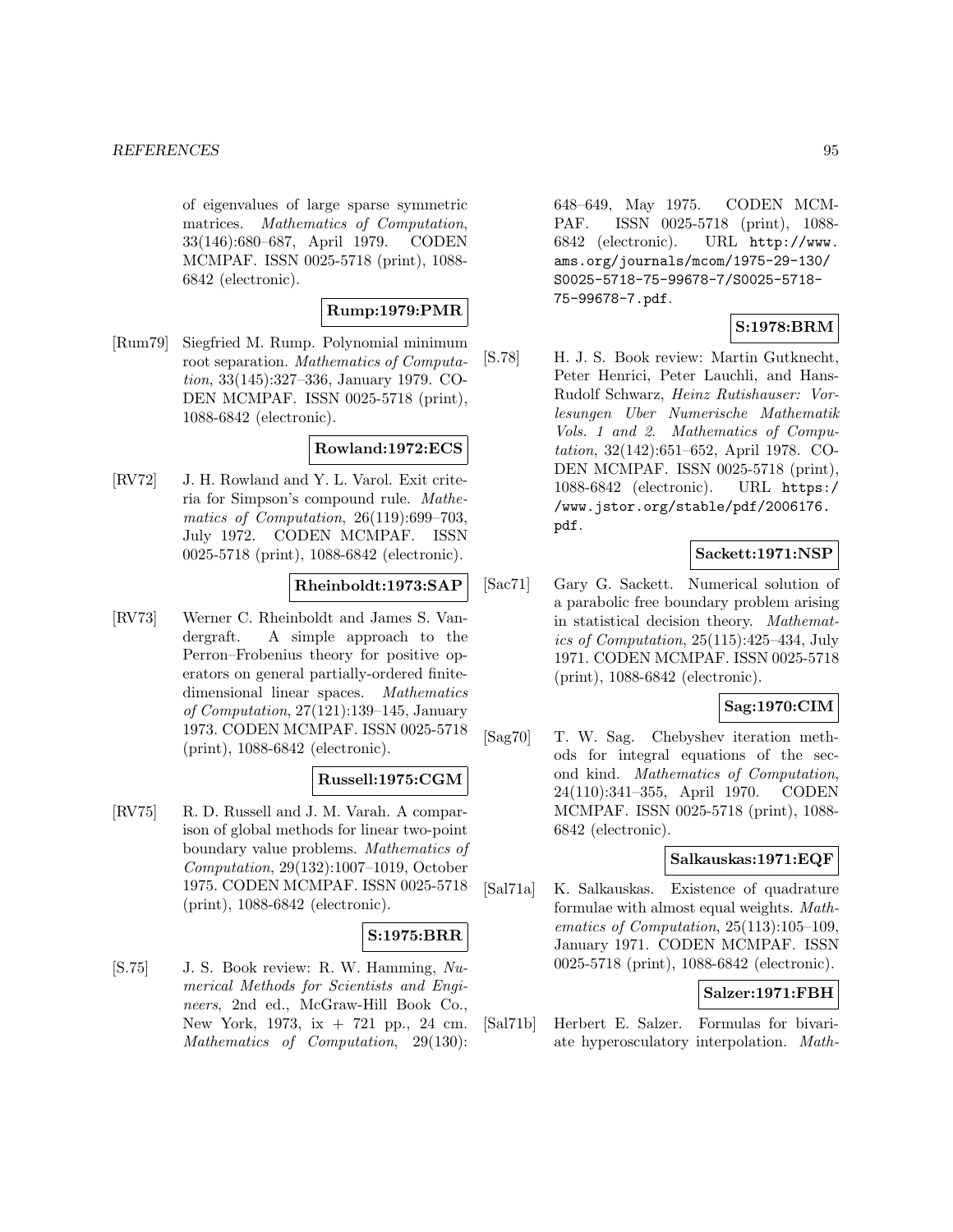of eigenvalues of large sparse symmetric matrices. *Mathematics of Computation*, 33(146):680–687, April 1979. CODEN MCMPAF. ISSN 0025-5718 (print), 1088-6842 (electronic).

**Rump:1979:PMR**

[Rum79] Siegfried M. Rump. Polynomial minimum root separation. *Mathematics of Computation*, 33(145):327–336, January 1979. CODEN MCMPAF. ISSN 0025-5718 (print), 1088-6842 (electronic).

**Rowland:1972:ECS**

[RV72] J. H. Rowland and Y. L. Varol. Exit criteria for Simpson's compound rule. *Mathematics of Computation*, 26(119):699–703, July 1972. CODEN MCMPAF. ISSN 0025-5718 (print), 1088-6842 (electronic).

**Rheinboldt:1973:SAP**

[RV73] Werner C. Rheinboldt and James S. Vandergraft. A simple approach to the Perron–Frobenius theory for positive operators on general partially-ordered finite-dimensional linear spaces. *Mathematics of Computation*, 27(121):139–145, January 1973. CODEN MCMPAF. ISSN 0025-5718 (print), 1088-6842 (electronic).

**Russell:1975:CGM**

[RV75] R. D. Russell and J. M. Varah. A comparison of global methods for linear two-point boundary value problems. *Mathematics of Computation*, 29(132):1007–1019, October 1975. CODEN MCMPAF. ISSN 0025-5718 (print), 1088-6842 (electronic).

**S:1975:BRR**

[S.75] J. S. Book review: R. W. Hamming, *Numerical Methods for Scientists and Engineers*, 2nd ed., McGraw-Hill Book Co., New York, 1973, ix + 721 pp., 24 cm. *Mathematics of Computation*, 29(130): 648–649, May 1975. CODEN MCMPAF. ISSN 0025-5718 (print), 1088-6842 (electronic). URL http://www.ams.org/journals/mcom/1975-29-130/S0025-5718-75-99678-7/S0025-5718-75-99678-7.pdf.

**S:1978:BRM**

[S.78] H. J. S. Book review: Martin Gutknecht, Peter Henrici, Peter Lauchli, and Hans-Rudolf Schwarz, *Heinz Rutishauser: Vorlesungen Uber Numerische Mathematik Vols. 1 and 2*. *Mathematics of Computation*, 32(142):651–652, April 1978. CODEN MCMPAF. ISSN 0025-5718 (print), 1088-6842 (electronic). URL https://www.jstor.org/stable/pdf/2006176.pdf.

**Sackett:1971:NSP**

[Sac71] Gary G. Sackett. Numerical solution of a parabolic free boundary problem arising in statistical decision theory. *Mathematics of Computation*, 25(115):425–434, July 1971. CODEN MCMPAF. ISSN 0025-5718 (print), 1088-6842 (electronic).

**Sag:1970:CIM**

[Sag70] T. W. Sag. Chebyshev iteration methods for integral equations of the second kind. *Mathematics of Computation*, 24(110):341–355, April 1970. CODEN MCMPAF. ISSN 0025-5718 (print), 1088-6842 (electronic).

**Salkauskas:1971:EQF**

[Sal71a] K. Salkauskas. Existence of quadrature formulae with almost equal weights. *Mathematics of Computation*, 25(113):105–109, January 1971. CODEN MCMPAF. ISSN 0025-5718 (print), 1088-6842 (electronic).

**Salzer:1971:FBH**

[Sal71b] Herbert E. Salzer. Formulas for bivariate hyperosculatory interpolation. *Math-*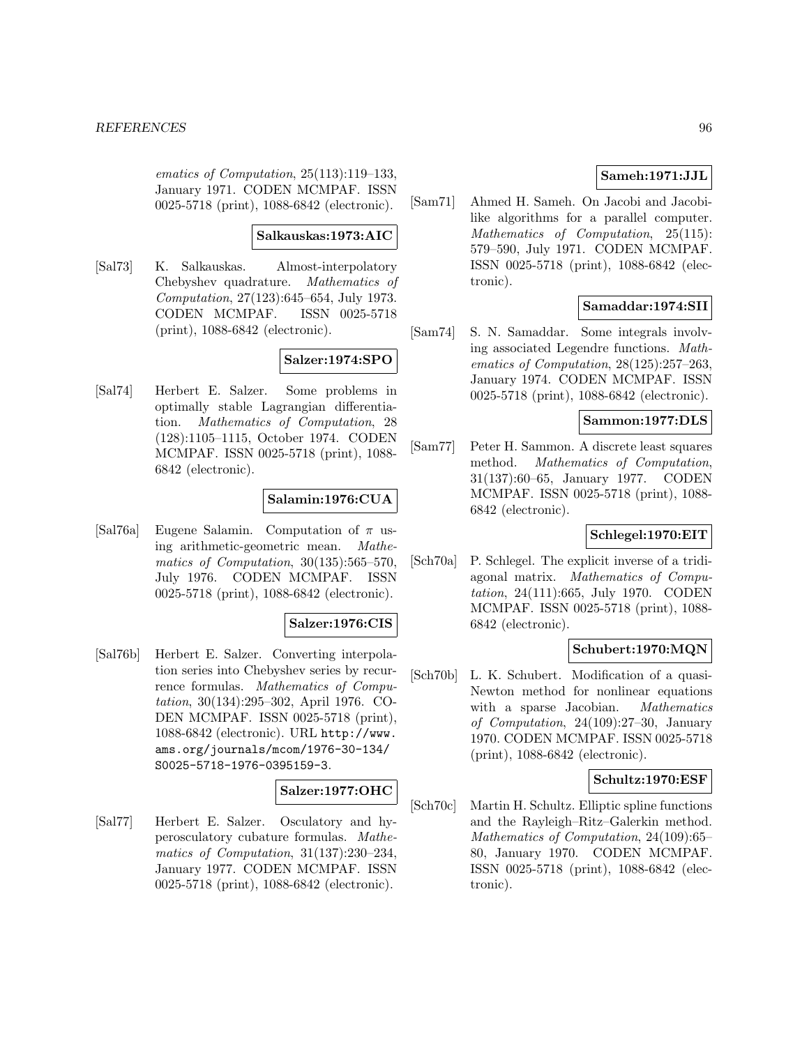*ematics of Computation*, 25(113):119–133, January 1971. CODEN MCMPAF. ISSN 0025-5718 (print), 1088-6842 (electronic).

**Salkauskas:1973:AIC**

[Sal73] K. Salkauskas. Almost-interpolatory Chebyshev quadrature. *Mathematics of Computation*, 27(123):645–654, July 1973. CODEN MCMPAF. ISSN 0025-5718 (print), 1088-6842 (electronic).

**Salzer:1974:SPO**

[Sal74] Herbert E. Salzer. Some problems in optimally stable Lagrangian differentiation. *Mathematics of Computation*, 28 (128):1105–1115, October 1974. CODEN MCMPAF. ISSN 0025-5718 (print), 1088-6842 (electronic).

**Salamin:1976:CUA**

[Sal76a] Eugene Salamin. Computation of $\pi$ using arithmetic-geometric mean. *Mathematics of Computation*, 30(135):565–570, July 1976. CODEN MCMPAF. ISSN 0025-5718 (print), 1088-6842 (electronic).

**Salzer:1976:CIS**

[Sal76b] Herbert E. Salzer. Converting interpolation series into Chebyshev series by recurrence formulas. *Mathematics of Computation*, 30(134):295–302, April 1976. CODEN MCMPAF. ISSN 0025-5718 (print), 1088-6842 (electronic). URL http://www.ams.org/journals/mcom/1976-30-134/S0025-5718-1976-0395159-3.

**Salzer:1977:OHC**

[Sal77] Herbert E. Salzer. Osculatory and hyperosculatory cubature formulas. *Mathematics of Computation*, 31(137):230–234, January 1977. CODEN MCMPAF. ISSN 0025-5718 (print), 1088-6842 (electronic).

**Sameh:1971:JJL**

[Sam71] Ahmed H. Sameh. On Jacobi and Jacobi-like algorithms for a parallel computer. *Mathematics of Computation*, 25(115): 579–590, July 1971. CODEN MCMPAF. ISSN 0025-5718 (print), 1088-6842 (electronic).

**Samaddar:1974:SII**

[Sam74] S. N. Samaddar. Some integrals involving associated Legendre functions. *Mathematics of Computation*, 28(125):257–263, January 1974. CODEN MCMPAF. ISSN 0025-5718 (print), 1088-6842 (electronic).

**Sammon:1977:DLS**

[Sam77] Peter H. Sammon. A discrete least squares method. *Mathematics of Computation*, 31(137):60–65, January 1977. CODEN MCMPAF. ISSN 0025-5718 (print), 1088-6842 (electronic).

**Schlegel:1970:EIT**

[Sch70a] P. Schlegel. The explicit inverse of a tridiagonal matrix. *Mathematics of Computation*, 24(111):665, July 1970. CODEN MCMPAF. ISSN 0025-5718 (print), 1088-6842 (electronic).

**Schubert:1970:MQN**

[Sch70b] L. K. Schubert. Modification of a quasi-Newton method for nonlinear equations with a sparse Jacobian. *Mathematics of Computation*, 24(109):27–30, January 1970. CODEN MCMPAF. ISSN 0025-5718 (print), 1088-6842 (electronic).

**Schultz:1970:ESF**

[Sch70c] Martin H. Schultz. Elliptic spline functions and the Rayleigh–Ritz–Galerkin method. *Mathematics of Computation*, 24(109):65–80, January 1970. CODEN MCMPAF. ISSN 0025-5718 (print), 1088-6842 (electronic).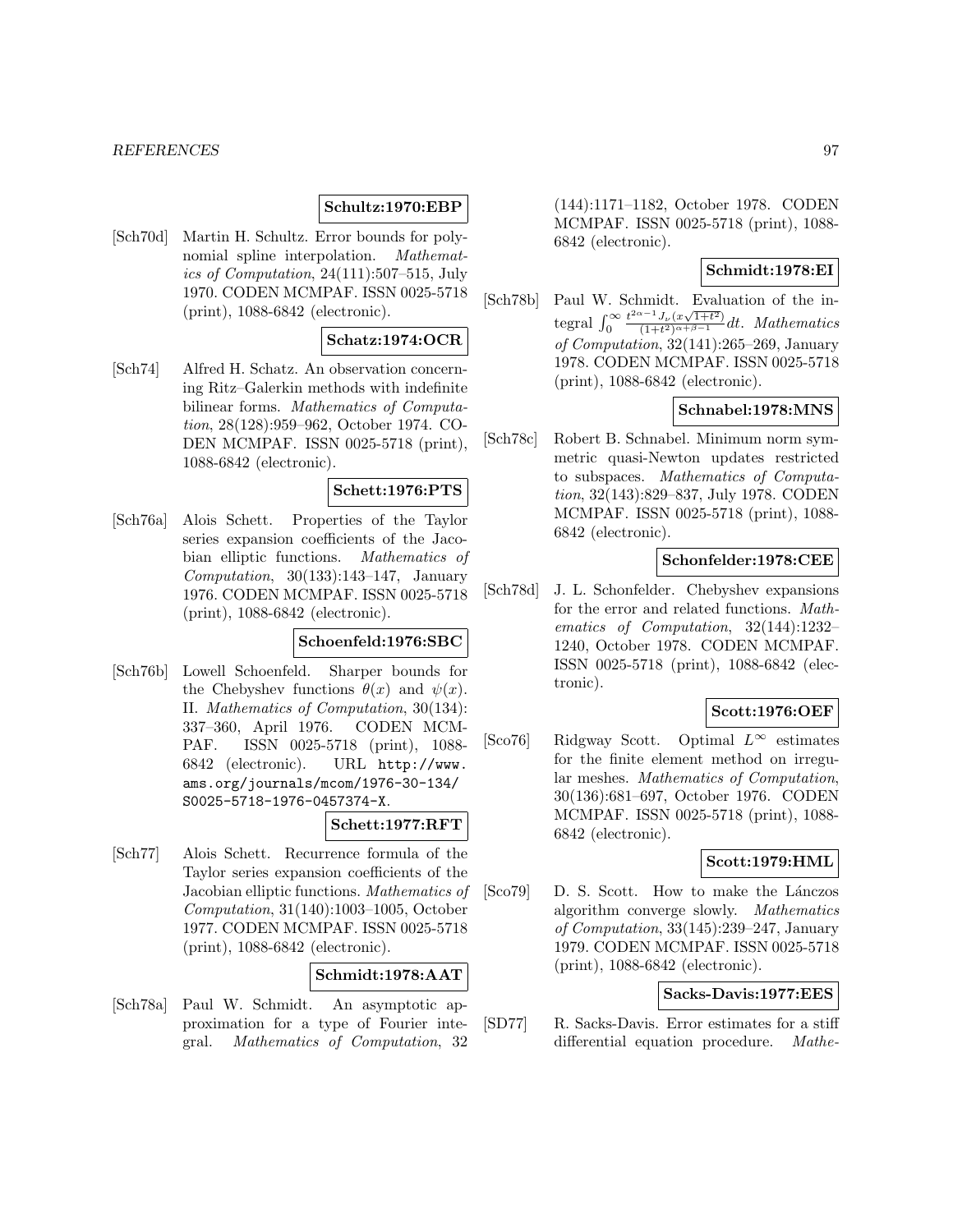**Schultz:1970:EBP**

[Sch70d] Martin H. Schultz. Error bounds for polynomial spline interpolation. *Mathematics of Computation*, 24(111):507–515, July 1970. CODEN MCMPAF. ISSN 0025-5718 (print), 1088-6842 (electronic).

**Schatz:1974:OCR**

[Sch74] Alfred H. Schatz. An observation concerning Ritz–Galerkin methods with indefinite bilinear forms. *Mathematics of Computation*, 28(128):959–962, October 1974. CODEN MCMPAF. ISSN 0025-5718 (print), 1088-6842 (electronic).

**Schett:1976:PTS**

[Sch76a] Alois Schett. Properties of the Taylor series expansion coefficients of the Jacobian elliptic functions. *Mathematics of Computation*, 30(133):143–147, January 1976. CODEN MCMPAF. ISSN 0025-5718 (print), 1088-6842 (electronic).

**Schoenfeld:1976:SBC**

[Sch76b] Lowell Schoenfeld. Sharper bounds for the Chebyshev functions $\theta(x)$ and $\psi(x)$. II. *Mathematics of Computation*, 30(134): 337–360, April 1976. CODEN MCMPAF. ISSN 0025-5718 (print), 1088-6842 (electronic). URL http://www.ams.org/journals/mcom/1976-30-134/S0025-5718-1976-0457374-X.

**Schett:1977:RFT**

[Sch77] Alois Schett. Recurrence formula of the Taylor series expansion coefficients of the Jacobian elliptic functions. *Mathematics of Computation*, 31(140):1003–1005, October 1977. CODEN MCMPAF. ISSN 0025-5718 (print), 1088-6842 (electronic).

**Schmidt:1978:AAT**

[Sch78a] Paul W. Schmidt. An asymptotic approximation for a type of Fourier integral. *Mathematics of Computation*, 32 (144):1171–1182, October 1978. CODEN MCMPAF. ISSN 0025-5718 (print), 1088-6842 (electronic).

**Schmidt:1978:EI**

[Sch78b] Paul W. Schmidt. Evaluation of the integral $\int_0^\infty \frac{t^{2\alpha-1}J_\nu(x\sqrt{1+t^2})}{(1+t^2)^{\alpha+\beta-1}}dt$. *Mathematics of Computation*, 32(141):265–269, January 1978. CODEN MCMPAF. ISSN 0025-5718 (print), 1088-6842 (electronic).

**Schnabel:1978:MNS**

[Sch78c] Robert B. Schnabel. Minimum norm symmetric quasi-Newton updates restricted to subspaces. *Mathematics of Computation*, 32(143):829–837, July 1978. CODEN MCMPAF. ISSN 0025-5718 (print), 1088-6842 (electronic).

**Schonfelder:1978:CEE**

[Sch78d] J. L. Schonfelder. Chebyshev expansions for the error and related functions. *Mathematics of Computation*, 32(144):1232–1240, October 1978. CODEN MCMPAF. ISSN 0025-5718 (print), 1088-6842 (electronic).

**Scott:1976:OEF**

[Sco76] Ridgway Scott. Optimal $L^\infty$ estimates for the finite element method on irregular meshes. *Mathematics of Computation*, 30(136):681–697, October 1976. CODEN MCMPAF. ISSN 0025-5718 (print), 1088-6842 (electronic).

**Scott:1979:HML**

[Sco79] D. S. Scott. How to make the Lánczos algorithm converge slowly. *Mathematics of Computation*, 33(145):239–247, January 1979. CODEN MCMPAF. ISSN 0025-5718 (print), 1088-6842 (electronic).

**Sacks-Davis:1977:EES**

[SD77] R. Sacks-Davis. Error estimates for a stiff differential equation procedure. *Mathe-*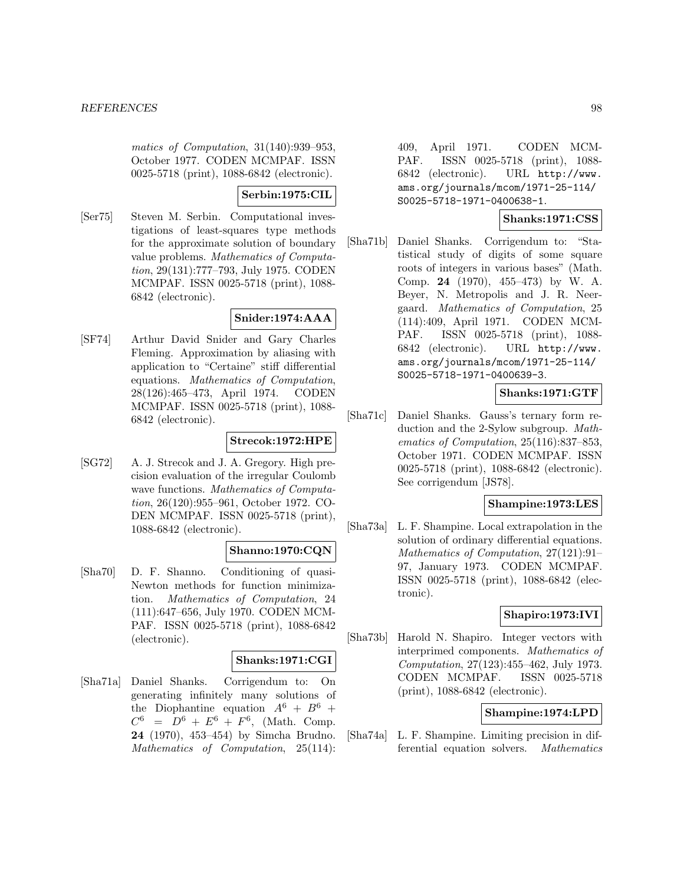*matics of Computation*, 31(140):939–953, October 1977. CODEN MCMPAF. ISSN 0025-5718 (print), 1088-6842 (electronic).

**Serbin:1975:CIL**

[Ser75] Steven M. Serbin. Computational investigations of least-squares type methods for the approximate solution of boundary value problems. *Mathematics of Computation*, 29(131):777–793, July 1975. CODEN MCMPAF. ISSN 0025-5718 (print), 1088-6842 (electronic).

**Snider:1974:AAA**

[SF74] Arthur David Snider and Gary Charles Fleming. Approximation by aliasing with application to "Certaine" stiff differential equations. *Mathematics of Computation*, 28(126):465–473, April 1974. CODEN MCMPAF. ISSN 0025-5718 (print), 1088-6842 (electronic).

**Strecok:1972:HPE**

[SG72] A. J. Strecok and J. A. Gregory. High precision evaluation of the irregular Coulomb wave functions. *Mathematics of Computation*, 26(120):955–961, October 1972. CODEN MCMPAF. ISSN 0025-5718 (print), 1088-6842 (electronic).

**Shanno:1970:CQN**

[Sha70] D. F. Shanno. Conditioning of quasi-Newton methods for function minimization. *Mathematics of Computation*, 24 (111):647–656, July 1970. CODEN MCMPAF. ISSN 0025-5718 (print), 1088-6842 (electronic).

**Shanks:1971:CGI**

[Sha71a] Daniel Shanks. Corrigendum to: On generating infinitely many solutions of the Diophantine equation $A^6 + B^6 + C^6 = D^6 + E^6 + F^6$, (Math. Comp. **24** (1970), 453–454) by Simcha Brudno. *Mathematics of Computation*, 25(114): 409, April 1971. CODEN MCMPAF. ISSN 0025-5718 (print), 1088-6842 (electronic). URL http://www.ams.org/journals/mcom/1971-25-114/S0025-5718-1971-0400638-1.

**Shanks:1971:CSS**

[Sha71b] Daniel Shanks. Corrigendum to: "Statistical study of digits of some square roots of integers in various bases" (Math. Comp. **24** (1970), 455–473) by W. A. Beyer, N. Metropolis and J. R. Neergaard. *Mathematics of Computation*, 25 (114):409, April 1971. CODEN MCMPAF. ISSN 0025-5718 (print), 1088-6842 (electronic). URL http://www.ams.org/journals/mcom/1971-25-114/S0025-5718-1971-0400639-3.

**Shanks:1971:GTF**

[Sha71c] Daniel Shanks. Gauss's ternary form reduction and the 2-Sylow subgroup. *Mathematics of Computation*, 25(116):837–853, October 1971. CODEN MCMPAF. ISSN 0025-5718 (print), 1088-6842 (electronic). See corrigendum [JS78].

**Shampine:1973:LES**

[Sha73a] L. F. Shampine. Local extrapolation in the solution of ordinary differential equations. *Mathematics of Computation*, 27(121):91–97, January 1973. CODEN MCMPAF. ISSN 0025-5718 (print), 1088-6842 (electronic).

**Shapiro:1973:IVI**

[Sha73b] Harold N. Shapiro. Integer vectors with interprimed components. *Mathematics of Computation*, 27(123):455–462, July 1973. CODEN MCMPAF. ISSN 0025-5718 (print), 1088-6842 (electronic).

**Shampine:1974:LPD**

[Sha74a] L. F. Shampine. Limiting precision in differential equation solvers. *Mathematics*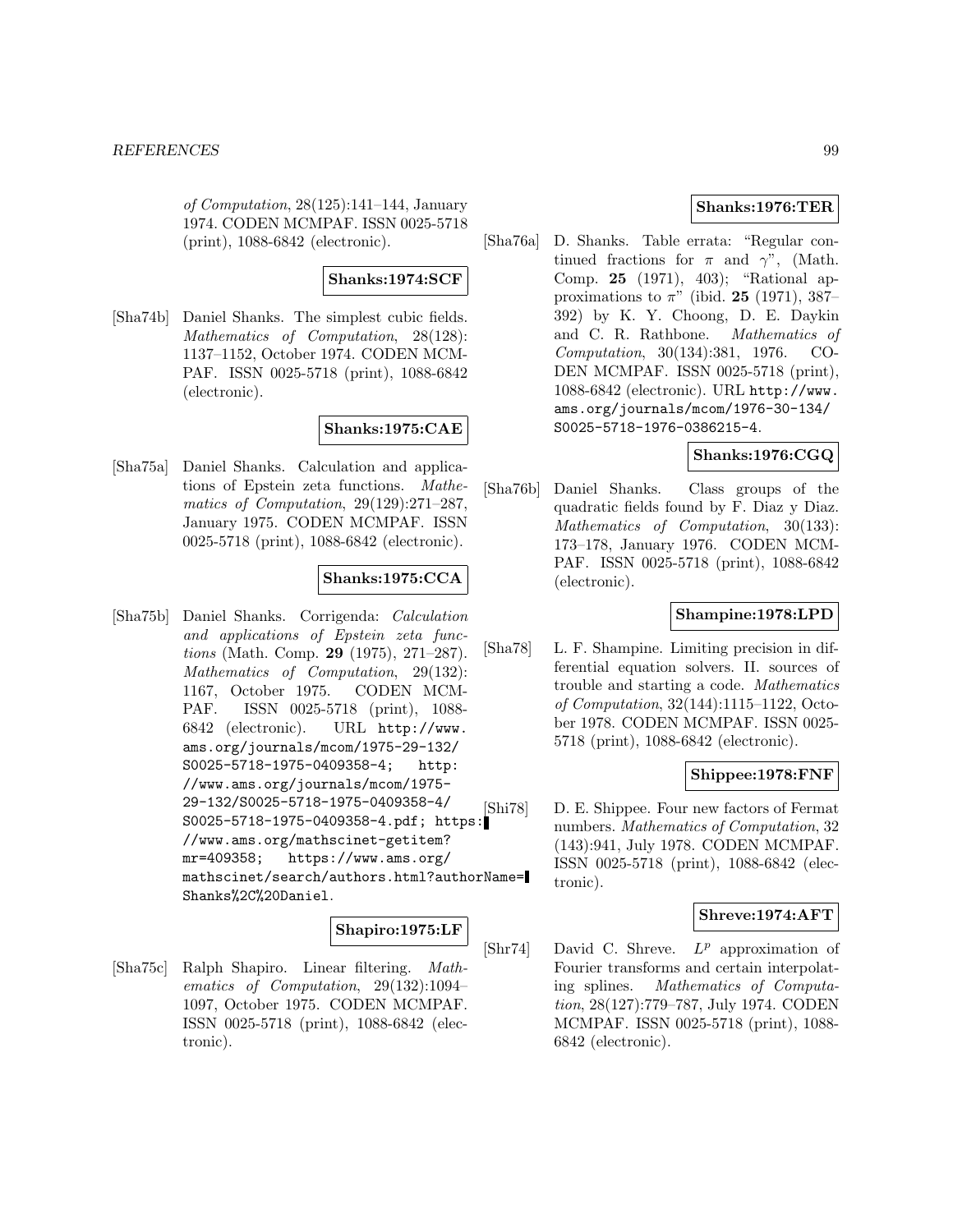*of Computation*, 28(125):141–144, January 1974. CODEN MCMPAF. ISSN 0025-5718 (print), 1088-6842 (electronic).

**Shanks:1974:SCF**

[Sha74b] Daniel Shanks. The simplest cubic fields. *Mathematics of Computation*, 28(128): 1137–1152, October 1974. CODEN MCMPAF. ISSN 0025-5718 (print), 1088-6842 (electronic).

**Shanks:1975:CAE**

[Sha75a] Daniel Shanks. Calculation and applications of Epstein zeta functions. *Mathematics of Computation*, 29(129):271–287, January 1975. CODEN MCMPAF. ISSN 0025-5718 (print), 1088-6842 (electronic).

**Shanks:1975:CCA**

[Sha75b] Daniel Shanks. Corrigenda: *Calculation and applications of Epstein zeta functions* (Math. Comp. **29** (1975), 271–287). *Mathematics of Computation*, 29(132): 1167, October 1975. CODEN MCMPAF. ISSN 0025-5718 (print), 1088-6842 (electronic). URL http://www.ams.org/journals/mcom/1975-29-132/S0025-5718-1975-0409358-4; http://www.ams.org/journals/mcom/1975-29-132/S0025-5718-1975-0409358-4/S0025-5718-1975-0409358-4.pdf; https://www.ams.org/mathscinet-getitem?mr=409358; https://www.ams.org/mathscinet/search/authors.html?authorName=Shanks%2C%20Daniel.

**Shapiro:1975:LF**

[Sha75c] Ralph Shapiro. Linear filtering. *Mathematics of Computation*, 29(132):1094–1097, October 1975. CODEN MCMPAF. ISSN 0025-5718 (print), 1088-6842 (electronic).

**Shanks:1976:TER**

[Sha76a] D. Shanks. Table errata: "Regular continued fractions for $\pi$ and $\gamma$", (Math. Comp. **25** (1971), 403); "Rational approximations to $\pi$" (ibid. **25** (1971), 387–392) by K. Y. Choong, D. E. Daykin and C. R. Rathbone. *Mathematics of Computation*, 30(134):381, 1976. CODEN MCMPAF. ISSN 0025-5718 (print), 1088-6842 (electronic). URL http://www.ams.org/journals/mcom/1976-30-134/S0025-5718-1976-0386215-4.

**Shanks:1976:CGQ**

[Sha76b] Daniel Shanks. Class groups of the quadratic fields found by F. Diaz y Diaz. *Mathematics of Computation*, 30(133): 173–178, January 1976. CODEN MCMPAF. ISSN 0025-5718 (print), 1088-6842 (electronic).

**Shampine:1978:LPD**

[Sha78] L. F. Shampine. Limiting precision in differential equation solvers. II. sources of trouble and starting a code. *Mathematics of Computation*, 32(144):1115–1122, October 1978. CODEN MCMPAF. ISSN 0025-5718 (print), 1088-6842 (electronic).

**Shippee:1978:FNF**

[Shi78] D. E. Shippee. Four new factors of Fermat numbers. *Mathematics of Computation*, 32 (143):941, July 1978. CODEN MCMPAF. ISSN 0025-5718 (print), 1088-6842 (electronic).

**Shreve:1974:AFT**

[Shr74] David C. Shreve. $L^p$ approximation of Fourier transforms and certain interpolating splines. *Mathematics of Computation*, 28(127):779–787, July 1974. CODEN MCMPAF. ISSN 0025-5718 (print), 1088-6842 (electronic).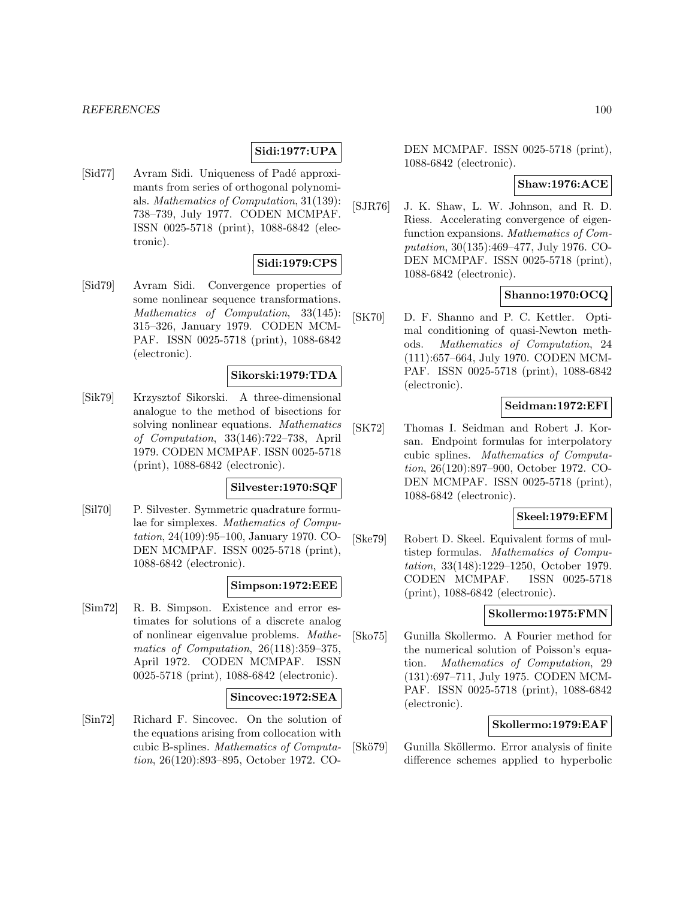**Sidi:1977:UPA**

[Sid77] Avram Sidi. Uniqueness of Padé approximants from series of orthogonal polynomials. *Mathematics of Computation*, 31(139): 738–739, July 1977. CODEN MCMPAF. ISSN 0025-5718 (print), 1088-6842 (electronic).

**Sidi:1979:CPS**

[Sid79] Avram Sidi. Convergence properties of some nonlinear sequence transformations. *Mathematics of Computation*, 33(145): 315–326, January 1979. CODEN MCMPAF. ISSN 0025-5718 (print), 1088-6842 (electronic).

**Sikorski:1979:TDA**

[Sik79] Krzysztof Sikorski. A three-dimensional analogue to the method of bisections for solving nonlinear equations. *Mathematics of Computation*, 33(146):722–738, April 1979. CODEN MCMPAF. ISSN 0025-5718 (print), 1088-6842 (electronic).

**Silvester:1970:SQF**

[Sil70] P. Silvester. Symmetric quadrature formulae for simplexes. *Mathematics of Computation*, 24(109):95–100, January 1970. CODEN MCMPAF. ISSN 0025-5718 (print), 1088-6842 (electronic).

**Simpson:1972:EEE**

[Sim72] R. B. Simpson. Existence and error estimates for solutions of a discrete analog of nonlinear eigenvalue problems. *Mathematics of Computation*, 26(118):359–375, April 1972. CODEN MCMPAF. ISSN 0025-5718 (print), 1088-6842 (electronic).

**Sincovec:1972:SEA**

[Sin72] Richard F. Sincovec. On the solution of the equations arising from collocation with cubic B-splines. *Mathematics of Computation*, 26(120):893–895, October 1972. CODEN MCMPAF. ISSN 0025-5718 (print), 1088-6842 (electronic).

**Shaw:1976:ACE**

[SJR76] J. K. Shaw, L. W. Johnson, and R. D. Riess. Accelerating convergence of eigenfunction expansions. *Mathematics of Computation*, 30(135):469–477, July 1976. CODEN MCMPAF. ISSN 0025-5718 (print), 1088-6842 (electronic).

**Shanno:1970:OCQ**

[SK70] D. F. Shanno and P. C. Kettler. Optimal conditioning of quasi-Newton methods. *Mathematics of Computation*, 24 (111):657–664, July 1970. CODEN MCMPAF. ISSN 0025-5718 (print), 1088-6842 (electronic).

**Seidman:1972:EFI**

[SK72] Thomas I. Seidman and Robert J. Korsan. Endpoint formulas for interpolatory cubic splines. *Mathematics of Computation*, 26(120):897–900, October 1972. CODEN MCMPAF. ISSN 0025-5718 (print), 1088-6842 (electronic).

**Skeel:1979:EFM**

[Ske79] Robert D. Skeel. Equivalent forms of multistep formulas. *Mathematics of Computation*, 33(148):1229–1250, October 1979. CODEN MCMPAF. ISSN 0025-5718 (print), 1088-6842 (electronic).

**Skollermo:1975:FMN**

[Sko75] Gunilla Skollermo. A Fourier method for the numerical solution of Poisson's equation. *Mathematics of Computation*, 29 (131):697–711, July 1975. CODEN MCMPAF. ISSN 0025-5718 (print), 1088-6842 (electronic).

**Skollermo:1979:EAF**

[Skö79] Gunilla Sköllermo. Error analysis of finite difference schemes applied to hyperbolic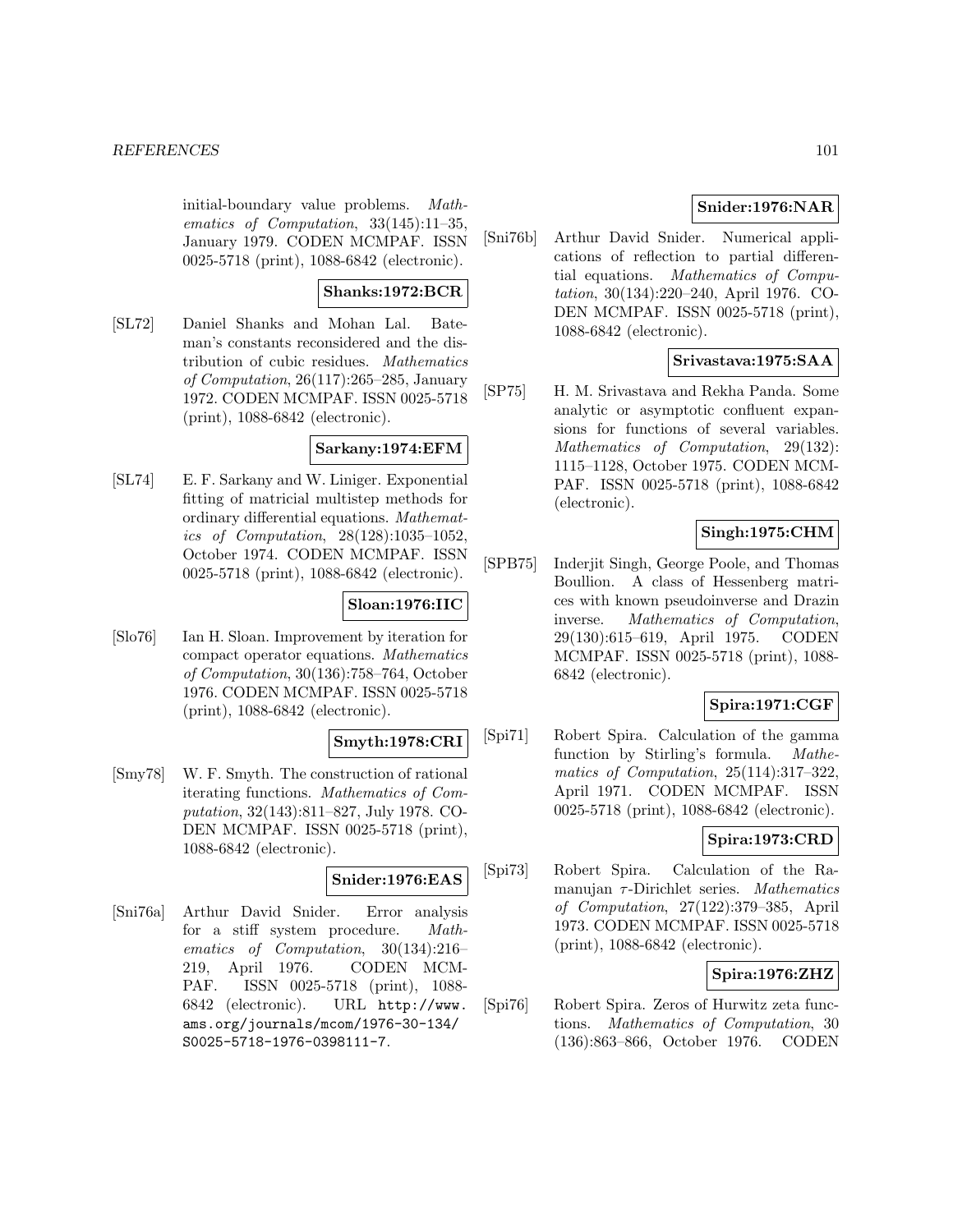initial-boundary value problems. *Mathematics of Computation*, 33(145):11–35, January 1979. CODEN MCMPAF. ISSN 0025-5718 (print), 1088-6842 (electronic).

**Shanks:1972:BCR**

[SL72] Daniel Shanks and Mohan Lal. Bateman's constants reconsidered and the distribution of cubic residues. *Mathematics of Computation*, 26(117):265–285, January 1972. CODEN MCMPAF. ISSN 0025-5718 (print), 1088-6842 (electronic).

**Sarkany:1974:EFM**

[SL74] E. F. Sarkany and W. Liniger. Exponential fitting of matricial multistep methods for ordinary differential equations. *Mathematics of Computation*, 28(128):1035–1052, October 1974. CODEN MCMPAF. ISSN 0025-5718 (print), 1088-6842 (electronic).

**Sloan:1976:IIC**

[Slo76] Ian H. Sloan. Improvement by iteration for compact operator equations. *Mathematics of Computation*, 30(136):758–764, October 1976. CODEN MCMPAF. ISSN 0025-5718 (print), 1088-6842 (electronic).

**Smyth:1978:CRI**

[Smy78] W. F. Smyth. The construction of rational iterating functions. *Mathematics of Computation*, 32(143):811–827, July 1978. CODEN MCMPAF. ISSN 0025-5718 (print), 1088-6842 (electronic).

**Snider:1976:EAS**

[Sni76a] Arthur David Snider. Error analysis for a stiff system procedure. *Mathematics of Computation*, 30(134):216–219, April 1976. CODEN MCMPAF. ISSN 0025-5718 (print), 1088-6842 (electronic). URL http://www.ams.org/journals/mcom/1976-30-134/S0025-5718-1976-0398111-7.

**Snider:1976:NAR**

[Sni76b] Arthur David Snider. Numerical applications of reflection to partial differential equations. *Mathematics of Computation*, 30(134):220–240, April 1976. CODEN MCMPAF. ISSN 0025-5718 (print), 1088-6842 (electronic).

**Srivastava:1975:SAA**

[SP75] H. M. Srivastava and Rekha Panda. Some analytic or asymptotic confluent expansions for functions of several variables. *Mathematics of Computation*, 29(132): 1115–1128, October 1975. CODEN MCMPAF. ISSN 0025-5718 (print), 1088-6842 (electronic).

**Singh:1975:CHM**

[SPB75] Inderjit Singh, George Poole, and Thomas Boullion. A class of Hessenberg matrices with known pseudoinverse and Drazin inverse. *Mathematics of Computation*, 29(130):615–619, April 1975. CODEN MCMPAF. ISSN 0025-5718 (print), 1088-6842 (electronic).

**Spira:1971:CGF**

[Spi71] Robert Spira. Calculation of the gamma function by Stirling's formula. *Mathematics of Computation*, 25(114):317–322, April 1971. CODEN MCMPAF. ISSN 0025-5718 (print), 1088-6842 (electronic).

**Spira:1973:CRD**

[Spi73] Robert Spira. Calculation of the Ramanujan $\tau$-Dirichlet series. *Mathematics of Computation*, 27(122):379–385, April 1973. CODEN MCMPAF. ISSN 0025-5718 (print), 1088-6842 (electronic).

**Spira:1976:ZHZ**

[Spi76] Robert Spira. Zeros of Hurwitz zeta functions. *Mathematics of Computation*, 30 (136):863–866, October 1976. CODEN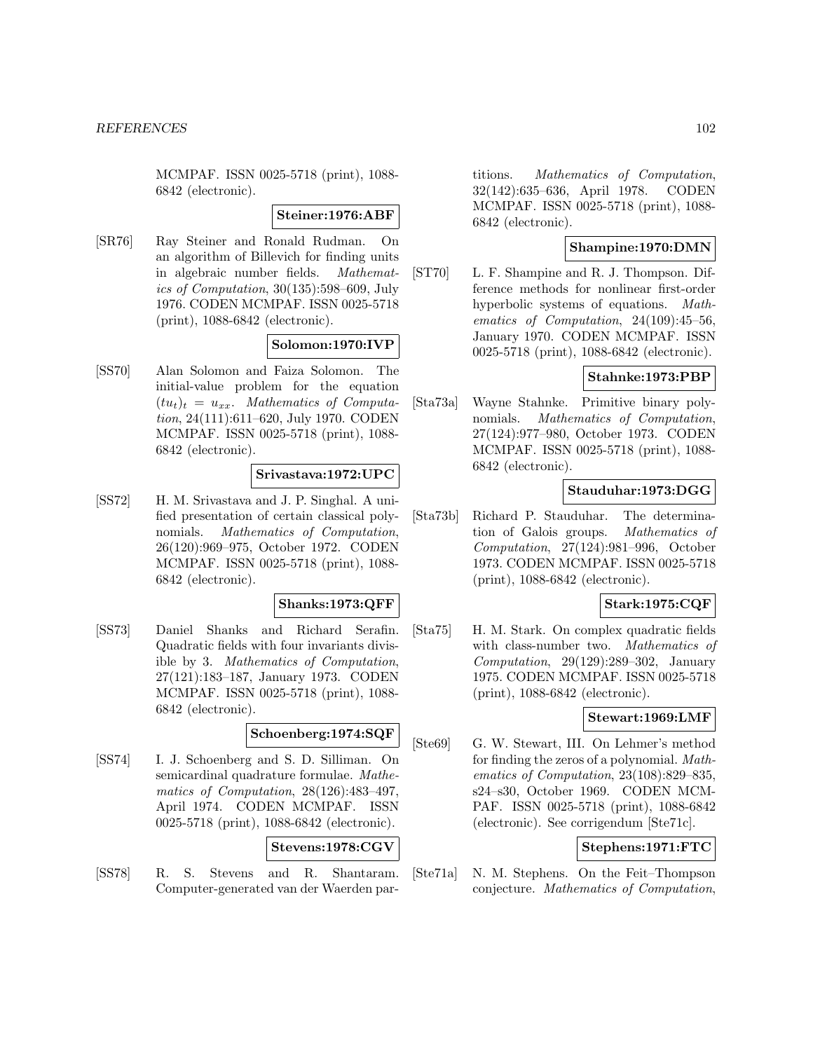MCMPAF. ISSN 0025-5718 (print), 1088-6842 (electronic).

**Steiner:1976:ABF**

[SR76] Ray Steiner and Ronald Rudman. On an algorithm of Billevich for finding units in algebraic number fields. *Mathematics of Computation*, 30(135):598–609, July 1976. CODEN MCMPAF. ISSN 0025-5718 (print), 1088-6842 (electronic).

**Solomon:1970:IVP**

[SS70] Alan Solomon and Faiza Solomon. The initial-value problem for the equation $(tu_t)_t = u_{xx}$. *Mathematics of Computation*, 24(111):611–620, July 1970. CODEN MCMPAF. ISSN 0025-5718 (print), 1088-6842 (electronic).

**Srivastava:1972:UPC**

[SS72] H. M. Srivastava and J. P. Singhal. A unified presentation of certain classical polynomials. *Mathematics of Computation*, 26(120):969–975, October 1972. CODEN MCMPAF. ISSN 0025-5718 (print), 1088-6842 (electronic).

**Shanks:1973:QFF**

[SS73] Daniel Shanks and Richard Serafin. Quadratic fields with four invariants divisible by 3. *Mathematics of Computation*, 27(121):183–187, January 1973. CODEN MCMPAF. ISSN 0025-5718 (print), 1088-6842 (electronic).

**Schoenberg:1974:SQF**

[SS74] I. J. Schoenberg and S. D. Silliman. On semicardinal quadrature formulae. *Mathematics of Computation*, 28(126):483–497, April 1974. CODEN MCMPAF. ISSN 0025-5718 (print), 1088-6842 (electronic).

**Stevens:1978:CGV**

[SS78] R. S. Stevens and R. Shantaram. Computer-generated van der Waerden partitions. *Mathematics of Computation*, 32(142):635–636, April 1978. CODEN MCMPAF. ISSN 0025-5718 (print), 1088-6842 (electronic).

**Shampine:1970:DMN**

[ST70] L. F. Shampine and R. J. Thompson. Difference methods for nonlinear first-order hyperbolic systems of equations. *Mathematics of Computation*, 24(109):45–56, January 1970. CODEN MCMPAF. ISSN 0025-5718 (print), 1088-6842 (electronic).

**Stahnke:1973:PBP**

[Sta73a] Wayne Stahnke. Primitive binary polynomials. *Mathematics of Computation*, 27(124):977–980, October 1973. CODEN MCMPAF. ISSN 0025-5718 (print), 1088-6842 (electronic).

**Stauduhar:1973:DGG**

[Sta73b] Richard P. Stauduhar. The determination of Galois groups. *Mathematics of Computation*, 27(124):981–996, October 1973. CODEN MCMPAF. ISSN 0025-5718 (print), 1088-6842 (electronic).

**Stark:1975:CQF**

[Sta75] H. M. Stark. On complex quadratic fields with class-number two. *Mathematics of Computation*, 29(129):289–302, January 1975. CODEN MCMPAF. ISSN 0025-5718 (print), 1088-6842 (electronic).

**Stewart:1969:LMF**

[Ste69] G. W. Stewart, III. On Lehmer's method for finding the zeros of a polynomial. *Mathematics of Computation*, 23(108):829–835, s24–s30, October 1969. CODEN MCMPAF. ISSN 0025-5718 (print), 1088-6842 (electronic). See corrigendum [Ste71c].

**Stephens:1971:FTC**

[Ste71a] N. M. Stephens. On the Feit–Thompson conjecture. *Mathematics of Computation*,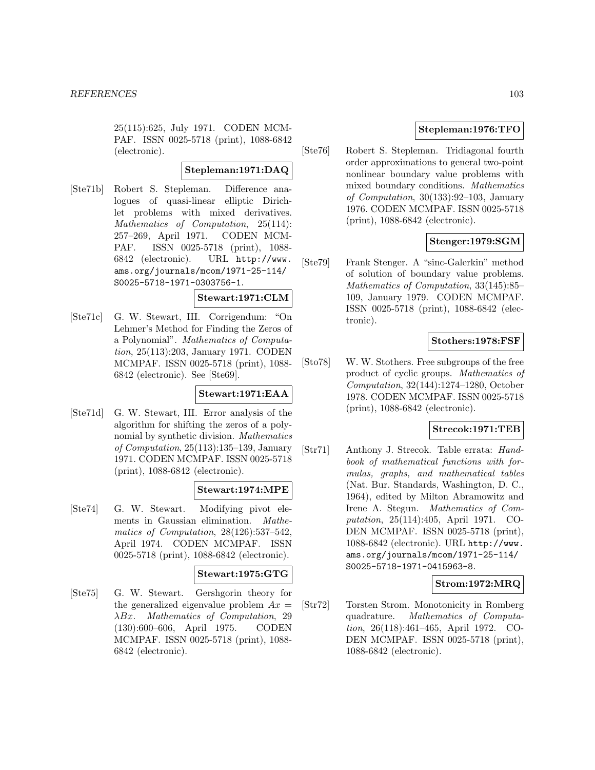25(115):625, July 1971. CODEN MCMPAF. ISSN 0025-5718 (print), 1088-6842 (electronic).

**Stepleman:1971:DAQ**

[Ste71b] Robert S. Stepleman. Difference analogues of quasi-linear elliptic Dirichlet problems with mixed derivatives. *Mathematics of Computation*, 25(114): 257–269, April 1971. CODEN MCMPAF. ISSN 0025-5718 (print), 1088-6842 (electronic). URL http://www.ams.org/journals/mcom/1971-25-114/S0025-5718-1971-0303756-1.

**Stewart:1971:CLM**

[Ste71c] G. W. Stewart, III. Corrigendum: "On Lehmer's Method for Finding the Zeros of a Polynomial". *Mathematics of Computation*, 25(113):203, January 1971. CODEN MCMPAF. ISSN 0025-5718 (print), 1088-6842 (electronic). See [Ste69].

**Stewart:1971:EAA**

[Ste71d] G. W. Stewart, III. Error analysis of the algorithm for shifting the zeros of a polynomial by synthetic division. *Mathematics of Computation*, 25(113):135–139, January 1971. CODEN MCMPAF. ISSN 0025-5718 (print), 1088-6842 (electronic).

**Stewart:1974:MPE**

[Ste74] G. W. Stewart. Modifying pivot elements in Gaussian elimination. *Mathematics of Computation*, 28(126):537–542, April 1974. CODEN MCMPAF. ISSN 0025-5718 (print), 1088-6842 (electronic).

**Stewart:1975:GTG**

[Ste75] G. W. Stewart. Gershgorin theory for the generalized eigenvalue problem $Ax = \lambda Bx$. *Mathematics of Computation*, 29 (130):600–606, April 1975. CODEN MCMPAF. ISSN 0025-5718 (print), 1088-6842 (electronic).

**Stepleman:1976:TFO**

[Ste76] Robert S. Stepleman. Tridiagonal fourth order approximations to general two-point nonlinear boundary value problems with mixed boundary conditions. *Mathematics of Computation*, 30(133):92–103, January 1976. CODEN MCMPAF. ISSN 0025-5718 (print), 1088-6842 (electronic).

**Stenger:1979:SGM**

[Ste79] Frank Stenger. A "sinc-Galerkin" method of solution of boundary value problems. *Mathematics of Computation*, 33(145):85–109, January 1979. CODEN MCMPAF. ISSN 0025-5718 (print), 1088-6842 (electronic).

**Stothers:1978:FSF**

[Sto78] W. W. Stothers. Free subgroups of the free product of cyclic groups. *Mathematics of Computation*, 32(144):1274–1280, October 1978. CODEN MCMPAF. ISSN 0025-5718 (print), 1088-6842 (electronic).

**Strecok:1971:TEB**

[Str71] Anthony J. Strecok. Table errata: *Handbook of mathematical functions with formulas, graphs, and mathematical tables* (Nat. Bur. Standards, Washington, D. C., 1964), edited by Milton Abramowitz and Irene A. Stegun. *Mathematics of Computation*, 25(114):405, April 1971. CODEN MCMPAF. ISSN 0025-5718 (print), 1088-6842 (electronic). URL http://www.ams.org/journals/mcom/1971-25-114/S0025-5718-1971-0415963-8.

**Strom:1972:MRQ**

[Str72] Torsten Strom. Monotonicity in Romberg quadrature. *Mathematics of Computation*, 26(118):461–465, April 1972. CODEN MCMPAF. ISSN 0025-5718 (print), 1088-6842 (electronic).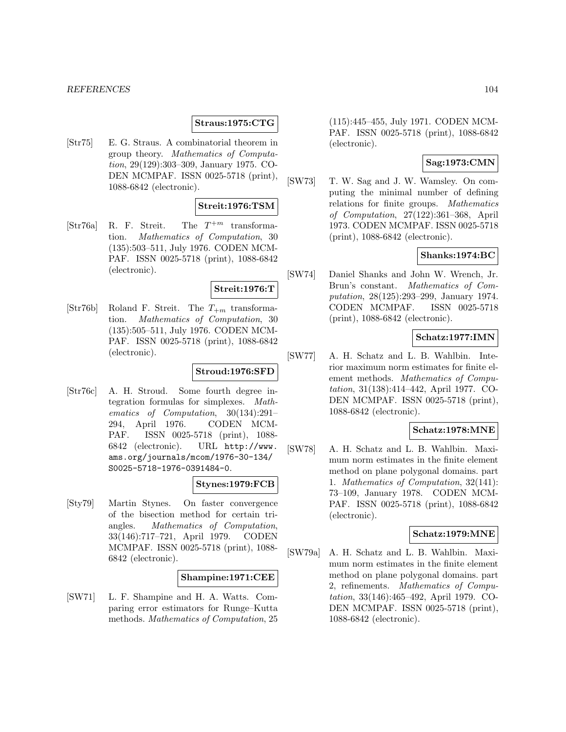**Straus:1975:CTG**

[Str75] E. G. Straus. A combinatorial theorem in group theory. *Mathematics of Computation*, 29(129):303–309, January 1975. CODEN MCMPAF. ISSN 0025-5718 (print), 1088-6842 (electronic).

**Streit:1976:TSM**

[Str76a] R. F. Streit. The $T^{+m}$ transformation. *Mathematics of Computation*, 30 (135):503–511, July 1976. CODEN MCMPAF. ISSN 0025-5718 (print), 1088-6842 (electronic).

**Streit:1976:T**

[Str76b] Roland F. Streit. The $T_{+m}$ transformation. *Mathematics of Computation*, 30 (135):505–511, July 1976. CODEN MCMPAF. ISSN 0025-5718 (print), 1088-6842 (electronic).

**Stroud:1976:SFD**

[Str76c] A. H. Stroud. Some fourth degree integration formulas for simplexes. *Mathematics of Computation*, 30(134):291–294, April 1976. CODEN MCMPAF. ISSN 0025-5718 (print), 1088-6842 (electronic). URL http://www.ams.org/journals/mcom/1976-30-134/S0025-5718-1976-0391484-0.

**Stynes:1979:FCB**

[Sty79] Martin Stynes. On faster convergence of the bisection method for certain triangles. *Mathematics of Computation*, 33(146):717–721, April 1979. CODEN MCMPAF. ISSN 0025-5718 (print), 1088-6842 (electronic).

**Shampine:1971:CEE**

[SW71] L. F. Shampine and H. A. Watts. Comparing error estimators for Runge–Kutta methods. *Mathematics of Computation*, 25 (115):445–455, July 1971. CODEN MCMPAF. ISSN 0025-5718 (print), 1088-6842 (electronic).

**Sag:1973:CMN**

[SW73] T. W. Sag and J. W. Wamsley. On computing the minimal number of defining relations for finite groups. *Mathematics of Computation*, 27(122):361–368, April 1973. CODEN MCMPAF. ISSN 0025-5718 (print), 1088-6842 (electronic).

**Shanks:1974:BC**

[SW74] Daniel Shanks and John W. Wrench, Jr. Brun's constant. *Mathematics of Computation*, 28(125):293–299, January 1974. CODEN MCMPAF. ISSN 0025-5718 (print), 1088-6842 (electronic).

**Schatz:1977:IMN**

[SW77] A. H. Schatz and L. B. Wahlbin. Interior maximum norm estimates for finite element methods. *Mathematics of Computation*, 31(138):414–442, April 1977. CODEN MCMPAF. ISSN 0025-5718 (print), 1088-6842 (electronic).

**Schatz:1978:MNE**

[SW78] A. H. Schatz and L. B. Wahlbin. Maximum norm estimates in the finite element method on plane polygonal domains. part 1. *Mathematics of Computation*, 32(141): 73–109, January 1978. CODEN MCMPAF. ISSN 0025-5718 (print), 1088-6842 (electronic).

**Schatz:1979:MNE**

[SW79a] A. H. Schatz and L. B. Wahlbin. Maximum norm estimates in the finite element method on plane polygonal domains. part 2, refinements. *Mathematics of Computation*, 33(146):465–492, April 1979. CODEN MCMPAF. ISSN 0025-5718 (print), 1088-6842 (electronic).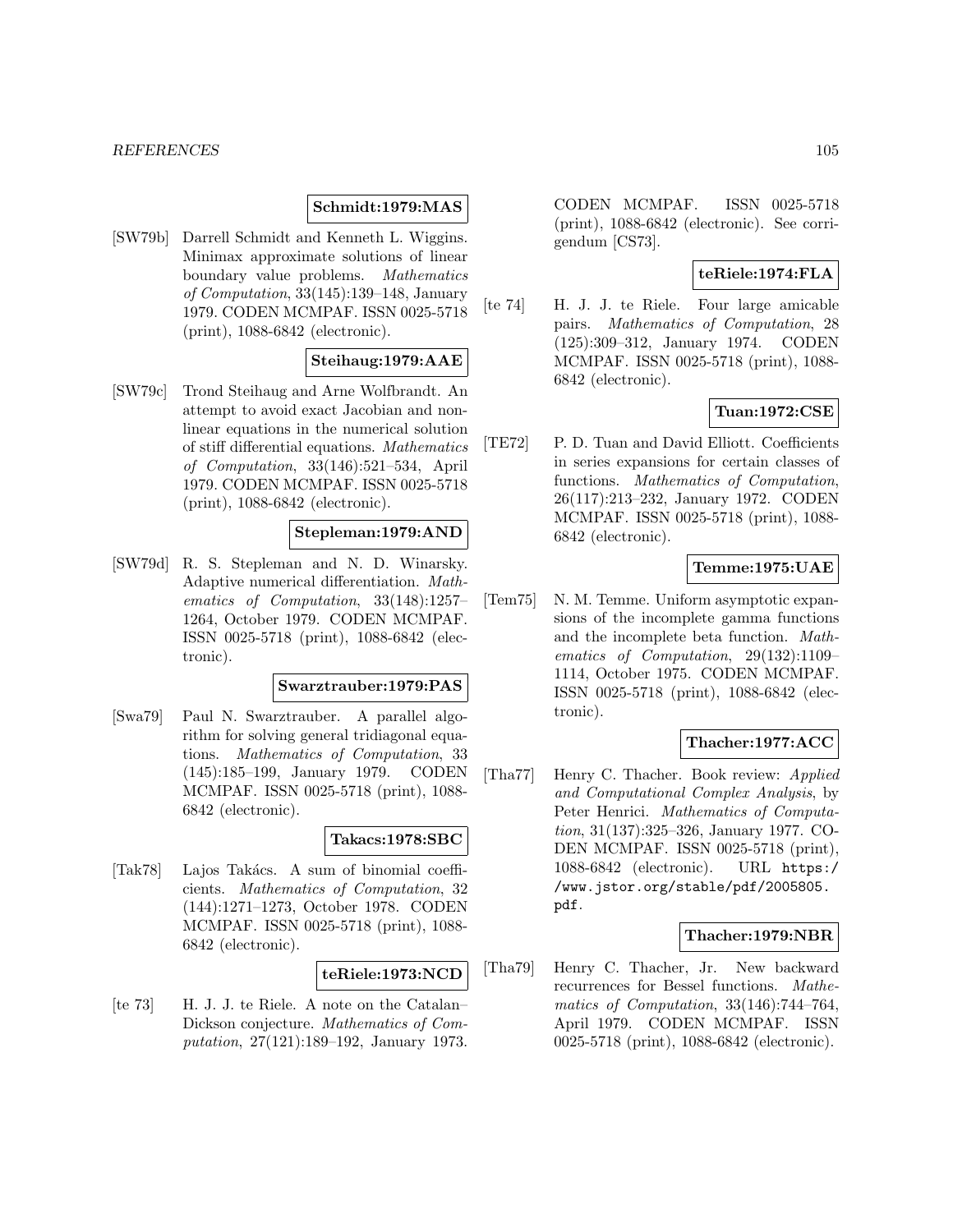**Schmidt:1979:MAS**

[SW79b] Darrell Schmidt and Kenneth L. Wiggins. Minimax approximate solutions of linear boundary value problems. *Mathematics of Computation*, 33(145):139–148, January 1979. CODEN MCMPAF. ISSN 0025-5718 (print), 1088-6842 (electronic).

**Steihaug:1979:AAE**

[SW79c] Trond Steihaug and Arne Wolfbrandt. An attempt to avoid exact Jacobian and nonlinear equations in the numerical solution of stiff differential equations. *Mathematics of Computation*, 33(146):521–534, April 1979. CODEN MCMPAF. ISSN 0025-5718 (print), 1088-6842 (electronic).

**Stepleman:1979:AND**

[SW79d] R. S. Stepleman and N. D. Winarsky. Adaptive numerical differentiation. *Mathematics of Computation*, 33(148):1257–1264, October 1979. CODEN MCMPAF. ISSN 0025-5718 (print), 1088-6842 (electronic).

**Swarztrauber:1979:PAS**

[Swa79] Paul N. Swarztrauber. A parallel algorithm for solving general tridiagonal equations. *Mathematics of Computation*, 33 (145):185–199, January 1979. CODEN MCMPAF. ISSN 0025-5718 (print), 1088-6842 (electronic).

**Takacs:1978:SBC**

[Tak78] Lajos Takács. A sum of binomial coefficients. *Mathematics of Computation*, 32 (144):1271–1273, October 1978. CODEN MCMPAF. ISSN 0025-5718 (print), 1088-6842 (electronic).

**teRiele:1973:NCD**

[te 73] H. J. J. te Riele. A note on the Catalan–Dickson conjecture. *Mathematics of Computation*, 27(121):189–192, January 1973. CODEN MCMPAF. ISSN 0025-5718 (print), 1088-6842 (electronic). See corrigendum [CS73].

**teRiele:1974:FLA**

[te 74] H. J. J. te Riele. Four large amicable pairs. *Mathematics of Computation*, 28 (125):309–312, January 1974. CODEN MCMPAF. ISSN 0025-5718 (print), 1088-6842 (electronic).

**Tuan:1972:CSE**

[TE72] P. D. Tuan and David Elliott. Coefficients in series expansions for certain classes of functions. *Mathematics of Computation*, 26(117):213–232, January 1972. CODEN MCMPAF. ISSN 0025-5718 (print), 1088-6842 (electronic).

**Temme:1975:UAE**

[Tem75] N. M. Temme. Uniform asymptotic expansions of the incomplete gamma functions and the incomplete beta function. *Mathematics of Computation*, 29(132):1109–1114, October 1975. CODEN MCMPAF. ISSN 0025-5718 (print), 1088-6842 (electronic).

**Thacher:1977:ACC**

[Tha77] Henry C. Thacher. Book review: *Applied and Computational Complex Analysis*, by Peter Henrici. *Mathematics of Computation*, 31(137):325–326, January 1977. CODEN MCMPAF. ISSN 0025-5718 (print), 1088-6842 (electronic). URL https://www.jstor.org/stable/pdf/2005805.pdf.

**Thacher:1979:NBR**

[Tha79] Henry C. Thacher, Jr. New backward recurrences for Bessel functions. *Mathematics of Computation*, 33(146):744–764, April 1979. CODEN MCMPAF. ISSN 0025-5718 (print), 1088-6842 (electronic).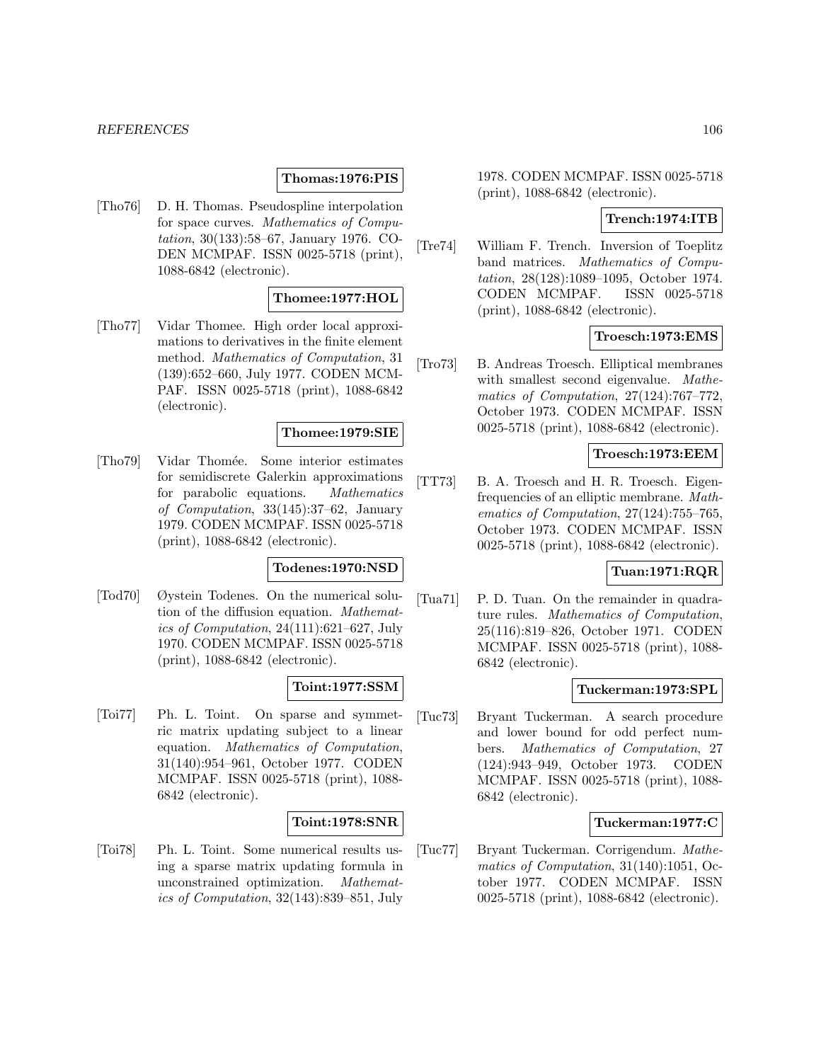**Thomas:1976:PIS**

[Tho76] D. H. Thomas. Pseudospline interpolation for space curves. *Mathematics of Computation*, 30(133):58–67, January 1976. CODEN MCMPAF. ISSN 0025-5718 (print), 1088-6842 (electronic).

**Thomee:1977:HOL**

[Tho77] Vidar Thomee. High order local approximations to derivatives in the finite element method. *Mathematics of Computation*, 31 (139):652–660, July 1977. CODEN MCMPAF. ISSN 0025-5718 (print), 1088-6842 (electronic).

**Thomee:1979:SIE**

[Tho79] Vidar Thomée. Some interior estimates for semidiscrete Galerkin approximations for parabolic equations. *Mathematics of Computation*, 33(145):37–62, January 1979. CODEN MCMPAF. ISSN 0025-5718 (print), 1088-6842 (electronic).

**Todenes:1970:NSD**

[Tod70] Øystein Todenes. On the numerical solution of the diffusion equation. *Mathematics of Computation*, 24(111):621–627, July 1970. CODEN MCMPAF. ISSN 0025-5718 (print), 1088-6842 (electronic).

**Toint:1977:SSM**

[Toi77] Ph. L. Toint. On sparse and symmetric matrix updating subject to a linear equation. *Mathematics of Computation*, 31(140):954–961, October 1977. CODEN MCMPAF. ISSN 0025-5718 (print), 1088-6842 (electronic).

**Toint:1978:SNR**

[Toi78] Ph. L. Toint. Some numerical results using a sparse matrix updating formula in unconstrained optimization. *Mathematics of Computation*, 32(143):839–851, July 1978. CODEN MCMPAF. ISSN 0025-5718 (print), 1088-6842 (electronic).

**Trench:1974:ITB**

[Tre74] William F. Trench. Inversion of Toeplitz band matrices. *Mathematics of Computation*, 28(128):1089–1095, October 1974. CODEN MCMPAF. ISSN 0025-5718 (print), 1088-6842 (electronic).

**Troesch:1973:EMS**

[Tro73] B. Andreas Troesch. Elliptical membranes with smallest second eigenvalue. *Mathematics of Computation*, 27(124):767–772, October 1973. CODEN MCMPAF. ISSN 0025-5718 (print), 1088-6842 (electronic).

**Troesch:1973:EEM**

[TT73] B. A. Troesch and H. R. Troesch. Eigenfrequencies of an elliptic membrane. *Mathematics of Computation*, 27(124):755–765, October 1973. CODEN MCMPAF. ISSN 0025-5718 (print), 1088-6842 (electronic).

**Tuan:1971:RQR**

[Tua71] P. D. Tuan. On the remainder in quadrature rules. *Mathematics of Computation*, 25(116):819–826, October 1971. CODEN MCMPAF. ISSN 0025-5718 (print), 1088-6842 (electronic).

**Tuckerman:1973:SPL**

[Tuc73] Bryant Tuckerman. A search procedure and lower bound for odd perfect numbers. *Mathematics of Computation*, 27 (124):943–949, October 1973. CODEN MCMPAF. ISSN 0025-5718 (print), 1088-6842 (electronic).

**Tuckerman:1977:C**

[Tuc77] Bryant Tuckerman. Corrigendum. *Mathematics of Computation*, 31(140):1051, October 1977. CODEN MCMPAF. ISSN 0025-5718 (print), 1088-6842 (electronic).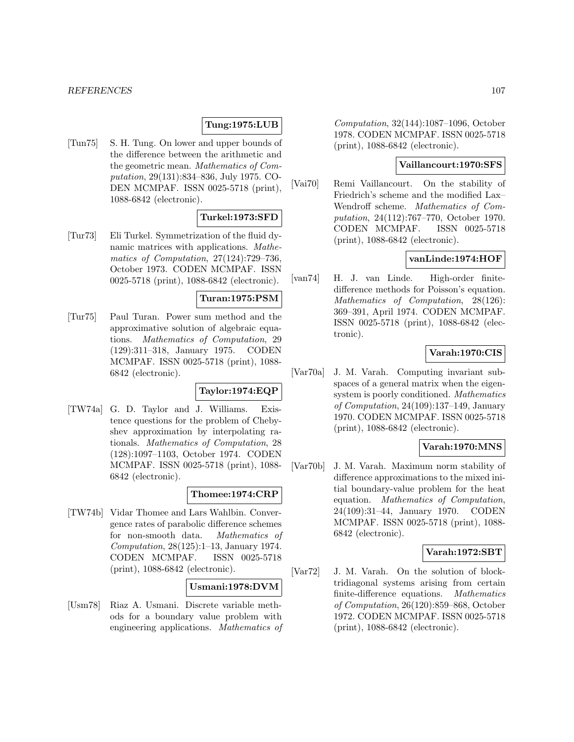**Tung:1975:LUB**

[Tun75] S. H. Tung. On lower and upper bounds of the difference between the arithmetic and the geometric mean. *Mathematics of Computation*, 29(131):834–836, July 1975. CODEN MCMPAF. ISSN 0025-5718 (print), 1088-6842 (electronic).

**Turkel:1973:SFD**

[Tur73] Eli Turkel. Symmetrization of the fluid dynamic matrices with applications. *Mathematics of Computation*, 27(124):729–736, October 1973. CODEN MCMPAF. ISSN 0025-5718 (print), 1088-6842 (electronic).

**Turan:1975:PSM**

[Tur75] Paul Turan. Power sum method and the approximative solution of algebraic equations. *Mathematics of Computation*, 29 (129):311–318, January 1975. CODEN MCMPAF. ISSN 0025-5718 (print), 1088-6842 (electronic).

**Taylor:1974:EQP**

[TW74a] G. D. Taylor and J. Williams. Existence questions for the problem of Chebyshev approximation by interpolating rationals. *Mathematics of Computation*, 28 (128):1097–1103, October 1974. CODEN MCMPAF. ISSN 0025-5718 (print), 1088-6842 (electronic).

**Thomee:1974:CRP**

[TW74b] Vidar Thomee and Lars Wahlbin. Convergence rates of parabolic difference schemes for non-smooth data. *Mathematics of Computation*, 28(125):1–13, January 1974. CODEN MCMPAF. ISSN 0025-5718 (print), 1088-6842 (electronic).

**Usmani:1978:DVM**

[Usm78] Riaz A. Usmani. Discrete variable methods for a boundary value problem with engineering applications. *Mathematics of Computation*, 32(144):1087–1096, October 1978. CODEN MCMPAF. ISSN 0025-5718 (print), 1088-6842 (electronic).

**Vaillancourt:1970:SFS**

[Vai70] Remi Vaillancourt. On the stability of Friedrich's scheme and the modified Lax–Wendroff scheme. *Mathematics of Computation*, 24(112):767–770, October 1970. CODEN MCMPAF. ISSN 0025-5718 (print), 1088-6842 (electronic).

**vanLinde:1974:HOF**

[van74] H. J. van Linde. High-order finite-difference methods for Poisson's equation. *Mathematics of Computation*, 28(126): 369–391, April 1974. CODEN MCMPAF. ISSN 0025-5718 (print), 1088-6842 (electronic).

**Varah:1970:CIS**

[Var70a] J. M. Varah. Computing invariant subspaces of a general matrix when the eigensystem is poorly conditioned. *Mathematics of Computation*, 24(109):137–149, January 1970. CODEN MCMPAF. ISSN 0025-5718 (print), 1088-6842 (electronic).

**Varah:1970:MNS**

[Var70b] J. M. Varah. Maximum norm stability of difference approximations to the mixed initial boundary-value problem for the heat equation. *Mathematics of Computation*, 24(109):31–44, January 1970. CODEN MCMPAF. ISSN 0025-5718 (print), 1088-6842 (electronic).

**Varah:1972:SBT**

[Var72] J. M. Varah. On the solution of block-tridiagonal systems arising from certain finite-difference equations. *Mathematics of Computation*, 26(120):859–868, October 1972. CODEN MCMPAF. ISSN 0025-5718 (print), 1088-6842 (electronic).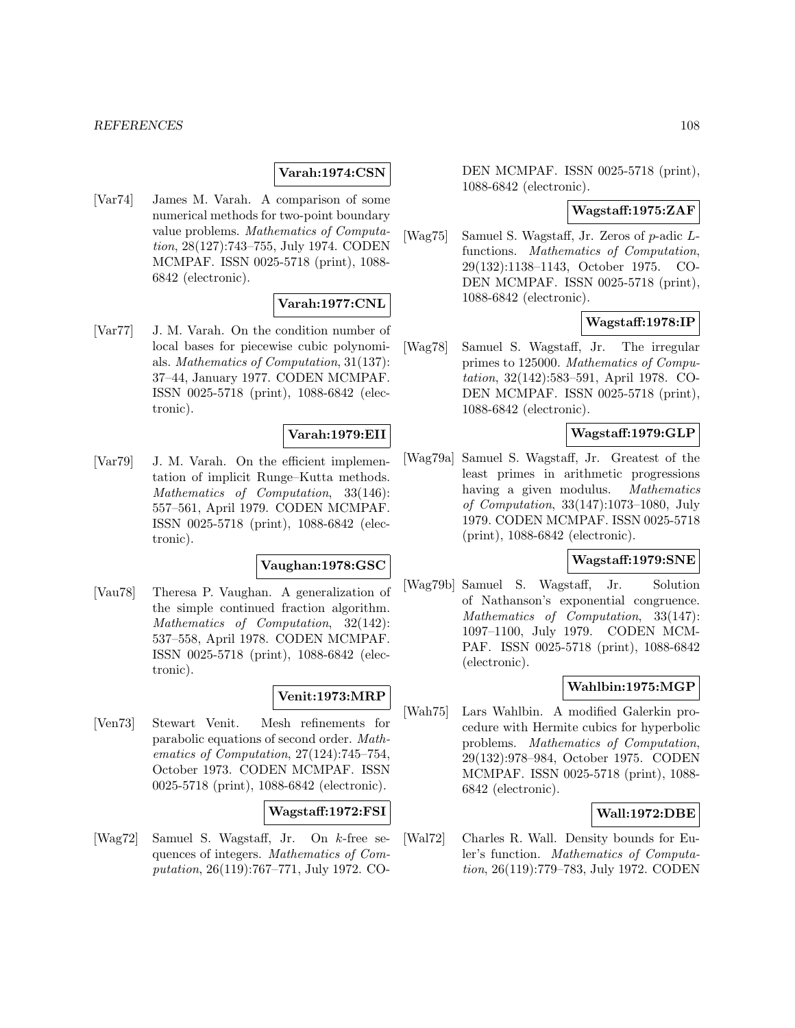**Varah:1974:CSN**

[Var74] James M. Varah. A comparison of some numerical methods for two-point boundary value problems. *Mathematics of Computation*, 28(127):743–755, July 1974. CODEN MCMPAF. ISSN 0025-5718 (print), 1088-6842 (electronic).

**Varah:1977:CNL**

[Var77] J. M. Varah. On the condition number of local bases for piecewise cubic polynomials. *Mathematics of Computation*, 31(137): 37–44, January 1977. CODEN MCMPAF. ISSN 0025-5718 (print), 1088-6842 (electronic).

**Varah:1979:EII**

[Var79] J. M. Varah. On the efficient implementation of implicit Runge–Kutta methods. *Mathematics of Computation*, 33(146): 557–561, April 1979. CODEN MCMPAF. ISSN 0025-5718 (print), 1088-6842 (electronic).

**Vaughan:1978:GSC**

[Vau78] Theresa P. Vaughan. A generalization of the simple continued fraction algorithm. *Mathematics of Computation*, 32(142): 537–558, April 1978. CODEN MCMPAF. ISSN 0025-5718 (print), 1088-6842 (electronic).

**Venit:1973:MRP**

[Ven73] Stewart Venit. Mesh refinements for parabolic equations of second order. *Mathematics of Computation*, 27(124):745–754, October 1973. CODEN MCMPAF. ISSN 0025-5718 (print), 1088-6842 (electronic).

**Wagstaff:1972:FSI**

[Wag72] Samuel S. Wagstaff, Jr. On $k$-free sequences of integers. *Mathematics of Computation*, 26(119):767–771, July 1972. CODEN MCMPAF. ISSN 0025-5718 (print), 1088-6842 (electronic).

**Wagstaff:1975:ZAF**

[Wag75] Samuel S. Wagstaff, Jr. Zeros of $p$-adic $L$-functions. *Mathematics of Computation*, 29(132):1138–1143, October 1975. CODEN MCMPAF. ISSN 0025-5718 (print), 1088-6842 (electronic).

**Wagstaff:1978:IP**

[Wag78] Samuel S. Wagstaff, Jr. The irregular primes to 125000. *Mathematics of Computation*, 32(142):583–591, April 1978. CODEN MCMPAF. ISSN 0025-5718 (print), 1088-6842 (electronic).

**Wagstaff:1979:GLP**

[Wag79a] Samuel S. Wagstaff, Jr. Greatest of the least primes in arithmetic progressions having a given modulus. *Mathematics of Computation*, 33(147):1073–1080, July 1979. CODEN MCMPAF. ISSN 0025-5718 (print), 1088-6842 (electronic).

**Wagstaff:1979:SNE**

[Wag79b] Samuel S. Wagstaff, Jr. Solution of Nathanson's exponential congruence. *Mathematics of Computation*, 33(147): 1097–1100, July 1979. CODEN MCMPAF. ISSN 0025-5718 (print), 1088-6842 (electronic).

**Wahlbin:1975:MGP**

[Wah75] Lars Wahlbin. A modified Galerkin procedure with Hermite cubics for hyperbolic problems. *Mathematics of Computation*, 29(132):978–984, October 1975. CODEN MCMPAF. ISSN 0025-5718 (print), 1088-6842 (electronic).

**Wall:1972:DBE**

[Wal72] Charles R. Wall. Density bounds for Euler's function. *Mathematics of Computation*, 26(119):779–783, July 1972. CODEN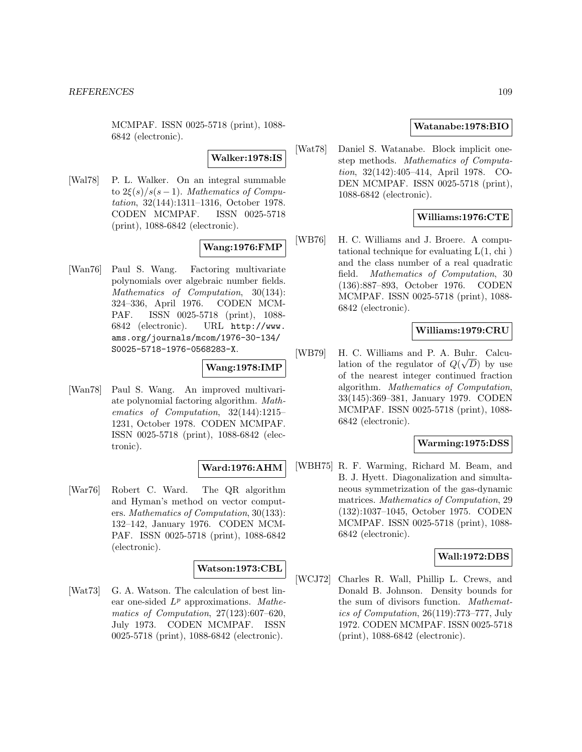MCMPAF. ISSN 0025-5718 (print), 1088-6842 (electronic).

**Walker:1978:IS**

[Wal78] P. L. Walker. On an integral summable to $2\xi(s)/s(s-1)$. *Mathematics of Computation*, 32(144):1311–1316, October 1978. CODEN MCMPAF. ISSN 0025-5718 (print), 1088-6842 (electronic).

**Wang:1976:FMP**

[Wan76] Paul S. Wang. Factoring multivariate polynomials over algebraic number fields. *Mathematics of Computation*, 30(134): 324–336, April 1976. CODEN MCMPAF. ISSN 0025-5718 (print), 1088-6842 (electronic). URL http://www.ams.org/journals/mcom/1976-30-134/S0025-5718-1976-0568283-X.

**Wang:1978:IMP**

[Wan78] Paul S. Wang. An improved multivariate polynomial factoring algorithm. *Mathematics of Computation*, 32(144):1215–1231, October 1978. CODEN MCMPAF. ISSN 0025-5718 (print), 1088-6842 (electronic).

**Ward:1976:AHM**

[War76] Robert C. Ward. The QR algorithm and Hyman's method on vector computers. *Mathematics of Computation*, 30(133): 132–142, January 1976. CODEN MCMPAF. ISSN 0025-5718 (print), 1088-6842 (electronic).

**Watson:1973:CBL**

[Wat73] G. A. Watson. The calculation of best linear one-sided $L^p$ approximations. *Mathematics of Computation*, 27(123):607–620, July 1973. CODEN MCMPAF. ISSN 0025-5718 (print), 1088-6842 (electronic).

**Watanabe:1978:BIO**

[Wat78] Daniel S. Watanabe. Block implicit one-step methods. *Mathematics of Computation*, 32(142):405–414, April 1978. CODEN MCMPAF. ISSN 0025-5718 (print), 1088-6842 (electronic).

**Williams:1976:CTE**

[WB76] H. C. Williams and J. Broere. A computational technique for evaluating L(1, chi ) and the class number of a real quadratic field. *Mathematics of Computation*, 30 (136):887–893, October 1976. CODEN MCMPAF. ISSN 0025-5718 (print), 1088-6842 (electronic).

**Williams:1979:CRU**

[WB79] H. C. Williams and P. A. Buhr. Calculation of the regulator of $Q(\sqrt{D})$ by use of the nearest integer continued fraction algorithm. *Mathematics of Computation*, 33(145):369–381, January 1979. CODEN MCMPAF. ISSN 0025-5718 (print), 1088-6842 (electronic).

**Warming:1975:DSS**

[WBH75] R. F. Warming, Richard M. Beam, and B. J. Hyett. Diagonalization and simultaneous symmetrization of the gas-dynamic matrices. *Mathematics of Computation*, 29 (132):1037–1045, October 1975. CODEN MCMPAF. ISSN 0025-5718 (print), 1088-6842 (electronic).

**Wall:1972:DBS**

[WCJ72] Charles R. Wall, Phillip L. Crews, and Donald B. Johnson. Density bounds for the sum of divisors function. *Mathematics of Computation*, 26(119):773–777, July 1972. CODEN MCMPAF. ISSN 0025-5718 (print), 1088-6842 (electronic).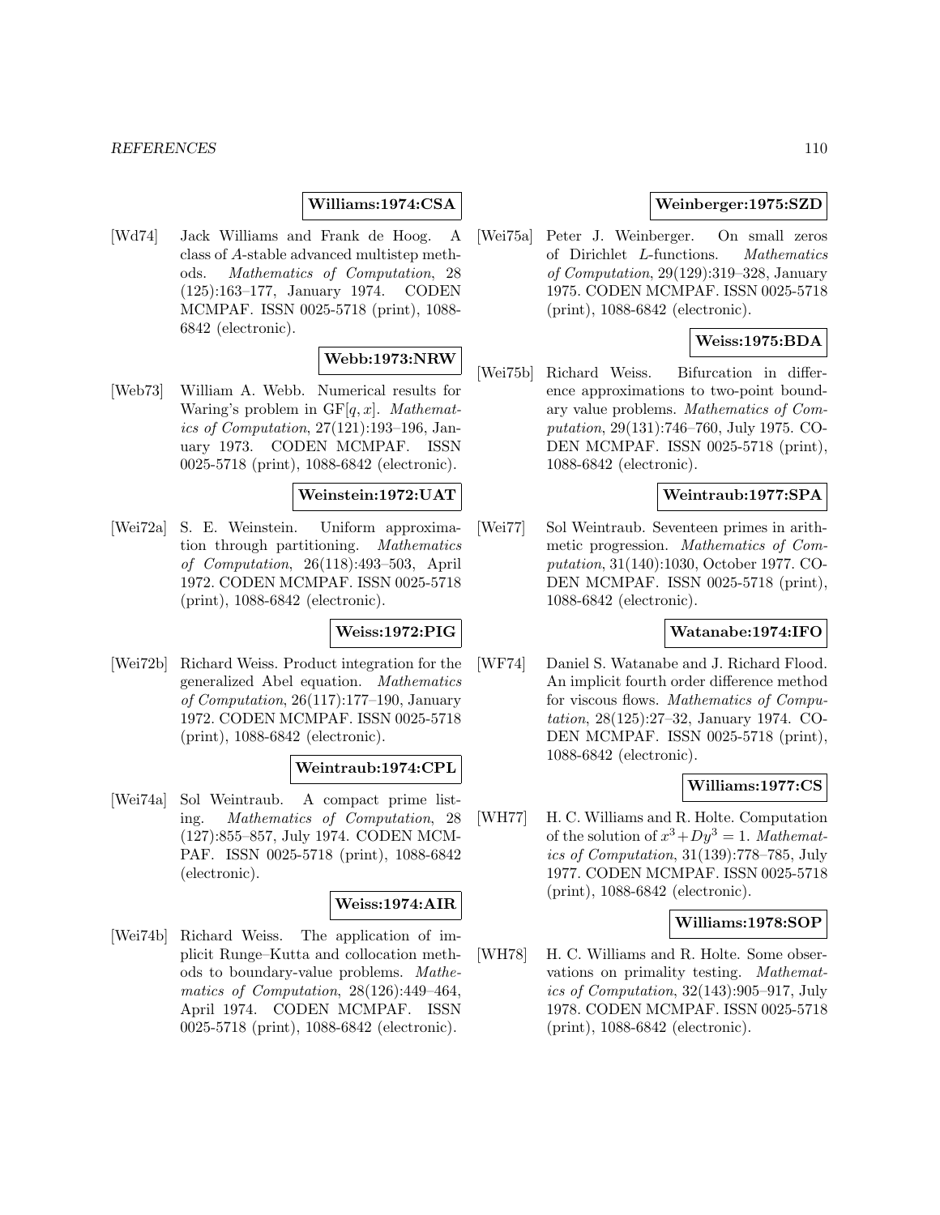**Williams:1974:CSA**

[Wd74] Jack Williams and Frank de Hoog. A class of $A$-stable advanced multistep methods. *Mathematics of Computation*, 28 (125):163–177, January 1974. CODEN MCMPAF. ISSN 0025-5718 (print), 1088-6842 (electronic).

**Webb:1973:NRW**

[Web73] William A. Webb. Numerical results for Waring's problem in $\mathrm{GF}[q, x]$. *Mathematics of Computation*, 27(121):193–196, January 1973. CODEN MCMPAF. ISSN 0025-5718 (print), 1088-6842 (electronic).

**Weinstein:1972:UAT**

[Wei72a] S. E. Weinstein. Uniform approximation through partitioning. *Mathematics of Computation*, 26(118):493–503, April 1972. CODEN MCMPAF. ISSN 0025-5718 (print), 1088-6842 (electronic).

**Weiss:1972:PIG**

[Wei72b] Richard Weiss. Product integration for the generalized Abel equation. *Mathematics of Computation*, 26(117):177–190, January 1972. CODEN MCMPAF. ISSN 0025-5718 (print), 1088-6842 (electronic).

**Weintraub:1974:CPL**

[Wei74a] Sol Weintraub. A compact prime listing. *Mathematics of Computation*, 28 (127):855–857, July 1974. CODEN MCMPAF. ISSN 0025-5718 (print), 1088-6842 (electronic).

**Weiss:1974:AIR**

[Wei74b] Richard Weiss. The application of implicit Runge–Kutta and collocation methods to boundary-value problems. *Mathematics of Computation*, 28(126):449–464, April 1974. CODEN MCMPAF. ISSN 0025-5718 (print), 1088-6842 (electronic).

**Weinberger:1975:SZD**

[Wei75a] Peter J. Weinberger. On small zeros of Dirichlet $L$-functions. *Mathematics of Computation*, 29(129):319–328, January 1975. CODEN MCMPAF. ISSN 0025-5718 (print), 1088-6842 (electronic).

**Weiss:1975:BDA**

[Wei75b] Richard Weiss. Bifurcation in difference approximations to two-point boundary value problems. *Mathematics of Computation*, 29(131):746–760, July 1975. CODEN MCMPAF. ISSN 0025-5718 (print), 1088-6842 (electronic).

**Weintraub:1977:SPA**

[Wei77] Sol Weintraub. Seventeen primes in arithmetic progression. *Mathematics of Computation*, 31(140):1030, October 1977. CODEN MCMPAF. ISSN 0025-5718 (print), 1088-6842 (electronic).

**Watanabe:1974:IFO**

[WF74] Daniel S. Watanabe and J. Richard Flood. An implicit fourth order difference method for viscous flows. *Mathematics of Computation*, 28(125):27–32, January 1974. CODEN MCMPAF. ISSN 0025-5718 (print), 1088-6842 (electronic).

**Williams:1977:CS**

[WH77] H. C. Williams and R. Holte. Computation of the solution of $x^3 + Dy^3 = 1$. *Mathematics of Computation*, 31(139):778–785, July 1977. CODEN MCMPAF. ISSN 0025-5718 (print), 1088-6842 (electronic).

**Williams:1978:SOP**

[WH78] H. C. Williams and R. Holte. Some observations on primality testing. *Mathematics of Computation*, 32(143):905–917, July 1978. CODEN MCMPAF. ISSN 0025-5718 (print), 1088-6842 (electronic).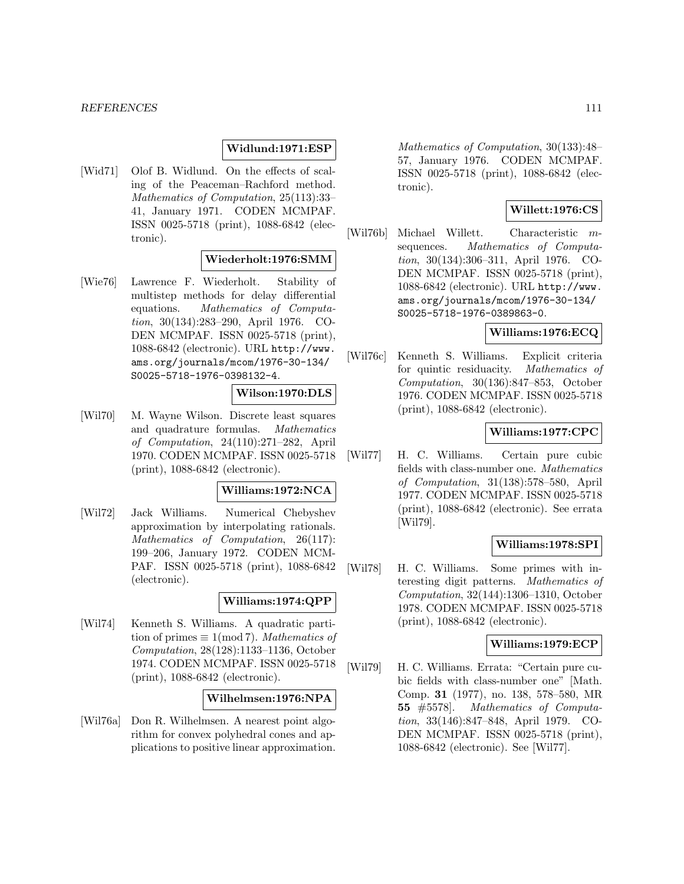**Widlund:1971:ESP**

[Wid71] Olof B. Widlund. On the effects of scaling of the Peaceman–Rachford method. *Mathematics of Computation*, 25(113):33–41, January 1971. CODEN MCMPAF. ISSN 0025-5718 (print), 1088-6842 (electronic).

**Wiederholt:1976:SMM**

[Wie76] Lawrence F. Wiederholt. Stability of multistep methods for delay differential equations. *Mathematics of Computation*, 30(134):283–290, April 1976. CODEN MCMPAF. ISSN 0025-5718 (print), 1088-6842 (electronic). URL http://www.ams.org/journals/mcom/1976-30-134/S0025-5718-1976-0398132-4.

**Wilson:1970:DLS**

[Wil70] M. Wayne Wilson. Discrete least squares and quadrature formulas. *Mathematics of Computation*, 24(110):271–282, April 1970. CODEN MCMPAF. ISSN 0025-5718 (print), 1088-6842 (electronic).

**Williams:1972:NCA**

[Wil72] Jack Williams. Numerical Chebyshev approximation by interpolating rationals. *Mathematics of Computation*, 26(117): 199–206, January 1972. CODEN MCMPAF. ISSN 0025-5718 (print), 1088-6842 (electronic).

**Williams:1974:QPP**

[Wil74] Kenneth S. Williams. A quadratic partition of primes $\equiv 1 (\bmod 7)$. *Mathematics of Computation*, 28(128):1133–1136, October 1974. CODEN MCMPAF. ISSN 0025-5718 (print), 1088-6842 (electronic).

**Wilhelmsen:1976:NPA**

[Wil76a] Don R. Wilhelmsen. A nearest point algorithm for convex polyhedral cones and applications to positive linear approximation. *Mathematics of Computation*, 30(133):48–57, January 1976. CODEN MCMPAF. ISSN 0025-5718 (print), 1088-6842 (electronic).

**Willett:1976:CS**

[Wil76b] Michael Willett. Characteristic $m$-sequences. *Mathematics of Computation*, 30(134):306–311, April 1976. CODEN MCMPAF. ISSN 0025-5718 (print), 1088-6842 (electronic). URL http://www.ams.org/journals/mcom/1976-30-134/S0025-5718-1976-0389863-0.

**Williams:1976:ECQ**

[Wil76c] Kenneth S. Williams. Explicit criteria for quintic residuacity. *Mathematics of Computation*, 30(136):847–853, October 1976. CODEN MCMPAF. ISSN 0025-5718 (print), 1088-6842 (electronic).

**Williams:1977:CPC**

[Wil77] H. C. Williams. Certain pure cubic fields with class-number one. *Mathematics of Computation*, 31(138):578–580, April 1977. CODEN MCMPAF. ISSN 0025-5718 (print), 1088-6842 (electronic). See errata [Wil79].

**Williams:1978:SPI**

[Wil78] H. C. Williams. Some primes with interesting digit patterns. *Mathematics of Computation*, 32(144):1306–1310, October 1978. CODEN MCMPAF. ISSN 0025-5718 (print), 1088-6842 (electronic).

**Williams:1979:ECP**

[Wil79] H. C. Williams. Errata: "Certain pure cubic fields with class-number one" [Math. Comp. **31** (1977), no. 138, 578–580, MR **55** #5578]. *Mathematics of Computation*, 33(146):847–848, April 1979. CODEN MCMPAF. ISSN 0025-5718 (print), 1088-6842 (electronic). See [Wil77].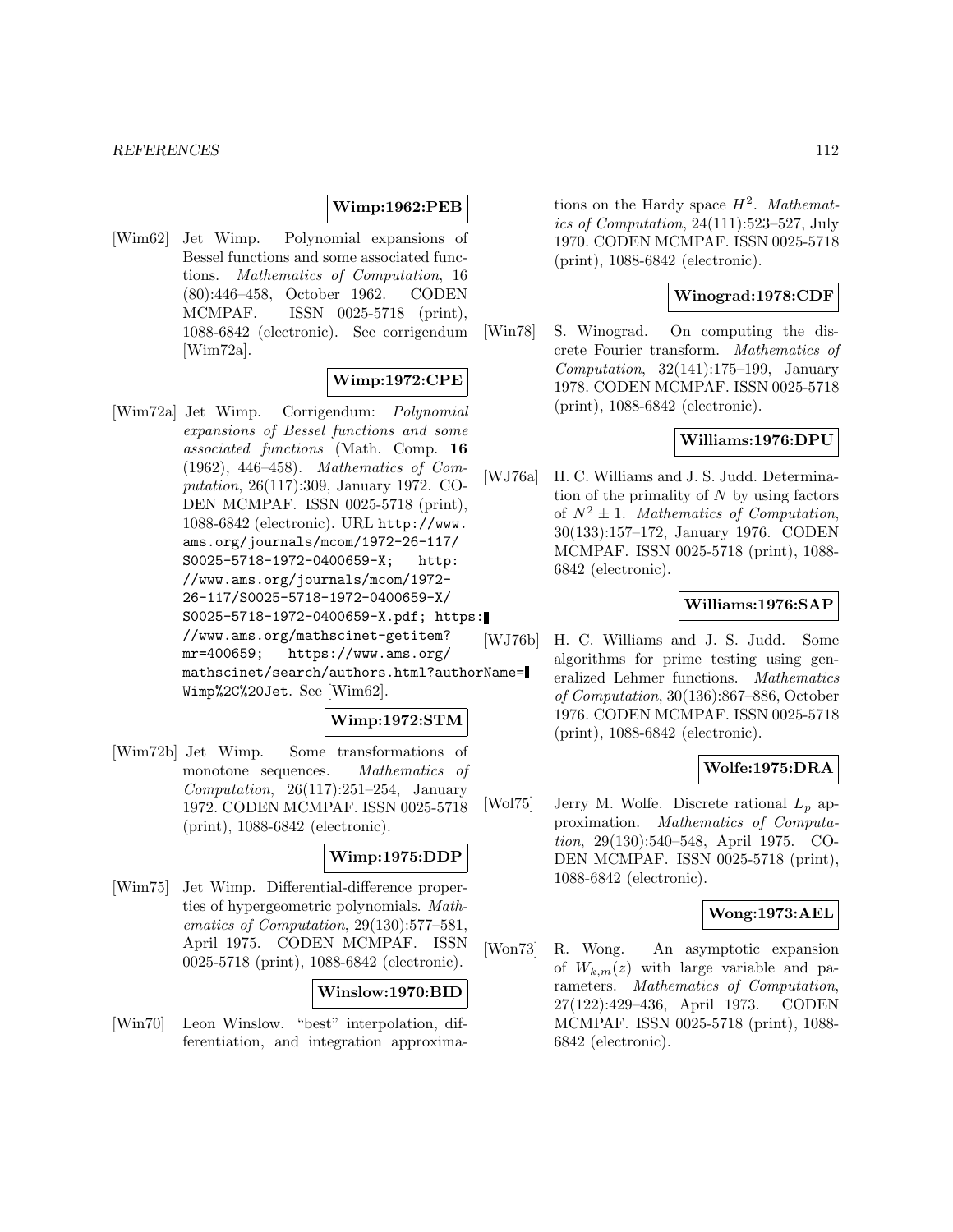**Wimp:1962:PEB**

[Wim62] Jet Wimp. Polynomial expansions of Bessel functions and some associated functions. *Mathematics of Computation*, 16 (80):446–458, October 1962. CODEN MCMPAF. ISSN 0025-5718 (print), 1088-6842 (electronic). See corrigendum [Wim72a].

**Wimp:1972:CPE**

[Wim72a] Jet Wimp. Corrigendum: *Polynomial expansions of Bessel functions and some associated functions* (Math. Comp. **16** (1962), 446–458). *Mathematics of Computation*, 26(117):309, January 1972. CODEN MCMPAF. ISSN 0025-5718 (print), 1088-6842 (electronic). URL http://www.ams.org/journals/mcom/1972-26-117/S0025-5718-1972-0400659-X; http://www.ams.org/journals/mcom/1972-26-117/S0025-5718-1972-0400659-X/S0025-5718-1972-0400659-X.pdf; https://www.ams.org/mathscinet-getitem?mr=400659; https://www.ams.org/mathscinet/search/authors.html?authorName=Wimp%2C%20Jet. See [Wim62].

**Wimp:1972:STM**

[Wim72b] Jet Wimp. Some transformations of monotone sequences. *Mathematics of Computation*, 26(117):251–254, January 1972. CODEN MCMPAF. ISSN 0025-5718 (print), 1088-6842 (electronic).

**Wimp:1975:DDP**

[Wim75] Jet Wimp. Differential-difference properties of hypergeometric polynomials. *Mathematics of Computation*, 29(130):577–581, April 1975. CODEN MCMPAF. ISSN 0025-5718 (print), 1088-6842 (electronic).

**Winslow:1970:BID**

[Win70] Leon Winslow. "best" interpolation, differentiation, and integration approximations on the Hardy space $H^2$. *Mathematics of Computation*, 24(111):523–527, July 1970. CODEN MCMPAF. ISSN 0025-5718 (print), 1088-6842 (electronic).

**Winograd:1978:CDF**

[Win78] S. Winograd. On computing the discrete Fourier transform. *Mathematics of Computation*, 32(141):175–199, January 1978. CODEN MCMPAF. ISSN 0025-5718 (print), 1088-6842 (electronic).

**Williams:1976:DPU**

[WJ76a] H. C. Williams and J. S. Judd. Determination of the primality of $N$ by using factors of $N^2 \pm 1$. *Mathematics of Computation*, 30(133):157–172, January 1976. CODEN MCMPAF. ISSN 0025-5718 (print), 1088-6842 (electronic).

**Williams:1976:SAP**

[WJ76b] H. C. Williams and J. S. Judd. Some algorithms for prime testing using generalized Lehmer functions. *Mathematics of Computation*, 30(136):867–886, October 1976. CODEN MCMPAF. ISSN 0025-5718 (print), 1088-6842 (electronic).

**Wolfe:1975:DRA**

[Wol75] Jerry M. Wolfe. Discrete rational $L_p$ approximation. *Mathematics of Computation*, 29(130):540–548, April 1975. CODEN MCMPAF. ISSN 0025-5718 (print), 1088-6842 (electronic).

**Wong:1973:AEL**

[Won73] R. Wong. An asymptotic expansion of $W_{k,m}(z)$ with large variable and parameters. *Mathematics of Computation*, 27(122):429–436, April 1973. CODEN MCMPAF. ISSN 0025-5718 (print), 1088-6842 (electronic).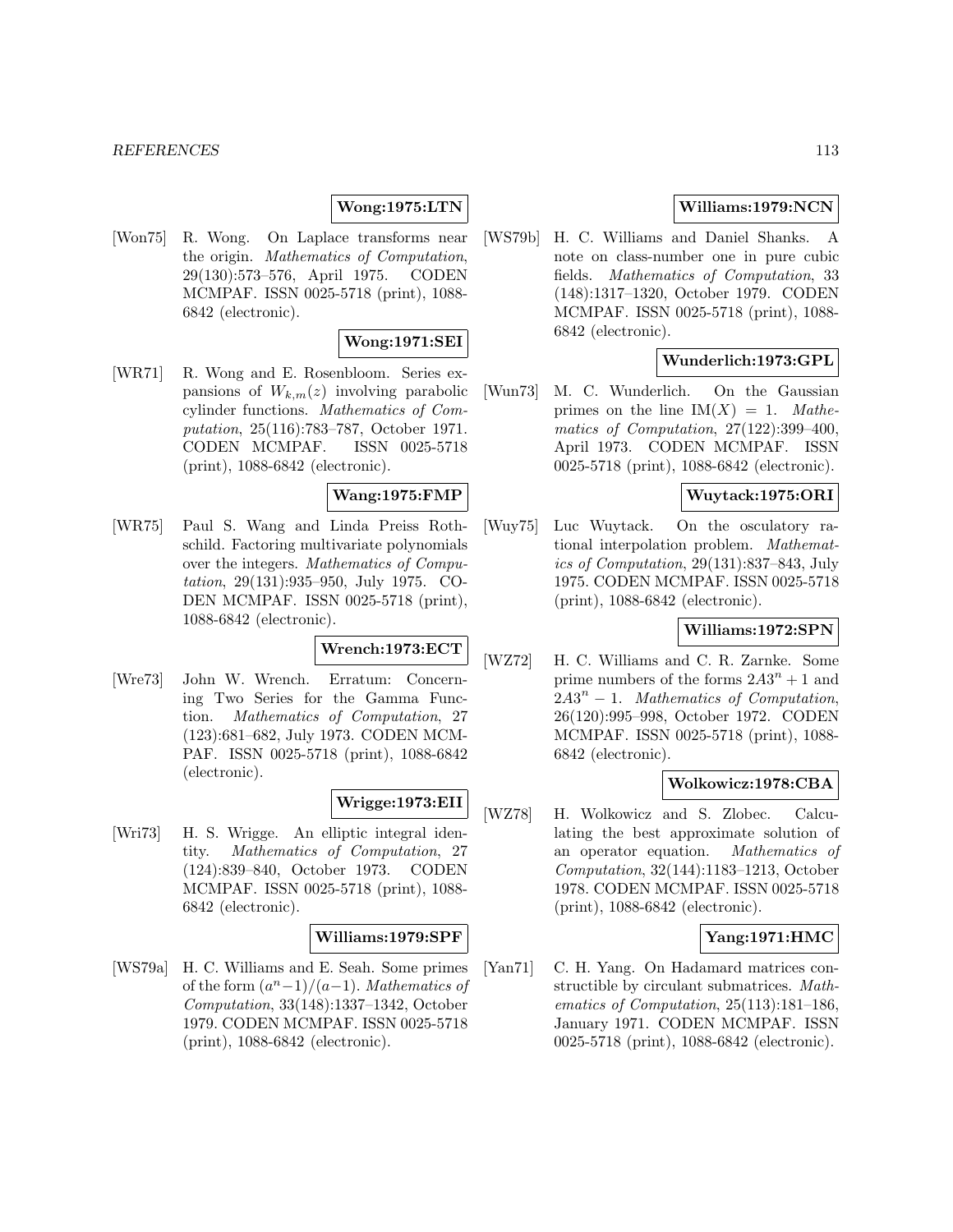**Wong:1975:LTN**

[Won75] R. Wong. On Laplace transforms near the origin. *Mathematics of Computation*, 29(130):573–576, April 1975. CODEN MCMPAF. ISSN 0025-5718 (print), 1088-6842 (electronic).

**Wong:1971:SEI**

[WR71] R. Wong and E. Rosenbloom. Series expansions of $W_{k,m}(z)$ involving parabolic cylinder functions. *Mathematics of Computation*, 25(116):783–787, October 1971. CODEN MCMPAF. ISSN 0025-5718 (print), 1088-6842 (electronic).

**Wang:1975:FMP**

[WR75] Paul S. Wang and Linda Preiss Rothschild. Factoring multivariate polynomials over the integers. *Mathematics of Computation*, 29(131):935–950, July 1975. CODEN MCMPAF. ISSN 0025-5718 (print), 1088-6842 (electronic).

**Wrench:1973:ECT**

[Wre73] John W. Wrench. Erratum: Concerning Two Series for the Gamma Function. *Mathematics of Computation*, 27 (123):681–682, July 1973. CODEN MCMPAF. ISSN 0025-5718 (print), 1088-6842 (electronic).

**Wrigge:1973:EII**

[Wri73] H. S. Wrigge. An elliptic integral identity. *Mathematics of Computation*, 27 (124):839–840, October 1973. CODEN MCMPAF. ISSN 0025-5718 (print), 1088-6842 (electronic).

**Williams:1979:SPF**

[WS79a] H. C. Williams and E. Seah. Some primes of the form $(a^n-1)/(a-1)$. *Mathematics of Computation*, 33(148):1337–1342, October 1979. CODEN MCMPAF. ISSN 0025-5718 (print), 1088-6842 (electronic).

**Williams:1979:NCN**

[WS79b] H. C. Williams and Daniel Shanks. A note on class-number one in pure cubic fields. *Mathematics of Computation*, 33 (148):1317–1320, October 1979. CODEN MCMPAF. ISSN 0025-5718 (print), 1088-6842 (electronic).

**Wunderlich:1973:GPL**

[Wun73] M. C. Wunderlich. On the Gaussian primes on the line $\text{IM}(X) = 1$. *Mathematics of Computation*, 27(122):399–400, April 1973. CODEN MCMPAF. ISSN 0025-5718 (print), 1088-6842 (electronic).

**Wuytack:1975:ORI**

[Wuy75] Luc Wuytack. On the osculatory rational interpolation problem. *Mathematics of Computation*, 29(131):837–843, July 1975. CODEN MCMPAF. ISSN 0025-5718 (print), 1088-6842 (electronic).

**Williams:1972:SPN**

[WZ72] H. C. Williams and C. R. Zarnke. Some prime numbers of the forms $2A3^n + 1$ and $2A3^n - 1$. *Mathematics of Computation*, 26(120):995–998, October 1972. CODEN MCMPAF. ISSN 0025-5718 (print), 1088-6842 (electronic).

**Wolkowicz:1978:CBA**

[WZ78] H. Wolkowicz and S. Zlobec. Calculating the best approximate solution of an operator equation. *Mathematics of Computation*, 32(144):1183–1213, October 1978. CODEN MCMPAF. ISSN 0025-5718 (print), 1088-6842 (electronic).

**Yang:1971:HMC**

[Yan71] C. H. Yang. On Hadamard matrices constructible by circulant submatrices. *Mathematics of Computation*, 25(113):181–186, January 1971. CODEN MCMPAF. ISSN 0025-5718 (print), 1088-6842 (electronic).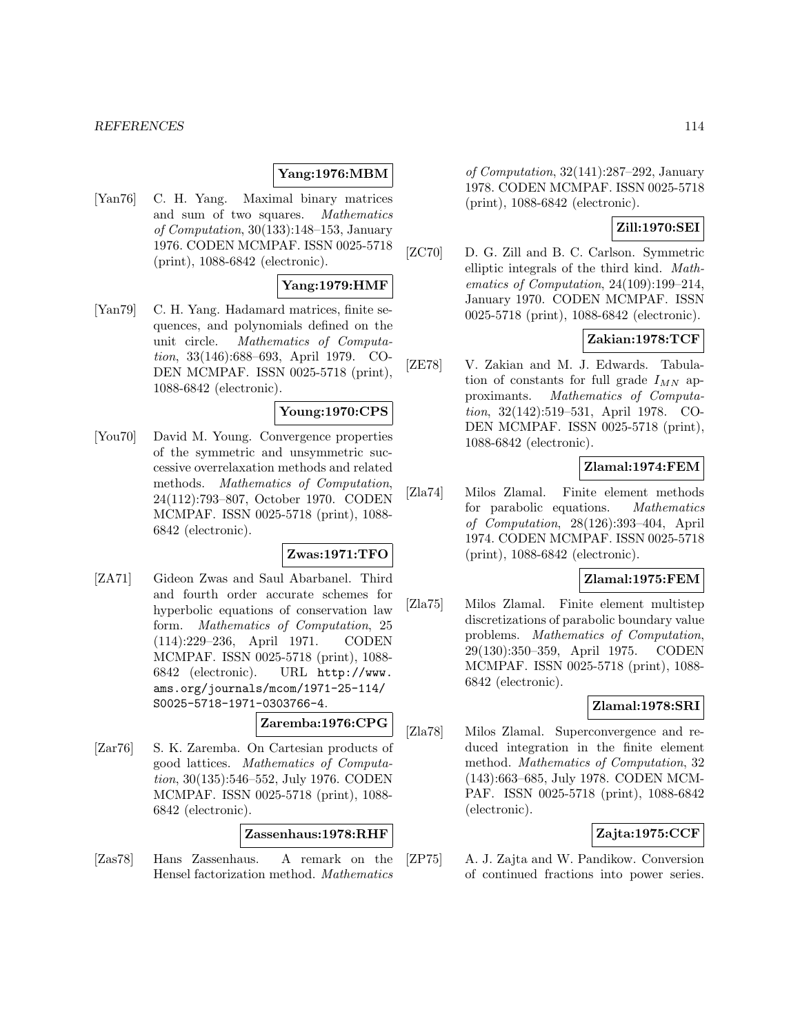**Yang:1976:MBM**

[Yan76] C. H. Yang. Maximal binary matrices and sum of two squares. *Mathematics of Computation*, 30(133):148–153, January 1976. CODEN MCMPAF. ISSN 0025-5718 (print), 1088-6842 (electronic).

**Yang:1979:HMF**

[Yan79] C. H. Yang. Hadamard matrices, finite sequences, and polynomials defined on the unit circle. *Mathematics of Computation*, 33(146):688–693, April 1979. CODEN MCMPAF. ISSN 0025-5718 (print), 1088-6842 (electronic).

**Young:1970:CPS**

[You70] David M. Young. Convergence properties of the symmetric and unsymmetric successive overrelaxation methods and related methods. *Mathematics of Computation*, 24(112):793–807, October 1970. CODEN MCMPAF. ISSN 0025-5718 (print), 1088-6842 (electronic).

**Zwas:1971:TFO**

[ZA71] Gideon Zwas and Saul Abarbanel. Third and fourth order accurate schemes for hyperbolic equations of conservation law form. *Mathematics of Computation*, 25 (114):229–236, April 1971. CODEN MCMPAF. ISSN 0025-5718 (print), 1088-6842 (electronic). URL http://www.ams.org/journals/mcom/1971-25-114/S0025-5718-1971-0303766-4.

**Zaremba:1976:CPG**

[Zar76] S. K. Zaremba. On Cartesian products of good lattices. *Mathematics of Computation*, 30(135):546–552, July 1976. CODEN MCMPAF. ISSN 0025-5718 (print), 1088-6842 (electronic).

**Zassenhaus:1978:RHF**

[Zas78] Hans Zassenhaus. A remark on the Hensel factorization method. *Mathematics of Computation*, 32(141):287–292, January 1978. CODEN MCMPAF. ISSN 0025-5718 (print), 1088-6842 (electronic).

**Zill:1970:SEI**

[ZC70] D. G. Zill and B. C. Carlson. Symmetric elliptic integrals of the third kind. *Mathematics of Computation*, 24(109):199–214, January 1970. CODEN MCMPAF. ISSN 0025-5718 (print), 1088-6842 (electronic).

**Zakian:1978:TCF**

[ZE78] V. Zakian and M. J. Edwards. Tabulation of constants for full grade $I_{MN}$ approximants. *Mathematics of Computation*, 32(142):519–531, April 1978. CODEN MCMPAF. ISSN 0025-5718 (print), 1088-6842 (electronic).

**Zlamal:1974:FEM**

[Zla74] Milos Zlamal. Finite element methods for parabolic equations. *Mathematics of Computation*, 28(126):393–404, April 1974. CODEN MCMPAF. ISSN 0025-5718 (print), 1088-6842 (electronic).

**Zlamal:1975:FEM**

[Zla75] Milos Zlamal. Finite element multistep discretizations of parabolic boundary value problems. *Mathematics of Computation*, 29(130):350–359, April 1975. CODEN MCMPAF. ISSN 0025-5718 (print), 1088-6842 (electronic).

**Zlamal:1978:SRI**

[Zla78] Milos Zlamal. Superconvergence and reduced integration in the finite element method. *Mathematics of Computation*, 32 (143):663–685, July 1978. CODEN MCMPAF. ISSN 0025-5718 (print), 1088-6842 (electronic).

**Zajta:1975:CCF**

[ZP75] A. J. Zajta and W. Pandikow. Conversion of continued fractions into power series.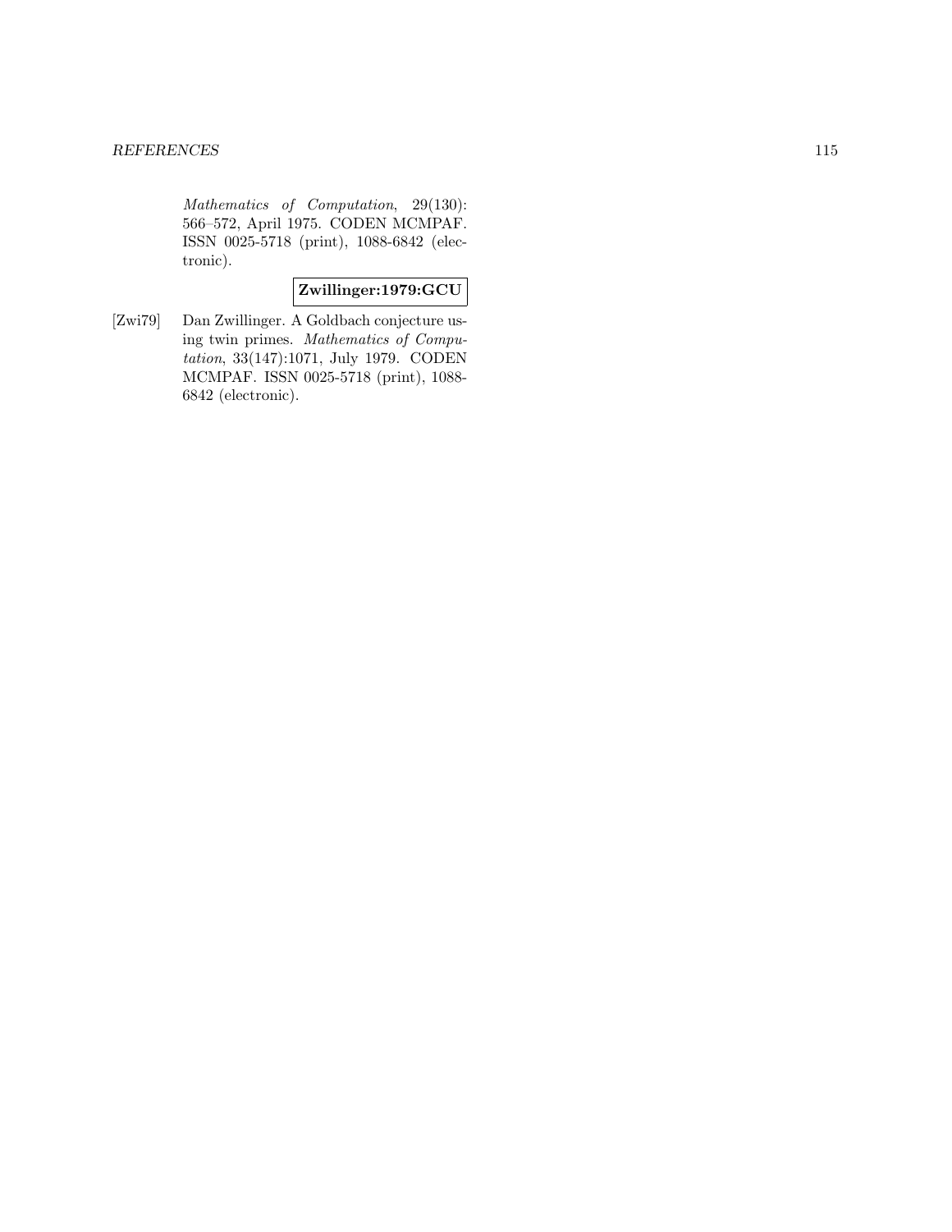*Mathematics of Computation*, 29(130): 566–572, April 1975. CODEN MCMPAF. ISSN 0025-5718 (print), 1088-6842 (electronic).

**Zwillinger:1979:GCU**

[Zwi79] Dan Zwillinger. A Goldbach conjecture using twin primes. *Mathematics of Computation*, 33(147):1071, July 1979. CODEN MCMPAF. ISSN 0025-5718 (print), 1088-6842 (electronic).